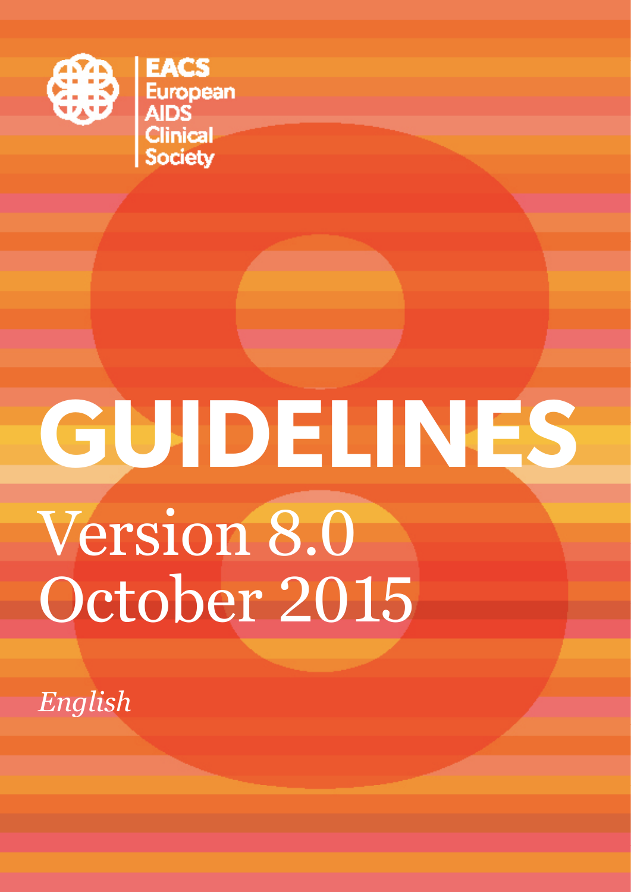EACS
European
AIDS
Clinical
Society

# GUIDELINES

Version 8.0
October 2015

*English*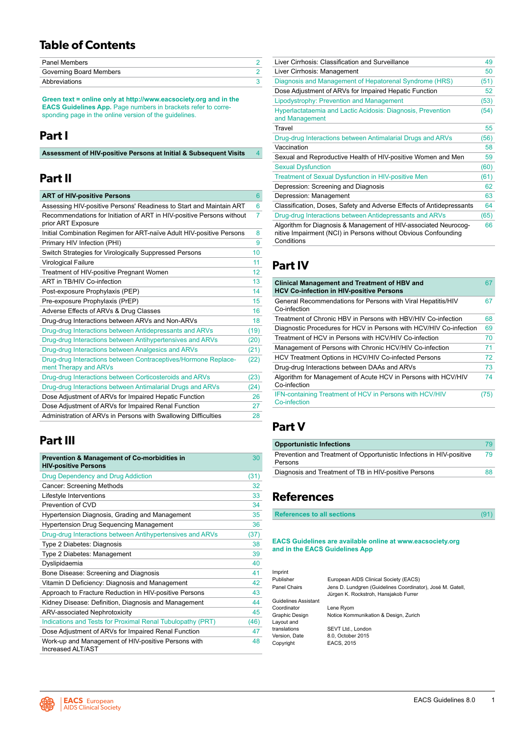# Table of Contents

| | |
|---|---|
| Panel Members | 2 |
| Governing Board Members | 2 |
| Abbreviations | 3 |

**Green text = online only at http://www.eacsociety.org and in the EACS Guidelines App.** Page numbers in brackets refer to corresponding page in the online version of the guidelines.

## Part I

| | |
|---|---|
| **Assessment of HIV-positive Persons at Initial & Subsequent Visits** | 4 |

## Part II

| | |
|---|---|
| **ART of HIV-positive Persons** | 6 |
| Assessing HIV-positive Persons' Readiness to Start and Maintain ART | 6 |
| Recommendations for Initiation of ART in HIV-positive Persons without prior ART Exposure | 7 |
| Initial Combination Regimen for ART-naïve Adult HIV-positive Persons | 8 |
| Primary HIV Infection (PHI) | 9 |
| Switch Strategies for Virologically Suppressed Persons | 10 |
| Virological Failure | 11 |
| Treatment of HIV-positive Pregnant Women | 12 |
| ART in TB/HIV Co-infection | 13 |
| Post-exposure Prophylaxis (PEP) | 14 |
| Pre-exposure Prophylaxis (PrEP) | 15 |
| Adverse Effects of ARVs & Drug Classes | 16 |
| Drug-drug Interactions between ARVs and Non-ARVs | 18 |
| Drug-drug Interactions between Antidepressants and ARVs | (19) |
| Drug-drug Interactions between Antihypertensives and ARVs | (20) |
| Drug-drug Interactions between Analgesics and ARVs | (21) |
| Drug-drug Interactions between Contraceptives/Hormone Replacement Therapy and ARVs | (22) |
| Drug-drug Interactions between Corticosteroids and ARVs | (23) |
| Drug-drug Interactions between Antimalarial Drugs and ARVs | (24) |
| Dose Adjustment of ARVs for Impaired Hepatic Function | 26 |
| Dose Adjustment of ARVs for Impaired Renal Function | 27 |
| Administration of ARVs in Persons with Swallowing Difficulties | 28 |

## Part III

| | |
|---|---|
| **Prevention & Management of Co-morbidities in HIV-positive Persons** | 30 |
| Drug Dependency and Drug Addiction | (31) |
| Cancer: Screening Methods | 32 |
| Lifestyle Interventions | 33 |
| Prevention of CVD | 34 |
| Hypertension Diagnosis, Grading and Management | 35 |
| Hypertension Drug Sequencing Management | 36 |
| Drug-drug Interactions between Antihypertensives and ARVs | (37) |
| Type 2 Diabetes: Diagnosis | 38 |
| Type 2 Diabetes: Management | 39 |
| Dyslipidaemia | 40 |
| Bone Disease: Screening and Diagnosis | 41 |
| Vitamin D Deficiency: Diagnosis and Management | 42 |
| Approach to Fracture Reduction in HIV-positive Persons | 43 |
| Kidney Disease: Definition, Diagnosis and Management | 44 |
| ARV-associated Nephrotoxicity | 45 |
| Indications and Tests for Proximal Renal Tubulopathy (PRT) | (46) |
| Dose Adjustment of ARVs for Impaired Renal Function | 47 |
| Work-up and Management of HIV-positive Persons with Increased ALT/AST | 48 |
| Liver Cirrhosis: Classification and Surveillance | 49 |
| Liver Cirrhosis: Management | 50 |
| Diagnosis and Management of Hepatorenal Syndrome (HRS) | (51) |
| Dose Adjustment of ARVs for Impaired Hepatic Function | 52 |
| Lipodystrophy: Prevention and Management | (53) |
| Hyperlactataemia and Lactic Acidosis: Diagnosis, Prevention and Management | (54) |
| Travel | 55 |
| Drug-drug Interactions between Antimalarial Drugs and ARVs | (56) |
| Vaccination | 58 |
| Sexual and Reproductive Health of HIV-positive Women and Men | 59 |
| Sexual Dysfunction | (60) |
| Treatment of Sexual Dysfunction in HIV-positive Men | (61) |
| Depression: Screening and Diagnosis | 62 |
| Depression: Management | 63 |
| Classification, Doses, Safety and Adverse Effects of Antidepressants | 64 |
| Drug-drug Interactions between Antidepressants and ARVs | (65) |
| Algorithm for Diagnosis & Management of HIV-associated Neurocognitive Impairment (NCI) in Persons without Obvious Confounding Conditions | 66 |

## Part IV

| | |
|---|---|
| **Clinical Management and Treatment of HBV and HCV Co-infection in HIV-positive Persons** | 67 |
| General Recommendations for Persons with Viral Hepatitis/HIV Co-infection | 67 |
| Treatment of Chronic HBV in Persons with HBV/HIV Co-infection | 68 |
| Diagnostic Procedures for HCV in Persons with HCV/HIV Co-infection | 69 |
| Treatment of HCV in Persons with HCV/HIV Co-infection | 70 |
| Management of Persons with Chronic HCV/HIV Co-infection | 71 |
| HCV Treatment Options in HCV/HIV Co-infected Persons | 72 |
| Drug-drug Interactions between DAAs and ARVs | 73 |
| Algorithm for Management of Acute HCV in Persons with HCV/HIV Co-infection | 74 |
| IFN-containing Treatment of HCV in Persons with HCV/HIV Co-infection | (75) |

## Part V

| | |
|---|---|
| **Opportunistic Infections** | 79 |
| Prevention and Treatment of Opportunistic Infections in HIV-positive Persons | 79 |
| Diagnosis and Treatment of TB in HIV-positive Persons | 88 |

## References

| | |
|---|---|
| **References to all sections** | (91) |

**EACS Guidelines are available online at www.eacsociety.org and in the EACS Guidelines App**

| Imprint | |
|---|---|
| Publisher | European AIDS Clinical Society (EACS) |
| Panel Chairs | Jens D. Lundgren (Guidelines Coordinator), José M. Gatell, Jürgen K. Rockstroh, Hansjakob Furrer |
| Guidelines Assistant Coordinator | Lene Ryom |
| Graphic Design | Notice Kommunikation & Design, Zurich |
| Layout and translations | SEVT Ltd., London |
| Version, Date | 8.0, October 2015 |
| Copyright | EACS, 2015 |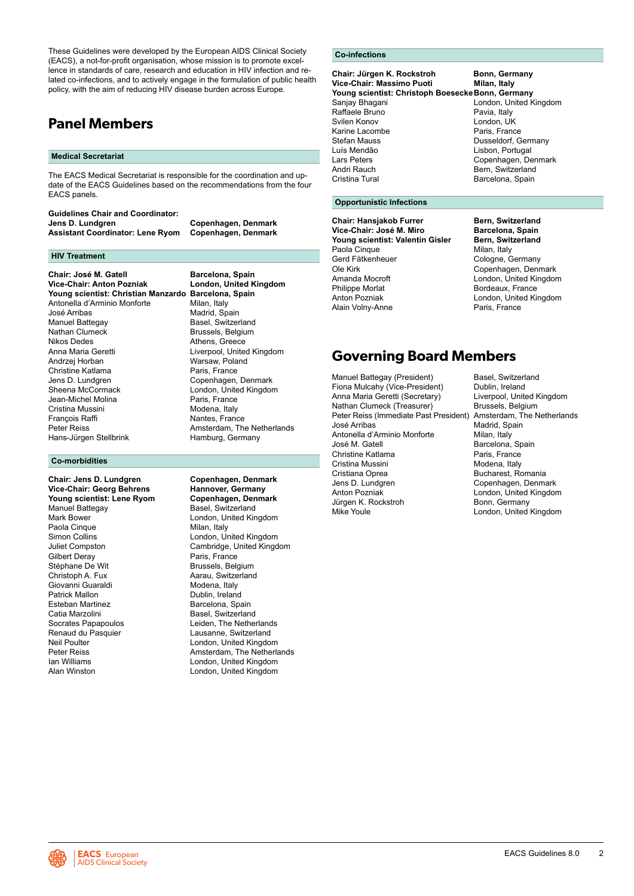These Guidelines were developed by the European AIDS Clinical Society (EACS), a not-for-profit organisation, whose mission is to promote excellence in standards of care, research and education in HIV infection and related co-infections, and to actively engage in the formulation of public health policy, with the aim of reducing HIV disease burden across Europe.

# Panel Members

## Medical Secretariat

The EACS Medical Secretariat is responsible for the coordination and update of the EACS Guidelines based on the recommendations from the four EACS panels.

**Guidelines Chair and Coordinator:**
**Jens D. Lundgren** — **Copenhagen, Denmark**
**Assistant Coordinator: Lene Ryom** — **Copenhagen, Denmark**

## HIV Treatment

| Name | Location |
| --- | --- |
| **Chair: José M. Gatell** | **Barcelona, Spain** |
| **Vice-Chair: Anton Pozniak** | **London, United Kingdom** |
| **Young scientist: Christian Manzardo** | **Barcelona, Spain** |
| Antonella d'Arminio Monforte | Milan, Italy |
| José Arribas | Madrid, Spain |
| Manuel Battegay | Basel, Switzerland |
| Nathan Clumeck | Brussels, Belgium |
| Nikos Dedes | Athens, Greece |
| Anna Maria Geretti | Liverpool, United Kingdom |
| Andrzej Horban | Warsaw, Poland |
| Christine Katlama | Paris, France |
| Jens D. Lundgren | Copenhagen, Denmark |
| Sheena McCormack | London, United Kingdom |
| Jean-Michel Molina | Paris, France |
| Cristina Mussini | Modena, Italy |
| François Raffi | Nantes, France |
| Peter Reiss | Amsterdam, The Netherlands |
| Hans-Jürgen Stellbrink | Hamburg, Germany |

## Co-morbidities

| Name | Location |
| --- | --- |
| **Chair: Jens D. Lundgren** | **Copenhagen, Denmark** |
| **Vice-Chair: Georg Behrens** | **Hannover, Germany** |
| **Young scientist: Lene Ryom** | **Copenhagen, Denmark** |
| Manuel Battegay | Basel, Switzerland |
| Mark Bower | London, United Kingdom |
| Paola Cinque | Milan, Italy |
| Simon Collins | London, United Kingdom |
| Juliet Compston | Cambridge, United Kingdom |
| Gilbert Deray | Paris, France |
| Stéphane De Wit | Brussels, Belgium |
| Christoph A. Fux | Aarau, Switzerland |
| Giovanni Guaraldi | Modena, Italy |
| Patrick Mallon | Dublin, Ireland |
| Esteban Martinez | Barcelona, Spain |
| Catia Marzolini | Basel, Switzerland |
| Socrates Papapoulos | Leiden, The Netherlands |
| Renaud du Pasquier | Lausanne, Switzerland |
| Neil Poulter | London, United Kingdom |
| Peter Reiss | Amsterdam, The Netherlands |
| Ian Williams | London, United Kingdom |
| Alan Winston | London, United Kingdom |

## Co-infections

| Name | Location |
| --- | --- |
| **Chair: Jürgen K. Rockstroh** | **Bonn, Germany** |
| **Vice-Chair: Massimo Puoti** | **Milan, Italy** |
| **Young scientist: Christoph Boesecke** | **Bonn, Germany** |
| Sanjay Bhagani | London, United Kingdom |
| Raffaele Bruno | Pavia, Italy |
| Svilen Konov | London, UK |
| Karine Lacombe | Paris, France |
| Stefan Mauss | Dusseldorf, Germany |
| Luís Mendão | Lisbon, Portugal |
| Lars Peters | Copenhagen, Denmark |
| Andri Rauch | Bern, Switzerland |
| Cristina Tural | Barcelona, Spain |

## Opportunistic Infections

| Name | Location |
| --- | --- |
| **Chair: Hansjakob Furrer** | **Bern, Switzerland** |
| **Vice-Chair: José M. Miro** | **Barcelona, Spain** |
| **Young scientist: Valentin Gisler** | **Bern, Switzerland** |
| Paola Cinque | Milan, Italy |
| Gerd Fätkenheuer | Cologne, Germany |
| Ole Kirk | Copenhagen, Denmark |
| Amanda Mocroft | London, United Kingdom |
| Philippe Morlat | Bordeaux, France |
| Anton Pozniak | London, United Kingdom |
| Alain Volny-Anne | Paris, France |

# Governing Board Members

| Name | Location |
| --- | --- |
| Manuel Battegay (President) | Basel, Switzerland |
| Fiona Mulcahy (Vice-President) | Dublin, Ireland |
| Anna Maria Geretti (Secretary) | Liverpool, United Kingdom |
| Nathan Clumeck (Treasurer) | Brussels, Belgium |
| Peter Reiss (Immediate Past President) | Amsterdam, The Netherlands |
| José Arribas | Madrid, Spain |
| Antonella d'Arminio Monforte | Milan, Italy |
| José M. Gatell | Barcelona, Spain |
| Christine Katlama | Paris, France |
| Cristina Mussini | Modena, Italy |
| Cristiana Oprea | Bucharest, Romania |
| Jens D. Lundgren | Copenhagen, Denmark |
| Anton Pozniak | London, United Kingdom |
| Jürgen K. Rockstroh | Bonn, Germany |
| Mike Youle | London, United Kingdom |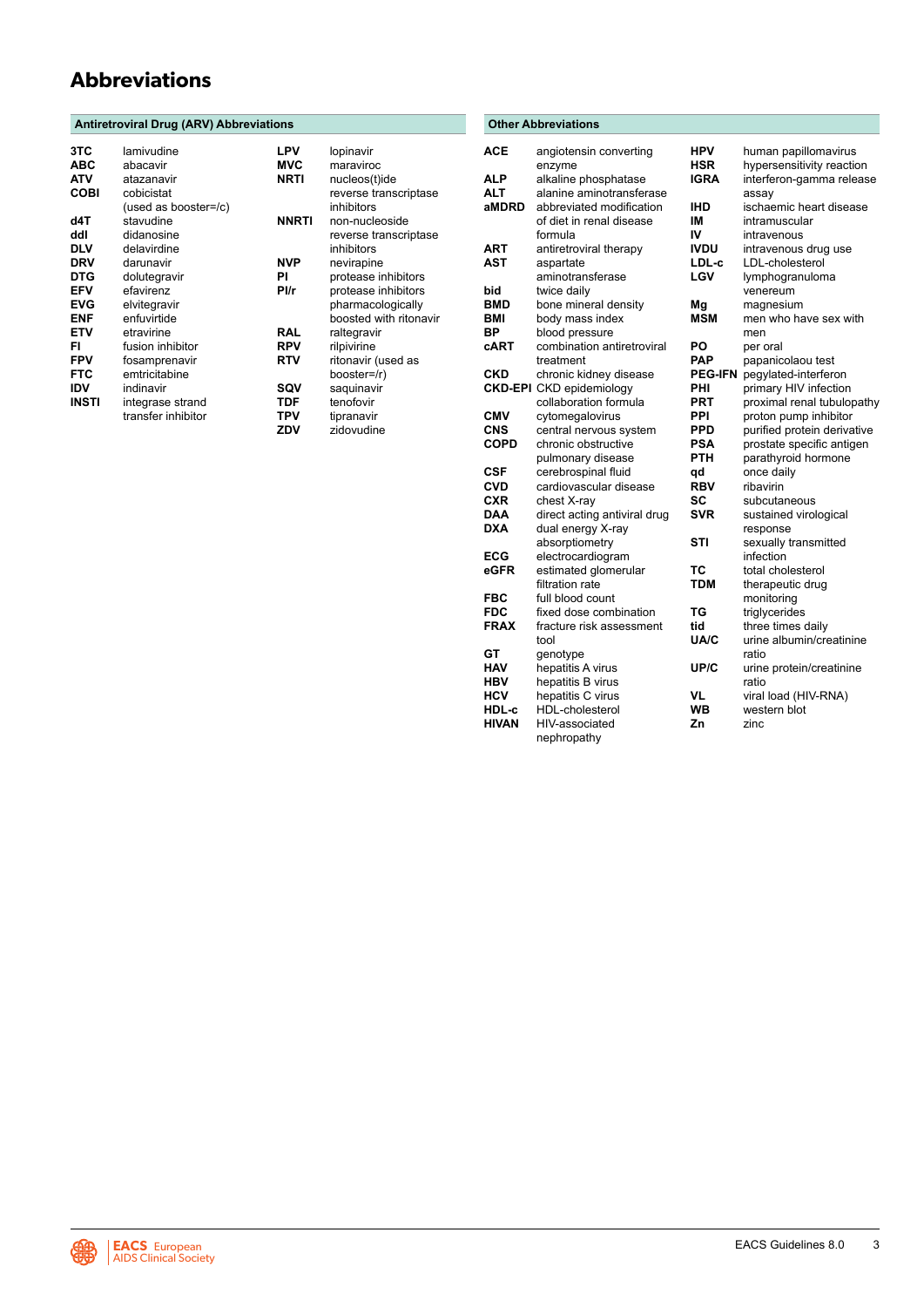# Abbreviations

## Antiretroviral Drug (ARV) Abbreviations

| Abbreviation | Meaning |
|---|---|
| **3TC** | lamivudine |
| **ABC** | abacavir |
| **ATV** | atazanavir |
| **COBI** | cobicistat (used as booster=/c) |
| **d4T** | stavudine |
| **ddI** | didanosine |
| **DLV** | delavirdine |
| **DRV** | darunavir |
| **DTG** | dolutegravir |
| **EFV** | efavirenz |
| **EVG** | elvitegravir |
| **ENF** | enfuvirtide |
| **ETV** | etravirine |
| **FI** | fusion inhibitor |
| **FPV** | fosamprenavir |
| **FTC** | emtricitabine |
| **IDV** | indinavir |
| **INSTI** | integrase strand transfer inhibitor |
| **LPV** | lopinavir |
| **MVC** | maraviroc |
| **NRTI** | nucleos(t)ide reverse transcriptase inhibitors |
| **NNRTI** | non-nucleoside reverse transcriptase inhibitors |
| **NVP** | nevirapine |
| **PI** | protease inhibitors |
| **PI/r** | protease inhibitors pharmacologically boosted with ritonavir |
| **RAL** | raltegravir |
| **RPV** | rilpivirine |
| **RTV** | ritonavir (used as booster=/r) |
| **SQV** | saquinavir |
| **TDF** | tenofovir |
| **TPV** | tipranavir |
| **ZDV** | zidovudine |

## Other Abbreviations

| Abbreviation | Meaning |
|---|---|
| **ACE** | angiotensin converting enzyme |
| **ALP** | alkaline phosphatase |
| **ALT** | alanine aminotransferase |
| **aMDRD** | abbreviated modification of diet in renal disease formula |
| **ART** | antiretroviral therapy |
| **AST** | aspartate aminotransferase |
| **bid** | twice daily |
| **BMD** | bone mineral density |
| **BMI** | body mass index |
| **BP** | blood pressure |
| **cART** | combination antiretroviral treatment |
| **CKD** | chronic kidney disease |
| **CKD-EPI** | CKD epidemiology collaboration formula |
| **CMV** | cytomegalovirus |
| **CNS** | central nervous system |
| **COPD** | chronic obstructive pulmonary disease |
| **CSF** | cerebrospinal fluid |
| **CVD** | cardiovascular disease |
| **CXR** | chest X-ray |
| **DAA** | direct acting antiviral drug |
| **DXA** | dual energy X-ray absorptiometry |
| **ECG** | electrocardiogram |
| **eGFR** | estimated glomerular filtration rate |
| **FBC** | full blood count |
| **FDC** | fixed dose combination |
| **FRAX** | fracture risk assessment tool |
| **GT** | genotype |
| **HAV** | hepatitis A virus |
| **HBV** | hepatitis B virus |
| **HCV** | hepatitis C virus |
| **HDL-c** | HDL-cholesterol |
| **HIVAN** | HIV-associated nephropathy |
| **HPV** | human papillomavirus |
| **HSR** | hypersensitivity reaction |
| **IGRA** | interferon-gamma release assay |
| **IHD** | ischaemic heart disease |
| **IM** | intramuscular |
| **IV** | intravenous |
| **IVDU** | intravenous drug use |
| **LDL-c** | LDL-cholesterol |
| **LGV** | lymphogranuloma venereum |
| **Mg** | magnesium |
| **MSM** | men who have sex with men |
| **PO** | per oral |
| **PAP** | papanicolaou test |
| **PEG-IFN** | pegylated-interferon |
| **PHI** | primary HIV infection |
| **PRT** | proximal renal tubulopathy |
| **PPI** | proton pump inhibitor |
| **PPD** | purified protein derivative |
| **PSA** | prostate specific antigen |
| **PTH** | parathyroid hormone |
| **qd** | once daily |
| **RBV** | ribavirin |
| **SC** | subcutaneous |
| **SVR** | sustained virological response |
| **STI** | sexually transmitted infection |
| **TC** | total cholesterol |
| **TDM** | therapeutic drug monitoring |
| **TG** | triglycerides |
| **tid** | three times daily |
| **UA/C** | urine albumin/creatinine ratio |
| **UP/C** | urine protein/creatinine ratio |
| **VL** | viral load (HIV-RNA) |
| **WB** | western blot |
| **Zn** | zinc |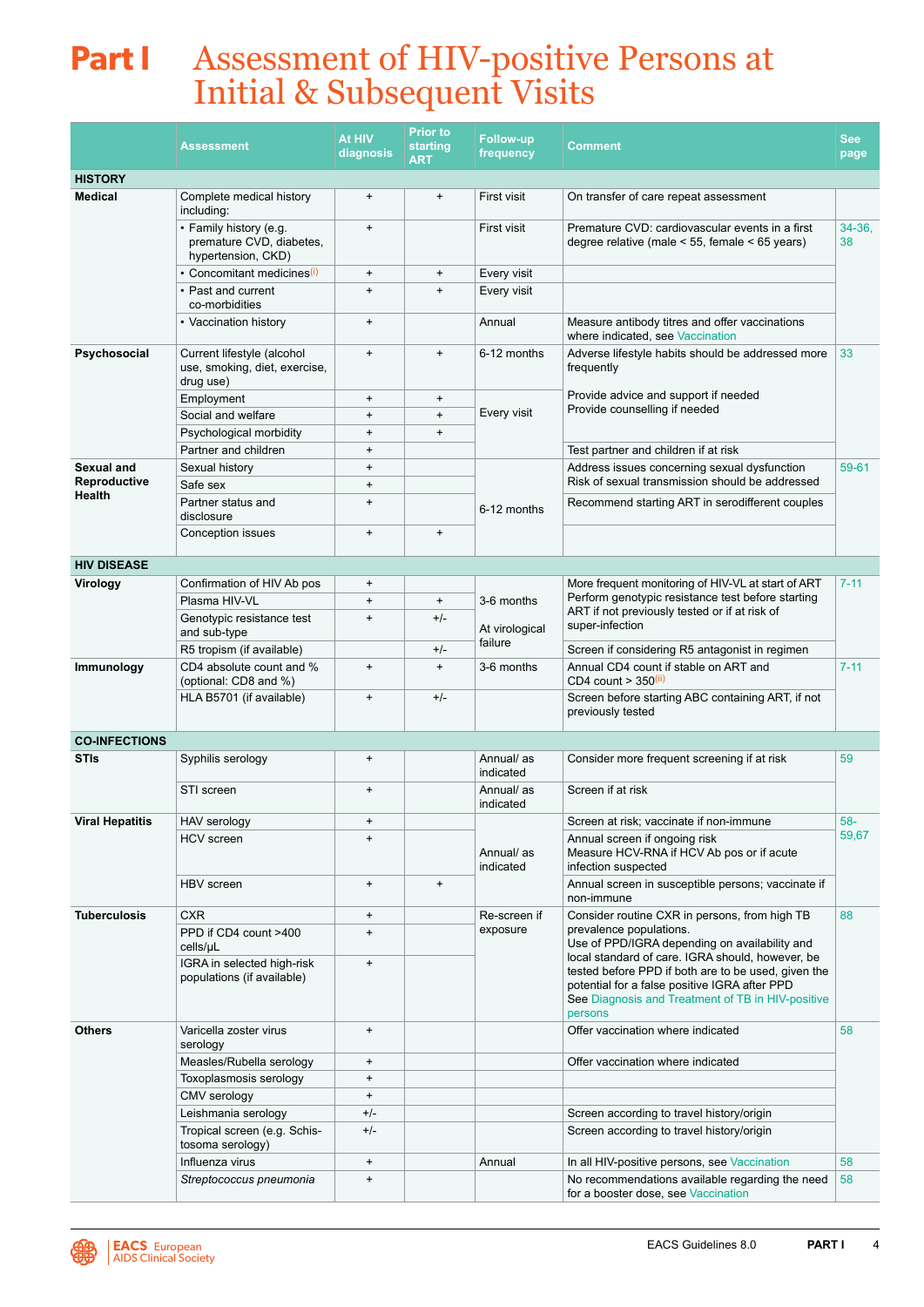# Part I Assessment of HIV-positive Persons at Initial & Subsequent Visits

| | Assessment | At HIV diagnosis | Prior to starting ART | Follow-up frequency | Comment | See page |
|---|---|---|---|---|---|---|
| **HISTORY** | | | | | | |
| **Medical** | Complete medical history including: | + | + | First visit | On transfer of care repeat assessment | |
| | • Family history (e.g. premature CVD, diabetes, hypertension, CKD) | + | | First visit | Premature CVD: cardiovascular events in a first degree relative (male < 55, female < 65 years) | 34-36, 38 |
| | • Concomitant medicines[i] | + | + | Every visit | | |
| | • Past and current co-morbidities | + | + | Every visit | | |
| | • Vaccination history | + | | Annual | Measure antibody titres and offer vaccinations where indicated, see Vaccination | |
| **Psychosocial** | Current lifestyle (alcohol use, smoking, diet, exercise, drug use) | + | + | 6-12 months | Adverse lifestyle habits should be addressed more frequently | 33 |
| | Employment | + | + | Every visit | Provide advice and support if needed | |
| | Social and welfare | + | + | | Provide counselling if needed | |
| | Psychological morbidity | + | + | | | |
| | Partner and children | + | | | Test partner and children if at risk | |
| **Sexual and Reproductive Health** | Sexual history | + | | 6-12 months | Address issues concerning sexual dysfunction | 59-61 |
| | Safe sex | + | | | Risk of sexual transmission should be addressed | |
| | Partner status and disclosure | + | | | Recommend starting ART in serodifferent couples | |
| | Conception issues | + | + | | | |
| **HIV DISEASE** | | | | | | |
| **Virology** | Confirmation of HIV Ab pos | + | | 3-6 months | More frequent monitoring of HIV-VL at start of ART | 7-11 |
| | Plasma HIV-VL | + | + | | Perform genotypic resistance test before starting ART if not previously tested or if at risk of super-infection | |
| | Genotypic resistance test and sub-type | + | +/- | At virological failure | | |
| | R5 tropism (if available) | | +/- | | Screen if considering R5 antagonist in regimen | |
| **Immunology** | CD4 absolute count and % (optional: CD8 and %) | + | + | 3-6 months | Annual CD4 count if stable on ART and CD4 count > 350[ii] | 7-11 |
| | HLA B5701 (if available) | + | +/- | | Screen before starting ABC containing ART, if not previously tested | |
| **CO-INFECTIONS** | | | | | | |
| **STIs** | Syphilis serology | + | | Annual/ as indicated | Consider more frequent screening if at risk | 59 |
| | STI screen | + | | Annual/ as indicated | Screen if at risk | |
| **Viral Hepatitis** | HAV serology | + | | Annual/ as indicated | Screen at risk; vaccinate if non-immune | 58-59,67 |
| | HCV screen | + | | | Annual screen if ongoing risk<br>Measure HCV-RNA if HCV Ab pos or if acute infection suspected | |
| | HBV screen | + | + | | Annual screen in susceptible persons; vaccinate if non-immune | |
| **Tuberculosis** | CXR | + | | Re-screen if exposure | Consider routine CXR in persons, from high TB prevalence populations.<br>Use of PPD/IGRA depending on availability and local standard of care. IGRA should, however, be tested before PPD if both are to be used, given the potential for a false positive IGRA after PPD<br>See Diagnosis and Treatment of TB in HIV-positive persons | 88 |
| | PPD if CD4 count >400 cells/μL | + | | | | |
| | IGRA in selected high-risk populations (if available) | + | | | | |
| **Others** | Varicella zoster virus serology | + | | | Offer vaccination where indicated | 58 |
| | Measles/Rubella serology | + | | | Offer vaccination where indicated | |
| | Toxoplasmosis serology | + | | | | |
| | CMV serology | + | | | | |
| | Leishmania serology | +/- | | | Screen according to travel history/origin | |
| | Tropical screen (e.g. Schistosoma serology) | +/- | | | Screen according to travel history/origin | |
| | Influenza virus | + | | Annual | In all HIV-positive persons, see Vaccination | 58 |
| | *Streptococcus pneumonia* | + | | | No recommendations available regarding the need for a booster dose, see Vaccination | 58 |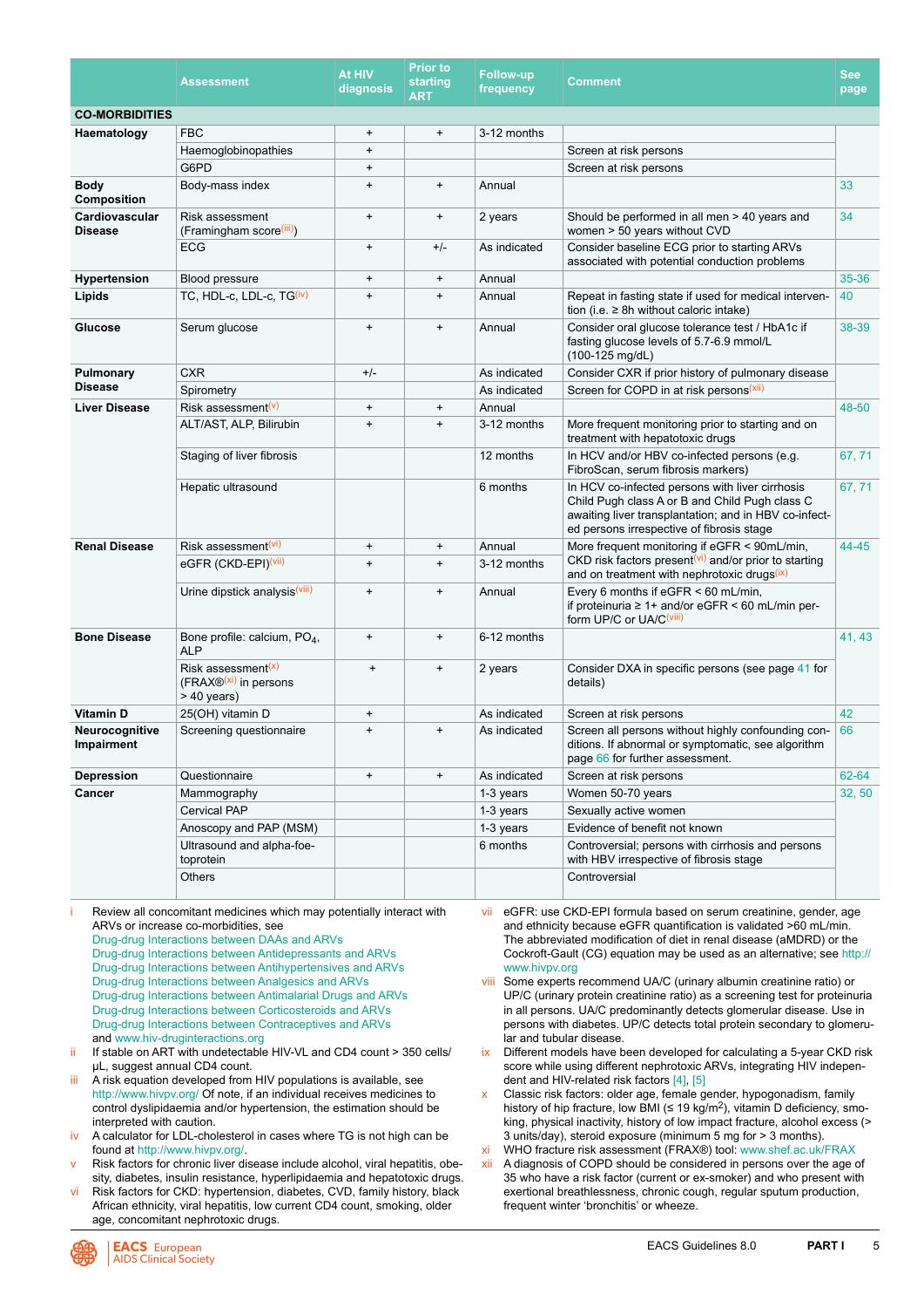| | Assessment | At HIV diagnosis | Prior to starting ART | Follow-up frequency | Comment | See page |
|---|---|---|---|---|---|---|
| **CO-MORBIDITIES** | | | | | | |
| **Haematology** | FBC | + | + | 3-12 months | | |
| | Haemoglobinopathies | + | | | Screen at risk persons | |
| | G6PD | + | | | Screen at risk persons | |
| **Body Composition** | Body-mass index | + | + | Annual | | 33 |
| **Cardiovascular Disease** | Risk assessment (Framingham score[iii]) | + | + | 2 years | Should be performed in all men > 40 years and women > 50 years without CVD | 34 |
| | ECG | + | +/- | As indicated | Consider baseline ECG prior to starting ARVs associated with potential conduction problems | |
| **Hypertension** | Blood pressure | + | + | Annual | | 35-36 |
| **Lipids** | TC, HDL-c, LDL-c, TG[iv] | + | + | Annual | Repeat in fasting state if used for medical intervention (i.e. ≥ 8h without caloric intake) | 40 |
| **Glucose** | Serum glucose | + | + | Annual | Consider oral glucose tolerance test / HbA1c if fasting glucose levels of 5.7-6.9 mmol/L (100-125 mg/dL) | 38-39 |
| **Pulmonary Disease** | CXR | +/- | | As indicated | Consider CXR if prior history of pulmonary disease | |
| | Spirometry | | | As indicated | Screen for COPD in at risk persons[xii] | |
| **Liver Disease** | Risk assessment[v] | + | + | Annual | | 48-50 |
| | ALT/AST, ALP, Bilirubin | + | + | 3-12 months | More frequent monitoring prior to starting and on treatment with hepatotoxic drugs | |
| | Staging of liver fibrosis | | | 12 months | In HCV and/or HBV co-infected persons (e.g. FibroScan, serum fibrosis markers) | 67, 71 |
| | Hepatic ultrasound | | | 6 months | In HCV co-infected persons with liver cirrhosis Child Pugh class A or B and Child Pugh class C awaiting liver transplantation; and in HBV co-infected persons irrespective of fibrosis stage | 67, 71 |
| **Renal Disease** | Risk assessment[vi] | + | + | Annual | More frequent monitoring if eGFR < 90mL/min, CKD risk factors present[vi] and/or prior to starting and on treatment with nephrotoxic drugs[ix] | 44-45 |
| | eGFR (CKD-EPI)[vii] | + | + | 3-12 months | | |
| | Urine dipstick analysis[viii] | + | + | Annual | Every 6 months if eGFR < 60 mL/min, if proteinuria ≥ 1+ and/or eGFR < 60 mL/min perform UP/C or UA/C[viii] | |
| **Bone Disease** | Bone profile: calcium, $PO_4$, ALP | + | + | 6-12 months | | 41, 43 |
| | Risk assessment[x] (FRAX®[xi] in persons > 40 years) | + | + | 2 years | Consider DXA in specific persons (see page 41 for details) | |
| **Vitamin D** | 25(OH) vitamin D | + | | As indicated | Screen at risk persons | 42 |
| **Neurocognitive Impairment** | Screening questionnaire | + | + | As indicated | Screen all persons without highly confounding conditions. If abnormal or symptomatic, see algorithm page 66 for further assessment. | 66 |
| **Depression** | Questionnaire | + | + | As indicated | Screen at risk persons | 62-64 |
| **Cancer** | Mammography | | | 1-3 years | Women 50-70 years | 32, 50 |
| | Cervical PAP | | | 1-3 years | Sexually active women | |
| | Anoscopy and PAP (MSM) | | | 1-3 years | Evidence of benefit not known | |
| | Ultrasound and alpha-foetoprotein | | | 6 months | Controversial; persons with cirrhosis and persons with HBV irrespective of fibrosis stage | |
| | Others | | | | Controversial | |

i Review all concomitant medicines which may potentially interact with ARVs or increase co-morbidities, see
Drug-drug Interactions between DAAs and ARVs
Drug-drug Interactions between Antidepressants and ARVs
Drug-drug Interactions between Antihypertensives and ARVs
Drug-drug Interactions between Analgesics and ARVs
Drug-drug Interactions between Antimalarial Drugs and ARVs
Drug-drug Interactions between Corticosteroids and ARVs
Drug-drug Interactions between Contraceptives and ARVs
and www.hiv-druginteractions.org

ii If stable on ART with undetectable HIV-VL and CD4 count > 350 cells/μL, suggest annual CD4 count.

iii A risk equation developed from HIV populations is available, see http://www.hivpv.org/ Of note, if an individual receives medicines to control dyslipidaemia and/or hypertension, the estimation should be interpreted with caution.

iv A calculator for LDL-cholesterol in cases where TG is not high can be found at http://www.hivpv.org/.

v Risk factors for chronic liver disease include alcohol, viral hepatitis, obesity, diabetes, insulin resistance, hyperlipidaemia and hepatotoxic drugs.

vi Risk factors for CKD: hypertension, diabetes, CVD, family history, black African ethnicity, viral hepatitis, low current CD4 count, smoking, older age, concomitant nephrotoxic drugs.

vii eGFR: use CKD-EPI formula based on serum creatinine, gender, age and ethnicity because eGFR quantification is validated >60 mL/min. The abbreviated modification of diet in renal disease (aMDRD) or the Cockroft-Gault (CG) equation may be used as an alternative; see http://www.hivpv.org

viii Some experts recommend UA/C (urinary albumin creatinine ratio) or UP/C (urinary protein creatinine ratio) as a screening test for proteinuria in all persons. UA/C predominantly detects glomerular disease. Use in persons with diabetes. UP/C detects total protein secondary to glomerular and tubular disease.

ix Different models have been developed for calculating a 5-year CKD risk score while using different nephrotoxic ARVs, integrating HIV independent and HIV-related risk factors [4], [5]

x Classic risk factors: older age, female gender, hypogonadism, family history of hip fracture, low BMI (≤ 19 kg/m²), vitamin D deficiency, smoking, physical inactivity, history of low impact fracture, alcohol excess (> 3 units/day), steroid exposure (minimum 5 mg for > 3 months).

xi WHO fracture risk assessment (FRAX®) tool: www.shef.ac.uk/FRAX

xii A diagnosis of COPD should be considered in persons over the age of 35 who have a risk factor (current or ex-smoker) and who present with exertional breathlessness, chronic cough, regular sputum production, frequent winter 'bronchitis' or wheeze.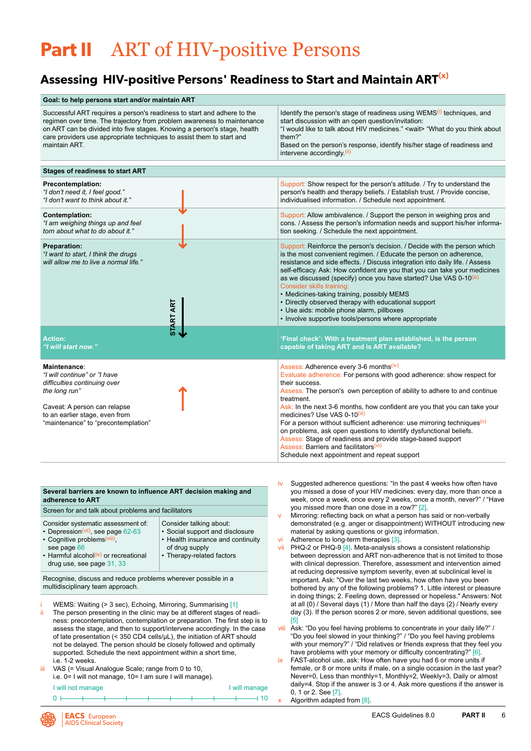# Part II ART of HIV-positive Persons

## Assessing HIV-positive Persons' Readiness to Start and Maintain ART[(x)]

| Goal: to help persons start and/or maintain ART | |
|---|---|
| Successful ART requires a person's readiness to start and adhere to the regimen over time. The trajectory from problem awareness to maintenance on ART can be divided into five stages. Knowing a person's stage, health care providers use appropriate techniques to assist them to start and maintain ART. | Identify the person's stage of readiness using WEMS[(i)] techniques, and start discussion with an open question/invitation: "I would like to talk about HIV medicines." <wait> "What do you think about them?" Based on the person's response, identify his/her stage of readiness and intervene accordingly.[(ii)] |

| Stages of readiness to start ART | |
|---|---|
| **Precontemplation:** *"I don't need it, I feel good." "I don't want to think about it."* | Support: Show respect for the person's attitude. / Try to understand the person's health and therapy beliefs. / Establish trust. / Provide concise, individualised information. / Schedule next appointment. |
| **Contemplation:** *"I am weighing things up and feel torn about what to do about it."* | Support: Allow ambivalence. / Support the person in weighing pros and cons. / Assess the person's information needs and support his/her information seeking. / Schedule the next appointment. |
| **Preparation:** *"I want to start, I think the drugs will allow me to live a normal life."* | Support: Reinforce the person's decision. / Decide with the person which is the most convenient regimen. / Educate the person on adherence, resistance and side effects. / Discuss integration into daily life. / Assess self-efficacy. Ask: How confident are you that you can take your medicines as we discussed (specify) once you have started? Use VAS 0-10[(iii)]<br>Consider skills training:<br>• Medicines-taking training, possibly MEMS<br>• Directly observed therapy with educational support<br>• Use aids: mobile phone alarm, pillboxes<br>• Involve supportive tools/persons where appropriate |
| START ART ↓ | |
| **Action:** ***"I will start now."*** | **'Final check': With a treatment plan established, is the person capable of taking ART and is ART available?** |
| **Maintenance**: *"I will continue" or "I have difficulties continuing over the long run"*<br><br>Caveat: A person can relapse to an earlier stage, even from "maintenance" to "precontemplation" | Assess: Adherence every 3-6 months[(iv)]<br>Evaluate adherence: For persons with good adherence: show respect for their success.<br>Assess: The person's own perception of ability to adhere to and continue treatment.<br>Ask: In the next 3-6 months, how confident are you that you can take your medicines? Use VAS 0-10[(iii)]<br>For a person without sufficient adherence: use mirroring techniques[(v)] on problems, ask open questions to identify dysfunctional beliefs.<br>Assess: Stage of readiness and provide stage-based support<br>Assess: Barriers and facilitators[(vi)]<br>Schedule next appointment and repeat support |

| Several barriers are known to influence ART decision making and adherence to ART | |
|---|---|
| Screen for and talk about problems and facilitators | |
| Consider systematic assessment of:<br>• Depression[(vii)], see page 62-63<br>• Cognitive problems[(viii)], see page 66<br>• Harmful alcohol[(ix)] or recreational drug use, see page 31, 33 | Consider talking about:<br>• Social support and disclosure<br>• Health insurance and continuity of drug supply<br>• Therapy-related factors |
| Recognise, discuss and reduce problems wherever possible in a multidisciplinary team approach. | |

i WEMS: Waiting (> 3 sec), Echoing, Mirroring, Summarising [1]

ii The person presenting in the clinic may be at different stages of readiness: precontemplation, contemplation or preparation. The first step is to assess the stage, and then to support/intervene accordingly. In the case of late presentation (< 350 CD4 cells/μL), the initiation of ART should not be delayed. The person should be closely followed and optimally supported. Schedule the next appointment within a short time, i.e. 1-2 weeks.

iii VAS (= Visual Analogue Scale; range from 0 to 10, i.e. 0= I will not manage, 10= I am sure I will manage).

I will not manage 0 ——————————— 10 I will manage

iv Suggested adherence questions: "In the past 4 weeks how often have you missed a dose of your HIV medicines: every day, more than once a week, once a week, once every 2 weeks, once a month, never?" / "Have you missed more than one dose in a row?" [2].

v Mirroring: reflecting back on what a person has said or non-verbally demonstrated (e.g. anger or disappointment) WITHOUT introducing new material by asking questions or giving information.

vi Adherence to long-term therapies [3].

vii PHQ-2 or PHQ-9 [4]. Meta-analysis shows a consistent relationship between depression and ART non-adherence that is not limited to those with clinical depression. Therefore, assessment and intervention aimed at reducing depressive symptom severity, even at subclinical level is important. Ask: "Over the last two weeks, how often have you been bothered by any of the following problems? 1. Little interest or pleasure in doing things; 2. Feeling down, depressed or hopeless." Answers: Not at all (0) / Several days (1) / More than half the days (2) / Nearly every day (3). If the person scores 2 or more, seven additional questions, see [5]

viii Ask: "Do you feel having problems to concentrate in your daily life?" / "Do you feel slowed in your thinking?" / "Do you feel having problems with your memory?" / "Did relatives or friends express that they feel you have problems with your memory or difficulty concentrating?" [6].

ix FAST-alcohol use, ask: How often have you had 6 or more units if female, or 8 or more units if male, on a single occasion in the last year? Never=0, Less than monthly=1, Monthly=2, Weekly=3, Daily or almost daily=4. Stop if the answer is 3 or 4. Ask more questions if the answer is 0, 1 or 2. See [7].

x Algorithm adapted from [8].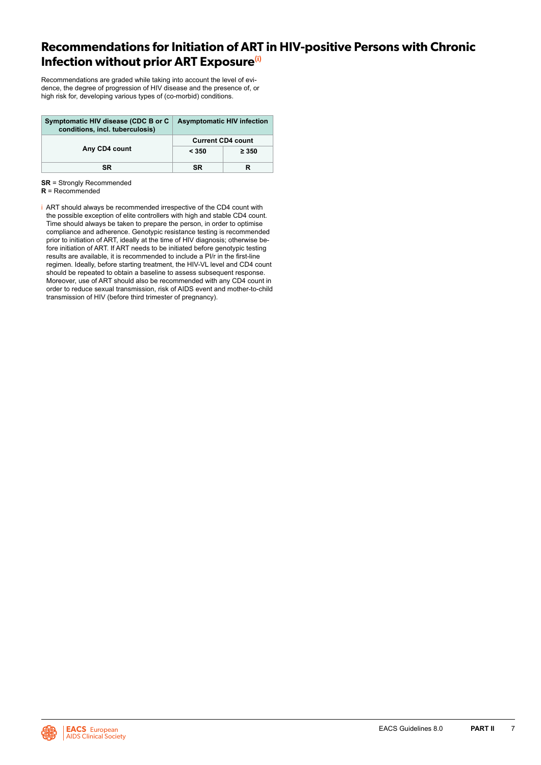# Recommendations for Initiation of ART in HIV-positive Persons with Chronic Infection without prior ART Exposure[(i)]

Recommendations are graded while taking into account the level of evidence, the degree of progression of HIV disease and the presence of, or high risk for, developing various types of (co-morbid) conditions.

| Symptomatic HIV disease (CDC B or C conditions, incl. tuberculosis) | Asymptomatic HIV infection | |
|---|---|---|
| | Current CD4 count | |
| Any CD4 count | < 350 | ≥ 350 |
| SR | SR | R |

**SR** = Strongly Recommended
**R** = Recommended

i ART should always be recommended irrespective of the CD4 count with the possible exception of elite controllers with high and stable CD4 count. Time should always be taken to prepare the person, in order to optimise compliance and adherence. Genotypic resistance testing is recommended prior to initiation of ART, ideally at the time of HIV diagnosis; otherwise before initiation of ART. If ART needs to be initiated before genotypic testing results are available, it is recommended to include a PI/r in the first-line regimen. Ideally, before starting treatment, the HIV-VL level and CD4 count should be repeated to obtain a baseline to assess subsequent response. Moreover, use of ART should also be recommended with any CD4 count in order to reduce sexual transmission, risk of AIDS event and mother-to-child transmission of HIV (before third trimester of pregnancy).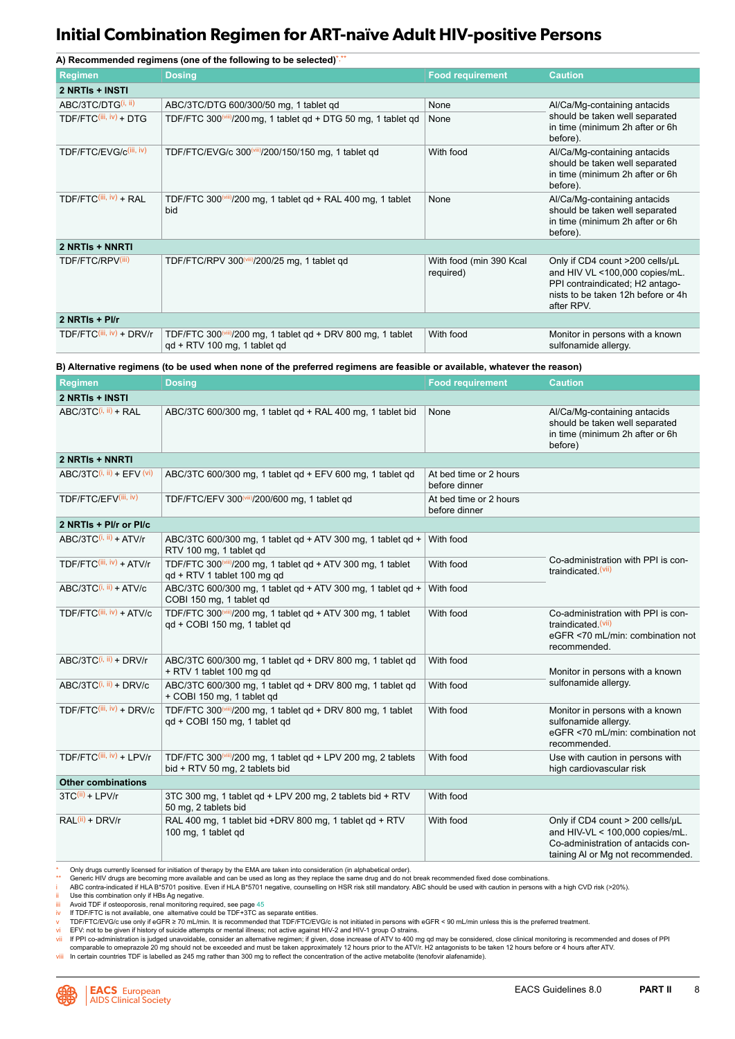# Initial Combination Regimen for ART-naïve Adult HIV-positive Persons

**A) Recommended regimens (one of the following to be selected)[*,**]**

| Regimen | Dosing | Food requirement | Caution |
|---|---|---|---|
| **2 NRTIs + INSTI** | | | |
| ABC/3TC/DTG[i, ii] | ABC/3TC/DTG 600/300/50 mg, 1 tablet qd | None | Al/Ca/Mg-containing antacids should be taken well separated in time (minimum 2h after or 6h before). |
| TDF/FTC[iii, iv] + DTG | TDF/FTC 300[viii]/200 mg, 1 tablet qd + DTG 50 mg, 1 tablet qd | None | |
| TDF/FTC/EVG/c[iii, iv] | TDF/FTC/EVG/c 300[viii]/200/150/150 mg, 1 tablet qd | With food | Al/Ca/Mg-containing antacids should be taken well separated in time (minimum 2h after or 6h before). |
| TDF/FTC[iii, iv] + RAL | TDF/FTC 300[viii]/200 mg, 1 tablet qd + RAL 400 mg, 1 tablet bid | None | Al/Ca/Mg-containing antacids should be taken well separated in time (minimum 2h after or 6h before). |
| **2 NRTIs + NNRTI** | | | |
| TDF/FTC/RPV[iii] | TDF/FTC/RPV 300[viii]/200/25 mg, 1 tablet qd | With food (min 390 Kcal required) | Only if CD4 count >200 cells/μL and HIV VL <100,000 copies/mL. PPI contraindicated; H2 antagonists to be taken 12h before or 4h after RPV. |
| **2 NRTIs + PI/r** | | | |
| TDF/FTC[iii, iv] + DRV/r | TDF/FTC 300[viii]/200 mg, 1 tablet qd + DRV 800 mg, 1 tablet qd + RTV 100 mg, 1 tablet qd | With food | Monitor in persons with a known sulfonamide allergy. |

**B) Alternative regimens (to be used when none of the preferred regimens are feasible or available, whatever the reason)**

| Regimen | Dosing | Food requirement | Caution |
|---|---|---|---|
| **2 NRTIs + INSTI** | | | |
| ABC/3TC[i, ii] + RAL | ABC/3TC 600/300 mg, 1 tablet qd + RAL 400 mg, 1 tablet bid | None | Al/Ca/Mg-containing antacids should be taken well separated in time (minimum 2h after or 6h before) |
| **2 NRTIs + NNRTI** | | | |
| ABC/3TC[i, ii] + EFV[vi] | ABC/3TC 600/300 mg, 1 tablet qd + EFV 600 mg, 1 tablet qd | At bed time or 2 hours before dinner | |
| TDF/FTC/EFV[iii, iv] | TDF/FTC/EFV 300[viii]/200/600 mg, 1 tablet qd | At bed time or 2 hours before dinner | |
| **2 NRTIs + PI/r or PI/c** | | | |
| ABC/3TC[i, ii] + ATV/r | ABC/3TC 600/300 mg, 1 tablet qd + ATV 300 mg, 1 tablet qd + RTV 100 mg, 1 tablet qd | With food | Co-administration with PPI is contraindicated.[vii] |
| TDF/FTC[iii, iv] + ATV/r | TDF/FTC 300[viii]/200 mg, 1 tablet qd + ATV 300 mg, 1 tablet qd + RTV 1 tablet 100 mg qd | With food | |
| ABC/3TC[i, ii] + ATV/c | ABC/3TC 600/300 mg, 1 tablet qd + ATV 300 mg, 1 tablet qd + COBI 150 mg, 1 tablet qd | With food | |
| TDF/FTC[iii, iv] + ATV/c | TDF/FTC 300[viii]/200 mg, 1 tablet qd + ATV 300 mg, 1 tablet qd + COBI 150 mg, 1 tablet qd | With food | Co-administration with PPI is contraindicated.[vii] eGFR <70 mL/min: combination not recommended. |
| ABC/3TC[i, ii] + DRV/r | ABC/3TC 600/300 mg, 1 tablet qd + DRV 800 mg, 1 tablet qd + RTV 1 tablet 100 mg qd | With food | Monitor in persons with a known sulfonamide allergy. |
| ABC/3TC[i, ii] + DRV/c | ABC/3TC 600/300 mg, 1 tablet qd + DRV 800 mg, 1 tablet qd + COBI 150 mg, 1 tablet qd | With food | |
| TDF/FTC[iii, iv] + DRV/c | TDF/FTC 300[viii]/200 mg, 1 tablet qd + DRV 800 mg, 1 tablet qd + COBI 150 mg, 1 tablet qd | With food | Monitor in persons with a known sulfonamide allergy. eGFR <70 mL/min: combination not recommended. |
| TDF/FTC[iii, iv] + LPV/r | TDF/FTC 300[viii]/200 mg, 1 tablet qd + LPV 200 mg, 2 tablets bid + RTV 50 mg, 2 tablets bid | With food | Use with caution in persons with high cardiovascular risk |
| **Other combinations** | | | |
| 3TC[ii] + LPV/r | 3TC 300 mg, 1 tablet qd + LPV 200 mg, 2 tablets bid + RTV 50 mg, 2 tablets bid | With food | |
| RAL[ii] + DRV/r | RAL 400 mg, 1 tablet bid +DRV 800 mg, 1 tablet qd + RTV 100 mg, 1 tablet qd | With food | Only if CD4 count > 200 cells/μL and HIV-VL < 100,000 copies/mL. Co-administration of antacids containing Al or Mg not recommended. |

\* Only drugs currently licensed for initiation of therapy by the EMA are taken into consideration (in alphabetical order).

\*\* Generic HIV drugs are becoming more available and can be used as long as they replace the same drug and do not break recommended fixed dose combinations.

i ABC contra-indicated if HLA B*5701 positive. Even if HLA B*5701 negative, counselling on HSR risk still mandatory. ABC should be used with caution in persons with a high CVD risk (>20%).

ii Use this combination only if HBs Ag negative.

iii Avoid TDF if osteoporosis, renal monitoring required, see page 45

iv If TDF/FTC is not available, one alternative could be TDF+3TC as separate entities.

v TDF/FTC/EVG/c use only if eGFR ≥ 70 mL/min. It is recommended that TDF/FTC/EVG/c is not initiated in persons with eGFR < 90 mL/min unless this is the preferred treatment.

vi EFV: not to be given if history of suicide attempts or mental illness; not active against HIV-2 and HIV-1 group O strains.

vii If PPI co-administration is judged unavoidable, consider an alternative regimen; if given, dose increase of ATV to 400 mg qd may be considered, close clinical monitoring is recommended and doses of PPI comparable to omeprazole 20 mg should not be exceeded and must be taken approximately 12 hours prior to the ATV/r. H2 antagonists to be taken 12 hours before or 4 hours after ATV.

viii In certain countries TDF is labelled as 245 mg rather than 300 mg to reflect the concentration of the active metabolite (tenofovir alafenamide).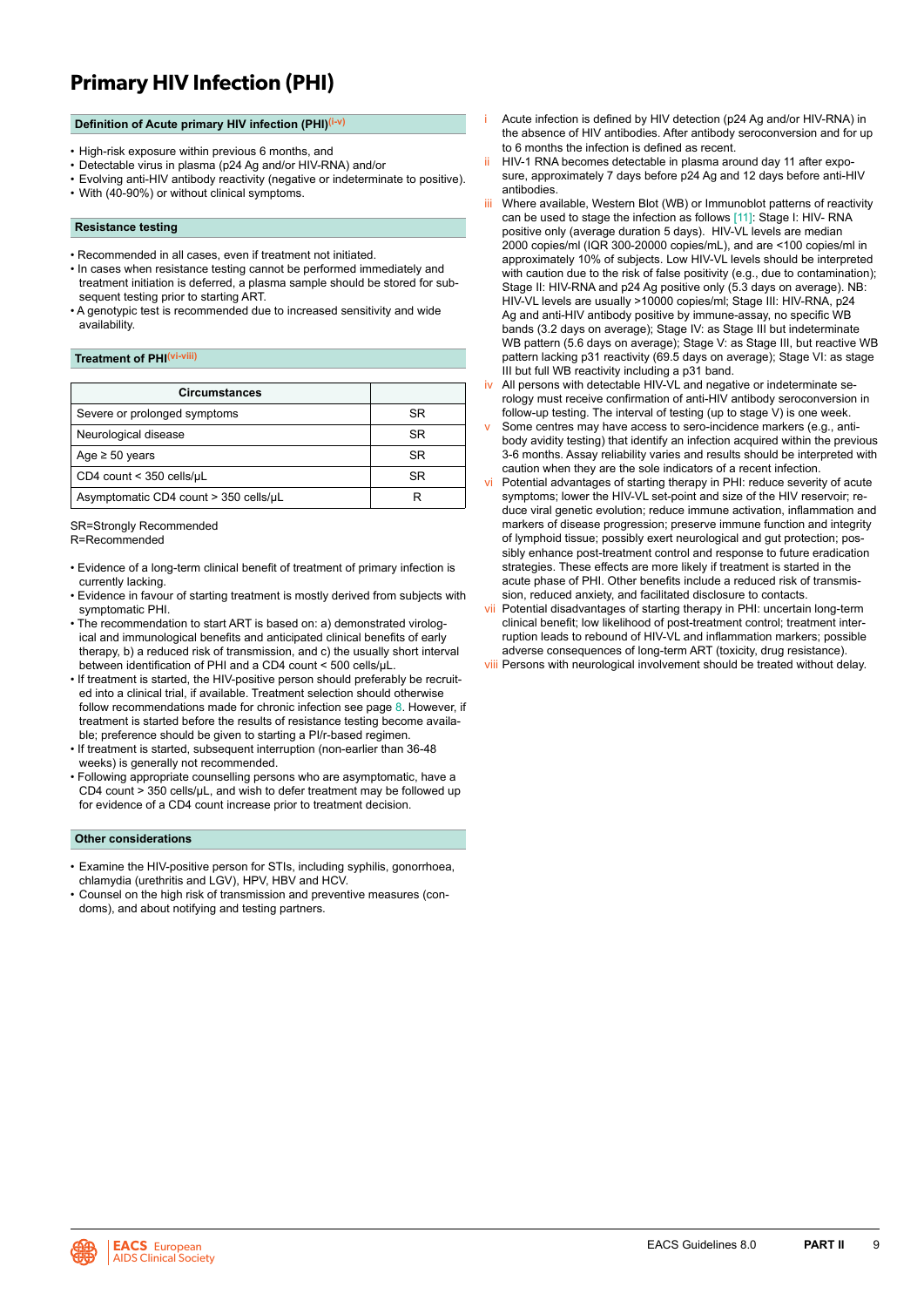# Primary HIV Infection (PHI)

## Definition of Acute primary HIV infection (PHI)[i-v]

- High-risk exposure within previous 6 months, and
- Detectable virus in plasma (p24 Ag and/or HIV-RNA) and/or
- Evolving anti-HIV antibody reactivity (negative or indeterminate to positive).
- With (40-90%) or without clinical symptoms.

## Resistance testing

- Recommended in all cases, even if treatment not initiated.
- In cases when resistance testing cannot be performed immediately and treatment initiation is deferred, a plasma sample should be stored for subsequent testing prior to starting ART.
- A genotypic test is recommended due to increased sensitivity and wide availability.

## Treatment of PHI[vi-viii]

| Circumstances | |
|---|---|
| Severe or prolonged symptoms | SR |
| Neurological disease | SR |
| Age ≥ 50 years | SR |
| CD4 count < 350 cells/μL | SR |
| Asymptomatic CD4 count > 350 cells/μL | R |

SR=Strongly Recommended
R=Recommended

- Evidence of a long-term clinical benefit of treatment of primary infection is currently lacking.
- Evidence in favour of starting treatment is mostly derived from subjects with symptomatic PHI.
- The recommendation to start ART is based on: a) demonstrated virological and immunological benefits and anticipated clinical benefits of early therapy, b) a reduced risk of transmission, and c) the usually short interval between identification of PHI and a CD4 count < 500 cells/μL.
- If treatment is started, the HIV-positive person should preferably be recruited into a clinical trial, if available. Treatment selection should otherwise follow recommendations made for chronic infection see page 8. However, if treatment is started before the results of resistance testing become available; preference should be given to starting a PI/r-based regimen.
- If treatment is started, subsequent interruption (non-earlier than 36-48 weeks) is generally not recommended.
- Following appropriate counselling persons who are asymptomatic, have a CD4 count > 350 cells/μL, and wish to defer treatment may be followed up for evidence of a CD4 count increase prior to treatment decision.

## Other considerations

- Examine the HIV-positive person for STIs, including syphilis, gonorrhoea, chlamydia (urethritis and LGV), HPV, HBV and HCV.
- Counsel on the high risk of transmission and preventive measures (condoms), and about notifying and testing partners.

i Acute infection is defined by HIV detection (p24 Ag and/or HIV-RNA) in the absence of HIV antibodies. After antibody seroconversion and for up to 6 months the infection is defined as recent.

ii HIV-1 RNA becomes detectable in plasma around day 11 after exposure, approximately 7 days before p24 Ag and 12 days before anti-HIV antibodies.

iii Where available, Western Blot (WB) or Immunoblot patterns of reactivity can be used to stage the infection as follows [11]: Stage I: HIV- RNA positive only (average duration 5 days). HIV-VL levels are median 2000 copies/ml (IQR 300-20000 copies/mL), and are <100 copies/ml in approximately 10% of subjects. Low HIV-VL levels should be interpreted with caution due to the risk of false positivity (e.g., due to contamination); Stage II: HIV-RNA and p24 Ag positive only (5.3 days on average). NB: HIV-VL levels are usually >10000 copies/ml; Stage III: HIV-RNA, p24 Ag and anti-HIV antibody positive by immune-assay, no specific WB bands (3.2 days on average); Stage IV: as Stage III but indeterminate WB pattern (5.6 days on average); Stage V: as Stage III, but reactive WB pattern lacking p31 reactivity (69.5 days on average); Stage VI: as stage III but full WB reactivity including a p31 band.

iv All persons with detectable HIV-VL and negative or indeterminate serology must receive confirmation of anti-HIV antibody seroconversion in follow-up testing. The interval of testing (up to stage V) is one week.

v Some centres may have access to sero-incidence markers (e.g., antibody avidity testing) that identify an infection acquired within the previous 3-6 months. Assay reliability varies and results should be interpreted with caution when they are the sole indicators of a recent infection.

vi Potential advantages of starting therapy in PHI: reduce severity of acute symptoms; lower the HIV-VL set-point and size of the HIV reservoir; reduce viral genetic evolution; reduce immune activation, inflammation and markers of disease progression; preserve immune function and integrity of lymphoid tissue; possibly exert neurological and gut protection; possibly enhance post-treatment control and response to future eradication strategies. These effects are more likely if treatment is started in the acute phase of PHI. Other benefits include a reduced risk of transmission, reduced anxiety, and facilitated disclosure to contacts.

vii Potential disadvantages of starting therapy in PHI: uncertain long-term clinical benefit; low likelihood of post-treatment control; treatment interruption leads to rebound of HIV-VL and inflammation markers; possible adverse consequences of long-term ART (toxicity, drug resistance).

viii Persons with neurological involvement should be treated without delay.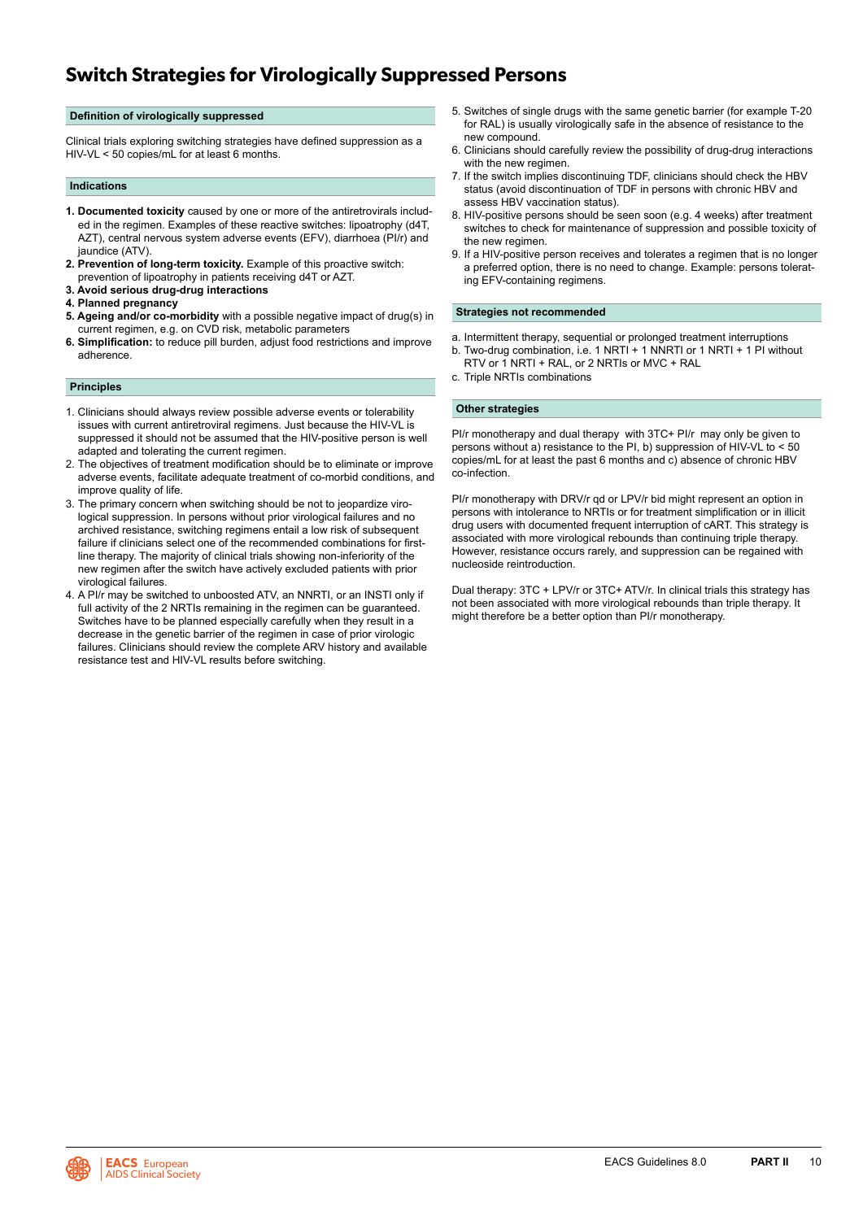# Switch Strategies for Virologically Suppressed Persons

## Definition of virologically suppressed

Clinical trials exploring switching strategies have defined suppression as a HIV-VL < 50 copies/mL for at least 6 months.

## Indications

1. **Documented toxicity** caused by one or more of the antiretrovirals included in the regimen. Examples of these reactive switches: lipoatrophy (d4T, AZT), central nervous system adverse events (EFV), diarrhoea (PI/r) and jaundice (ATV).
2. **Prevention of long-term toxicity.** Example of this proactive switch: prevention of lipoatrophy in patients receiving d4T or AZT.
3. **Avoid serious drug-drug interactions**
4. **Planned pregnancy**
5. **Ageing and/or co-morbidity** with a possible negative impact of drug(s) in current regimen, e.g. on CVD risk, metabolic parameters
6. **Simplification:** to reduce pill burden, adjust food restrictions and improve adherence.

## Principles

1. Clinicians should always review possible adverse events or tolerability issues with current antiretroviral regimens. Just because the HIV-VL is suppressed it should not be assumed that the HIV-positive person is well adapted and tolerating the current regimen.
2. The objectives of treatment modification should be to eliminate or improve adverse events, facilitate adequate treatment of co-morbid conditions, and improve quality of life.
3. The primary concern when switching should be not to jeopardize virological suppression. In persons without prior virological failures and no archived resistance, switching regimens entail a low risk of subsequent failure if clinicians select one of the recommended combinations for first-line therapy. The majority of clinical trials showing non-inferiority of the new regimen after the switch have actively excluded patients with prior virological failures.
4. A PI/r may be switched to unboosted ATV, an NNRTI, or an INSTI only if full activity of the 2 NRTIs remaining in the regimen can be guaranteed. Switches have to be planned especially carefully when they result in a decrease in the genetic barrier of the regimen in case of prior virologic failures. Clinicians should review the complete ARV history and available resistance test and HIV-VL results before switching.
5. Switches of single drugs with the same genetic barrier (for example T-20 for RAL) is usually virologically safe in the absence of resistance to the new compound.
6. Clinicians should carefully review the possibility of drug-drug interactions with the new regimen.
7. If the switch implies discontinuing TDF, clinicians should check the HBV status (avoid discontinuation of TDF in persons with chronic HBV and assess HBV vaccination status).
8. HIV-positive persons should be seen soon (e.g. 4 weeks) after treatment switches to check for maintenance of suppression and possible toxicity of the new regimen.
9. If a HIV-positive person receives and tolerates a regimen that is no longer a preferred option, there is no need to change. Example: persons tolerating EFV-containing regimens.

## Strategies not recommended

a. Intermittent therapy, sequential or prolonged treatment interruptions
b. Two-drug combination, i.e. 1 NRTI + 1 NNRTI or 1 NRTI + 1 PI without RTV or 1 NRTI + RAL, or 2 NRTIs or MVC + RAL
c. Triple NRTIs combinations

## Other strategies

PI/r monotherapy and dual therapy with 3TC+ PI/r may only be given to persons without a) resistance to the PI, b) suppression of HIV-VL to < 50 copies/mL for at least the past 6 months and c) absence of chronic HBV co-infection.

PI/r monotherapy with DRV/r qd or LPV/r bid might represent an option in persons with intolerance to NRTIs or for treatment simplification or in illicit drug users with documented frequent interruption of cART. This strategy is associated with more virological rebounds than continuing triple therapy. However, resistance occurs rarely, and suppression can be regained with nucleoside reintroduction.

Dual therapy: 3TC + LPV/r or 3TC+ ATV/r. In clinical trials this strategy has not been associated with more virological rebounds than triple therapy. It might therefore be a better option than PI/r monotherapy.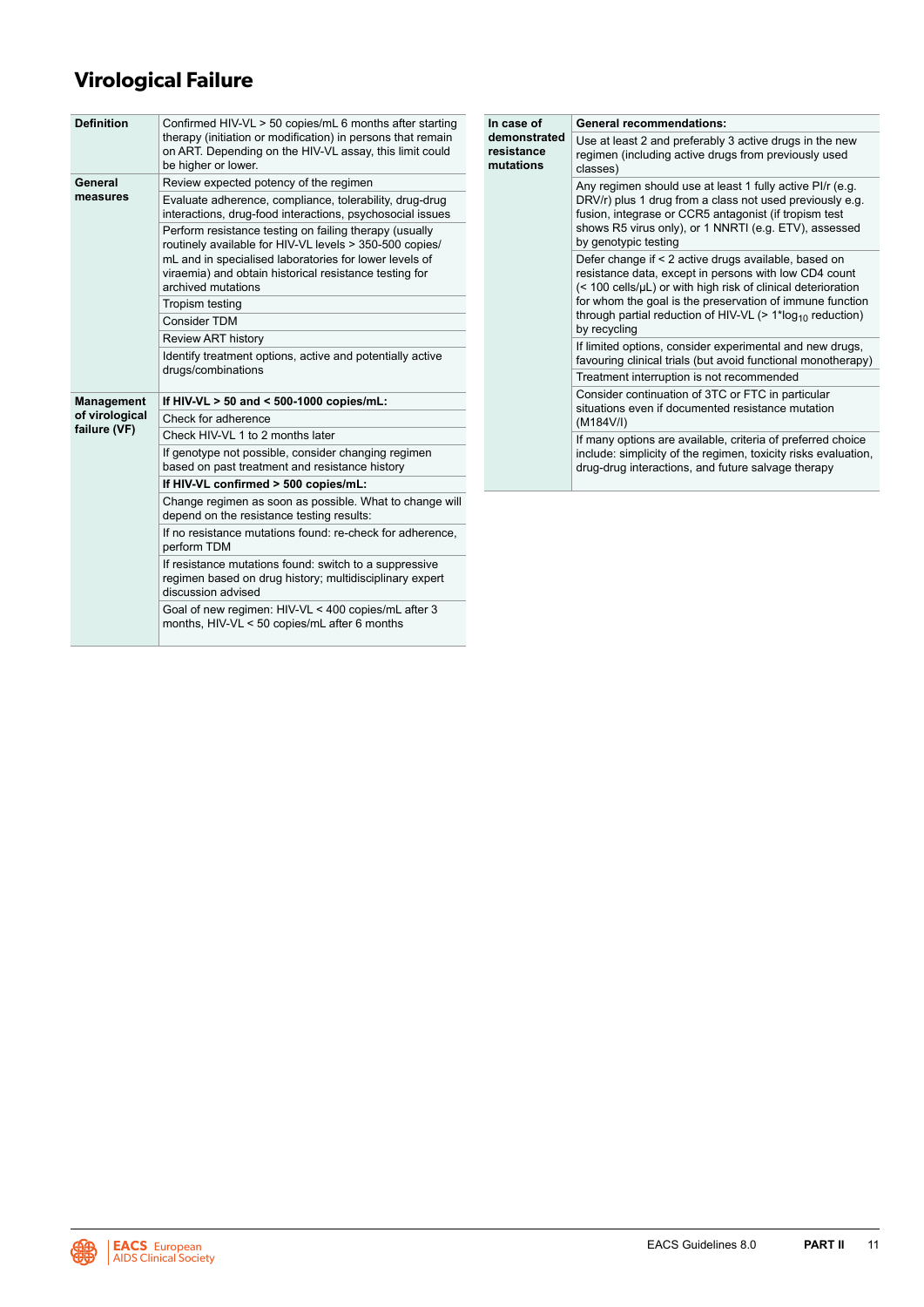# Virological Failure

| | |
|---|---|
| **Definition** | Confirmed HIV-VL > 50 copies/mL 6 months after starting therapy (initiation or modification) in persons that remain on ART. Depending on the HIV-VL assay, this limit could be higher or lower. |
| **General measures** | Review expected potency of the regimen |
| | Evaluate adherence, compliance, tolerability, drug-drug interactions, drug-food interactions, psychosocial issues |
| | Perform resistance testing on failing therapy (usually routinely available for HIV-VL levels > 350-500 copies/mL and in specialised laboratories for lower levels of viraemia) and obtain historical resistance testing for archived mutations |
| | Tropism testing |
| | Consider TDM |
| | Review ART history |
| | Identify treatment options, active and potentially active drugs/combinations |
| **Management of virological failure (VF)** | **If HIV-VL > 50 and < 500-1000 copies/mL:** |
| | Check for adherence |
| | Check HIV-VL 1 to 2 months later |
| | If genotype not possible, consider changing regimen based on past treatment and resistance history |
| | **If HIV-VL confirmed > 500 copies/mL:** |
| | Change regimen as soon as possible. What to change will depend on the resistance testing results: |
| | If no resistance mutations found: re-check for adherence, perform TDM |
| | If resistance mutations found: switch to a suppressive regimen based on drug history; multidisciplinary expert discussion advised |
| | Goal of new regimen: HIV-VL < 400 copies/mL after 3 months, HIV-VL < 50 copies/mL after 6 months |

| | |
|---|---|
| **In case of demonstrated resistance mutations** | **General recommendations:** |
| | Use at least 2 and preferably 3 active drugs in the new regimen (including active drugs from previously used classes) |
| | Any regimen should use at least 1 fully active PI/r (e.g. DRV/r) plus 1 drug from a class not used previously e.g. fusion, integrase or CCR5 antagonist (if tropism test shows R5 virus only), or 1 NNRTI (e.g. ETV), assessed by genotypic testing |
| | Defer change if < 2 active drugs available, based on resistance data, except in persons with low CD4 count (< 100 cells/μL) or with high risk of clinical deterioration for whom the goal is the preservation of immune function through partial reduction of HIV-VL (> 1*$\log_{10}$ reduction) by recycling |
| | If limited options, consider experimental and new drugs, favouring clinical trials (but avoid functional monotherapy) |
| | Treatment interruption is not recommended |
| | Consider continuation of 3TC or FTC in particular situations even if documented resistance mutation (M184V/I) |
| | If many options are available, criteria of preferred choice include: simplicity of the regimen, toxicity risks evaluation, drug-drug interactions, and future salvage therapy |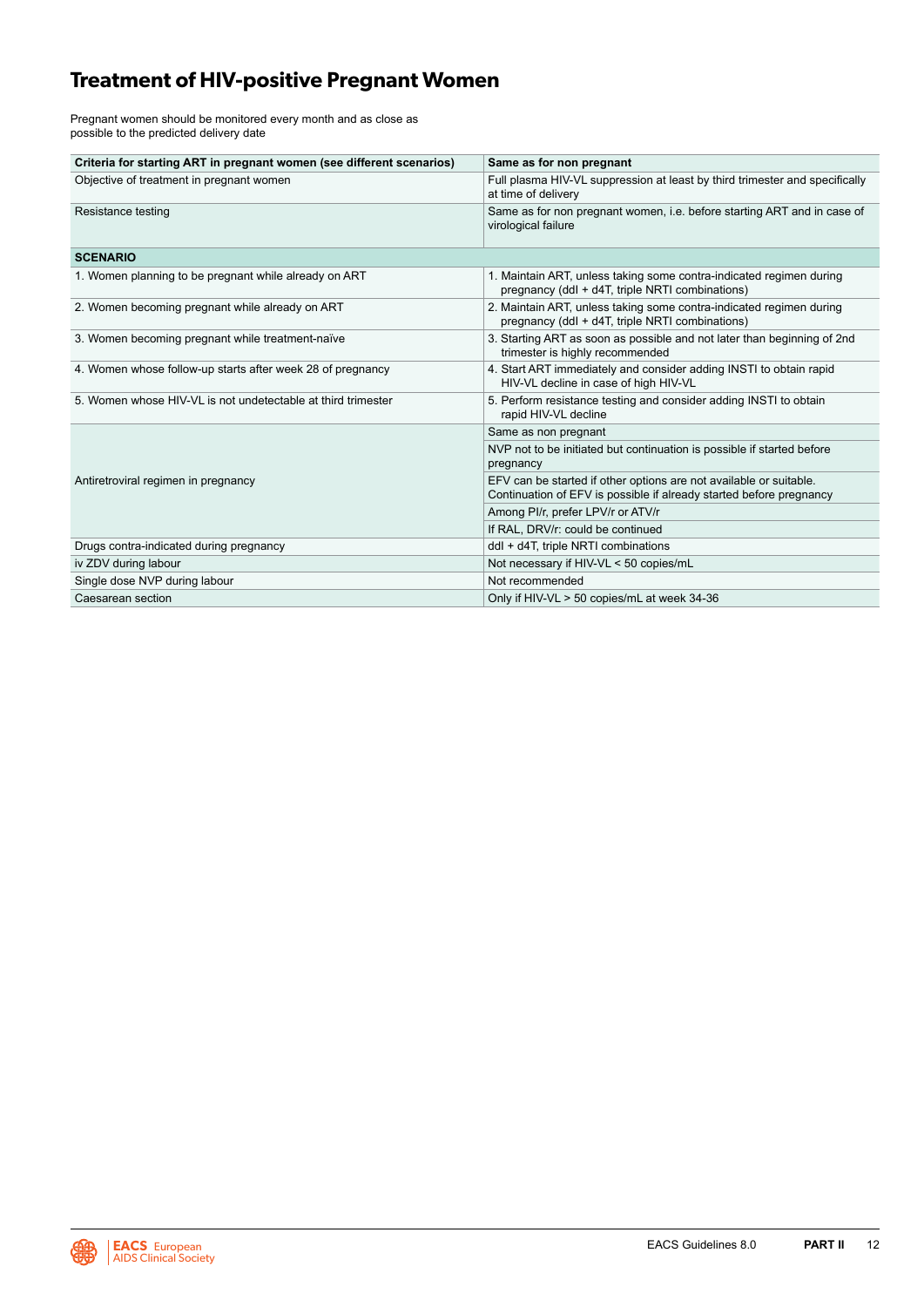# Treatment of HIV-positive Pregnant Women

Pregnant women should be monitored every month and as close as possible to the predicted delivery date

| Criteria for starting ART in pregnant women (see different scenarios) | Same as for non pregnant |
|---|---|
| Objective of treatment in pregnant women | Full plasma HIV-VL suppression at least by third trimester and specifically at time of delivery |
| Resistance testing | Same as for non pregnant women, i.e. before starting ART and in case of virological failure |
| **SCENARIO** | |
| 1. Women planning to be pregnant while already on ART | 1. Maintain ART, unless taking some contra-indicated regimen during pregnancy (ddI + d4T, triple NRTI combinations) |
| 2. Women becoming pregnant while already on ART | 2. Maintain ART, unless taking some contra-indicated regimen during pregnancy (ddI + d4T, triple NRTI combinations) |
| 3. Women becoming pregnant while treatment-naïve | 3. Starting ART as soon as possible and not later than beginning of 2nd trimester is highly recommended |
| 4. Women whose follow-up starts after week 28 of pregnancy | 4. Start ART immediately and consider adding INSTI to obtain rapid HIV-VL decline in case of high HIV-VL |
| 5. Women whose HIV-VL is not undetectable at third trimester | 5. Perform resistance testing and consider adding INSTI to obtain rapid HIV-VL decline |
| Antiretroviral regimen in pregnancy | Same as non pregnant |
| | NVP not to be initiated but continuation is possible if started before pregnancy |
| | EFV can be started if other options are not available or suitable. Continuation of EFV is possible if already started before pregnancy |
| | Among PI/r, prefer LPV/r or ATV/r |
| | If RAL, DRV/r: could be continued |
| Drugs contra-indicated during pregnancy | ddI + d4T, triple NRTI combinations |
| iv ZDV during labour | Not necessary if HIV-VL < 50 copies/mL |
| Single dose NVP during labour | Not recommended |
| Caesarean section | Only if HIV-VL > 50 copies/mL at week 34-36 |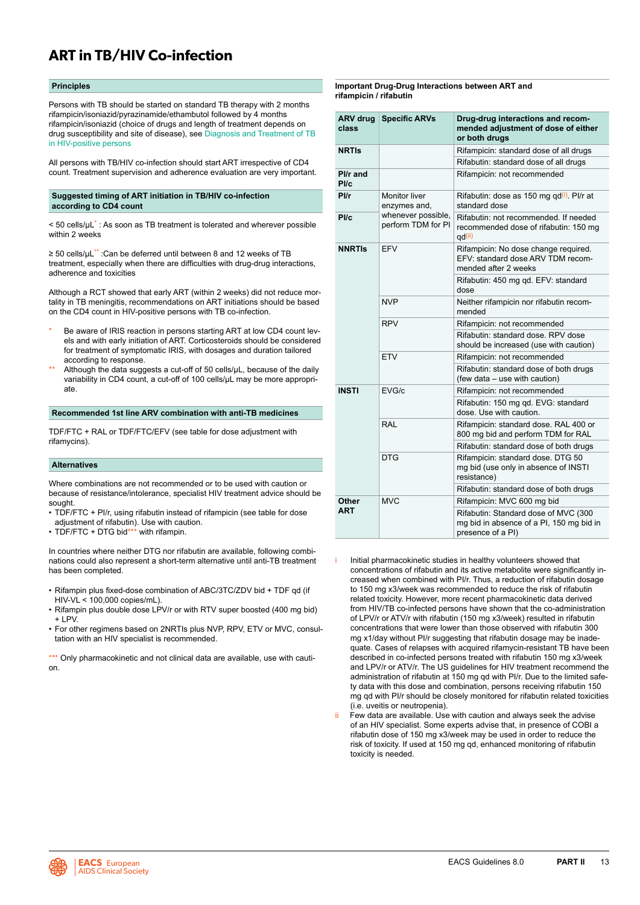# ART in TB/HIV Co-infection

## Principles

Persons with TB should be started on standard TB therapy with 2 months rifampicin/isoniazid/pyrazinamide/ethambutol followed by 4 months rifampicin/isoniazid (choice of drugs and length of treatment depends on drug susceptibility and site of disease), see Diagnosis and Treatment of TB in HIV-positive persons

All persons with TB/HIV co-infection should start ART irrespective of CD4 count. Treatment supervision and adherence evaluation are very important.

## Suggested timing of ART initiation in TB/HIV co-infection according to CD4 count

< 50 cells/μL* : As soon as TB treatment is tolerated and wherever possible within 2 weeks

≥ 50 cells/μL** :Can be deferred until between 8 and 12 weeks of TB treatment, especially when there are difficulties with drug-drug interactions, adherence and toxicities

Although a RCT showed that early ART (within 2 weeks) did not reduce mortality in TB meningitis, recommendations on ART initiations should be based on the CD4 count in HIV-positive persons with TB co-infection.

\* Be aware of IRIS reaction in persons starting ART at low CD4 count levels and with early initiation of ART. Corticosteroids should be considered for treatment of symptomatic IRIS, with dosages and duration tailored according to response.

\*\* Although the data suggests a cut-off of 50 cells/μL, because of the daily variability in CD4 count, a cut-off of 100 cells/μL may be more appropriate.

## Recommended 1st line ARV combination with anti-TB medicines

TDF/FTC + RAL or TDF/FTC/EFV (see table for dose adjustment with rifamycins).

## Alternatives

Where combinations are not recommended or to be used with caution or because of resistance/intolerance, specialist HIV treatment advice should be sought.

- TDF/FTC + PI/r, using rifabutin instead of rifampicin (see table for dose adjustment of rifabutin). Use with caution.
- TDF/FTC + DTG bid*** with rifampin.

In countries where neither DTG nor rifabutin are available, following combinations could also represent a short-term alternative until anti-TB treatment has been completed.

- Rifampin plus fixed-dose combination of ABC/3TC/ZDV bid + TDF qd (if HIV-VL < 100,000 copies/mL).
- Rifampin plus double dose LPV/r or with RTV super boosted (400 mg bid) + LPV.
- For other regimens based on 2NRTIs plus NVP, RPV, ETV or MVC, consultation with an HIV specialist is recommended.

\*\*\* Only pharmacokinetic and not clinical data are available, use with caution.

## Important Drug-Drug Interactions between ART and rifampicin / rifabutin

| ARV drug class | Specific ARVs | Drug-drug interactions and recommended adjustment of dose of either or both drugs |
|---|---|---|
| NRTIs | | Rifampicin: standard dose of all drugs |
| | | Rifabutin: standard dose of all drugs |
| PI/r and PI/c | | Rifampicin: not recommended |
| PI/r | Monitor liver enzymes and, whenever possible, perform TDM for PI | Rifabutin: dose as 150 mg qd[i]. PI/r at standard dose |
| PI/c | | Rifabutin: not recommended. If needed recommended dose of rifabutin: 150 mg qd[ii] |
| NNRTIs | EFV | Rifampicin: No dose change required. EFV: standard dose ARV TDM recommended after 2 weeks |
| | | Rifabutin: 450 mg qd. EFV: standard dose |
| | NVP | Neither rifampicin nor rifabutin recommended |
| | RPV | Rifampicin: not recommended |
| | | Rifabutin: standard dose. RPV dose should be increased (use with caution) |
| | ETV | Rifampicin: not recommended |
| | | Rifabutin: standard dose of both drugs (few data – use with caution) |
| INSTI | EVG/c | Rifampicin: not recommended |
| | | Rifabutin: 150 mg qd. EVG: standard dose. Use with caution. |
| | RAL | Rifampicin: standard dose. RAL 400 or 800 mg bid and perform TDM for RAL |
| | | Rifabutin: standard dose of both drugs |
| | DTG | Rifampicin: standard dose. DTG 50 mg bid (use only in absence of INSTI resistance) |
| | | Rifabutin: standard dose of both drugs |
| Other ART | MVC | Rifampicin: MVC 600 mg bid |
| | | Rifabutin: Standard dose of MVC (300 mg bid in absence of a PI, 150 mg bid in presence of a PI) |

i Initial pharmacokinetic studies in healthy volunteers showed that concentrations of rifabutin and its active metabolite were significantly increased when combined with PI/r. Thus, a reduction of rifabutin dosage to 150 mg x3/week was recommended to reduce the risk of rifabutin related toxicity. However, more recent pharmacokinetic data derived from HIV/TB co-infected persons have shown that the co-administration of LPV/r or ATV/r with rifabutin (150 mg x3/week) resulted in rifabutin concentrations that were lower than those observed with rifabutin 300 mg x1/day without PI/r suggesting that rifabutin dosage may be inadequate. Cases of relapses with acquired rifamycin-resistant TB have been described in co-infected persons treated with rifabutin 150 mg x3/week and LPV/r or ATV/r. The US guidelines for HIV treatment recommend the administration of rifabutin at 150 mg qd with PI/r. Due to the limited safety data with this dose and combination, persons receiving rifabutin 150 mg qd with PI/r should be closely monitored for rifabutin related toxicities (i.e. uveitis or neutropenia).

ii Few data are available. Use with caution and always seek the advise of an HIV specialist. Some experts advise that, in presence of COBI a rifabutin dose of 150 mg x3/week may be used in order to reduce the risk of toxicity. If used at 150 mg qd, enhanced monitoring of rifabutin toxicity is needed.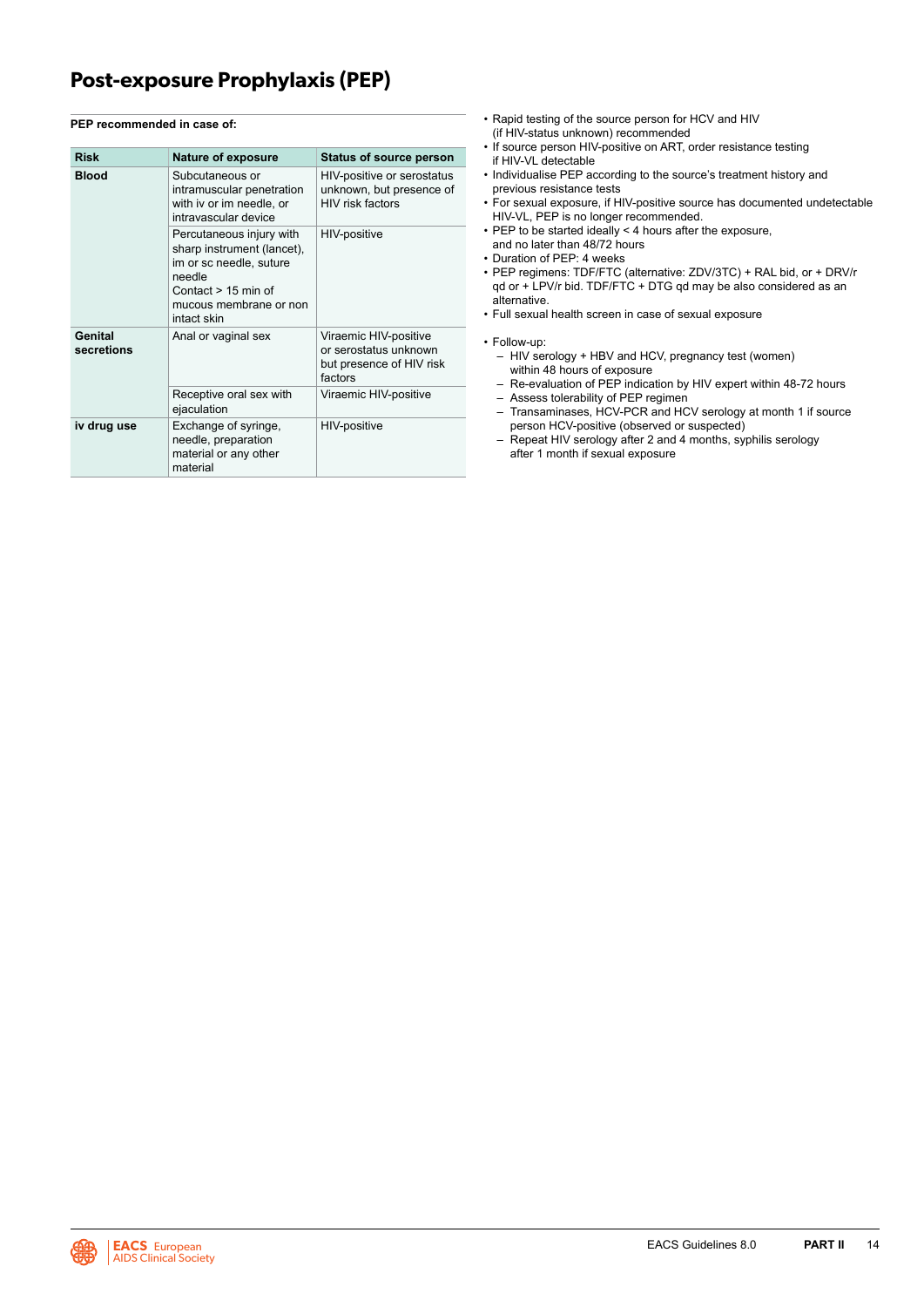# Post-exposure Prophylaxis (PEP)

**PEP recommended in case of:**

| Risk | Nature of exposure | Status of source person |
|---|---|---|
| **Blood** | Subcutaneous or intramuscular penetration with iv or im needle, or intravascular device | HIV-positive or serostatus unknown, but presence of HIV risk factors |
| | Percutaneous injury with sharp instrument (lancet), im or sc needle, suture needle<br>Contact > 15 min of mucous membrane or non intact skin | HIV-positive |
| **Genital secretions** | Anal or vaginal sex | Viraemic HIV-positive or serostatus unknown but presence of HIV risk factors |
| | Receptive oral sex with ejaculation | Viraemic HIV-positive |
| **iv drug use** | Exchange of syringe, needle, preparation material or any other material | HIV-positive |

- Rapid testing of the source person for HCV and HIV (if HIV-status unknown) recommended
- If source person HIV-positive on ART, order resistance testing if HIV-VL detectable
- Individualise PEP according to the source's treatment history and previous resistance tests
- For sexual exposure, if HIV-positive source has documented undetectable HIV-VL, PEP is no longer recommended.
- PEP to be started ideally < 4 hours after the exposure, and no later than 48/72 hours
- Duration of PEP: 4 weeks
- PEP regimens: TDF/FTC (alternative: ZDV/3TC) + RAL bid, or + DRV/r qd or + LPV/r bid. TDF/FTC + DTG qd may be also considered as an alternative.
- Full sexual health screen in case of sexual exposure

- Follow-up:
  - HIV serology + HBV and HCV, pregnancy test (women) within 48 hours of exposure
  - Re-evaluation of PEP indication by HIV expert within 48-72 hours
  - Assess tolerability of PEP regimen
  - Transaminases, HCV-PCR and HCV serology at month 1 if source person HCV-positive (observed or suspected)
  - Repeat HIV serology after 2 and 4 months, syphilis serology after 1 month if sexual exposure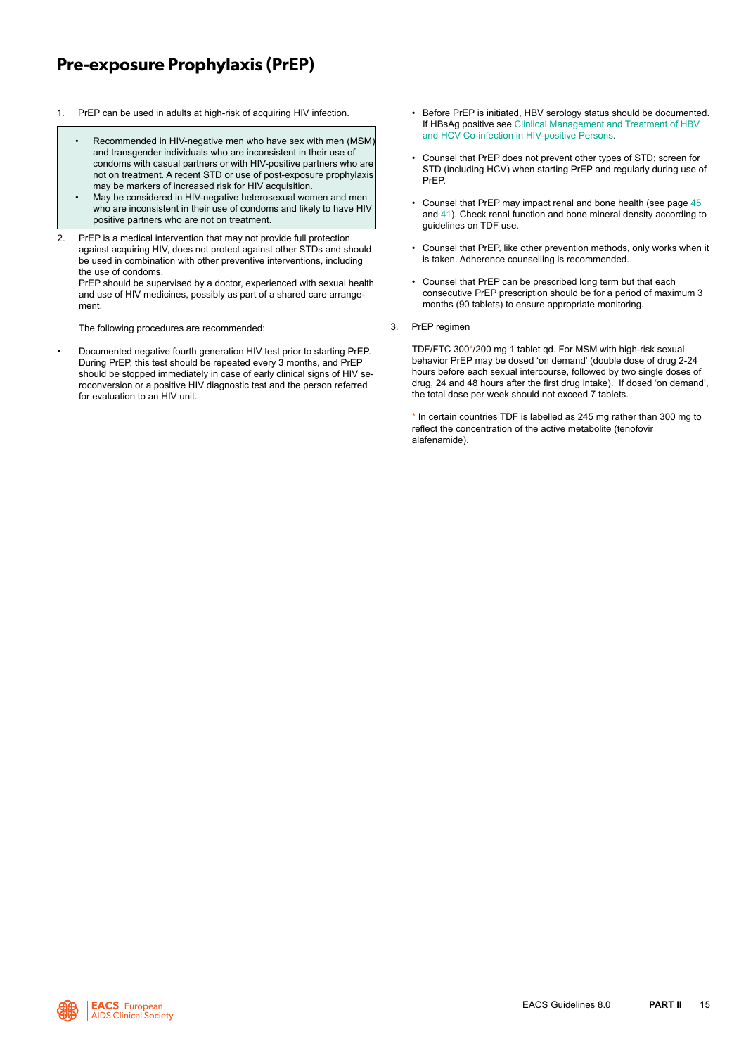# Pre-exposure Prophylaxis (PrEP)

1. PrEP can be used in adults at high-risk of acquiring HIV infection.

   - Recommended in HIV-negative men who have sex with men (MSM) and transgender individuals who are inconsistent in their use of condoms with casual partners or with HIV-positive partners who are not on treatment. A recent STD or use of post-exposure prophylaxis may be markers of increased risk for HIV acquisition.
   - May be considered in HIV-negative heterosexual women and men who are inconsistent in their use of condoms and likely to have HIV positive partners who are not on treatment.

2. PrEP is a medical intervention that may not provide full protection against acquiring HIV, does not protect against other STDs and should be used in combination with other preventive interventions, including the use of condoms.
   PrEP should be supervised by a doctor, experienced with sexual health and use of HIV medicines, possibly as part of a shared care arrangement.

   The following procedures are recommended:

- Documented negative fourth generation HIV test prior to starting PrEP. During PrEP, this test should be repeated every 3 months, and PrEP should be stopped immediately in case of early clinical signs of HIV seroconversion or a positive HIV diagnostic test and the person referred for evaluation to an HIV unit.
- Before PrEP is initiated, HBV serology status should be documented. If HBsAg positive see Clinlical Management and Treatment of HBV and HCV Co-infection in HIV-positive Persons.
- Counsel that PrEP does not prevent other types of STD; screen for STD (including HCV) when starting PrEP and regularly during use of PrEP.
- Counsel that PrEP may impact renal and bone health (see page 45 and 41). Check renal function and bone mineral density according to guidelines on TDF use.
- Counsel that PrEP, like other prevention methods, only works when it is taken. Adherence counselling is recommended.
- Counsel that PrEP can be prescribed long term but that each consecutive PrEP prescription should be for a period of maximum 3 months (90 tablets) to ensure appropriate monitoring.

3. PrEP regimen

   TDF/FTC 300*/200 mg 1 tablet qd. For MSM with high-risk sexual behavior PrEP may be dosed 'on demand' (double dose of drug 2-24 hours before each sexual intercourse, followed by two single doses of drug, 24 and 48 hours after the first drug intake). If dosed 'on demand', the total dose per week should not exceed 7 tablets.

   \* In certain countries TDF is labelled as 245 mg rather than 300 mg to reflect the concentration of the active metabolite (tenofovir alafenamide).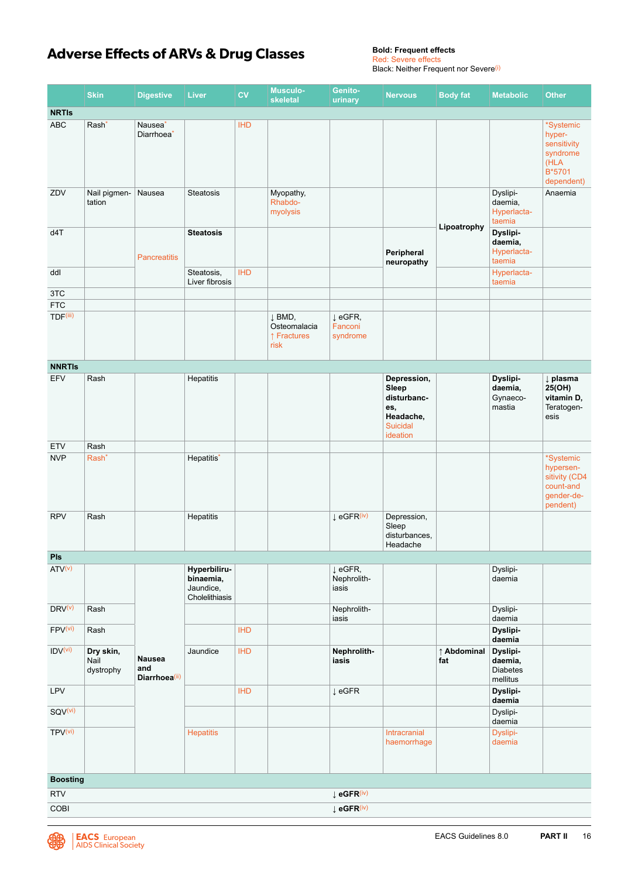# Adverse Effects of ARVs & Drug Classes

**Bold: Frequent effects**
Red: Severe effects
Black: Neither Frequent nor Severe[(i)]

| | Skin | Digestive | Liver | CV | Musculo-skeletal | Genito-urinary | Nervous | Body fat | Metabolic | Other |
|---|---|---|---|---|---|---|---|---|---|---|
| **NRTIs** | | | | | | | | | | |
| ABC | Rash* | Nausea* Diarrhoea* | | IHD | | | | | | *Systemic hyper-sensitivity syndrome (HLA B*5701 dependent) |
| ZDV | Nail pigmentation | Nausea | Steatosis | | Myopathy, Rhabdo-myolysis | | | **Lipoatrophy** | Dyslipi-daemia, Hyperlacta-taemia | Anaemia |
| d4T | | Pancreatitis | **Steatosis** | | | | **Peripheral neuropathy** | **Lipoatrophy** | **Dyslipi-daemia,** Hyperlacta-taemia | |
| ddI | | Pancreatitis | Steatosis, Liver fibrosis | IHD | | | **Peripheral neuropathy** | | Hyperlacta-taemia | |
| 3TC | | | | | | | | | | |
| FTC | | | | | | | | | | |
| TDF[(iii)] | | | | | ↓ BMD, Osteomalacia ↑ Fractures risk | ↓ eGFR, Fanconi syndrome | | | | |
| **NNRTIs** | | | | | | | | | | |
| EFV | Rash | | Hepatitis | | | | **Depression, Sleep disturbances, Headache,** Suicidal ideation | | **Dyslipi-daemia,** Gynaeco-mastia | **↓ plasma 25(OH) vitamin D,** Teratogen-esis |
| ETV | Rash | | | | | | | | | |
| NVP | Rash* | | Hepatitis* | | | | | | | *Systemic hypersen-sitivity (CD4 count-and gender-de-pendent) |
| RPV | Rash | | Hepatitis | | | ↓ eGFR[(iv)] | Depression, Sleep disturbances, Headache | | | |
| **PIs** | | | | | | | | | | |
| ATV[(v)] | | **Nausea and Diarrhoea**[(ii)] | **Hyperbiliru-binaemia,** Jaundice, Cholelithiasis | | | ↓ eGFR, Nephrolith-iasis | | | Dyslipi-daemia | |
| DRV[(v)] | Rash | **Nausea and Diarrhoea**[(ii)] | | | | Nephrolith-iasis | | | Dyslipi-daemia | |
| FPV[(vi)] | Rash | **Nausea and Diarrhoea**[(ii)] | | IHD | | | | | **Dyslipi-daemia** | |
| IDV[(vi)] | **Dry skin,** Nail dystrophy | **Nausea and Diarrhoea**[(ii)] | Jaundice | IHD | | **Nephrolith-iasis** | | **↑ Abdominal fat** | **Dyslipi-daemia,** Diabetes mellitus | |
| LPV | | **Nausea and Diarrhoea**[(ii)] | | IHD | | ↓ eGFR | | | **Dyslipi-daemia** | |
| SQV[(vi)] | | **Nausea and Diarrhoea**[(ii)] | | | | | | | Dyslipi-daemia | |
| TPV[(vi)] | | **Nausea and Diarrhoea**[(ii)] | Hepatitis | | | | Intracranial haemorrhage | | Dyslipi-daemia | |
| **Boosting** | | | | | | | | | | |
| RTV | | | | | | **↓ eGFR**[(iv)] | | | | |
| COBI | | | | | | **↓ eGFR**[(iv)] | | | | |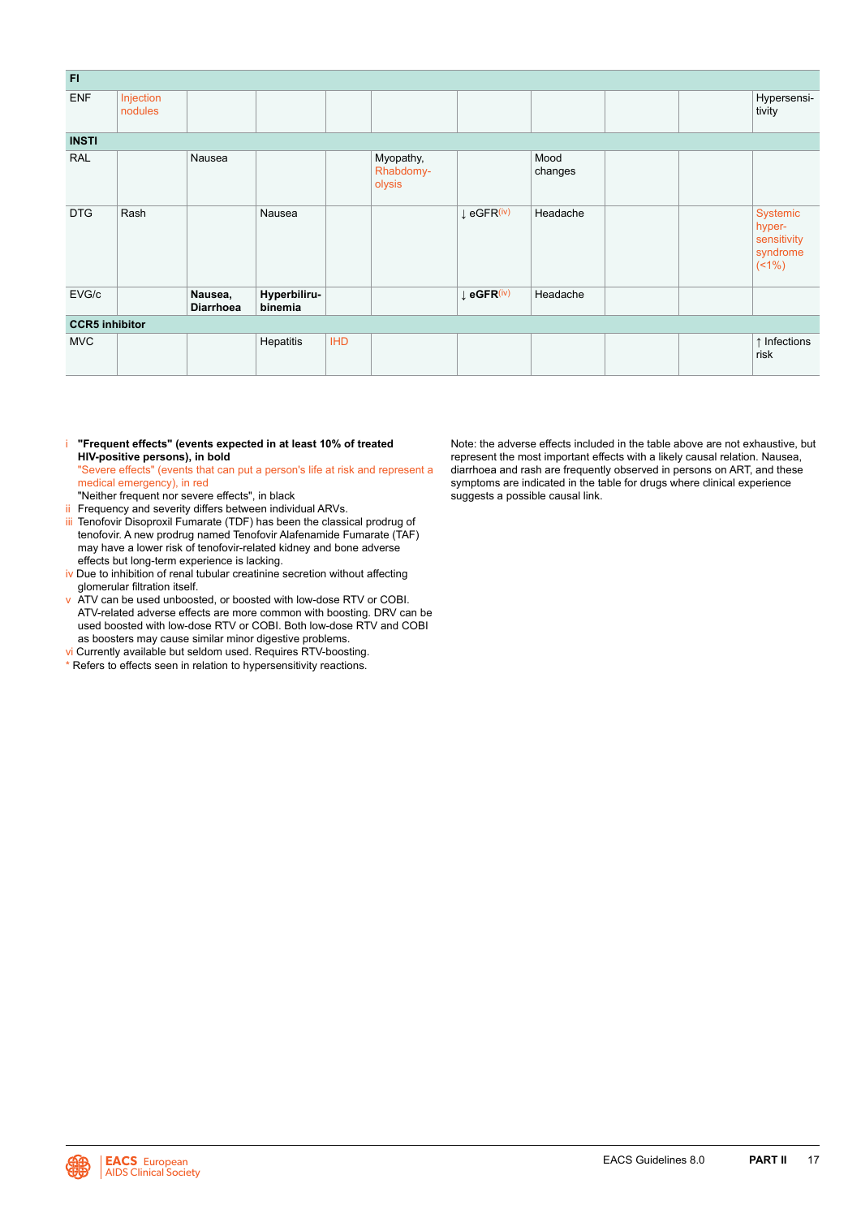| **FI** | | | | | | | | | | |
|---|---|---|---|---|---|---|---|---|---|---|
| ENF | Injection nodules | | | | | | | | | Hypersensitivity |
| **INSTI** | | | | | | | | | | |
| RAL | | Nausea | | | Myopathy, Rhabdomyolysis | | Mood changes | | | |
| DTG | Rash | | Nausea | | | ↓ eGFR[(iv)] | Headache | | | Systemic hypersensitivity syndrome (<1%) |
| EVG/c | | **Nausea, Diarrhoea** | **Hyperbilirubinemia** | | | ↓ **eGFR**[(iv)] | Headache | | | |
| **CCR5 inhibitor** | | | | | | | | | | |
| MVC | | | Hepatitis | IHD | | | | | | ↑ Infections risk |

i **"Frequent effects" (events expected in at least 10% of treated HIV-positive persons), in bold**
"Severe effects" (events that can put a person's life at risk and represent a medical emergency), in red
"Neither frequent nor severe effects", in black

ii Frequency and severity differs between individual ARVs.

iii Tenofovir Disoproxil Fumarate (TDF) has been the classical prodrug of tenofovir. A new prodrug named Tenofovir Alafenamide Fumarate (TAF) may have a lower risk of tenofovir-related kidney and bone adverse effects but long-term experience is lacking.

iv Due to inhibition of renal tubular creatinine secretion without affecting glomerular filtration itself.

v ATV can be used unboosted, or boosted with low-dose RTV or COBI. ATV-related adverse effects are more common with boosting. DRV can be used boosted with low-dose RTV or COBI. Both low-dose RTV and COBI as boosters may cause similar minor digestive problems.

vi Currently available but seldom used. Requires RTV-boosting.

* Refers to effects seen in relation to hypersensitivity reactions.

Note: the adverse effects included in the table above are not exhaustive, but represent the most important effects with a likely causal relation. Nausea, diarrhoea and rash are frequently observed in persons on ART, and these symptoms are indicated in the table for drugs where clinical experience suggests a possible causal link.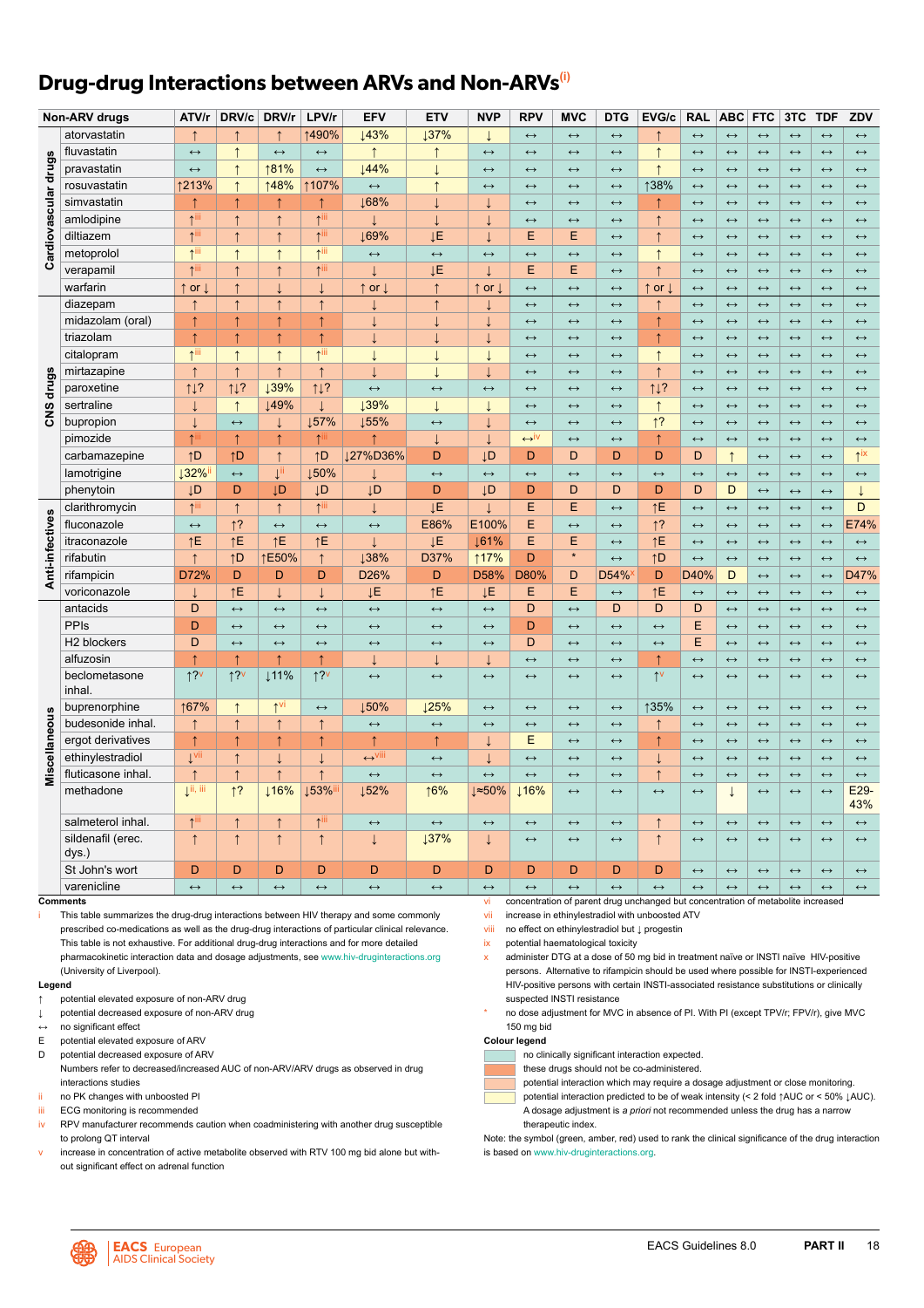# Drug-drug Interactions between ARVs and Non-ARVs[i]

| | Non-ARV drugs | ATV/r | DRV/c | DRV/r | LPV/r | EFV | ETV | NVP | RPV | MVC | DTG | EVG/c | RAL | ABC | FTC | 3TC | TDF | ZDV |
|---|---|---|---|---|---|---|---|---|---|---|---|---|---|---|---|---|---|---|
| Cardiovascular drugs | atorvastatin | ↑ | ↑ | ↑ | ↑490% | ↓43% | ↓37% | ↓ | ↔ | ↔ | ↔ | ↑ | ↔ | ↔ | ↔ | ↔ | ↔ | ↔ |
| | fluvastatin | ↔ | ↑ | ↔ | ↔ | ↑ | ↑ | ↔ | ↔ | ↔ | ↔ | ↑ | ↔ | ↔ | ↔ | ↔ | ↔ | ↔ |
| | pravastatin | ↔ | ↑ | ↑81% | ↔ | ↓44% | ↓ | ↔ | ↔ | ↔ | ↔ | ↑ | ↔ | ↔ | ↔ | ↔ | ↔ | ↔ |
| | rosuvastatin | ↑213% | ↑ | ↑48% | ↑107% | ↔ | ↑ | ↔ | ↔ | ↔ | ↔ | ↑38% | ↔ | ↔ | ↔ | ↔ | ↔ | ↔ |
| | simvastatin | ↑ | ↑ | ↑ | ↑ | ↓68% | ↓ | ↓ | ↔ | ↔ | ↔ | ↑ | ↔ | ↔ | ↔ | ↔ | ↔ | ↔ |
| | amlodipine | ↑[iii] | ↑ | ↑ | ↑[iii] | ↓ | ↓ | ↓ | ↔ | ↔ | ↔ | ↑ | ↔ | ↔ | ↔ | ↔ | ↔ | ↔ |
| | diltiazem | ↑[iii] | ↑ | ↑ | ↑[iii] | ↓69% | ↓E | ↓ | E | E | ↔ | ↑ | ↔ | ↔ | ↔ | ↔ | ↔ | ↔ |
| | metoprolol | ↑[iii] | ↑ | ↑ | ↑[iii] | ↔ | ↔ | ↔ | ↔ | ↔ | ↔ | ↑ | ↔ | ↔ | ↔ | ↔ | ↔ | ↔ |
| | verapamil | ↑[iii] | ↑ | ↑ | ↑[iii] | ↓ | ↓E | ↓ | E | E | ↔ | ↑ | ↔ | ↔ | ↔ | ↔ | ↔ | ↔ |
| | warfarin | ↑ or ↓ | ↑ | ↓ | ↓ | ↑ or ↓ | ↑ | ↑ or ↓ | ↔ | ↔ | ↔ | ↑ or ↓ | ↔ | ↔ | ↔ | ↔ | ↔ | ↔ |
| CNS drugs | diazepam | ↑ | ↑ | ↑ | ↑ | ↓ | ↑ | ↓ | ↔ | ↔ | ↔ | ↑ | ↔ | ↔ | ↔ | ↔ | ↔ | ↔ |
| | midazolam (oral) | ↑ | ↑ | ↑ | ↑ | ↓ | ↓ | ↓ | ↔ | ↔ | ↔ | ↑ | ↔ | ↔ | ↔ | ↔ | ↔ | ↔ |
| | triazolam | ↑ | ↑ | ↑ | ↑ | ↓ | ↓ | ↓ | ↔ | ↔ | ↔ | ↑ | ↔ | ↔ | ↔ | ↔ | ↔ | ↔ |
| | citalopram | ↑[iii] | ↑ | ↑ | ↑[iii] | ↓ | ↓ | ↓ | ↔ | ↔ | ↔ | ↑ | ↔ | ↔ | ↔ | ↔ | ↔ | ↔ |
| | mirtazapine | ↑ | ↑ | ↑ | ↑ | ↓ | ↓ | ↓ | ↔ | ↔ | ↔ | ↑ | ↔ | ↔ | ↔ | ↔ | ↔ | ↔ |
| | paroxetine | ↑↓? | ↑↓? | ↓39% | ↑↓? | ↔ | ↔ | ↔ | ↔ | ↔ | ↔ | ↑↓? | ↔ | ↔ | ↔ | ↔ | ↔ | ↔ |
| | sertraline | ↓ | ↑ | ↓49% | ↓ | ↓39% | ↓ | ↓ | ↔ | ↔ | ↔ | ↑ | ↔ | ↔ | ↔ | ↔ | ↔ | ↔ |
| | bupropion | ↓ | ↔ | ↓ | ↓57% | ↓55% | ↔ | ↓ | ↔ | ↔ | ↔ | ↑? | ↔ | ↔ | ↔ | ↔ | ↔ | ↔ |
| | pimozide | ↑[iii] | ↑ | ↑ | ↑[iii] | ↑ | ↓ | ↓ | ↔[iv] | ↔ | ↔ | ↑ | ↔ | ↔ | ↔ | ↔ | ↔ | ↔ |
| | carbamazepine | ↑D | ↑D | ↑ | ↑D | ↓27%D36% | D | ↓D | D | D | D | D | D | ↑ | ↔ | ↔ | ↔ | ↑[ix] |
| | lamotrigine | ↓32%[ii] | ↔ | ↓[ii] | ↓50% | ↓ | ↔ | ↔ | ↔ | ↔ | ↔ | ↔ | ↔ | ↔ | ↔ | ↔ | ↔ | ↔ |
| | phenytoin | ↓D | D | ↓D | ↓D | ↓D | D | ↓D | D | D | D | D | D | D | ↔ | ↔ | ↔ | ↓ |
| Anti-infectives | clarithromycin | ↑[iii] | ↑ | ↑ | ↑[iii] | ↓ | ↓E | ↓ | E | E | ↔ | ↑E | ↔ | ↔ | ↔ | ↔ | ↔ | D |
| | fluconazole | ↔ | ↑? | ↔ | ↔ | ↔ | E86% | E100% | E | ↔ | ↔ | ↑? | ↔ | ↔ | ↔ | ↔ | ↔ | E74% |
| | itraconazole | ↑E | ↑E | ↑E | ↑E | ↓ | ↓E | ↓61% | E | E | ↔ | ↑E | ↔ | ↔ | ↔ | ↔ | ↔ | ↔ |
| | rifabutin | ↑ | ↑D | ↑E50% | ↑ | ↓38% | D37% | ↑17% | D | * | ↔ | ↑D | ↔ | ↔ | ↔ | ↔ | ↔ | ↔ |
| | rifampicin | D72% | D | D | D | D26% | D | D58% | D80% | D | D54%[x] | D | D40% | D | ↔ | ↔ | ↔ | D47% |
| | voriconazole | ↓ | ↑E | ↓ | ↓ | ↓E | ↑E | ↓E | E | E | ↔ | ↑E | ↔ | ↔ | ↔ | ↔ | ↔ | ↔ |
| Miscellaneous | antacids | D | ↔ | ↔ | ↔ | ↔ | ↔ | ↔ | D | ↔ | D | D | D | ↔ | ↔ | ↔ | ↔ | ↔ |
| | PPIs | D | ↔ | ↔ | ↔ | ↔ | ↔ | ↔ | D | ↔ | ↔ | ↔ | E | ↔ | ↔ | ↔ | ↔ | ↔ |
| | H2 blockers | D | ↔ | ↔ | ↔ | ↔ | ↔ | ↔ | D | ↔ | ↔ | ↔ | E | ↔ | ↔ | ↔ | ↔ | ↔ |
| | alfuzosin | ↑ | ↑ | ↑ | ↑ | ↓ | ↓ | ↓ | ↔ | ↔ | ↔ | ↑ | ↔ | ↔ | ↔ | ↔ | ↔ | ↔ |
| | beclometasone inhal. | ↑?[v] | ↑?[v] | ↓11% | ↑?[v] | ↔ | ↔ | ↔ | ↔ | ↔ | ↔ | ↑[v] | ↔ | ↔ | ↔ | ↔ | ↔ | ↔ |
| | buprenorphine | ↑67% | ↑ | ↑[vi] | ↔ | ↓50% | ↓25% | ↔ | ↔ | ↔ | ↔ | ↑35% | ↔ | ↔ | ↔ | ↔ | ↔ | ↔ |
| | budesonide inhal. | ↑ | ↑ | ↑ | ↑ | ↔ | ↔ | ↔ | ↔ | ↔ | ↔ | ↑ | ↔ | ↔ | ↔ | ↔ | ↔ | ↔ |
| | ergot derivatives | ↑ | ↑ | ↑ | ↑ | ↑ | ↑ | ↓ | E | ↔ | ↔ | ↑ | ↔ | ↔ | ↔ | ↔ | ↔ | ↔ |
| | ethinylestradiol | ↓[vii] | ↑ | ↓ | ↓ | ↔[viii] | ↔ | ↓ | ↔ | ↔ | ↔ | ↓ | ↔ | ↔ | ↔ | ↔ | ↔ | ↔ |
| | fluticasone inhal. | ↑ | ↑ | ↑ | ↑ | ↔ | ↔ | ↔ | ↔ | ↔ | ↔ | ↑ | ↔ | ↔ | ↔ | ↔ | ↔ | ↔ |
| | methadone | ↓[ii, iii] | ↑? | ↓16% | ↓53%[iii] | ↓52% | ↑6% | ↓≈50% | ↓16% | ↔ | ↔ | ↔ | ↔ | ↓ | ↔ | ↔ | ↔ | E29-43% |
| | salmeterol inhal. | ↑[iii] | ↑ | ↑ | ↑[iii] | ↔ | ↔ | ↔ | ↔ | ↔ | ↔ | ↑ | ↔ | ↔ | ↔ | ↔ | ↔ | ↔ |
| | sildenafil (erec. dys.) | ↑ | ↑ | ↑ | ↑ | ↓ | ↓37% | ↓ | ↔ | ↔ | ↔ | ↑ | ↔ | ↔ | ↔ | ↔ | ↔ | ↔ |
| | St John's wort | D | D | D | D | D | D | D | D | D | D | D | ↔ | ↔ | ↔ | ↔ | ↔ | ↔ |
| | varenicline | ↔ | ↔ | ↔ | ↔ | ↔ | ↔ | ↔ | ↔ | ↔ | ↔ | ↔ | ↔ | ↔ | ↔ | ↔ | ↔ | ↔ |

**Comments**

- i This table summarizes the drug-drug interactions between HIV therapy and some commonly prescribed co-medications as well as the drug-drug interactions of particular clinical relevance. This table is not exhaustive. For additional drug-drug interactions and for more detailed pharmacokinetic interaction data and dosage adjustments, see www.hiv-druginteractions.org (University of Liverpool).

**Legend**

- ↑ potential elevated exposure of non-ARV drug
- ↓ potential decreased exposure of non-ARV drug
- ↔ no significant effect
- E potential elevated exposure of ARV
- D potential decreased exposure of ARV

Numbers refer to decreased/increased AUC of non-ARV/ARV drugs as observed in drug interactions studies

- ii no PK changes with unboosted PI
- iii ECG monitoring is recommended
- iv RPV manufacturer recommends caution when coadministering with another drug susceptible to prolong QT interval
- v increase in concentration of active metabolite observed with RTV 100 mg bid alone but without significant effect on adrenal function
- vi concentration of parent drug unchanged but concentration of metabolite increased
- vii increase in ethinylestradiol with unboosted ATV
- viii no effect on ethinylestradiol but ↓ progestin
- ix potential haematological toxicity
- x administer DTG at a dose of 50 mg bid in treatment naïve or INSTI naïve HIV-positive persons. Alternative to rifampicin should be used where possible for INSTI-experienced HIV-positive persons with certain INSTI-associated resistance substitutions or clinically suspected INSTI resistance
- \* no dose adjustment for MVC in absence of PI. With PI (except TPV/r; FPV/r), give MVC 150 mg bid

**Colour legend**

- (green) no clinically significant interaction expected.
- (red) these drugs should not be co-administered.
- (amber) potential interaction which may require a dosage adjustment or close monitoring.
- (yellow) potential interaction predicted to be of weak intensity (< 2 fold ↑AUC or < 50% ↓AUC). A dosage adjustment is *a priori* not recommended unless the drug has a narrow therapeutic index.

Note: the symbol (green, amber, red) used to rank the clinical significance of the drug interaction is based on www.hiv-druginteractions.org.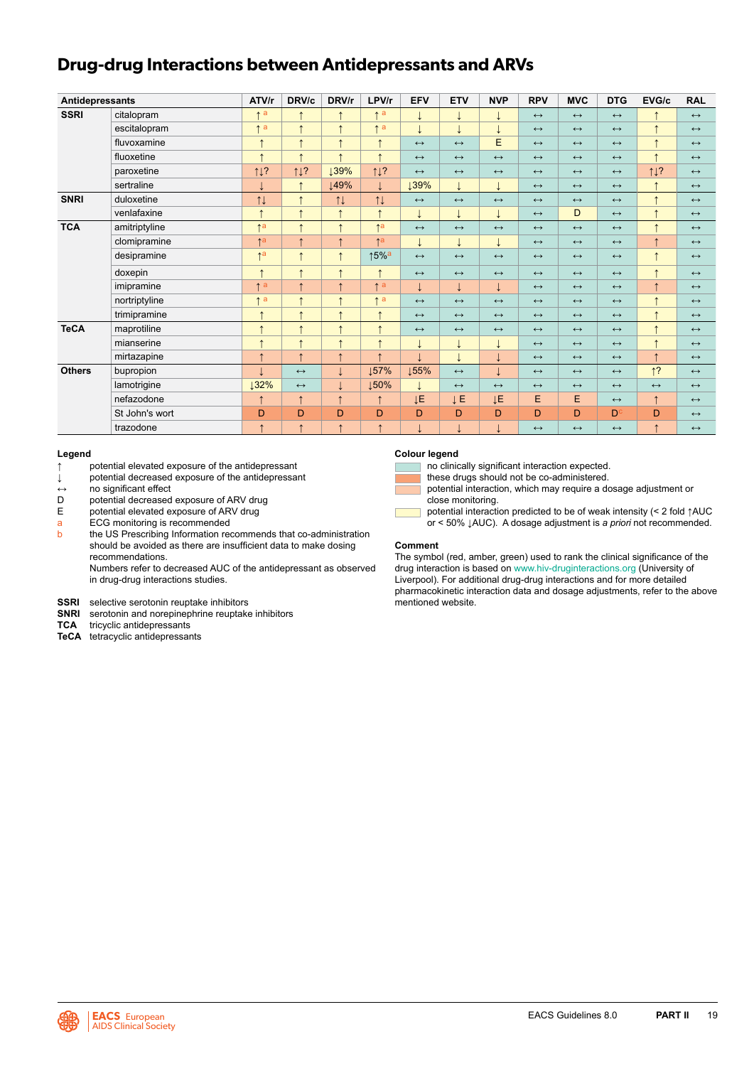# Drug-drug Interactions between Antidepressants and ARVs

| Antidepressants | | ATV/r | DRV/c | DRV/r | LPV/r | EFV | ETV | NVP | RPV | MVC | DTG | EVG/c | RAL |
|---|---|---|---|---|---|---|---|---|---|---|---|---|---|
| **SSRI** | citalopram | ↑[a] | ↑ | ↑ | ↑[a] | ↓ | ↓ | ↓ | ↔ | ↔ | ↔ | ↑ | ↔ |
| | escitalopram | ↑[a] | ↑ | ↑ | ↑[a] | ↓ | ↓ | ↓ | ↔ | ↔ | ↔ | ↑ | ↔ |
| | fluvoxamine | ↑ | ↑ | ↑ | ↑ | ↔ | ↔ | E | ↔ | ↔ | ↔ | ↑ | ↔ |
| | fluoxetine | ↑ | ↑ | ↑ | ↑ | ↔ | ↔ | ↔ | ↔ | ↔ | ↔ | ↑ | ↔ |
| | paroxetine | ↑↓? | ↑↓? | ↓39% | ↑↓? | ↔ | ↔ | ↔ | ↔ | ↔ | ↔ | ↑↓? | ↔ |
| | sertraline | ↓ | ↑ | ↓49% | ↓ | ↓39% | ↓ | ↓ | ↔ | ↔ | ↔ | ↑ | ↔ |
| **SNRI** | duloxetine | ↑↓ | ↑ | ↑↓ | ↑↓ | ↔ | ↔ | ↔ | ↔ | ↔ | ↔ | ↑ | ↔ |
| | venlafaxine | ↑ | ↑ | ↑ | ↑ | ↓ | ↓ | ↓ | ↔ | D | ↔ | ↑ | ↔ |
| **TCA** | amitriptyline | ↑[a] | ↑ | ↑ | ↑[a] | ↔ | ↔ | ↔ | ↔ | ↔ | ↔ | ↑ | ↔ |
| | clomipramine | ↑[a] | ↑ | ↑ | ↑[a] | ↓ | ↓ | ↓ | ↔ | ↔ | ↔ | ↑ | ↔ |
| | desipramine | ↑[a] | ↑ | ↑ | ↑5%[a] | ↔ | ↔ | ↔ | ↔ | ↔ | ↔ | ↑ | ↔ |
| | doxepin | ↑ | ↑ | ↑ | ↑ | ↔ | ↔ | ↔ | ↔ | ↔ | ↔ | ↑ | ↔ |
| | imipramine | ↑[a] | ↑ | ↑ | ↑[a] | ↓ | ↓ | ↓ | ↔ | ↔ | ↔ | ↑ | ↔ |
| | nortriptyline | ↑[a] | ↑ | ↑ | ↑[a] | ↔ | ↔ | ↔ | ↔ | ↔ | ↔ | ↑ | ↔ |
| | trimipramine | ↑ | ↑ | ↑ | ↑ | ↔ | ↔ | ↔ | ↔ | ↔ | ↔ | ↑ | ↔ |
| **TeCA** | maprotiline | ↑ | ↑ | ↑ | ↑ | ↔ | ↔ | ↔ | ↔ | ↔ | ↔ | ↑ | ↔ |
| | mianserine | ↑ | ↑ | ↑ | ↑ | ↓ | ↓ | ↓ | ↔ | ↔ | ↔ | ↑ | ↔ |
| | mirtazapine | ↑ | ↑ | ↑ | ↑ | ↓ | ↓ | ↓ | ↔ | ↔ | ↔ | ↑ | ↔ |
| **Others** | bupropion | ↓ | ↔ | ↓ | ↓57% | ↓55% | ↔ | ↓ | ↔ | ↔ | ↔ | ↑? | ↔ |
| | lamotrigine | ↓32% | ↔ | ↓ | ↓50% | ↓ | ↔ | ↔ | ↔ | ↔ | ↔ | ↔ | ↔ |
| | nefazodone | ↑ | ↑ | ↑ | ↑ | ↓E | ↓E | ↓E | E | E | ↔ | ↑ | ↔ |
| | St John's wort | D | D | D | D | D | D | D | D | D | D[c] | D | ↔ |
| | trazodone | ↑ | ↑ | ↑ | ↑ | ↓ | ↓ | ↓ | ↔ | ↔ | ↔ | ↑ | ↔ |

**Legend**

- ↑ potential elevated exposure of the antidepressant
- ↓ potential decreased exposure of the antidepressant
- ↔ no significant effect
- D potential decreased exposure of ARV drug
- E potential elevated exposure of ARV drug
- a ECG monitoring is recommended
- b the US Prescribing Information recommends that co-administration should be avoided as there are insufficient data to make dosing recommendations.

Numbers refer to decreased AUC of the antidepressant as observed in drug-drug interactions studies.

- **SSRI** selective serotonin reuptake inhibitors
- **SNRI** serotonin and norepinephrine reuptake inhibitors
- **TCA** tricyclic antidepressants
- **TeCA** tetracyclic antidepressants

**Colour legend**

- (green) no clinically significant interaction expected.
- (red) these drugs should not be co-administered.
- (amber) potential interaction, which may require a dosage adjustment or close monitoring.
- (yellow) potential interaction predicted to be of weak intensity (< 2 fold ↑AUC or < 50% ↓AUC). A dosage adjustment is *a priori* not recommended.

**Comment**

The symbol (red, amber, green) used to rank the clinical significance of the drug interaction is based on www.hiv-druginteractions.org (University of Liverpool). For additional drug-drug interactions and for more detailed pharmacokinetic interaction data and dosage adjustments, refer to the above mentioned website.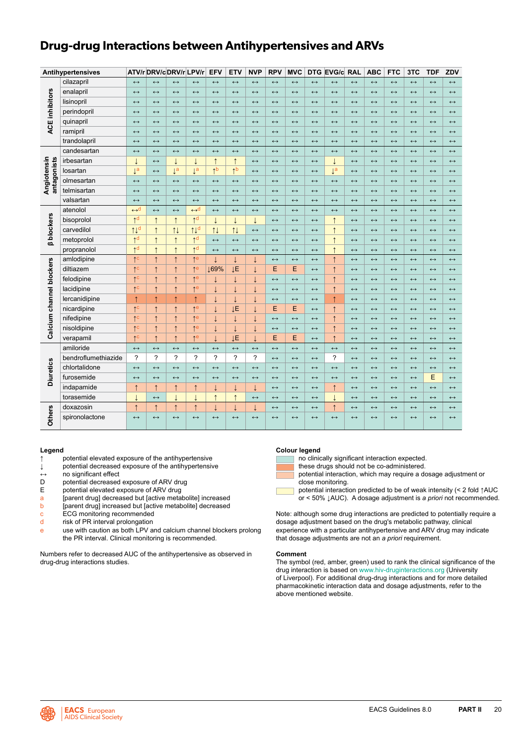# Drug-drug Interactions between Antihypertensives and ARVs

| Antihypertensives | | ATV/r | DRV/c | DRV/r | LPV/r | EFV | ETV | NVP | RPV | MVC | DTG | EVG/c | RAL | ABC | FTC | 3TC | TDF | ZDV |
|---|---|---|---|---|---|---|---|---|---|---|---|---|---|---|---|---|---|---|
| ACE inhibitors | cilazapril | ↔ | ↔ | ↔ | ↔ | ↔ | ↔ | ↔ | ↔ | ↔ | ↔ | ↔ | ↔ | ↔ | ↔ | ↔ | ↔ | ↔ |
| | enalapril | ↔ | ↔ | ↔ | ↔ | ↔ | ↔ | ↔ | ↔ | ↔ | ↔ | ↔ | ↔ | ↔ | ↔ | ↔ | ↔ | ↔ |
| | lisinopril | ↔ | ↔ | ↔ | ↔ | ↔ | ↔ | ↔ | ↔ | ↔ | ↔ | ↔ | ↔ | ↔ | ↔ | ↔ | ↔ | ↔ |
| | perindopril | ↔ | ↔ | ↔ | ↔ | ↔ | ↔ | ↔ | ↔ | ↔ | ↔ | ↔ | ↔ | ↔ | ↔ | ↔ | ↔ | ↔ |
| | quinapril | ↔ | ↔ | ↔ | ↔ | ↔ | ↔ | ↔ | ↔ | ↔ | ↔ | ↔ | ↔ | ↔ | ↔ | ↔ | ↔ | ↔ |
| | ramipril | ↔ | ↔ | ↔ | ↔ | ↔ | ↔ | ↔ | ↔ | ↔ | ↔ | ↔ | ↔ | ↔ | ↔ | ↔ | ↔ | ↔ |
| | trandolapril | ↔ | ↔ | ↔ | ↔ | ↔ | ↔ | ↔ | ↔ | ↔ | ↔ | ↔ | ↔ | ↔ | ↔ | ↔ | ↔ | ↔ |
| Angiotensin antagonists | candesartan | ↔ | ↔ | ↔ | ↔ | ↔ | ↔ | ↔ | ↔ | ↔ | ↔ | ↔ | ↔ | ↔ | ↔ | ↔ | ↔ | ↔ |
| | irbesartan | ↓ | ↔ | ↓ | ↓ | ↑ | ↑ | ↔ | ↔ | ↔ | ↔ | ↓ | ↔ | ↔ | ↔ | ↔ | ↔ | ↔ |
| | losartan | ↓[a] | ↔ | ↓[a] | ↓[a] | ↑[b] | ↑[b] | ↔ | ↔ | ↔ | ↔ | ↓[a] | ↔ | ↔ | ↔ | ↔ | ↔ | ↔ |
| | olmesartan | ↔ | ↔ | ↔ | ↔ | ↔ | ↔ | ↔ | ↔ | ↔ | ↔ | ↔ | ↔ | ↔ | ↔ | ↔ | ↔ | ↔ |
| | telmisartan | ↔ | ↔ | ↔ | ↔ | ↔ | ↔ | ↔ | ↔ | ↔ | ↔ | ↔ | ↔ | ↔ | ↔ | ↔ | ↔ | ↔ |
| | valsartan | ↔ | ↔ | ↔ | ↔ | ↔ | ↔ | ↔ | ↔ | ↔ | ↔ | ↔ | ↔ | ↔ | ↔ | ↔ | ↔ | ↔ |
| β blockers | atenolol | ↔[d] | ↔ | ↔ | ↔[d] | ↔ | ↔ | ↔ | ↔ | ↔ | ↔ | ↔ | ↔ | ↔ | ↔ | ↔ | ↔ | ↔ |
| | bisoprolol | ↑[d] | ↑ | ↑ | ↑[d] | ↓ | ↓ | ↓ | ↔ | ↔ | ↔ | ↑ | ↔ | ↔ | ↔ | ↔ | ↔ | ↔ |
| | carvedilol | ↑↓[d] | ↑ | ↑↓ | ↑↓[d] | ↑↓ | ↑↓ | ↔ | ↔ | ↔ | ↔ | ↑ | ↔ | ↔ | ↔ | ↔ | ↔ | ↔ |
| | metoprolol | ↑[d] | ↑ | ↑ | ↑[d] | ↔ | ↔ | ↔ | ↔ | ↔ | ↔ | ↑ | ↔ | ↔ | ↔ | ↔ | ↔ | ↔ |
| | propranolol | ↑[d] | ↑ | ↑ | ↑[d] | ↔ | ↔ | ↔ | ↔ | ↔ | ↔ | ↑ | ↔ | ↔ | ↔ | ↔ | ↔ | ↔ |
| Calcium channel blockers | amlodipine | ↑[c] | ↑ | ↑ | ↑[e] | ↓ | ↓ | ↓ | ↔ | ↔ | ↔ | ↑ | ↔ | ↔ | ↔ | ↔ | ↔ | ↔ |
| | diltiazem | ↑[c] | ↑ | ↑ | ↑[e] | ↓69% | ↓E | ↓ | E | E | ↔ | ↑ | ↔ | ↔ | ↔ | ↔ | ↔ | ↔ |
| | felodipine | ↑[c] | ↑ | ↑ | ↑[e] | ↓ | ↓ | ↓ | ↔ | ↔ | ↔ | ↑ | ↔ | ↔ | ↔ | ↔ | ↔ | ↔ |
| | lacidipine | ↑[c] | ↑ | ↑ | ↑[e] | ↓ | ↓ | ↓ | ↔ | ↔ | ↔ | ↑ | ↔ | ↔ | ↔ | ↔ | ↔ | ↔ |
| | lercanidipine | ↑ | ↑ | ↑ | ↑ | ↓ | ↓ | ↓ | ↔ | ↔ | ↔ | ↑ | ↔ | ↔ | ↔ | ↔ | ↔ | ↔ |
| | nicardipine | ↑[c] | ↑ | ↑ | ↑[e] | ↓ | ↓E | ↓ | E | E | ↔ | ↑ | ↔ | ↔ | ↔ | ↔ | ↔ | ↔ |
| | nifedipine | ↑[c] | ↑ | ↑ | ↑[e] | ↓ | ↓ | ↓ | ↔ | ↔ | ↔ | ↑ | ↔ | ↔ | ↔ | ↔ | ↔ | ↔ |
| | nisoldipine | ↑[c] | ↑ | ↑ | ↑[e] | ↓ | ↓ | ↓ | ↔ | ↔ | ↔ | ↑ | ↔ | ↔ | ↔ | ↔ | ↔ | ↔ |
| | verapamil | ↑[c] | ↑ | ↑ | ↑[e] | ↓ | ↓E | ↓ | E | E | ↔ | ↑ | ↔ | ↔ | ↔ | ↔ | ↔ | ↔ |
| Diuretics | amiloride | ↔ | ↔ | ↔ | ↔ | ↔ | ↔ | ↔ | ↔ | ↔ | ↔ | ↔ | ↔ | ↔ | ↔ | ↔ | ↔ | ↔ |
| | bendroflumethiazide | ? | ? | ? | ? | ? | ? | ? | ↔ | ↔ | ↔ | ? | ↔ | ↔ | ↔ | ↔ | ↔ | ↔ |
| | chlortalidone | ↔ | ↔ | ↔ | ↔ | ↔ | ↔ | ↔ | ↔ | ↔ | ↔ | ↔ | ↔ | ↔ | ↔ | ↔ | ↔ | ↔ |
| | furosemide | ↔ | ↔ | ↔ | ↔ | ↔ | ↔ | ↔ | ↔ | ↔ | ↔ | ↔ | ↔ | ↔ | ↔ | ↔ | E | ↔ |
| | indapamide | ↑ | ↑ | ↑ | ↑ | ↓ | ↓ | ↓ | ↔ | ↔ | ↔ | ↑ | ↔ | ↔ | ↔ | ↔ | ↔ | ↔ |
| | torasemide | ↓ | ↔ | ↓ | ↓ | ↑ | ↑ | ↔ | ↔ | ↔ | ↔ | ↓ | ↔ | ↔ | ↔ | ↔ | ↔ | ↔ |
| Others | doxazosin | ↑ | ↑ | ↑ | ↑ | ↓ | ↓ | ↓ | ↔ | ↔ | ↔ | ↑ | ↔ | ↔ | ↔ | ↔ | ↔ | ↔ |
| | spironolactone | ↔ | ↔ | ↔ | ↔ | ↔ | ↔ | ↔ | ↔ | ↔ | ↔ | ↔ | ↔ | ↔ | ↔ | ↔ | ↔ | ↔ |

**Legend**

- ↑ potential elevated exposure of the antihypertensive
- ↓ potential decreased exposure of the antihypertensive
- ↔ no significant effect
- D potential decreased exposure of ARV drug
- E potential elevated exposure of ARV drug
- a [parent drug] decreased but [active metabolite] increased
- b [parent drug] increased but [active metabolite] decreased
- c ECG monitoring recommended
- d risk of PR interval prolongation
- e use with caution as both LPV and calcium channel blockers prolong the PR interval. Clinical monitoring is recommended.

Numbers refer to decreased AUC of the antihypertensive as observed in drug-drug interactions studies.

**Colour legend**

- no clinically significant interaction expected.
- these drugs should not be co-administered.
- potential interaction, which may require a dosage adjustment or close monitoring.
- potential interaction predicted to be of weak intensity (< 2 fold ↑AUC or < 50% ↓AUC). A dosage adjustment is *a priori* not recommended.

Note: although some drug interactions are predicted to potentially require a dosage adjustment based on the drug's metabolic pathway, clinical experience with a particular antihypertensive and ARV drug may indicate that dosage adjustments are not an *a priori* requirement.

**Comment**

The symbol (red, amber, green) used to rank the clinical significance of the drug interaction is based on www.hiv-druginteractions.org (University of Liverpool). For additional drug-drug interactions and for more detailed pharmacokinetic interaction data and dosage adjustments, refer to the above mentioned website.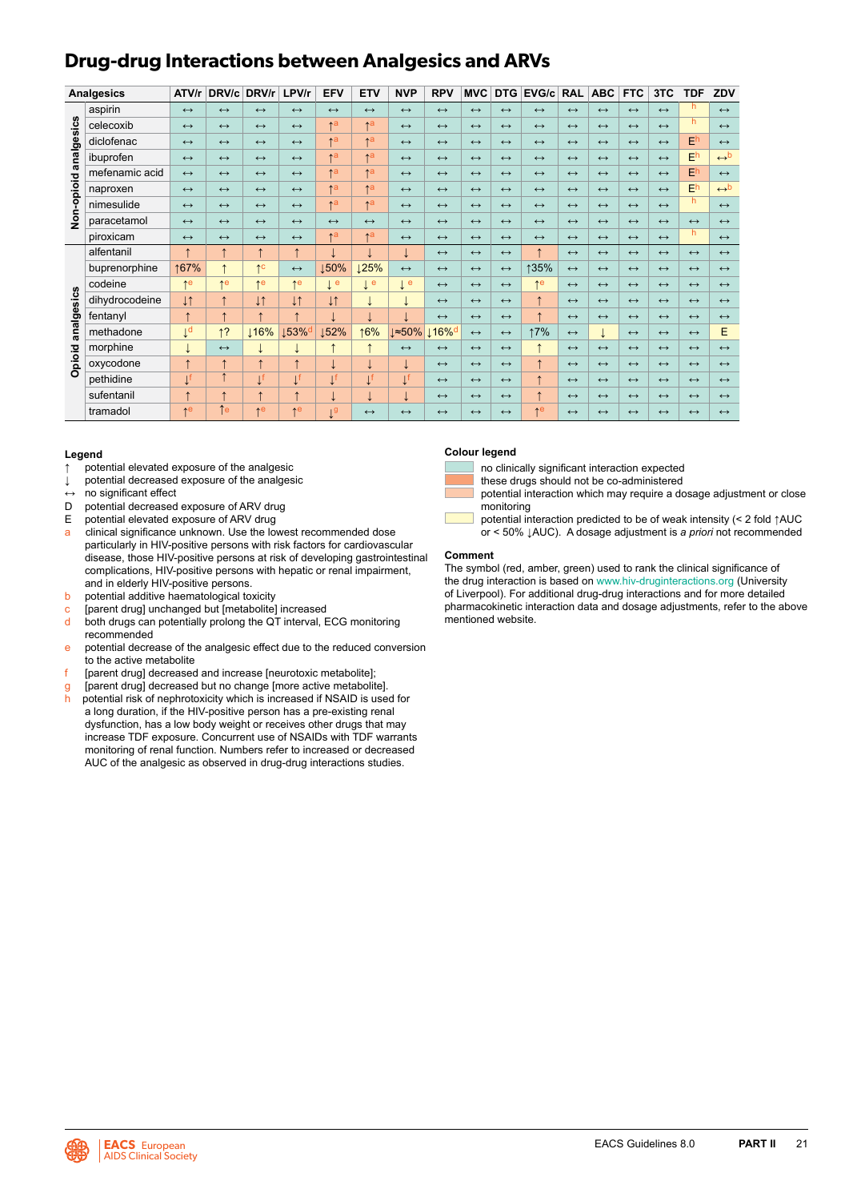# Drug-drug Interactions between Analgesics and ARVs

| | Analgesics | ATV/r | DRV/c | DRV/r | LPV/r | EFV | ETV | NVP | RPV | MVC | DTG | EVG/c | RAL | ABC | FTC | 3TC | TDF | ZDV |
|---|---|---|---|---|---|---|---|---|---|---|---|---|---|---|---|---|---|---|
| Non-opioid analgesics | aspirin | ↔ | ↔ | ↔ | ↔ | ↔ | ↔ | ↔ | ↔ | ↔ | ↔ | ↔ | ↔ | ↔ | ↔ | ↔ | h | ↔ |
| | celecoxib | ↔ | ↔ | ↔ | ↔ | ↑a | ↑a | ↔ | ↔ | ↔ | ↔ | ↔ | ↔ | ↔ | ↔ | ↔ | h | ↔ |
| | diclofenac | ↔ | ↔ | ↔ | ↔ | ↑a | ↑a | ↔ | ↔ | ↔ | ↔ | ↔ | ↔ | ↔ | ↔ | ↔ | Eh | ↔ |
| | ibuprofen | ↔ | ↔ | ↔ | ↔ | ↑a | ↑a | ↔ | ↔ | ↔ | ↔ | ↔ | ↔ | ↔ | ↔ | ↔ | Eh | ↔b |
| | mefenamic acid | ↔ | ↔ | ↔ | ↔ | ↑a | ↑a | ↔ | ↔ | ↔ | ↔ | ↔ | ↔ | ↔ | ↔ | ↔ | Eh | ↔ |
| | naproxen | ↔ | ↔ | ↔ | ↔ | ↑a | ↑a | ↔ | ↔ | ↔ | ↔ | ↔ | ↔ | ↔ | ↔ | ↔ | Eh | ↔b |
| | nimesulide | ↔ | ↔ | ↔ | ↔ | ↑a | ↑a | ↔ | ↔ | ↔ | ↔ | ↔ | ↔ | ↔ | ↔ | ↔ | h | ↔ |
| | paracetamol | ↔ | ↔ | ↔ | ↔ | ↔ | ↔ | ↔ | ↔ | ↔ | ↔ | ↔ | ↔ | ↔ | ↔ | ↔ | ↔ | ↔ |
| | piroxicam | ↔ | ↔ | ↔ | ↔ | ↑a | ↑a | ↔ | ↔ | ↔ | ↔ | ↔ | ↔ | ↔ | ↔ | ↔ | h | ↔ |
| Opioid analgesics | alfentanil | ↑ | ↑ | ↑ | ↑ | ↓ | ↓ | ↓ | ↔ | ↔ | ↔ | ↑ | ↔ | ↔ | ↔ | ↔ | ↔ | ↔ |
| | buprenorphine | ↑67% | ↑ | ↑c | ↔ | ↓50% | ↓25% | ↔ | ↔ | ↔ | ↔ | ↑35% | ↔ | ↔ | ↔ | ↔ | ↔ | ↔ |
| | codeine | ↑e | ↑e | ↑e | ↑e | ↓e | ↓e | ↓e | ↔ | ↔ | ↔ | ↑e | ↔ | ↔ | ↔ | ↔ | ↔ | ↔ |
| | dihydrocodeine | ↓↑ | ↑ | ↓↑ | ↓↑ | ↓↑ | ↓ | ↓ | ↔ | ↔ | ↔ | ↑ | ↔ | ↔ | ↔ | ↔ | ↔ | ↔ |
| | fentanyl | ↑ | ↑ | ↑ | ↑ | ↓ | ↓ | ↓ | ↔ | ↔ | ↔ | ↑ | ↔ | ↔ | ↔ | ↔ | ↔ | ↔ |
| | methadone | ↓d | ↑? | ↓16% | ↓53%d | ↓52% | ↑6% | ↓≈50% | ↓16%d | ↔ | ↔ | ↑7% | ↔ | ↓ | ↔ | ↔ | ↔ | E |
| | morphine | ↓ | ↔ | ↓ | ↓ | ↑ | ↑ | ↔ | ↔ | ↔ | ↔ | ↑ | ↔ | ↔ | ↔ | ↔ | ↔ | ↔ |
| | oxycodone | ↑ | ↑ | ↑ | ↑ | ↓ | ↓ | ↓ | ↔ | ↔ | ↔ | ↑ | ↔ | ↔ | ↔ | ↔ | ↔ | ↔ |
| | pethidine | ↓f | ↑ | ↓f | ↓f | ↓f | ↓f | ↓f | ↔ | ↔ | ↔ | ↑ | ↔ | ↔ | ↔ | ↔ | ↔ | ↔ |
| | sufentanil | ↑ | ↑ | ↑ | ↑ | ↓ | ↓ | ↓ | ↔ | ↔ | ↔ | ↑ | ↔ | ↔ | ↔ | ↔ | ↔ | ↔ |
| | tramadol | ↑e | ↑e | ↑e | ↑e | ↓g | ↔ | ↔ | ↔ | ↔ | ↔ | ↑e | ↔ | ↔ | ↔ | ↔ | ↔ | ↔ |

### Legend

- ↑ potential elevated exposure of the analgesic
- ↓ potential decreased exposure of the analgesic
- ↔ no significant effect
- D potential decreased exposure of ARV drug
- E potential elevated exposure of ARV drug
- a clinical significance unknown. Use the lowest recommended dose particularly in HIV-positive persons with risk factors for cardiovascular disease, those HIV-positive persons at risk of developing gastrointestinal complications, HIV-positive persons with hepatic or renal impairment, and in elderly HIV-positive persons.
- b potential additive haematological toxicity
- c [parent drug] unchanged but [metabolite] increased
- d both drugs can potentially prolong the QT interval, ECG monitoring recommended
- e potential decrease of the analgesic effect due to the reduced conversion to the active metabolite
- f [parent drug] decreased and increase [neurotoxic metabolite];
- g [parent drug] decreased but no change [more active metabolite].
- h potential risk of nephrotoxicity which is increased if NSAID is used for a long duration, if the HIV-positive person has a pre-existing renal dysfunction, has a low body weight or receives other drugs that may increase TDF exposure. Concurrent use of NSAIDs with TDF warrants monitoring of renal function. Numbers refer to increased or decreased AUC of the analgesic as observed in drug-drug interactions studies.

### Colour legend

- (green) no clinically significant interaction expected
- (red) these drugs should not be co-administered
- (amber) potential interaction which may require a dosage adjustment or close monitoring
- (yellow) potential interaction predicted to be of weak intensity (< 2 fold ↑AUC or < 50% ↓AUC). A dosage adjustment is *a priori* not recommended

### Comment

The symbol (red, amber, green) used to rank the clinical significance of the drug interaction is based on www.hiv-druginteractions.org (University of Liverpool). For additional drug-drug interactions and for more detailed pharmacokinetic interaction data and dosage adjustments, refer to the above mentioned website.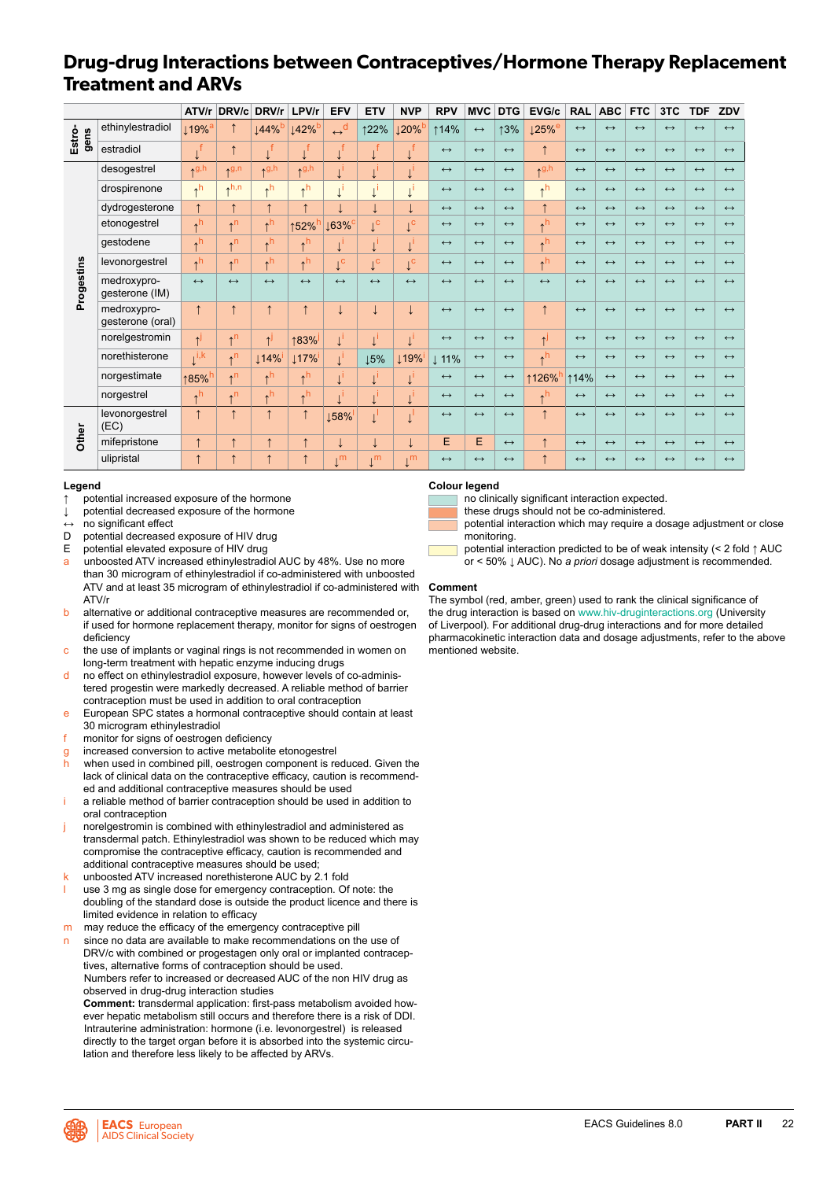# Drug-drug Interactions between Contraceptives/Hormone Therapy Replacement Treatment and ARVs

| | | ATV/r | DRV/c | DRV/r | LPV/r | EFV | ETV | NVP | RPV | MVC | DTG | EVG/c | RAL | ABC | FTC | 3TC | TDF | ZDV |
|---|---|---|---|---|---|---|---|---|---|---|---|---|---|---|---|---|---|---|
| Estrogens | ethinylestradiol | ↓19%[a] | ↑ | ↓44%[b] | ↓42%[b] | ↔[d] | ↑22% | ↓20%[b] | ↑14% | ↔ | ↑3% | ↓25%[e] | ↔ | ↔ | ↔ | ↔ | ↔ | ↔ |
| | estradiol | ↓[f] | ↑ | ↓[f] | ↓[f] | ↓[f] | ↓[f] | ↓[f] | ↔ | ↔ | ↔ | ↑ | ↔ | ↔ | ↔ | ↔ | ↔ | ↔ |
| Progestins | desogestrel | ↑[g,h] | ↑[g,n] | ↑[g,h] | ↑[g,h] | ↓[i] | ↓[i] | ↓[i] | ↔ | ↔ | ↔ | ↑[g,h] | ↔ | ↔ | ↔ | ↔ | ↔ | ↔ |
| | drospirenone | ↑[h] | ↑[h,n] | ↑[h] | ↑[h] | ↓[i] | ↓[i] | ↓[i] | ↔ | ↔ | ↔ | ↑[h] | ↔ | ↔ | ↔ | ↔ | ↔ | ↔ |
| | dydrogesterone | ↑ | ↑ | ↑ | ↑ | ↓ | ↓ | ↓ | ↔ | ↔ | ↔ | ↑ | ↔ | ↔ | ↔ | ↔ | ↔ | ↔ |
| | etonogestrel | ↑[h] | ↑[n] | ↑[h] | ↑52%[h] | ↓63%[c] | ↓[c] | ↓[c] | ↔ | ↔ | ↔ | ↑[h] | ↔ | ↔ | ↔ | ↔ | ↔ | ↔ |
| | gestodene | ↑[h] | ↑[n] | ↑[h] | ↑[h] | ↓[i] | ↓[i] | ↓[i] | ↔ | ↔ | ↔ | ↑[h] | ↔ | ↔ | ↔ | ↔ | ↔ | ↔ |
| | levonorgestrel | ↑[h] | ↑[n] | ↑[h] | ↑[h] | ↓[c] | ↓[c] | ↓[c] | ↔ | ↔ | ↔ | ↑[h] | ↔ | ↔ | ↔ | ↔ | ↔ | ↔ |
| | medroxyprogesterone (IM) | ↔ | ↔ | ↔ | ↔ | ↔ | ↔ | ↔ | ↔ | ↔ | ↔ | ↔ | ↔ | ↔ | ↔ | ↔ | ↔ | ↔ |
| | medroxyprogesterone (oral) | ↑ | ↑ | ↑ | ↑ | ↓ | ↓ | ↓ | ↔ | ↔ | ↔ | ↑ | ↔ | ↔ | ↔ | ↔ | ↔ | ↔ |
| | norelgestromin | ↑[j] | ↑[n] | ↑[j] | ↑83%[j] | ↓[i] | ↓[i] | ↓[i] | ↔ | ↔ | ↔ | ↑[j] | ↔ | ↔ | ↔ | ↔ | ↔ | ↔ |
| | norethisterone | ↓[i,k] | ↑[n] | ↓14%[i] | ↓17%[i] | ↓[i] | ↓5% | ↓19%[i] | ↓ 11% | ↔ | ↔ | ↑[h] | ↔ | ↔ | ↔ | ↔ | ↔ | ↔ |
| | norgestimate | ↑85%[h] | ↑[n] | ↑[h] | ↑[h] | ↓[i] | ↓[i] | ↓[i] | ↔ | ↔ | ↔ | ↑126%[h] | ↑14% | ↔ | ↔ | ↔ | ↔ | ↔ |
| | norgestrel | ↑[h] | ↑[n] | ↑[h] | ↑[h] | ↓[i] | ↓[i] | ↓[i] | ↔ | ↔ | ↔ | ↑[h] | ↔ | ↔ | ↔ | ↔ | ↔ | ↔ |
| Other | levonorgestrel (EC) | ↑ | ↑ | ↑ | ↑ | ↓58%[l] | ↓[l] | ↓[l] | ↔ | ↔ | ↔ | ↑ | ↔ | ↔ | ↔ | ↔ | ↔ | ↔ |
| | mifepristone | ↑ | ↑ | ↑ | ↑ | ↓ | ↓ | ↓ | E | E | ↔ | ↑ | ↔ | ↔ | ↔ | ↔ | ↔ | ↔ |
| | ulipristal | ↑ | ↑ | ↑ | ↑ | ↓[m] | ↓[m] | ↓[m] | ↔ | ↔ | ↔ | ↑ | ↔ | ↔ | ↔ | ↔ | ↔ | ↔ |

## Legend

- ↑ potential increased exposure of the hormone
- ↓ potential decreased exposure of the hormone
- ↔ no significant effect
- D potential decreased exposure of HIV drug
- E potential elevated exposure of HIV drug
- a unboosted ATV increased ethinylestradiol AUC by 48%. Use no more than 30 microgram of ethinylestradiol if co-administered with unboosted ATV and at least 35 microgram of ethinylestradiol if co-administered with ATV/r
- b alternative or additional contraceptive measures are recommended or, if used for hormone replacement therapy, monitor for signs of oestrogen deficiency
- c the use of implants or vaginal rings is not recommended in women on long-term treatment with hepatic enzyme inducing drugs
- d no effect on ethinylestradiol exposure, however levels of co-administered progestin were markedly decreased. A reliable method of barrier contraception must be used in addition to oral contraception
- e European SPC states a hormonal contraceptive should contain at least 30 microgram ethinylestradiol
- f monitor for signs of oestrogen deficiency
- g increased conversion to active metabolite etonogestrel
- h when used in combined pill, oestrogen component is reduced. Given the lack of clinical data on the contraceptive efficacy, caution is recommended and additional contraceptive measures should be used
- i a reliable method of barrier contraception should be used in addition to oral contraception
- j norelgestromin is combined with ethinylestradiol and administered as transdermal patch. Ethinylestradiol was shown to be reduced which may compromise the contraceptive efficacy, caution is recommended and additional contraceptive measures should be used;
- k unboosted ATV increased norethisterone AUC by 2.1 fold
- l use 3 mg as single dose for emergency contraception. Of note: the doubling of the standard dose is outside the product licence and there is limited evidence in relation to efficacy
- m may reduce the efficacy of the emergency contraceptive pill
- n since no data are available to make recommendations on the use of DRV/c with combined or progestagen only oral or implanted contraceptives, alternative forms of contraception should be used.

Numbers refer to increased or decreased AUC of the non HIV drug as observed in drug-drug interaction studies

**Comment:** transdermal application: first-pass metabolism avoided however hepatic metabolism still occurs and therefore there is a risk of DDI. Intrauterine administration: hormone (i.e. levonorgestrel) is released directly to the target organ before it is absorbed into the systemic circulation and therefore less likely to be affected by ARVs.

## Colour legend

- no clinically significant interaction expected.
- these drugs should not be co-administered.
- potential interaction which may require a dosage adjustment or close monitoring.
- potential interaction predicted to be of weak intensity (< 2 fold ↑ AUC or < 50% ↓ AUC). No *a priori* dosage adjustment is recommended.

## Comment

The symbol (red, amber, green) used to rank the clinical significance of the drug interaction is based on www.hiv-druginteractions.org (University of Liverpool). For additional drug-drug interactions and for more detailed pharmacokinetic interaction data and dosage adjustments, refer to the above mentioned website.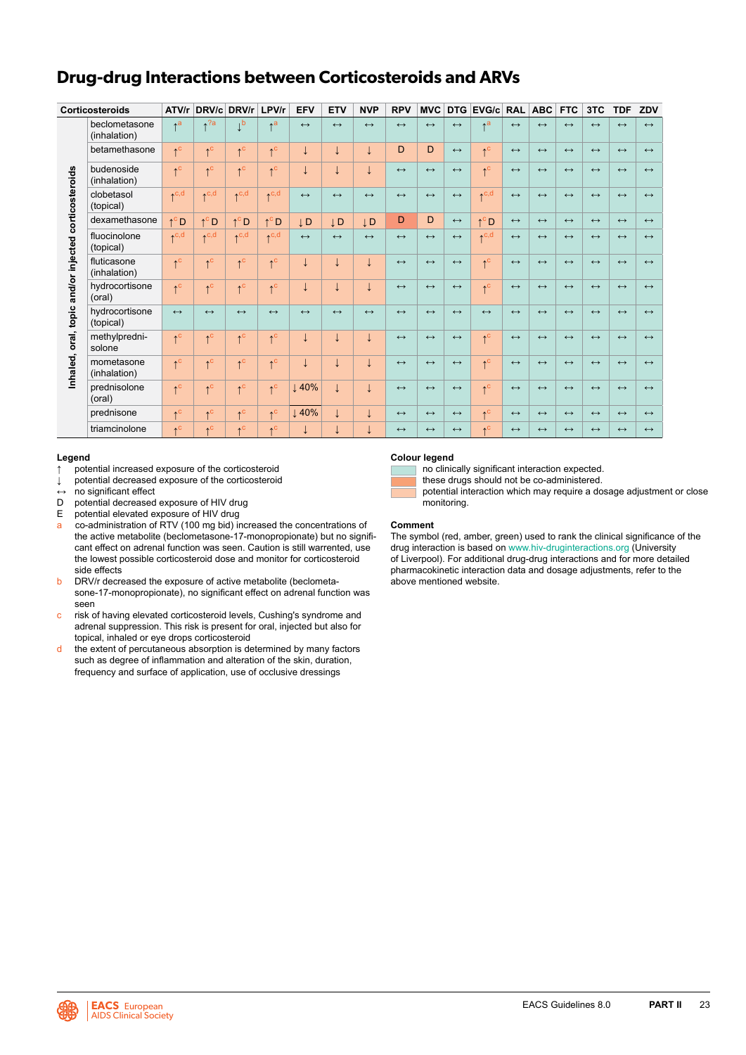# Drug-drug Interactions between Corticosteroids and ARVs

| | Corticosteroids | ATV/r | DRV/c | DRV/r | LPV/r | EFV | ETV | NVP | RPV | MVC | DTG | EVG/c | RAL | ABC | FTC | 3TC | TDF | ZDV |
|---|---|---|---|---|---|---|---|---|---|---|---|---|---|---|---|---|---|---|
| Inhaled, oral, topic and/or injected corticosteroids | beclometasone (inhalation) | ↑[a] | ↑[?a] | ↓[b] | ↑[a] | ↔ | ↔ | ↔ | ↔ | ↔ | ↔ | ↑[a] | ↔ | ↔ | ↔ | ↔ | ↔ | ↔ |
| | betamethasone | ↑[c] | ↑[c] | ↑[c] | ↑[c] | ↓ | ↓ | ↓ | D | D | ↔ | ↑[c] | ↔ | ↔ | ↔ | ↔ | ↔ | ↔ |
| | budenoside (inhalation) | ↑[c] | ↑[c] | ↑[c] | ↑[c] | ↓ | ↓ | ↓ | ↔ | ↔ | ↔ | ↑[c] | ↔ | ↔ | ↔ | ↔ | ↔ | ↔ |
| | clobetasol (topical) | ↑[c,d] | ↑[c,d] | ↑[c,d] | ↑[c,d] | ↔ | ↔ | ↔ | ↔ | ↔ | ↔ | ↑[c,d] | ↔ | ↔ | ↔ | ↔ | ↔ | ↔ |
| | dexamethasone | ↑[c] D | ↑[c] D | ↑[c] D | ↑[c] D | ↓ D | ↓ D | ↓ D | D | D | ↔ | ↑[c] D | ↔ | ↔ | ↔ | ↔ | ↔ | ↔ |
| | fluocinolone (topical) | ↑[c,d] | ↑[c,d] | ↑[c,d] | ↑[c,d] | ↔ | ↔ | ↔ | ↔ | ↔ | ↔ | ↑[c,d] | ↔ | ↔ | ↔ | ↔ | ↔ | ↔ |
| | fluticasone (inhalation) | ↑[c] | ↑[c] | ↑[c] | ↑[c] | ↓ | ↓ | ↓ | ↔ | ↔ | ↔ | ↑[c] | ↔ | ↔ | ↔ | ↔ | ↔ | ↔ |
| | hydrocortisone (oral) | ↑[c] | ↑[c] | ↑[c] | ↑[c] | ↓ | ↓ | ↓ | ↔ | ↔ | ↔ | ↑[c] | ↔ | ↔ | ↔ | ↔ | ↔ | ↔ |
| | hydrocortisone (topical) | ↔ | ↔ | ↔ | ↔ | ↔ | ↔ | ↔ | ↔ | ↔ | ↔ | ↔ | ↔ | ↔ | ↔ | ↔ | ↔ | ↔ |
| | methylprednisolone | ↑[c] | ↑[c] | ↑[c] | ↑[c] | ↓ | ↓ | ↓ | ↔ | ↔ | ↔ | ↑[c] | ↔ | ↔ | ↔ | ↔ | ↔ | ↔ |
| | mometasone (inhalation) | ↑[c] | ↑[c] | ↑[c] | ↑[c] | ↓ | ↓ | ↓ | ↔ | ↔ | ↔ | ↑[c] | ↔ | ↔ | ↔ | ↔ | ↔ | ↔ |
| | prednisolone (oral) | ↑[c] | ↑[c] | ↑[c] | ↑[c] | ↓ 40% | ↓ | ↓ | ↔ | ↔ | ↔ | ↑[c] | ↔ | ↔ | ↔ | ↔ | ↔ | ↔ |
| | prednisone | ↑[c] | ↑[c] | ↑[c] | ↑[c] | ↓ 40% | ↓ | ↓ | ↔ | ↔ | ↔ | ↑[c] | ↔ | ↔ | ↔ | ↔ | ↔ | ↔ |
| | triamcinolone | ↑[c] | ↑[c] | ↑[c] | ↑[c] | ↓ | ↓ | ↓ | ↔ | ↔ | ↔ | ↑[c] | ↔ | ↔ | ↔ | ↔ | ↔ | ↔ |

**Legend**

- ↑ potential increased exposure of the corticosteroid
- ↓ potential decreased exposure of the corticosteroid
- ↔ no significant effect
- D potential decreased exposure of HIV drug
- E potential elevated exposure of HIV drug
- a co-administration of RTV (100 mg bid) increased the concentrations of the active metabolite (beclometasone-17-monopropionate) but no significant effect on adrenal function was seen. Caution is still warrented, use the lowest possible corticosteroid dose and monitor for corticosteroid side effects
- b DRV/r decreased the exposure of active metabolite (beclometasone-17-monopropionate), no significant effect on adrenal function was seen
- c risk of having elevated corticosteroid levels, Cushing's syndrome and adrenal suppression. This risk is present for oral, injected but also for topical, inhaled or eye drops corticosteroid
- d the extent of percutaneous absorption is determined by many factors such as degree of inflammation and alteration of the skin, duration, frequency and surface of application, use of occlusive dressings

**Colour legend**

- Green: no clinically significant interaction expected.
- Red: these drugs should not be co-administered.
- Amber: potential interaction which may require a dosage adjustment or close monitoring.

**Comment**

The symbol (red, amber, green) used to rank the clinical significance of the drug interaction is based on www.hiv-druginteractions.org (University of Liverpool). For additional drug-drug interactions and for more detailed pharmacokinetic interaction data and dosage adjustments, refer to the above mentioned website.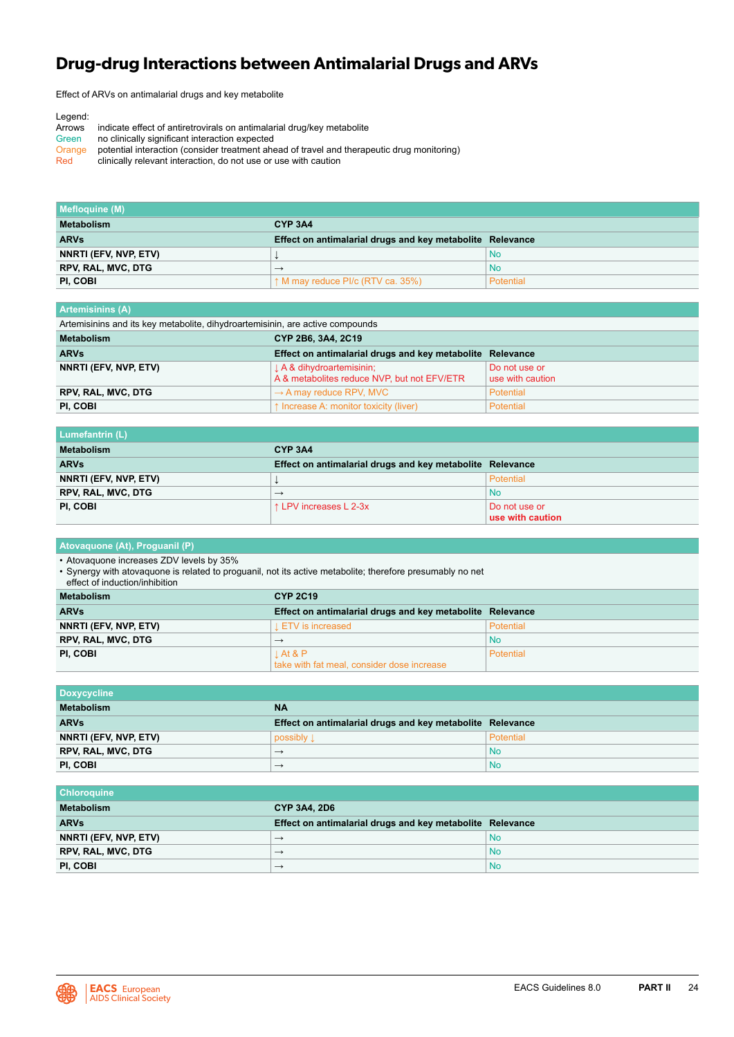# Drug-drug Interactions between Antimalarial Drugs and ARVs

Effect of ARVs on antimalarial drugs and key metabolite

Legend:

- Arrows: indicate effect of antiretrovirals on antimalarial drug/key metabolite
- Green: no clinically significant interaction expected
- Orange: potential interaction (consider treatment ahead of travel and therapeutic drug monitoring)
- Red: clinically relevant interaction, do not use or use with caution

| Mefloquine (M) | | |
|---|---|---|
| **Metabolism** | **CYP 3A4** | |
| **ARVs** | **Effect on antimalarial drugs and key metabolite** | **Relevance** |
| **NNRTI (EFV, NVP, ETV)** | ↓ | No |
| **RPV, RAL, MVC, DTG** | → | No |
| **PI, COBI** | ↑ M may reduce PI/c (RTV ca. 35%) | Potential |

| Artemisinins (A) | | |
|---|---|---|
| Artemisinins and its key metabolite, dihydroartemisinin, are active compounds | | |
| **Metabolism** | **CYP 2B6, 3A4, 2C19** | |
| **ARVs** | **Effect on antimalarial drugs and key metabolite** | **Relevance** |
| **NNRTI (EFV, NVP, ETV)** | ↓ A & dihydroartemisinin; A & metabolites reduce NVP, but not EFV/ETR | Do not use or use with caution |
| **RPV, RAL, MVC, DTG** | → A may reduce RPV, MVC | Potential |
| **PI, COBI** | ↑ Increase A: monitor toxicity (liver) | Potential |

| Lumefantrin (L) | | |
|---|---|---|
| **Metabolism** | **CYP 3A4** | |
| **ARVs** | **Effect on antimalarial drugs and key metabolite** | **Relevance** |
| **NNRTI (EFV, NVP, ETV)** | ↓ | Potential |
| **RPV, RAL, MVC, DTG** | → | No |
| **PI, COBI** | ↑ LPV increases L 2-3x | Do not use or **use with caution** |

| Atovaquone (At), Proguanil (P) | | |
|---|---|---|
| • Atovaquone increases ZDV levels by 35%<br>• Synergy with atovaquone is related to proguanil, not its active metabolite; therefore presumably no net effect of induction/inhibition | | |
| **Metabolism** | **CYP 2C19** | |
| **ARVs** | **Effect on antimalarial drugs and key metabolite** | **Relevance** |
| **NNRTI (EFV, NVP, ETV)** | ↓ ETV is increased | Potential |
| **RPV, RAL, MVC, DTG** | → | No |
| **PI, COBI** | ↓ At & P take with fat meal, consider dose increase | Potential |

| Doxycycline | | |
|---|---|---|
| **Metabolism** | **NA** | |
| **ARVs** | **Effect on antimalarial drugs and key metabolite** | **Relevance** |
| **NNRTI (EFV, NVP, ETV)** | possibly ↓ | Potential |
| **RPV, RAL, MVC, DTG** | → | No |
| **PI, COBI** | → | No |

| Chloroquine | | |
|---|---|---|
| **Metabolism** | **CYP 3A4, 2D6** | |
| **ARVs** | **Effect on antimalarial drugs and key metabolite** | **Relevance** |
| **NNRTI (EFV, NVP, ETV)** | → | No |
| **RPV, RAL, MVC, DTG** | → | No |
| **PI, COBI** | → | No |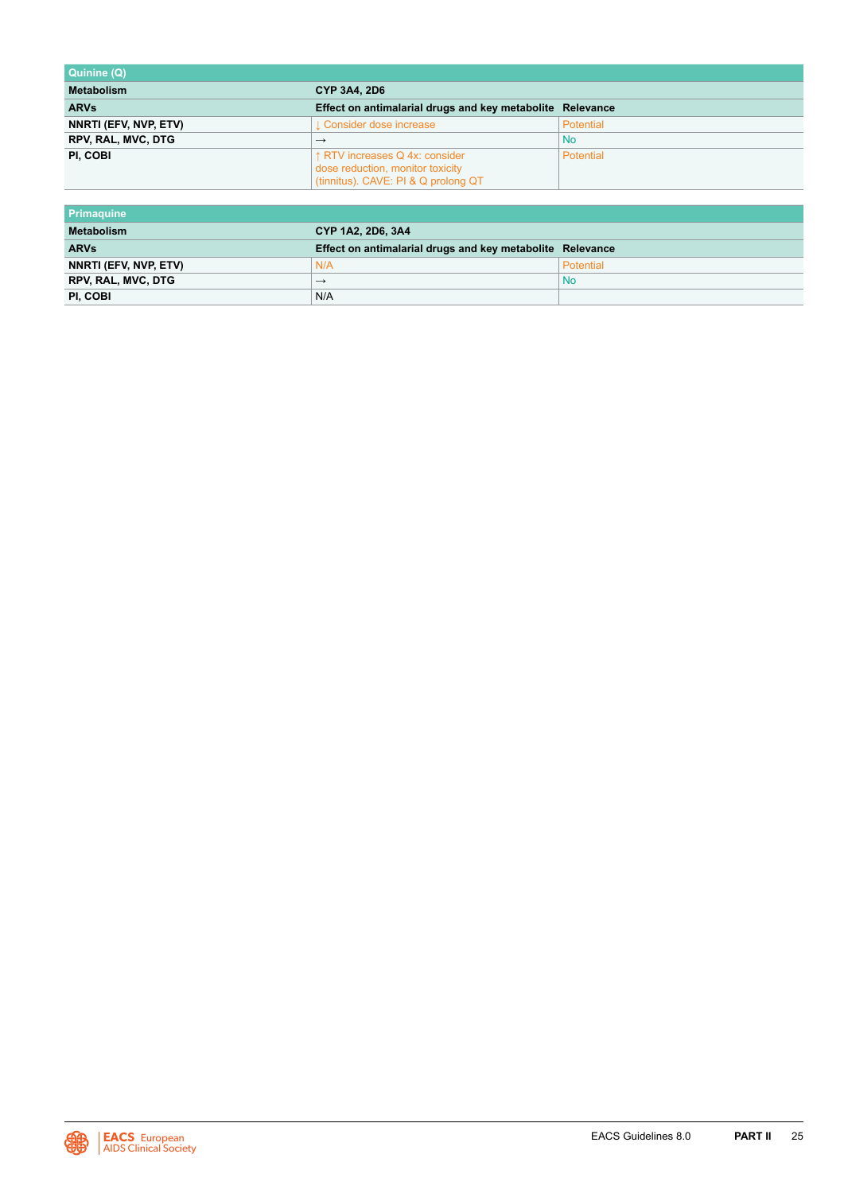| Quinine (Q) | | |
|---|---|---|
| **Metabolism** | **CYP 3A4, 2D6** | |
| **ARVs** | **Effect on antimalarial drugs and key metabolite** | **Relevance** |
| **NNRTI (EFV, NVP, ETV)** | ↓ Consider dose increase | Potential |
| **RPV, RAL, MVC, DTG** | → | No |
| **PI, COBI** | ↑ RTV increases Q 4x: consider dose reduction, monitor toxicity (tinnitus). CAVE: PI & Q prolong QT | Potential |

| Primaquine | | |
|---|---|---|
| **Metabolism** | **CYP 1A2, 2D6, 3A4** | |
| **ARVs** | **Effect on antimalarial drugs and key metabolite** | **Relevance** |
| **NNRTI (EFV, NVP, ETV)** | N/A | Potential |
| **RPV, RAL, MVC, DTG** | → | No |
| **PI, COBI** | N/A | |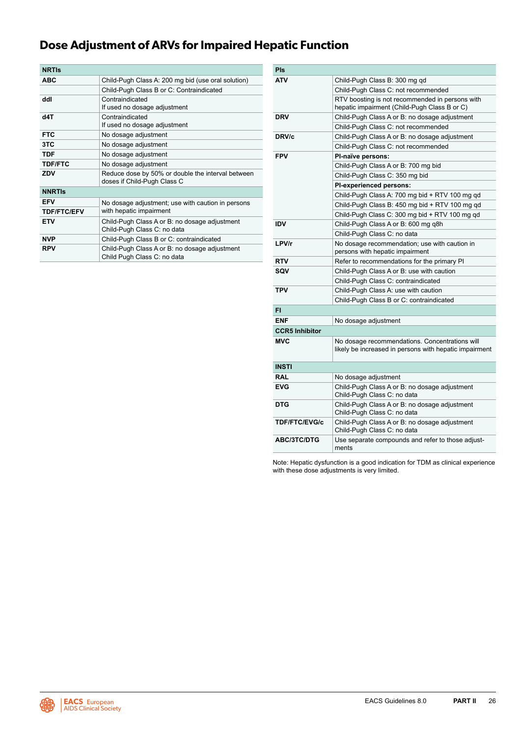# Dose Adjustment of ARVs for Impaired Hepatic Function

| NRTIs | |
|---|---|
| ABC | Child-Pugh Class A: 200 mg bid (use oral solution) |
| | Child-Pugh Class B or C: Contraindicated |
| ddI | Contraindicated<br>If used no dosage adjustment |
| d4T | Contraindicated<br>If used no dosage adjustment |
| FTC | No dosage adjustment |
| 3TC | No dosage adjustment |
| TDF | No dosage adjustment |
| TDF/FTC | No dosage adjustment |
| ZDV | Reduce dose by 50% or double the interval between doses if Child-Pugh Class C |
| **NNRTIs** | |
| EFV<br>TDF/FTC/EFV | No dosage adjustment; use with caution in persons with hepatic impairment |
| ETV | Child-Pugh Class A or B: no dosage adjustment<br>Child-Pugh Class C: no data |
| NVP | Child-Pugh Class B or C: contraindicated |
| RPV | Child-Pugh Class A or B: no dosage adjustment<br>Child Pugh Class C: no data |

| PIs | |
|---|---|
| ATV | Child-Pugh Class B: 300 mg qd |
| | Child-Pugh Class C: not recommended |
| | RTV boosting is not recommended in persons with hepatic impairment (Child-Pugh Class B or C) |
| DRV | Child-Pugh Class A or B: no dosage adjustment |
| | Child-Pugh Class C: not recommended |
| DRV/c | Child-Pugh Class A or B: no dosage adjustment |
| | Child-Pugh Class C: not recommended |
| FPV | **PI-naïve persons:** |
| | Child-Pugh Class A or B: 700 mg bid |
| | Child-Pugh Class C: 350 mg bid |
| | **PI-experienced persons:** |
| | Child-Pugh Class A: 700 mg bid + RTV 100 mg qd |
| | Child-Pugh Class B: 450 mg bid + RTV 100 mg qd |
| | Child-Pugh Class C: 300 mg bid + RTV 100 mg qd |
| IDV | Child-Pugh Class A or B: 600 mg q8h |
| | Child-Pugh Class C: no data |
| LPV/r | No dosage recommendation; use with caution in persons with hepatic impairment |
| RTV | Refer to recommendations for the primary PI |
| SQV | Child-Pugh Class A or B: use with caution |
| | Child-Pugh Class C: contraindicated |
| TPV | Child-Pugh Class A: use with caution |
| | Child-Pugh Class B or C: contraindicated |
| **FI** | |
| ENF | No dosage adjustment |
| **CCR5 Inhibitor** | |
| MVC | No dosage recommendations. Concentrations will likely be increased in persons with hepatic impairment |
| **INSTI** | |
| RAL | No dosage adjustment |
| EVG | Child-Pugh Class A or B: no dosage adjustment<br>Child-Pugh Class C: no data |
| DTG | Child-Pugh Class A or B: no dosage adjustment<br>Child-Pugh Class C: no data |
| TDF/FTC/EVG/c | Child-Pugh Class A or B: no dosage adjustment<br>Child-Pugh Class C: no data |
| ABC/3TC/DTG | Use separate compounds and refer to those adjustments |

Note: Hepatic dysfunction is a good indication for TDM as clinical experience with these dose adjustments is very limited.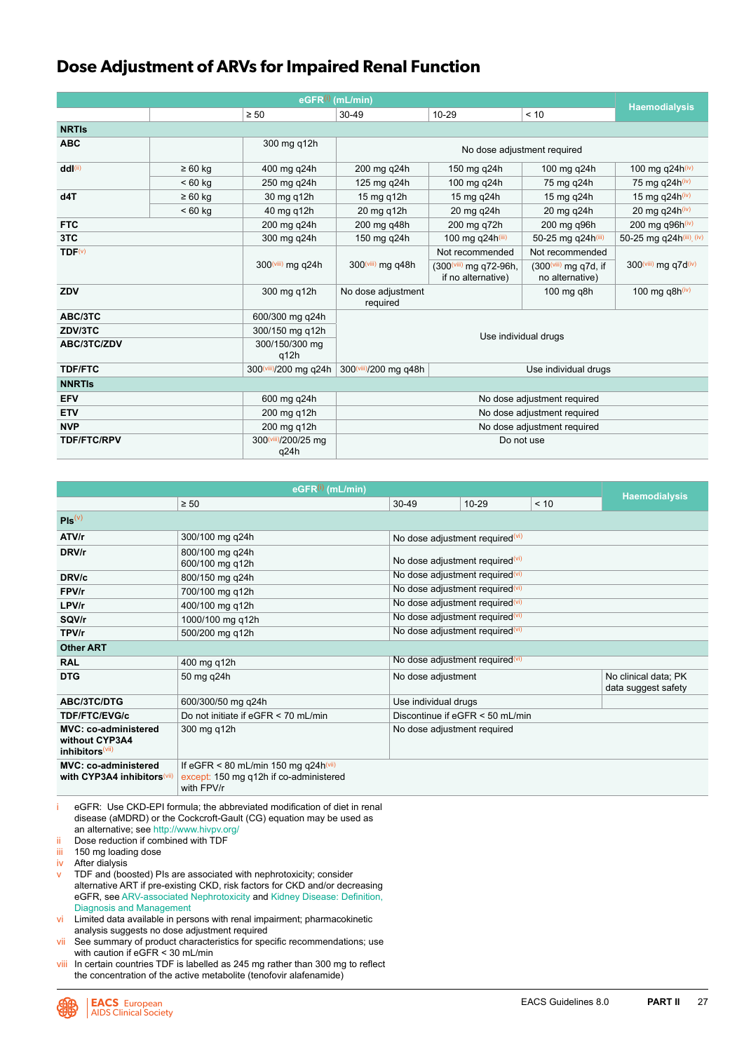# Dose Adjustment of ARVs for Impaired Renal Function

| | | eGFR[i] (mL/min) | | | | Haemodialysis |
|---|---|---|---|---|---|---|
| | | ≥ 50 | 30-49 | 10-29 | < 10 | |
| **NRTIs** | | | | | | |
| **ABC** | | 300 mg q12h | No dose adjustment required | | | |
| **ddI**[ii] | ≥ 60 kg | 400 mg q24h | 200 mg q24h | 150 mg q24h | 100 mg q24h | 100 mg q24h[iv] |
| | < 60 kg | 250 mg q24h | 125 mg q24h | 100 mg q24h | 75 mg q24h | 75 mg q24h[iv] |
| **d4T** | ≥ 60 kg | 30 mg q12h | 15 mg q12h | 15 mg q24h | 15 mg q24h | 15 mg q24h[iv] |
| | < 60 kg | 40 mg q12h | 20 mg q12h | 20 mg q24h | 20 mg q24h | 20 mg q24h[iv] |
| **FTC** | | 200 mg q24h | 200 mg q48h | 200 mg q72h | 200 mg q96h | 200 mg q96h[iv] |
| **3TC** | | 300 mg q24h | 150 mg q24h | 100 mg q24h[iii] | 50-25 mg q24h[iii] | 50-25 mg q24h[iii], [iv] |
| **TDF**[v] | | 300[viii] mg q24h | 300[viii] mg q48h | Not recommended (300[viii] mg q72-96h, if no alternative) | Not recommended (300[viii] mg q7d, if no alternative) | 300[viii] mg q7d[iv] |
| **ZDV** | | 300 mg q12h | No dose adjustment required | | 100 mg q8h | 100 mg q8h[iv] |
| **ABC/3TC** | | 600/300 mg q24h | Use individual drugs | | | |
| **ZDV/3TC** | | 300/150 mg q12h | | | | |
| **ABC/3TC/ZDV** | | 300/150/300 mg q12h | | | | |
| **TDF/FTC** | | 300[viii]/200 mg q24h | 300[viii]/200 mg q48h | Use individual drugs | | |
| **NNRTIs** | | | | | | |
| **EFV** | | 600 mg q24h | No dose adjustment required | | | |
| **ETV** | | 200 mg q12h | No dose adjustment required | | | |
| **NVP** | | 200 mg q12h | No dose adjustment required | | | |
| **TDF/FTC/RPV** | | 300[viii]/200/25 mg q24h | Do not use | | | |

| | eGFR[i] (mL/min) | | | | Haemodialysis |
|---|---|---|---|---|---|
| | ≥ 50 | 30-49 | 10-29 | < 10 | |
| **PIs**[v] | | | | | |
| **ATV/r** | 300/100 mg q24h | No dose adjustment required[vi] | | | |
| **DRV/r** | 800/100 mg q24h<br>600/100 mg q12h | No dose adjustment required[vi] | | | |
| **DRV/c** | 800/150 mg q24h | No dose adjustment required[vi] | | | |
| **FPV/r** | 700/100 mg q12h | No dose adjustment required[vi] | | | |
| **LPV/r** | 400/100 mg q12h | No dose adjustment required[vi] | | | |
| **SQV/r** | 1000/100 mg q12h | No dose adjustment required[vi] | | | |
| **TPV/r** | 500/200 mg q12h | No dose adjustment required[vi] | | | |
| **Other ART** | | | | | |
| **RAL** | 400 mg q12h | No dose adjustment required[vi] | | | |
| **DTG** | 50 mg q24h | No dose adjustment | | | No clinical data; PK data suggest safety |
| **ABC/3TC/DTG** | 600/300/50 mg q24h | Use individual drugs | | | |
| **TDF/FTC/EVG/c** | Do not initiate if eGFR < 70 mL/min | Discontinue if eGFR < 50 mL/min | | | |
| **MVC: co-administered without CYP3A4 inhibitors**[vii] | 300 mg q12h | No dose adjustment required | | | |
| **MVC: co-administered with CYP3A4 inhibitors**[vii] | If eGFR < 80 mL/min 150 mg q24h[vii]<br>except: 150 mg q12h if co-administered with FPV/r | | | | |

i eGFR: Use CKD-EPI formula; the abbreviated modification of diet in renal disease (aMDRD) or the Cockcroft-Gault (CG) equation may be used as an alternative; see http://www.hivpv.org/

ii Dose reduction if combined with TDF

iii 150 mg loading dose

iv After dialysis

v TDF and (boosted) PIs are associated with nephrotoxicity; consider alternative ART if pre-existing CKD, risk factors for CKD and/or decreasing eGFR, see ARV-associated Nephrotoxicity and Kidney Disease: Definition, Diagnosis and Management

vi Limited data available in persons with renal impairment; pharmacokinetic analysis suggests no dose adjustment required

vii See summary of product characteristics for specific recommendations; use with caution if eGFR < 30 mL/min

viii In certain countries TDF is labelled as 245 mg rather than 300 mg to reflect the concentration of the active metabolite (tenofovir alafenamide)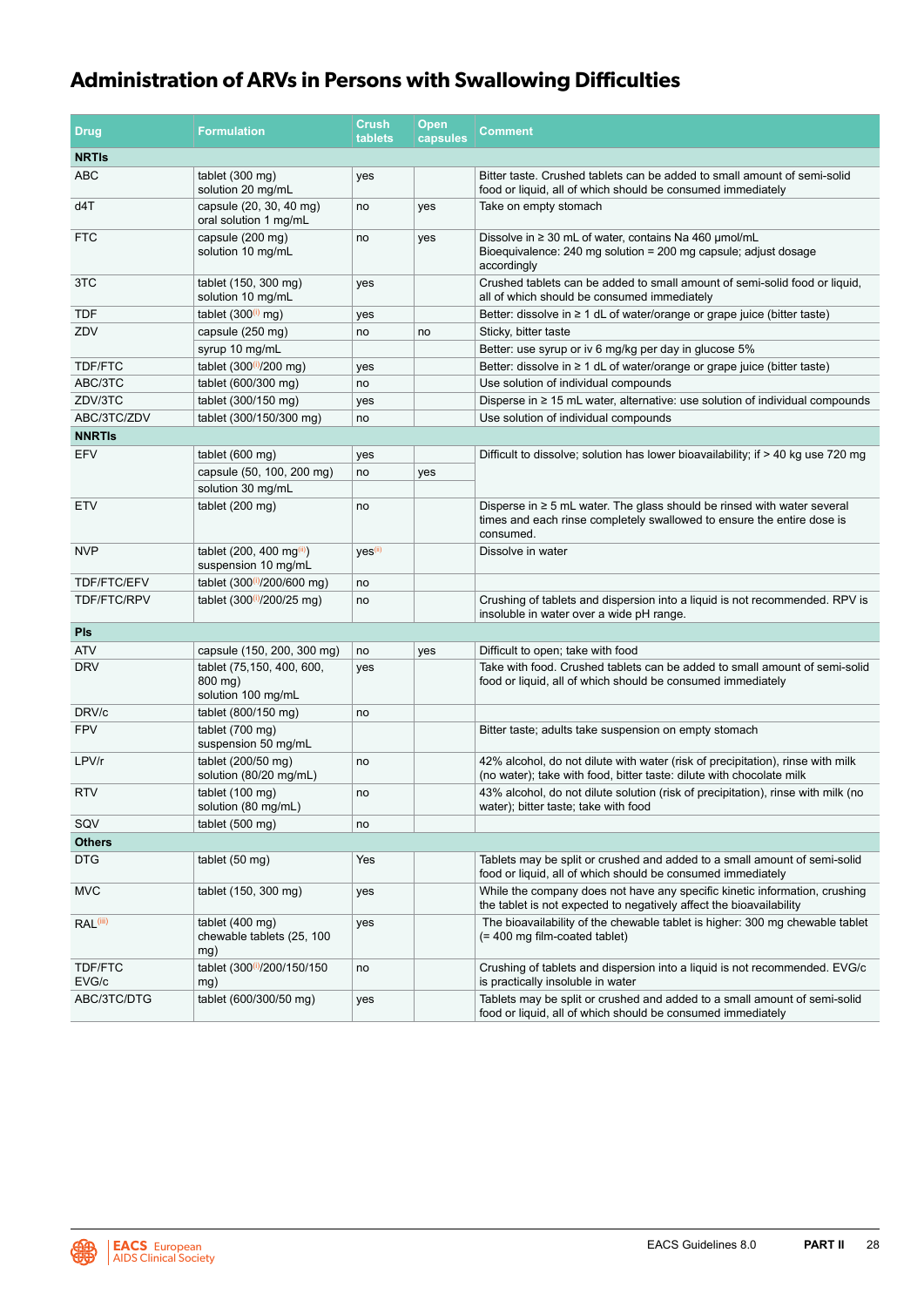# Administration of ARVs in Persons with Swallowing Difficulties

| Drug | Formulation | Crush tablets | Open capsules | Comment |
|---|---|---|---|---|
| **NRTIs** | | | | |
| ABC | tablet (300 mg)<br>solution 20 mg/mL | yes | | Bitter taste. Crushed tablets can be added to small amount of semi-solid food or liquid, all of which should be consumed immediately |
| d4T | capsule (20, 30, 40 mg)<br>oral solution 1 mg/mL | no | yes | Take on empty stomach |
| FTC | capsule (200 mg)<br>solution 10 mg/mL | no | yes | Dissolve in ≥ 30 mL of water, contains Na 460 µmol/mL<br>Bioequivalence: 240 mg solution = 200 mg capsule; adjust dosage accordingly |
| 3TC | tablet (150, 300 mg)<br>solution 10 mg/mL | yes | | Crushed tablets can be added to small amount of semi-solid food or liquid, all of which should be consumed immediately |
| TDF | tablet (300[i] mg) | yes | | Better: dissolve in ≥ 1 dL of water/orange or grape juice (bitter taste) |
| ZDV | capsule (250 mg) | no | no | Sticky, bitter taste |
| | syrup 10 mg/mL | | | Better: use syrup or iv 6 mg/kg per day in glucose 5% |
| TDF/FTC | tablet (300[i]/200 mg) | yes | | Better: dissolve in ≥ 1 dL of water/orange or grape juice (bitter taste) |
| ABC/3TC | tablet (600/300 mg) | no | | Use solution of individual compounds |
| ZDV/3TC | tablet (300/150 mg) | yes | | Disperse in ≥ 15 mL water, alternative: use solution of individual compounds |
| ABC/3TC/ZDV | tablet (300/150/300 mg) | no | | Use solution of individual compounds |
| **NNRTIs** | | | | |
| EFV | tablet (600 mg) | yes | | Difficult to dissolve; solution has lower bioavailability; if > 40 kg use 720 mg |
| | capsule (50, 100, 200 mg) | no | yes | |
| | solution 30 mg/mL | | | |
| ETV | tablet (200 mg) | no | | Disperse in ≥ 5 mL water. The glass should be rinsed with water several times and each rinse completely swallowed to ensure the entire dose is consumed. |
| NVP | tablet (200, 400 mg[ii])<br>suspension 10 mg/mL | yes[ii] | | Dissolve in water |
| TDF/FTC/EFV | tablet (300[i]/200/600 mg) | no | | |
| TDF/FTC/RPV | tablet (300[i]/200/25 mg) | no | | Crushing of tablets and dispersion into a liquid is not recommended. RPV is insoluble in water over a wide pH range. |
| **PIs** | | | | |
| ATV | capsule (150, 200, 300 mg) | no | yes | Difficult to open; take with food |
| DRV | tablet (75,150, 400, 600, 800 mg)<br>solution 100 mg/mL | yes | | Take with food. Crushed tablets can be added to small amount of semi-solid food or liquid, all of which should be consumed immediately |
| DRV/c | tablet (800/150 mg) | no | | |
| FPV | tablet (700 mg)<br>suspension 50 mg/mL | | | Bitter taste; adults take suspension on empty stomach |
| LPV/r | tablet (200/50 mg)<br>solution (80/20 mg/mL) | no | | 42% alcohol, do not dilute with water (risk of precipitation), rinse with milk (no water); take with food, bitter taste: dilute with chocolate milk |
| RTV | tablet (100 mg)<br>solution (80 mg/mL) | no | | 43% alcohol, do not dilute solution (risk of precipitation), rinse with milk (no water); bitter taste; take with food |
| SQV | tablet (500 mg) | no | | |
| **Others** | | | | |
| DTG | tablet (50 mg) | Yes | | Tablets may be split or crushed and added to a small amount of semi-solid food or liquid, all of which should be consumed immediately |
| MVC | tablet (150, 300 mg) | yes | | While the company does not have any specific kinetic information, crushing the tablet is not expected to negatively affect the bioavailability |
| RAL[iii] | tablet (400 mg)<br>chewable tablets (25, 100 mg) | yes | | The bioavailability of the chewable tablet is higher: 300 mg chewable tablet (= 400 mg film-coated tablet) |
| TDF/FTC EVG/c | tablet (300[i]/200/150/150 mg) | no | | Crushing of tablets and dispersion into a liquid is not recommended. EVG/c is practically insoluble in water |
| ABC/3TC/DTG | tablet (600/300/50 mg) | yes | | Tablets may be split or crushed and added to a small amount of semi-solid food or liquid, all of which should be consumed immediately |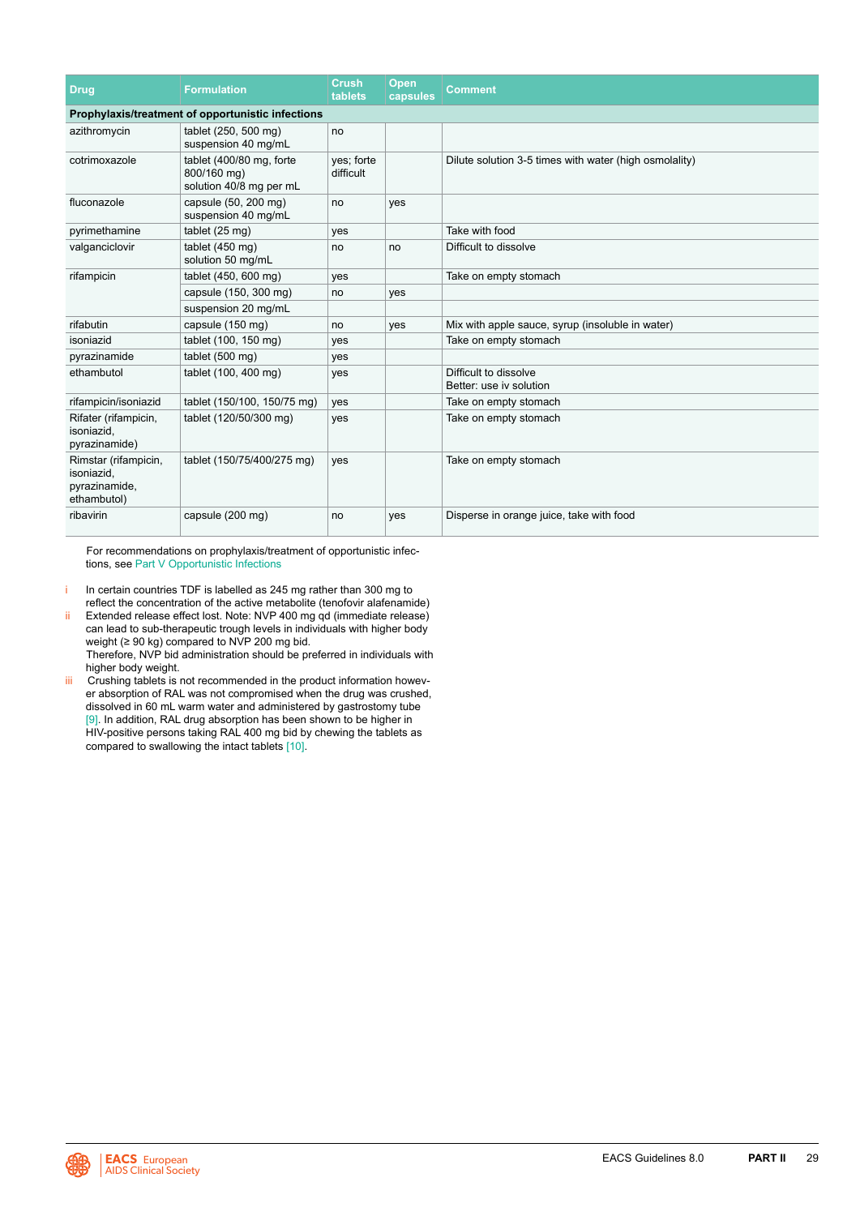| Drug | Formulation | Crush tablets | Open capsules | Comment |
|---|---|---|---|---|
| **Prophylaxis/treatment of opportunistic infections** | | | | |
| azithromycin | tablet (250, 500 mg) suspension 40 mg/mL | no | | |
| cotrimoxazole | tablet (400/80 mg, forte 800/160 mg) solution 40/8 mg per mL | yes; forte difficult | | Dilute solution 3-5 times with water (high osmolality) |
| fluconazole | capsule (50, 200 mg) suspension 40 mg/mL | no | yes | |
| pyrimethamine | tablet (25 mg) | yes | | Take with food |
| valganciclovir | tablet (450 mg) solution 50 mg/mL | no | no | Difficult to dissolve |
| rifampicin | tablet (450, 600 mg) | yes | | Take on empty stomach |
| | capsule (150, 300 mg) | no | yes | |
| | suspension 20 mg/mL | | | |
| rifabutin | capsule (150 mg) | no | yes | Mix with apple sauce, syrup (insoluble in water) |
| isoniazid | tablet (100, 150 mg) | yes | | Take on empty stomach |
| pyrazinamide | tablet (500 mg) | yes | | |
| ethambutol | tablet (100, 400 mg) | yes | | Difficult to dissolve<br>Better: use iv solution |
| rifampicin/isoniazid | tablet (150/100, 150/75 mg) | yes | | Take on empty stomach |
| Rifater (rifampicin, isoniazid, pyrazinamide) | tablet (120/50/300 mg) | yes | | Take on empty stomach |
| Rimstar (rifampicin, isoniazid, pyrazinamide, ethambutol) | tablet (150/75/400/275 mg) | yes | | Take on empty stomach |
| ribavirin | capsule (200 mg) | no | yes | Disperse in orange juice, take with food |

For recommendations on prophylaxis/treatment of opportunistic infections, see Part V Opportunistic Infections

i In certain countries TDF is labelled as 245 mg rather than 300 mg to reflect the concentration of the active metabolite (tenofovir alafenamide)

ii Extended release effect lost. Note: NVP 400 mg qd (immediate release) can lead to sub-therapeutic trough levels in individuals with higher body weight (≥ 90 kg) compared to NVP 200 mg bid. Therefore, NVP bid administration should be preferred in individuals with higher body weight.

iii Crushing tablets is not recommended in the product information however absorption of RAL was not compromised when the drug was crushed, dissolved in 60 mL warm water and administered by gastrostomy tube [9]. In addition, RAL drug absorption has been shown to be higher in HIV-positive persons taking RAL 400 mg bid by chewing the tablets as compared to swallowing the intact tablets [10].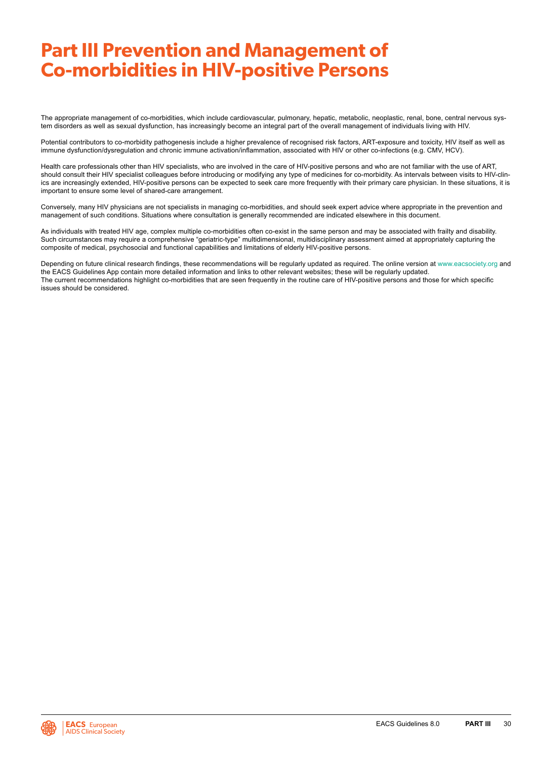# Part III Prevention and Management of Co-morbidities in HIV-positive Persons

The appropriate management of co-morbidities, which include cardiovascular, pulmonary, hepatic, metabolic, neoplastic, renal, bone, central nervous system disorders as well as sexual dysfunction, has increasingly become an integral part of the overall management of individuals living with HIV.

Potential contributors to co-morbidity pathogenesis include a higher prevalence of recognised risk factors, ART-exposure and toxicity, HIV itself as well as immune dysfunction/dysregulation and chronic immune activation/inflammation, associated with HIV or other co-infections (e.g. CMV, HCV).

Health care professionals other than HIV specialists, who are involved in the care of HIV-positive persons and who are not familiar with the use of ART, should consult their HIV specialist colleagues before introducing or modifying any type of medicines for co-morbidity. As intervals between visits to HIV-clinics are increasingly extended, HIV-positive persons can be expected to seek care more frequently with their primary care physician. In these situations, it is important to ensure some level of shared-care arrangement.

Conversely, many HIV physicians are not specialists in managing co-morbidities, and should seek expert advice where appropriate in the prevention and management of such conditions. Situations where consultation is generally recommended are indicated elsewhere in this document.

As individuals with treated HIV age, complex multiple co-morbidities often co-exist in the same person and may be associated with frailty and disability. Such circumstances may require a comprehensive "geriatric-type" multidimensional, multidisciplinary assessment aimed at appropriately capturing the composite of medical, psychosocial and functional capabilities and limitations of elderly HIV-positive persons.

Depending on future clinical research findings, these recommendations will be regularly updated as required. The online version at www.eacsociety.org and the EACS Guidelines App contain more detailed information and links to other relevant websites; these will be regularly updated.
The current recommendations highlight co-morbidities that are seen frequently in the routine care of HIV-positive persons and those for which specific issues should be considered.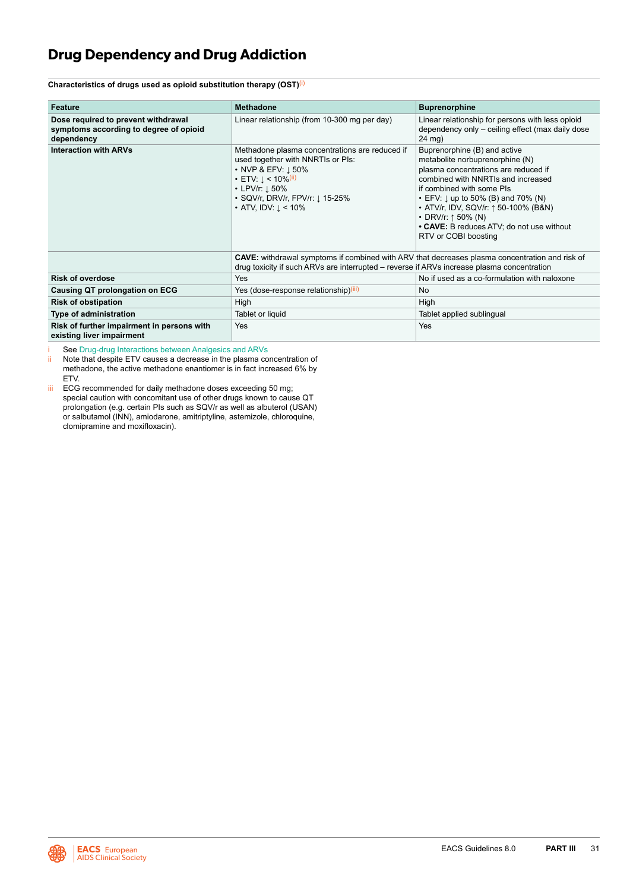# Drug Dependency and Drug Addiction

**Characteristics of drugs used as opioid substitution therapy (OST)**[(i)]

| Feature | Methadone | Buprenorphine |
|---|---|---|
| **Dose required to prevent withdrawal symptoms according to degree of opioid dependency** | Linear relationship (from 10-300 mg per day) | Linear relationship for persons with less opioid dependency only – ceiling effect (max daily dose 24 mg) |
| **Interaction with ARVs** | Methadone plasma concentrations are reduced if used together with NNRTIs or PIs: • NVP & EFV: ↓ 50% • ETV: ↓ < 10%[(ii)] • LPV/r: ↓ 50% • SQV/r, DRV/r, FPV/r: ↓ 15-25% • ATV, IDV: ↓ < 10% | Buprenorphine (B) and active metabolite norbuprenorphine (N) plasma concentrations are reduced if combined with NNRTIs and increased if combined with some PIs • EFV: ↓ up to 50% (B) and 70% (N) • ATV/r, IDV, SQV/r: ↑ 50-100% (B&N) • DRV/r: ↑ 50% (N) • **CAVE:** B reduces ATV; do not use without RTV or COBI boosting |
| | **CAVE:** withdrawal symptoms if combined with ARV that decreases plasma concentration and risk of drug toxicity if such ARVs are interrupted – reverse if ARVs increase plasma concentration | |
| **Risk of overdose** | Yes | No if used as a co-formulation with naloxone |
| **Causing QT prolongation on ECG** | Yes (dose-response relationship)[(iii)] | No |
| **Risk of obstipation** | High | High |
| **Type of administration** | Tablet or liquid | Tablet applied sublingual |
| **Risk of further impairment in persons with existing liver impairment** | Yes | Yes |

i See Drug-drug Interactions between Analgesics and ARVs

ii Note that despite ETV causes a decrease in the plasma concentration of methadone, the active methadone enantiomer is in fact increased 6% by ETV.

iii ECG recommended for daily methadone doses exceeding 50 mg; special caution with concomitant use of other drugs known to cause QT prolongation (e.g. certain PIs such as SQV/r as well as albuterol (USAN) or salbutamol (INN), amiodarone, amitriptyline, astemizole, chloroquine, clomipramine and moxifloxacin).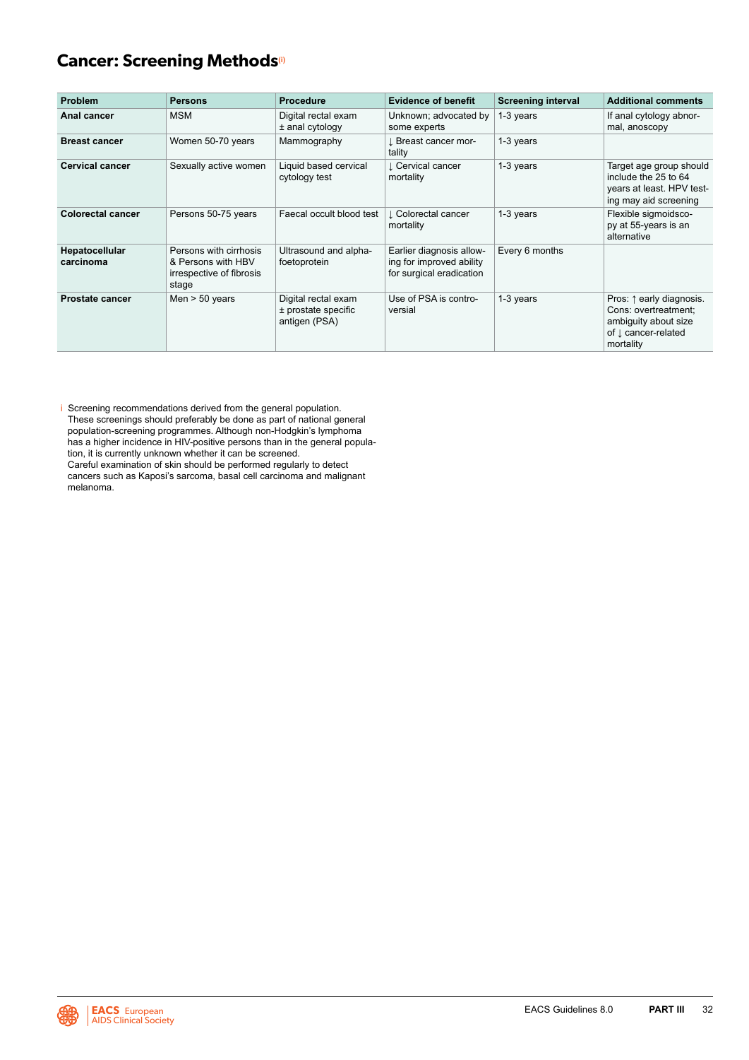# Cancer: Screening Methods[i]

| Problem | Persons | Procedure | Evidence of benefit | Screening interval | Additional comments |
|---|---|---|---|---|---|
| **Anal cancer** | MSM | Digital rectal exam ± anal cytology | Unknown; advocated by some experts | 1-3 years | If anal cytology abnormal, anoscopy |
| **Breast cancer** | Women 50-70 years | Mammography | ↓ Breast cancer mortality | 1-3 years | |
| **Cervical cancer** | Sexually active women | Liquid based cervical cytology test | ↓ Cervical cancer mortality | 1-3 years | Target age group should include the 25 to 64 years at least. HPV testing may aid screening |
| **Colorectal cancer** | Persons 50-75 years | Faecal occult blood test | ↓ Colorectal cancer mortality | 1-3 years | Flexible sigmoidscopy at 55-years is an alternative |
| **Hepatocellular carcinoma** | Persons with cirrhosis & Persons with HBV irrespective of fibrosis stage | Ultrasound and alpha-foetoprotein | Earlier diagnosis allowing for improved ability for surgical eradication | Every 6 months | |
| **Prostate cancer** | Men > 50 years | Digital rectal exam ± prostate specific antigen (PSA) | Use of PSA is controversial | 1-3 years | Pros: ↑ early diagnosis. Cons: overtreatment; ambiguity about size of ↓ cancer-related mortality |

i Screening recommendations derived from the general population. These screenings should preferably be done as part of national general population-screening programmes. Although non-Hodgkin's lymphoma has a higher incidence in HIV-positive persons than in the general population, it is currently unknown whether it can be screened. Careful examination of skin should be performed regularly to detect cancers such as Kaposi's sarcoma, basal cell carcinoma and malignant melanoma.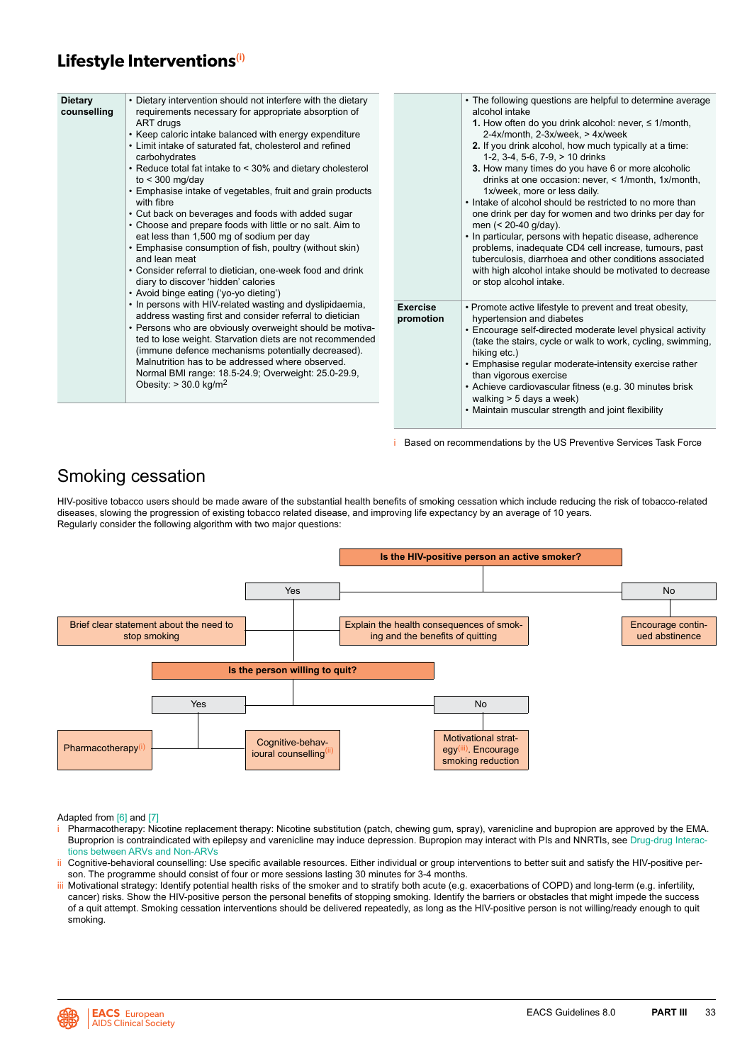## Lifestyle Interventions[i]

| | |
|---|---|
| **Dietary counselling** | • Dietary intervention should not interfere with the dietary requirements necessary for appropriate absorption of ART drugs<br>• Keep caloric intake balanced with energy expenditure<br>• Limit intake of saturated fat, cholesterol and refined carbohydrates<br>• Reduce total fat intake to < 30% and dietary cholesterol to < 300 mg/day<br>• Emphasise intake of vegetables, fruit and grain products with fibre<br>• Cut back on beverages and foods with added sugar<br>• Choose and prepare foods with little or no salt. Aim to eat less than 1,500 mg of sodium per day<br>• Emphasise consumption of fish, poultry (without skin) and lean meat<br>• Consider referral to dietician, one-week food and drink diary to discover 'hidden' calories<br>• Avoid binge eating ('yo-yo dieting')<br>• In persons with HIV-related wasting and dyslipidaemia, address wasting first and consider referral to dietician<br>• Persons who are obviously overweight should be motivated to lose weight. Starvation diets are not recommended (immune defence mechanisms potentially decreased). Malnutrition has to be addressed where observed. Normal BMI range: 18.5-24.9; Overweight: 25.0-29.9, Obesity: > 30.0 kg/m$^2$ |
| | • The following questions are helpful to determine average alcohol intake<br>**1.** How often do you drink alcohol: never, ≤ 1/month, 2-4x/month, 2-3x/week, > 4x/week<br>**2.** If you drink alcohol, how much typically at a time: 1-2, 3-4, 5-6, 7-9, > 10 drinks<br>**3.** How many times do you have 6 or more alcoholic drinks at one occasion: never, < 1/month, 1x/month, 1x/week, more or less daily.<br>• Intake of alcohol should be restricted to no more than one drink per day for women and two drinks per day for men (< 20-40 g/day).<br>• In particular, persons with hepatic disease, adherence problems, inadequate CD4 cell increase, tumours, past tuberculosis, diarrhoea and other conditions associated with high alcohol intake should be motivated to decrease or stop alcohol intake. |
| **Exercise promotion** | • Promote active lifestyle to prevent and treat obesity, hypertension and diabetes<br>• Encourage self-directed moderate level physical activity (take the stairs, cycle or walk to work, cycling, swimming, hiking etc.)<br>• Emphasise regular moderate-intensity exercise rather than vigorous exercise<br>• Achieve cardiovascular fitness (e.g. 30 minutes brisk walking > 5 days a week)<br>• Maintain muscular strength and joint flexibility |

i Based on recommendations by the US Preventive Services Task Force

## Smoking cessation

HIV-positive tobacco users should be made aware of the substantial health benefits of smoking cessation which include reducing the risk of tobacco-related diseases, slowing the progression of existing tobacco related disease, and improving life expectancy by an average of 10 years.
Regularly consider the following algorithm with two major questions:

**Is the HIV-positive person an active smoker?**

- **No** → Encourage continued abstinence
- **Yes** → Brief clear statement about the need to stop smoking; Explain the health consequences of smoking and the benefits of quitting
  - **Is the person willing to quit?**
    - **Yes** → Pharmacotherapy[i]; Cognitive-behavioural counselling[ii]
    - **No** → Motivational strategy[iii]. Encourage smoking reduction

Adapted from [6] and [7]

i Pharmacotherapy: Nicotine replacement therapy: Nicotine substitution (patch, chewing gum, spray), varenicline and bupropion are approved by the EMA. Buproprion is contraindicated with epilepsy and varenicline may induce depression. Bupropion may interact with PIs and NNRTIs, see Drug-drug Interactions between ARVs and Non-ARVs

ii Cognitive-behavioral counselling: Use specific available resources. Either individual or group interventions to better suit and satisfy the HIV-positive person. The programme should consist of four or more sessions lasting 30 minutes for 3-4 months.

iii Motivational strategy: Identify potential health risks of the smoker and to stratify both acute (e.g. exacerbations of COPD) and long-term (e.g. infertility, cancer) risks. Show the HIV-positive person the personal benefits of stopping smoking. Identify the barriers or obstacles that might impede the success of a quit attempt. Smoking cessation interventions should be delivered repeatedly, as long as the HIV-positive person is not willing/ready enough to quit smoking.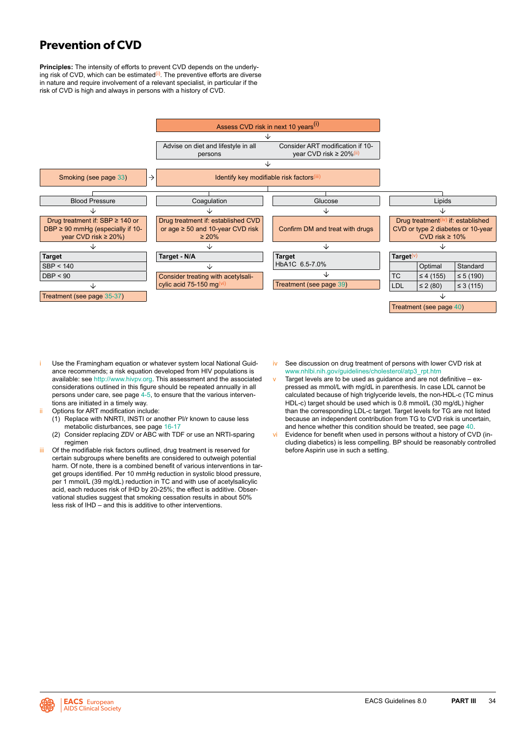# Prevention of CVD

**Principles:** The intensity of efforts to prevent CVD depends on the underlying risk of CVD, which can be estimated[i]. The preventive efforts are diverse in nature and require involvement of a relevant specialist, in particular if the risk of CVD is high and always in persons with a history of CVD.

**Assess CVD risk in next 10 years**[i]

↓

| Advise on diet and lifestyle in all persons | Consider ART modification if 10-year CVD risk ≥ 20%[ii] |
|---|---|

↓

Smoking (see page 33) → **Identify key modifiable risk factors**[iii]

| Blood Pressure | Coagulation | Glucose | Lipids |
|---|---|---|---|
| Drug treatment if: SBP ≥ 140 or DBP ≥ 90 mmHg (especially if 10-year CVD risk ≥ 20%) | Drug treatment if: established CVD or age ≥ 50 and 10-year CVD risk ≥ 20% | Confirm DM and treat with drugs | Drug treatment[iv] if: established CVD or type 2 diabetes or 10-year CVD risk ≥ 10% |

**Blood Pressure**

| Target |
|---|
| SBP < 140 |
| DBP < 90 |

↓ Treatment (see page 35-37)

**Coagulation**

**Target - N/A**

↓ Consider treating with acetylsalicylic acid 75-150 mg[vi]

**Glucose**

**Target** HbA1C 6.5-7.0%

↓ Treatment (see page 39)

**Lipids**

| Target[v] | Optimal | Standard |
|---|---|---|
| TC | ≤ 4 (155) | ≤ 5 (190) |
| LDL | ≤ 2 (80) | ≤ 3 (115) |

↓ Treatment (see page 40)

i Use the Framingham equation or whatever system local National Guidance recommends; a risk equation developed from HIV populations is available: see http://www.hivpv.org. This assessment and the associated considerations outlined in this figure should be repeated annually in all persons under care, see page 4-5, to ensure that the various interventions are initiated in a timely way.

ii Options for ART modification include:
(1) Replace with NNRTI, INSTI or another PI/r known to cause less metabolic disturbances, see page 16-17
(2) Consider replacing ZDV or ABC with TDF or use an NRTI-sparing regimen

iii Of the modifiable risk factors outlined, drug treatment is reserved for certain subgroups where benefits are considered to outweigh potential harm. Of note, there is a combined benefit of various interventions in target groups identified. Per 10 mmHg reduction in systolic blood pressure, per 1 mmol/L (39 mg/dL) reduction in TC and with use of acetylsalicylic acid, each reduces risk of IHD by 20-25%; the effect is additive. Observational studies suggest that smoking cessation results in about 50% less risk of IHD – and this is additive to other interventions.

iv See discussion on drug treatment of persons with lower CVD risk at www.nhlbi.nih.gov/guidelines/cholesterol/atp3_rpt.htm

v Target levels are to be used as guidance and are not definitive – expressed as mmol/L with mg/dL in parenthesis. In case LDL cannot be calculated because of high triglyceride levels, the non-HDL-c (TC minus HDL-c) target should be used which is 0.8 mmol/L (30 mg/dL) higher than the corresponding LDL-c target. Target levels for TG are not listed because an independent contribution from TG to CVD risk is uncertain, and hence whether this condition should be treated, see page 40.

vi Evidence for benefit when used in persons without a history of CVD (including diabetics) is less compelling. BP should be reasonably controlled before Aspirin use in such a setting.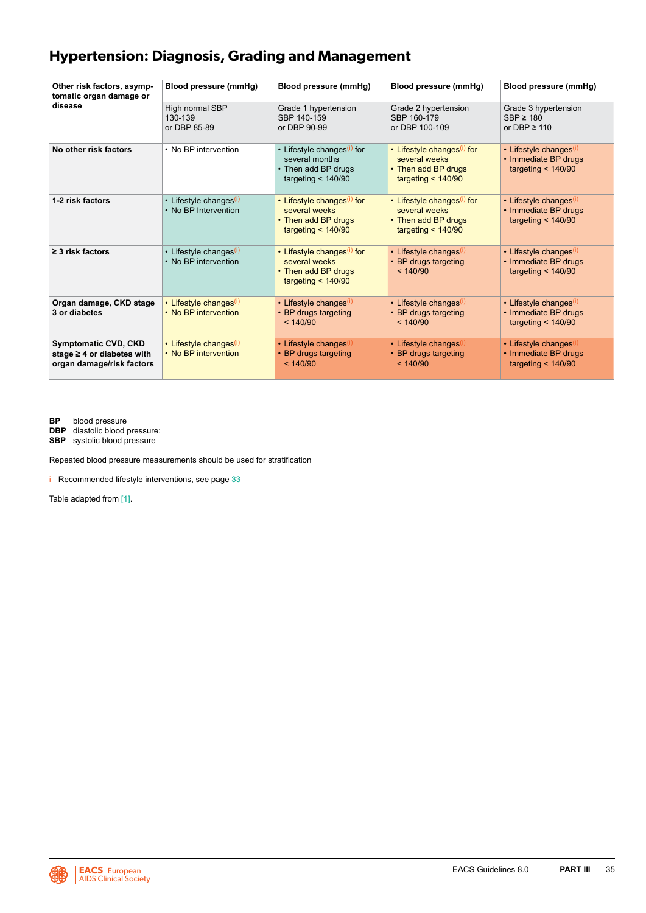# Hypertension: Diagnosis, Grading and Management

| Other risk factors, asymptomatic organ damage or disease | Blood pressure (mmHg) | Blood pressure (mmHg) | Blood pressure (mmHg) | Blood pressure (mmHg) |
|---|---|---|---|---|
| | High normal SBP 130-139 or DBP 85-89 | Grade 1 hypertension SBP 140-159 or DBP 90-99 | Grade 2 hypertension SBP 160-179 or DBP 100-109 | Grade 3 hypertension SBP ≥ 180 or DBP ≥ 110 |
| **No other risk factors** | • No BP intervention | • Lifestyle changes[i] for several months<br>• Then add BP drugs targeting < 140/90 | • Lifestyle changes[i] for several weeks<br>• Then add BP drugs targeting < 140/90 | • Lifestyle changes[i]<br>• Immediate BP drugs targeting < 140/90 |
| **1-2 risk factors** | • Lifestyle changes[i]<br>• No BP Intervention | • Lifestyle changes[i] for several weeks<br>• Then add BP drugs targeting < 140/90 | • Lifestyle changes[i] for several weeks<br>• Then add BP drugs targeting < 140/90 | • Lifestyle changes[i]<br>• Immediate BP drugs targeting < 140/90 |
| **≥ 3 risk factors** | • Lifestyle changes[i]<br>• No BP intervention | • Lifestyle changes[i] for several weeks<br>• Then add BP drugs targeting < 140/90 | • Lifestyle changes[i]<br>• BP drugs targeting < 140/90 | • Lifestyle changes[i]<br>• Immediate BP drugs targeting < 140/90 |
| **Organ damage, CKD stage 3 or diabetes** | • Lifestyle changes[i]<br>• No BP intervention | • Lifestyle changes[i]<br>• BP drugs targeting < 140/90 | • Lifestyle changes[i]<br>• BP drugs targeting < 140/90 | • Lifestyle changes[i]<br>• Immediate BP drugs targeting < 140/90 |
| **Symptomatic CVD, CKD stage ≥ 4 or diabetes with organ damage/risk factors** | • Lifestyle changes[i]<br>• No BP intervention | • Lifestyle changes[i]<br>• BP drugs targeting < 140/90 | • Lifestyle changes[i]<br>• BP drugs targeting < 140/90 | • Lifestyle changes[i]<br>• Immediate BP drugs targeting < 140/90 |

**BP** blood pressure
**DBP** diastolic blood pressure:
**SBP** systolic blood pressure

Repeated blood pressure measurements should be used for stratification

i Recommended lifestyle interventions, see page 33

Table adapted from [1].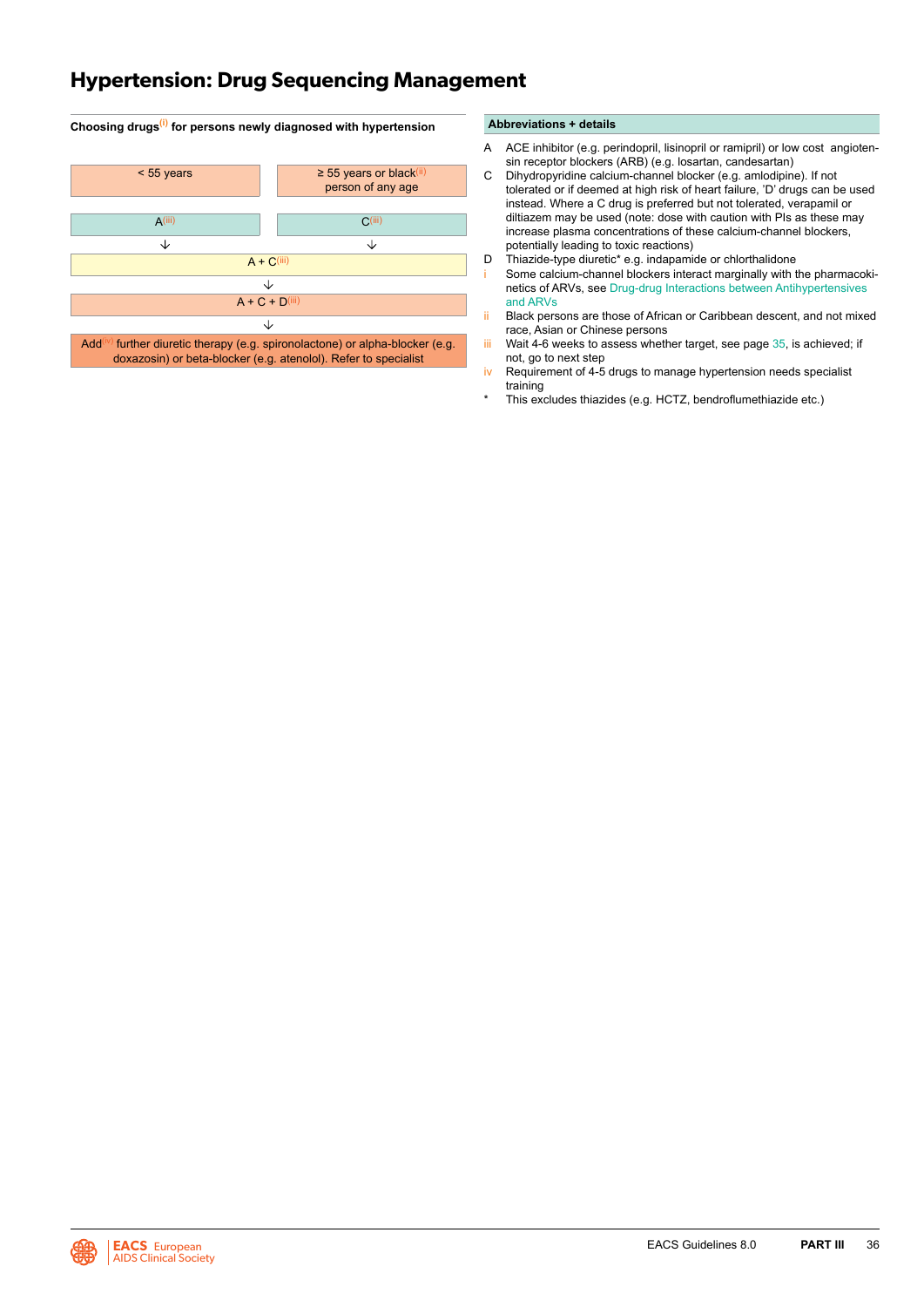# Hypertension: Drug Sequencing Management

**Choosing drugs[(i)] for persons newly diagnosed with hypertension**

| < 55 years | ≥ 55 years or black[(ii)] person of any age |
|---|---|
| A[(iii)] | C[(iii)] |
| ↓ | ↓ |

A + C[(iii)]

↓

A + C + D[(iii)]

↓

Add[(iv)] further diuretic therapy (e.g. spironolactone) or alpha-blocker (e.g. doxazosin) or beta-blocker (e.g. atenolol). Refer to specialist

**Abbreviations + details**

- A — ACE inhibitor (e.g. perindopril, lisinopril or ramipril) or low cost angiotensin receptor blockers (ARB) (e.g. losartan, candesartan)
- C — Dihydropyridine calcium-channel blocker (e.g. amlodipine). If not tolerated or if deemed at high risk of heart failure, 'D' drugs can be used instead. Where a C drug is preferred but not tolerated, verapamil or diltiazem may be used (note: dose with caution with PIs as these may increase plasma concentrations of these calcium-channel blockers, potentially leading to toxic reactions)
- D — Thiazide-type diuretic* e.g. indapamide or chlorthalidone
- i — Some calcium-channel blockers interact marginally with the pharmacokinetics of ARVs, see Drug-drug Interactions between Antihypertensives and ARVs
- ii — Black persons are those of African or Caribbean descent, and not mixed race, Asian or Chinese persons
- iii — Wait 4-6 weeks to assess whether target, see page 35, is achieved; if not, go to next step
- iv — Requirement of 4-5 drugs to manage hypertension needs specialist training
- * — This excludes thiazides (e.g. HCTZ, bendroflumethiazide etc.)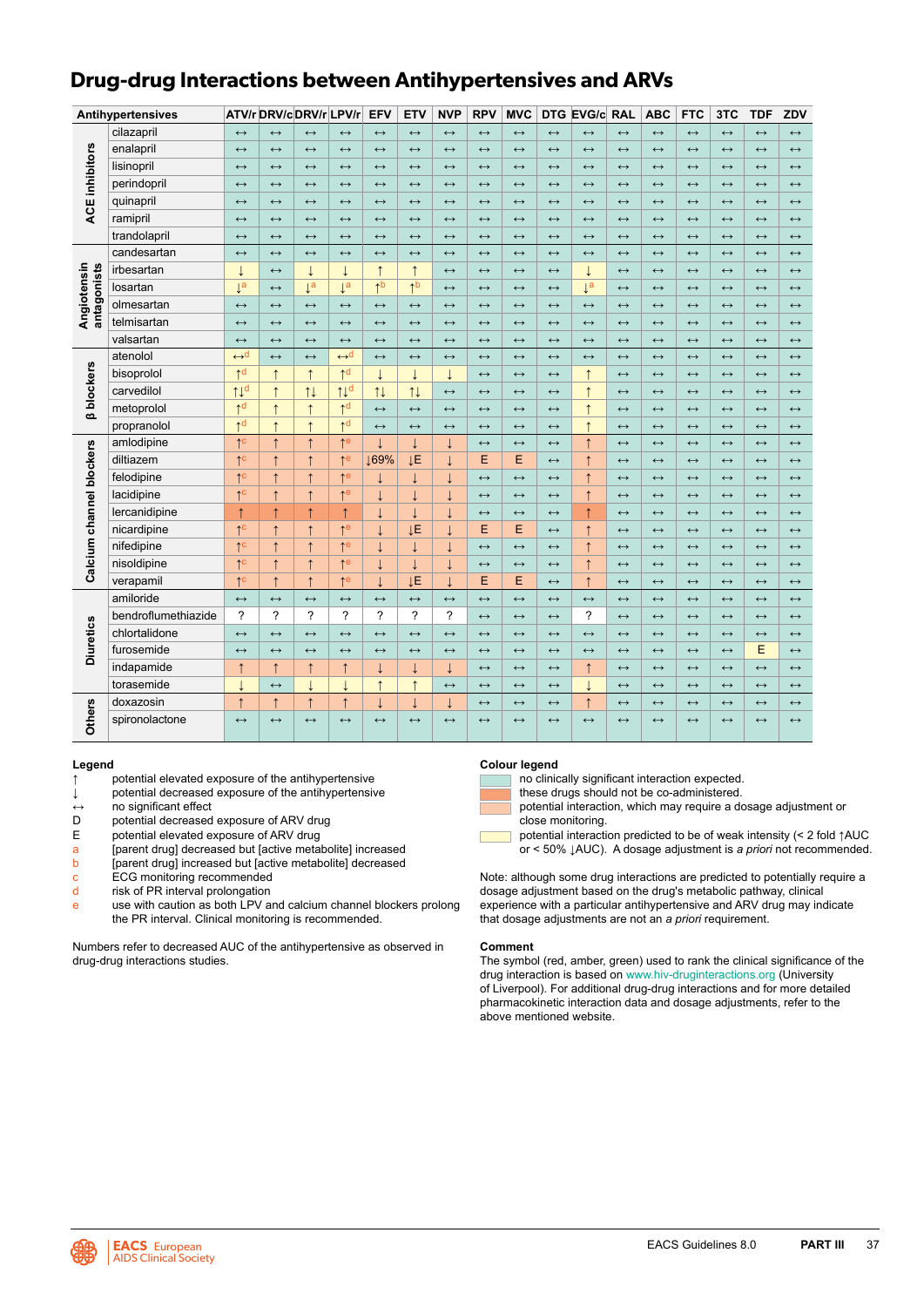# Drug-drug Interactions between Antihypertensives and ARVs

| Antihypertensives | | ATV/r | DRV/c | DRV/r | LPV/r | EFV | ETV | NVP | RPV | MVC | DTG | EVG/c | RAL | ABC | FTC | 3TC | TDF | ZDV |
|---|---|---|---|---|---|---|---|---|---|---|---|---|---|---|---|---|---|---|
| ACE inhibitors | cilazapril | ↔ | ↔ | ↔ | ↔ | ↔ | ↔ | ↔ | ↔ | ↔ | ↔ | ↔ | ↔ | ↔ | ↔ | ↔ | ↔ | ↔ |
| | enalapril | ↔ | ↔ | ↔ | ↔ | ↔ | ↔ | ↔ | ↔ | ↔ | ↔ | ↔ | ↔ | ↔ | ↔ | ↔ | ↔ | ↔ |
| | lisinopril | ↔ | ↔ | ↔ | ↔ | ↔ | ↔ | ↔ | ↔ | ↔ | ↔ | ↔ | ↔ | ↔ | ↔ | ↔ | ↔ | ↔ |
| | perindopril | ↔ | ↔ | ↔ | ↔ | ↔ | ↔ | ↔ | ↔ | ↔ | ↔ | ↔ | ↔ | ↔ | ↔ | ↔ | ↔ | ↔ |
| | quinapril | ↔ | ↔ | ↔ | ↔ | ↔ | ↔ | ↔ | ↔ | ↔ | ↔ | ↔ | ↔ | ↔ | ↔ | ↔ | ↔ | ↔ |
| | ramipril | ↔ | ↔ | ↔ | ↔ | ↔ | ↔ | ↔ | ↔ | ↔ | ↔ | ↔ | ↔ | ↔ | ↔ | ↔ | ↔ | ↔ |
| | trandolapril | ↔ | ↔ | ↔ | ↔ | ↔ | ↔ | ↔ | ↔ | ↔ | ↔ | ↔ | ↔ | ↔ | ↔ | ↔ | ↔ | ↔ |
| Angiotensin antagonists | candesartan | ↔ | ↔ | ↔ | ↔ | ↔ | ↔ | ↔ | ↔ | ↔ | ↔ | ↔ | ↔ | ↔ | ↔ | ↔ | ↔ | ↔ |
| | irbesartan | ↓ | ↔ | ↓ | ↓ | ↑ | ↑ | ↔ | ↔ | ↔ | ↔ | ↓ | ↔ | ↔ | ↔ | ↔ | ↔ | ↔ |
| | losartan | ↓[a] | ↔ | ↓[a] | ↓[a] | ↑[b] | ↑[b] | ↔ | ↔ | ↔ | ↔ | ↓[a] | ↔ | ↔ | ↔ | ↔ | ↔ | ↔ |
| | olmesartan | ↔ | ↔ | ↔ | ↔ | ↔ | ↔ | ↔ | ↔ | ↔ | ↔ | ↔ | ↔ | ↔ | ↔ | ↔ | ↔ | ↔ |
| | telmisartan | ↔ | ↔ | ↔ | ↔ | ↔ | ↔ | ↔ | ↔ | ↔ | ↔ | ↔ | ↔ | ↔ | ↔ | ↔ | ↔ | ↔ |
| | valsartan | ↔ | ↔ | ↔ | ↔ | ↔ | ↔ | ↔ | ↔ | ↔ | ↔ | ↔ | ↔ | ↔ | ↔ | ↔ | ↔ | ↔ |
| β blockers | atenolol | ↔[d] | ↔ | ↔ | ↔[d] | ↔ | ↔ | ↔ | ↔ | ↔ | ↔ | ↔ | ↔ | ↔ | ↔ | ↔ | ↔ | ↔ |
| | bisoprolol | ↑[d] | ↑ | ↑ | ↑[d] | ↓ | ↓ | ↓ | ↔ | ↔ | ↔ | ↑ | ↔ | ↔ | ↔ | ↔ | ↔ | ↔ |
| | carvedilol | ↑↓[d] | ↑ | ↑↓ | ↑↓[d] | ↑↓ | ↑↓ | ↔ | ↔ | ↔ | ↔ | ↑ | ↔ | ↔ | ↔ | ↔ | ↔ | ↔ |
| | metoprolol | ↑[d] | ↑ | ↑ | ↑[d] | ↔ | ↔ | ↔ | ↔ | ↔ | ↔ | ↑ | ↔ | ↔ | ↔ | ↔ | ↔ | ↔ |
| | propranolol | ↑[d] | ↑ | ↑ | ↑[d] | ↔ | ↔ | ↔ | ↔ | ↔ | ↔ | ↑ | ↔ | ↔ | ↔ | ↔ | ↔ | ↔ |
| Calcium channel blockers | amlodipine | ↑[c] | ↑ | ↑ | ↑[e] | ↓ | ↓ | ↓ | ↔ | ↔ | ↔ | ↑ | ↔ | ↔ | ↔ | ↔ | ↔ | ↔ |
| | diltiazem | ↑[c] | ↑ | ↑ | ↑[e] | ↓69% | ↓E | ↓ | E | E | ↔ | ↑ | ↔ | ↔ | ↔ | ↔ | ↔ | ↔ |
| | felodipine | ↑[c] | ↑ | ↑ | ↑[e] | ↓ | ↓ | ↓ | ↔ | ↔ | ↔ | ↑ | ↔ | ↔ | ↔ | ↔ | ↔ | ↔ |
| | lacidipine | ↑[c] | ↑ | ↑ | ↑[e] | ↓ | ↓ | ↓ | ↔ | ↔ | ↔ | ↑ | ↔ | ↔ | ↔ | ↔ | ↔ | ↔ |
| | lercanidipine | ↑ | ↑ | ↑ | ↑ | ↓ | ↓ | ↓ | ↔ | ↔ | ↔ | ↑ | ↔ | ↔ | ↔ | ↔ | ↔ | ↔ |
| | nicardipine | ↑[c] | ↑ | ↑ | ↑[e] | ↓ | ↓E | ↓ | E | E | ↔ | ↑ | ↔ | ↔ | ↔ | ↔ | ↔ | ↔ |
| | nifedipine | ↑[c] | ↑ | ↑ | ↑[e] | ↓ | ↓ | ↓ | ↔ | ↔ | ↔ | ↑ | ↔ | ↔ | ↔ | ↔ | ↔ | ↔ |
| | nisoldipine | ↑[c] | ↑ | ↑ | ↑[e] | ↓ | ↓ | ↓ | ↔ | ↔ | ↔ | ↑ | ↔ | ↔ | ↔ | ↔ | ↔ | ↔ |
| | verapamil | ↑[c] | ↑ | ↑ | ↑[e] | ↓ | ↓E | ↓ | E | E | ↔ | ↑ | ↔ | ↔ | ↔ | ↔ | ↔ | ↔ |
| Diuretics | amiloride | ↔ | ↔ | ↔ | ↔ | ↔ | ↔ | ↔ | ↔ | ↔ | ↔ | ↔ | ↔ | ↔ | ↔ | ↔ | ↔ | ↔ |
| | bendroflumethiazide | ? | ? | ? | ? | ? | ? | ? | ↔ | ↔ | ↔ | ? | ↔ | ↔ | ↔ | ↔ | ↔ | ↔ |
| | chlortalidone | ↔ | ↔ | ↔ | ↔ | ↔ | ↔ | ↔ | ↔ | ↔ | ↔ | ↔ | ↔ | ↔ | ↔ | ↔ | ↔ | ↔ |
| | furosemide | ↔ | ↔ | ↔ | ↔ | ↔ | ↔ | ↔ | ↔ | ↔ | ↔ | ↔ | ↔ | ↔ | ↔ | ↔ | E | ↔ |
| | indapamide | ↑ | ↑ | ↑ | ↑ | ↓ | ↓ | ↓ | ↔ | ↔ | ↔ | ↑ | ↔ | ↔ | ↔ | ↔ | ↔ | ↔ |
| | torasemide | ↓ | ↔ | ↓ | ↓ | ↑ | ↑ | ↔ | ↔ | ↔ | ↔ | ↓ | ↔ | ↔ | ↔ | ↔ | ↔ | ↔ |
| Others | doxazosin | ↑ | ↑ | ↑ | ↑ | ↓ | ↓ | ↓ | ↔ | ↔ | ↔ | ↑ | ↔ | ↔ | ↔ | ↔ | ↔ | ↔ |
| | spironolactone | ↔ | ↔ | ↔ | ↔ | ↔ | ↔ | ↔ | ↔ | ↔ | ↔ | ↔ | ↔ | ↔ | ↔ | ↔ | ↔ | ↔ |

### Legend

- ↑ potential elevated exposure of the antihypertensive
- ↓ potential decreased exposure of the antihypertensive
- ↔ no significant effect
- D potential decreased exposure of ARV drug
- E potential elevated exposure of ARV drug
- a [parent drug] decreased but [active metabolite] increased
- b [parent drug] increased but [active metabolite] decreased
- c ECG monitoring recommended
- d risk of PR interval prolongation
- e use with caution as both LPV and calcium channel blockers prolong the PR interval. Clinical monitoring is recommended.

Numbers refer to decreased AUC of the antihypertensive as observed in drug-drug interactions studies.

### Colour legend

- (green) no clinically significant interaction expected.
- (red) these drugs should not be co-administered.
- (amber) potential interaction, which may require a dosage adjustment or close monitoring.
- (yellow) potential interaction predicted to be of weak intensity (< 2 fold ↑AUC or < 50% ↓AUC). A dosage adjustment is *a priori* not recommended.

Note: although some drug interactions are predicted to potentially require a dosage adjustment based on the drug's metabolic pathway, clinical experience with a particular antihypertensive and ARV drug may indicate that dosage adjustments are not an *a priori* requirement.

### Comment

The symbol (red, amber, green) used to rank the clinical significance of the drug interaction is based on www.hiv-druginteractions.org (University of Liverpool). For additional drug-drug interactions and for more detailed pharmacokinetic interaction data and dosage adjustments, refer to the above mentioned website.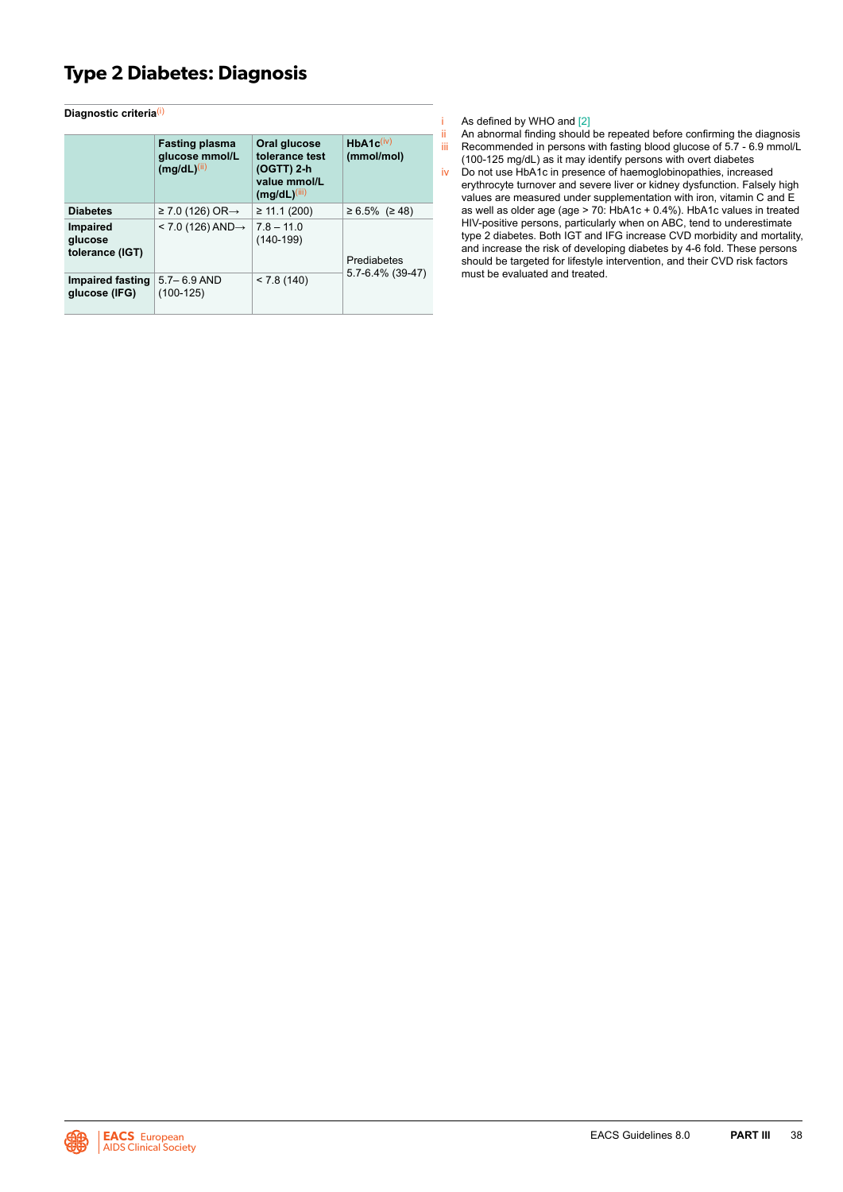# Type 2 Diabetes: Diagnosis

**Diagnostic criteria**[i]

| | Fasting plasma glucose mmol/L (mg/dL)[ii] | Oral glucose tolerance test (OGTT) 2-h value mmol/L (mg/dL)[iii] | HbA1c[iv] (mmol/mol) |
|---|---|---|---|
| **Diabetes** | ≥ 7.0 (126) OR→ | ≥ 11.1 (200) | ≥ 6.5% (≥ 48) |
| **Impaired glucose tolerance (IGT)** | < 7.0 (126) AND→ | 7.8 – 11.0 (140-199) | Prediabetes 5.7-6.4% (39-47) |
| **Impaired fasting glucose (IFG)** | 5.7– 6.9 AND (100-125) | < 7.8 (140) | |

i As defined by WHO and [2]

ii An abnormal finding should be repeated before confirming the diagnosis

iii Recommended in persons with fasting blood glucose of 5.7 - 6.9 mmol/L (100-125 mg/dL) as it may identify persons with overt diabetes

iv Do not use HbA1c in presence of haemoglobinopathies, increased erythrocyte turnover and severe liver or kidney dysfunction. Falsely high values are measured under supplementation with iron, vitamin C and E as well as older age (age > 70: HbA1c + 0.4%). HbA1c values in treated HIV-positive persons, particularly when on ABC, tend to underestimate type 2 diabetes. Both IGT and IFG increase CVD morbidity and mortality, and increase the risk of developing diabetes by 4-6 fold. These persons should be targeted for lifestyle intervention, and their CVD risk factors must be evaluated and treated.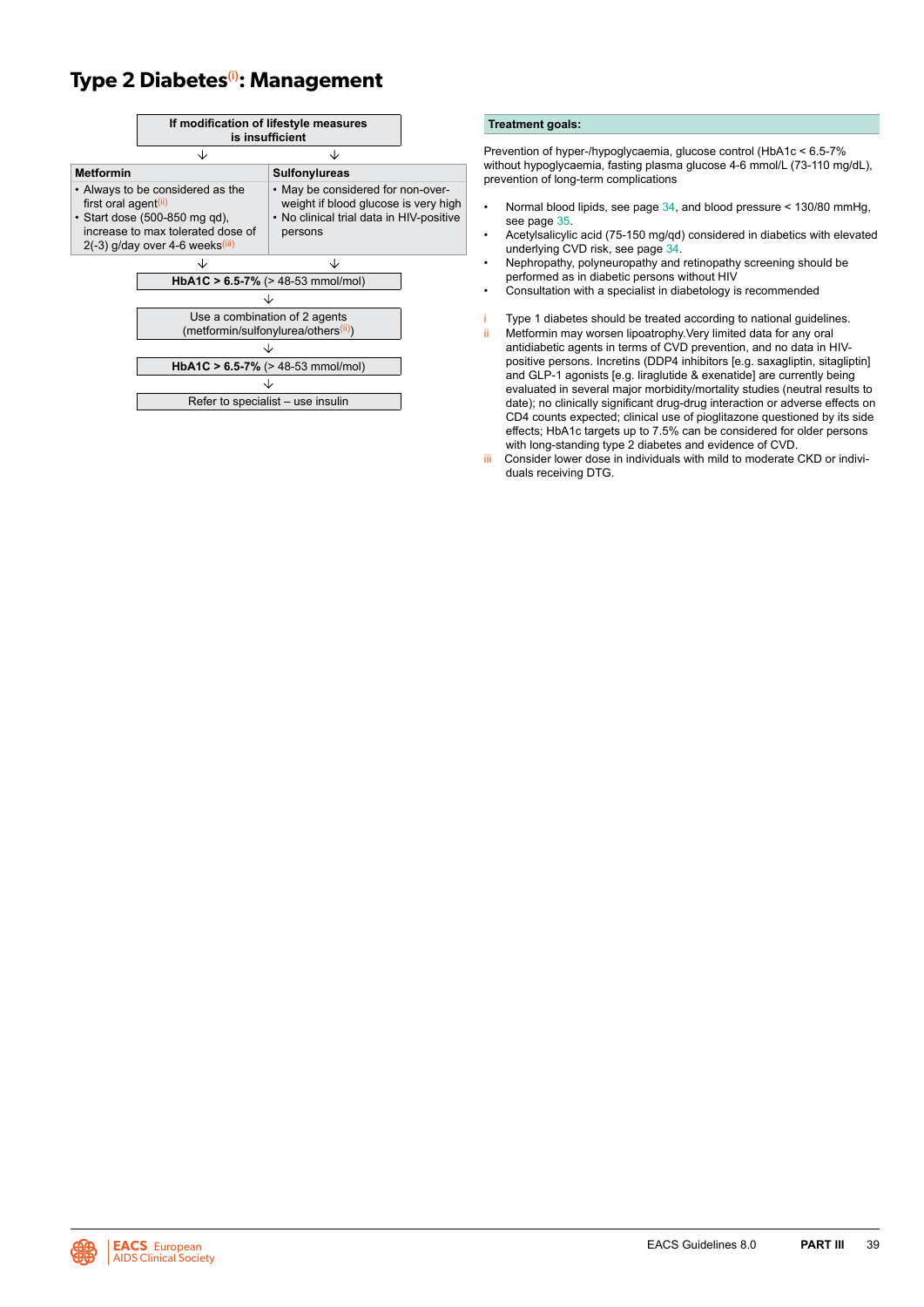# Type 2 Diabetes[(i)]: Management

**If modification of lifestyle measures is insufficient**

↓ ↓

| Metformin | Sulfonylureas |
|---|---|
| • Always to be considered as the first oral agent[(ii)] • Start dose (500-850 mg qd), increase to max tolerated dose of 2(-3) g/day over 4-6 weeks[(iii)] | • May be considered for non-overweight if blood glucose is very high • No clinical trial data in HIV-positive persons |

↓ ↓

**HbA1C > 6.5-7%** (> 48-53 mmol/mol)

↓

Use a combination of 2 agents (metformin/sulfonylurea/others[(ii)])

↓

**HbA1C > 6.5-7%** (> 48-53 mmol/mol)

↓

Refer to specialist – use insulin

**Treatment goals:**

Prevention of hyper-/hypoglycaemia, glucose control (HbA1c < 6.5-7% without hypoglycaemia, fasting plasma glucose 4-6 mmol/L (73-110 mg/dL), prevention of long-term complications

- Normal blood lipids, see page 34, and blood pressure < 130/80 mmHg, see page 35.
- Acetylsalicylic acid (75-150 mg/qd) considered in diabetics with elevated underlying CVD risk, see page 34.
- Nephropathy, polyneuropathy and retinopathy screening should be performed as in diabetic persons without HIV
- Consultation with a specialist in diabetology is recommended

i Type 1 diabetes should be treated according to national guidelines.

ii Metformin may worsen lipoatrophy.Very limited data for any oral antidiabetic agents in terms of CVD prevention, and no data in HIV-positive persons. Incretins (DDP4 inhibitors [e.g. saxagliptin, sitagliptin] and GLP-1 agonists [e.g. liraglutide & exenatide] are currently being evaluated in several major morbidity/mortality studies (neutral results to date); no clinically significant drug-drug interaction or adverse effects on CD4 counts expected; clinical use of pioglitazone questioned by its side effects; HbA1c targets up to 7.5% can be considered for older persons with long-standing type 2 diabetes and evidence of CVD.

iii Consider lower dose in individuals with mild to moderate CKD or individuals receiving DTG.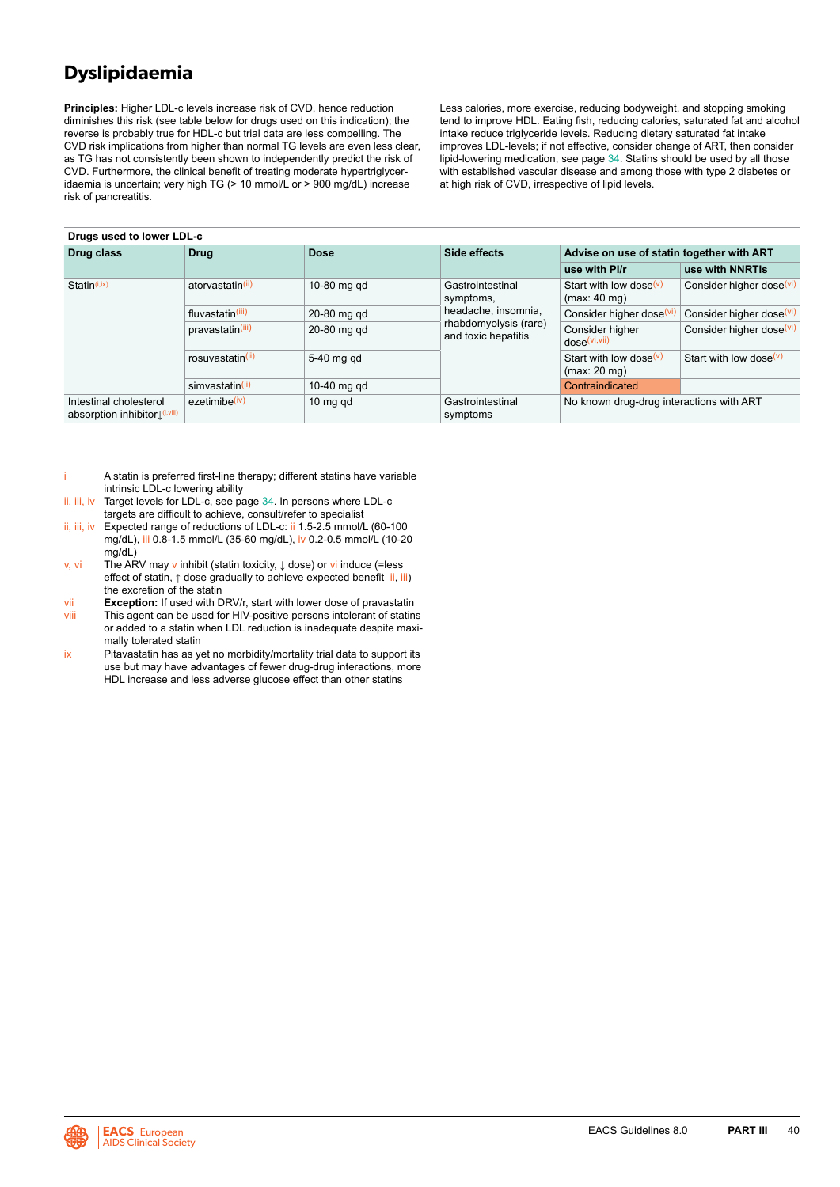# Dyslipidaemia

**Principles:** Higher LDL-c levels increase risk of CVD, hence reduction diminishes this risk (see table below for drugs used on this indication); the reverse is probably true for HDL-c but trial data are less compelling. The CVD risk implications from higher than normal TG levels are even less clear, as TG has not consistently been shown to independently predict the risk of CVD. Furthermore, the clinical benefit of treating moderate hypertriglyceridaemia is uncertain; very high TG (> 10 mmol/L or > 900 mg/dL) increase risk of pancreatitis.

Less calories, more exercise, reducing bodyweight, and stopping smoking tend to improve HDL. Eating fish, reducing calories, saturated fat and alcohol intake reduce triglyceride levels. Reducing dietary saturated fat intake improves LDL-levels; if not effective, consider change of ART, then consider lipid-lowering medication, see page 34. Statins should be used by all those with established vascular disease and among those with type 2 diabetes or at high risk of CVD, irrespective of lipid levels.

**Drugs used to lower LDL-c**

| Drug class | Drug | Dose | Side effects | Advise on use of statin together with ART | |
|---|---|---|---|---|---|
| | | | | use with PI/r | use with NNRTIs |
| Statin[i,ix] | atorvastatin[ii] | 10-80 mg qd | Gastrointestinal symptoms, headache, insomnia, rhabdomyolysis (rare) and toxic hepatitis | Start with low dose[v] (max: 40 mg) | Consider higher dose[vi] |
| | fluvastatin[iii] | 20-80 mg qd | | Consider higher dose[vi] | Consider higher dose[vi] |
| | pravastatin[iii] | 20-80 mg qd | | Consider higher dose[vi,vii] | Consider higher dose[vi] |
| | rosuvastatin[ii] | 5-40 mg qd | | Start with low dose[v] (max: 20 mg) | Start with low dose[v] |
| | simvastatin[ii] | 10-40 mg qd | | Contraindicated | |
| Intestinal cholesterol absorption inhibitor↓[i,viii] | ezetimibe[iv] | 10 mg qd | Gastrointestinal symptoms | No known drug-drug interactions with ART | |

i A statin is preferred first-line therapy; different statins have variable intrinsic LDL-c lowering ability

ii, iii, iv Target levels for LDL-c, see page 34. In persons where LDL-c targets are difficult to achieve, consult/refer to specialist

ii, iii, iv Expected range of reductions of LDL-c: ii 1.5-2.5 mmol/L (60-100 mg/dL), iii 0.8-1.5 mmol/L (35-60 mg/dL), iv 0.2-0.5 mmol/L (10-20 mg/dL)

v, vi The ARV may v inhibit (statin toxicity, ↓ dose) or vi induce (=less effect of statin, ↑ dose gradually to achieve expected benefit ii, iii) the excretion of the statin

vii **Exception:** If used with DRV/r, start with lower dose of pravastatin

viii This agent can be used for HIV-positive persons intolerant of statins or added to a statin when LDL reduction is inadequate despite maximally tolerated statin

ix Pitavastatin has as yet no morbidity/mortality trial data to support its use but may have advantages of fewer drug-drug interactions, more HDL increase and less adverse glucose effect than other statins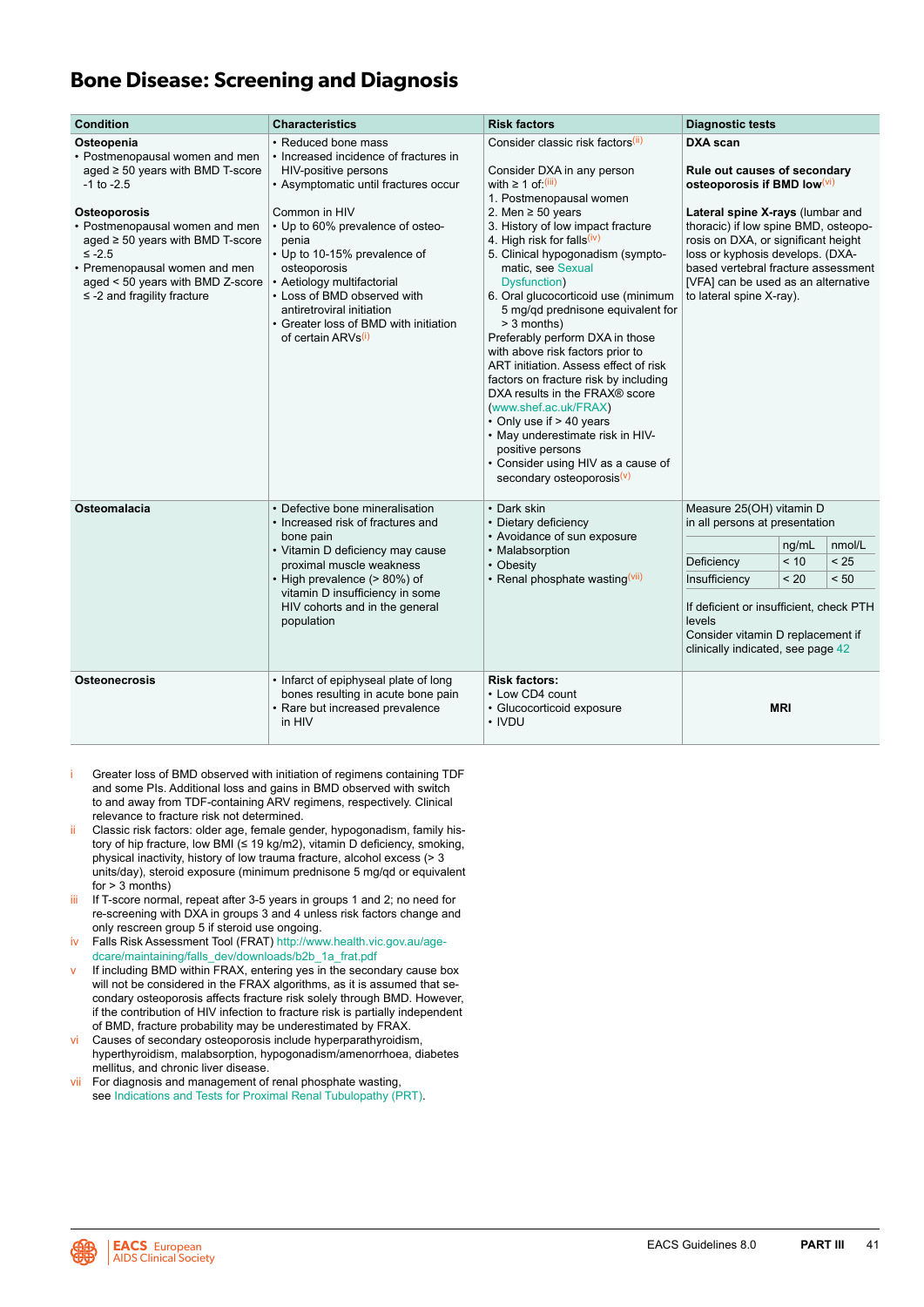# Bone Disease: Screening and Diagnosis

| Condition | Characteristics | Risk factors | Diagnostic tests |
|---|---|---|---|
| **Osteopenia**<br>• Postmenopausal women and men aged ≥ 50 years with BMD T-score -1 to -2.5<br><br>**Osteoporosis**<br>• Postmenopausal women and men aged ≥ 50 years with BMD T-score ≤ -2.5<br>• Premenopausal women and men aged < 50 years with BMD Z-score ≤ -2 and fragility fracture | • Reduced bone mass<br>• Increased incidence of fractures in HIV-positive persons<br>• Asymptomatic until fractures occur<br><br>Common in HIV<br>• Up to 60% prevalence of osteopenia<br>• Up to 10-15% prevalence of osteoporosis<br>• Aetiology multifactorial<br>• Loss of BMD observed with antiretroviral initiation<br>• Greater loss of BMD with initiation of certain ARVs[i] | Consider classic risk factors[ii]<br><br>Consider DXA in any person with ≥ 1 of:[iii]<br>1. Postmenopausal women<br>2. Men ≥ 50 years<br>3. History of low impact fracture<br>4. High risk for falls[iv]<br>5. Clinical hypogonadism (symptomatic, see Sexual Dysfunction)<br>6. Oral glucocorticoid use (minimum 5 mg/qd prednisone equivalent for > 3 months)<br>Preferably perform DXA in those with above risk factors prior to ART initiation. Assess effect of risk factors on fracture risk by including DXA results in the FRAX® score (www.shef.ac.uk/FRAX)<br>• Only use if > 40 years<br>• May underestimate risk in HIV-positive persons<br>• Consider using HIV as a cause of secondary osteoporosis[v] | **DXA scan**<br><br>**Rule out causes of secondary osteoporosis if BMD low**[vi]<br><br>**Lateral spine X-rays** (lumbar and thoracic) if low spine BMD, osteoporosis on DXA, or significant height loss or kyphosis develops. (DXA-based vertebral fracture assessment [VFA] can be used as an alternative to lateral spine X-ray). |
| **Osteomalacia** | • Defective bone mineralisation<br>• Increased risk of fractures and bone pain<br>• Vitamin D deficiency may cause proximal muscle weakness<br>• High prevalence (> 80%) of vitamin D insufficiency in some HIV cohorts and in the general population | • Dark skin<br>• Dietary deficiency<br>• Avoidance of sun exposure<br>• Malabsorption<br>• Obesity<br>• Renal phosphate wasting[vii] | Measure 25(OH) vitamin D in all persons at presentation<br><br>(see table below)<br><br>If deficient or insufficient, check PTH levels<br>Consider vitamin D replacement if clinically indicated, see page 42 |
| **Osteonecrosis** | • Infarct of epiphyseal plate of long bones resulting in acute bone pain<br>• Rare but increased prevalence in HIV | **Risk factors:**<br>• Low CD4 count<br>• Glucocorticoid exposure<br>• IVDU | **MRI** |

Vitamin D levels (Osteomalacia diagnostic tests):

| | ng/mL | nmol/L |
|---|---|---|
| Deficiency | < 10 | < 25 |
| Insufficiency | < 20 | < 50 |

i Greater loss of BMD observed with initiation of regimens containing TDF and some PIs. Additional loss and gains in BMD observed with switch to and away from TDF-containing ARV regimens, respectively. Clinical relevance to fracture risk not determined.

ii Classic risk factors: older age, female gender, hypogonadism, family history of hip fracture, low BMI (≤ 19 kg/m2), vitamin D deficiency, smoking, physical inactivity, history of low trauma fracture, alcohol excess (> 3 units/day), steroid exposure (minimum prednisone 5 mg/qd or equivalent for > 3 months)

iii If T-score normal, repeat after 3-5 years in groups 1 and 2; no need for re-screening with DXA in groups 3 and 4 unless risk factors change and only rescreen group 5 if steroid use ongoing.

iv Falls Risk Assessment Tool (FRAT) http://www.health.vic.gov.au/agedcare/maintaining/falls_dev/downloads/b2b_1a_frat.pdf

v If including BMD within FRAX, entering yes in the secondary cause box will not be considered in the FRAX algorithms, as it is assumed that secondary osteoporosis affects fracture risk solely through BMD. However, if the contribution of HIV infection to fracture risk is partially independent of BMD, fracture probability may be underestimated by FRAX.

vi Causes of secondary osteoporosis include hyperparathyroidism, hyperthyroidism, malabsorption, hypogonadism/amenorrhoea, diabetes mellitus, and chronic liver disease.

vii For diagnosis and management of renal phosphate wasting, see Indications and Tests for Proximal Renal Tubulopathy (PRT).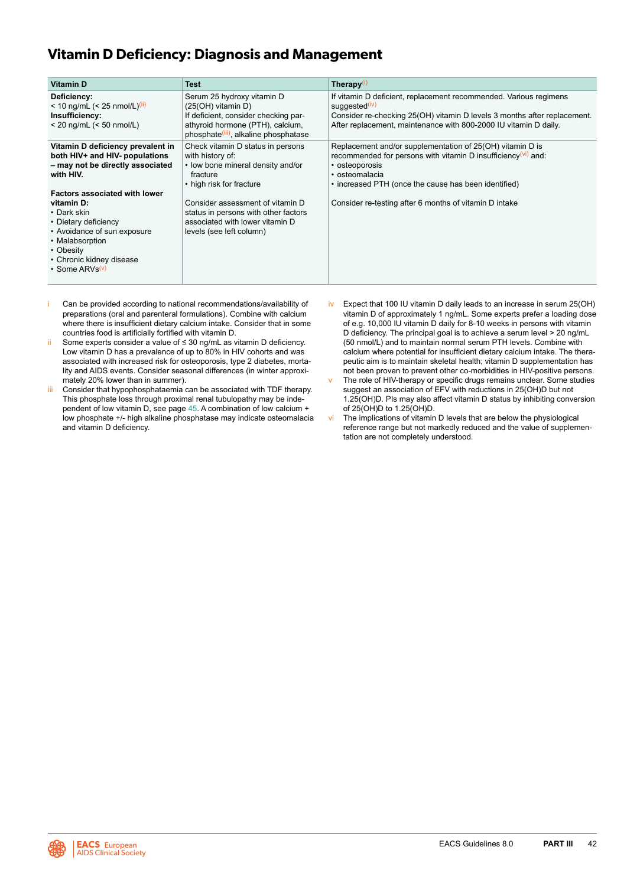# Vitamin D Deficiency: Diagnosis and Management

| Vitamin D | Test | Therapy[i] |
|---|---|---|
| **Deficiency:**<br>< 10 ng/mL (< 25 nmol/L)[ii]<br>**Insufficiency:**<br>< 20 ng/mL (< 50 nmol/L) | Serum 25 hydroxy vitamin D (25(OH) vitamin D)<br>If deficient, consider checking parathyroid hormone (PTH), calcium, phosphate[iii], alkaline phosphatase | If vitamin D deficient, replacement recommended. Various regimens suggested[iv]<br>Consider re-checking 25(OH) vitamin D levels 3 months after replacement.<br>After replacement, maintenance with 800-2000 IU vitamin D daily. |
| **Vitamin D deficiency prevalent in both HIV+ and HIV- populations – may not be directly associated with HIV.**<br><br>**Factors associated with lower vitamin D:**<br>• Dark skin<br>• Dietary deficiency<br>• Avoidance of sun exposure<br>• Malabsorption<br>• Obesity<br>• Chronic kidney disease<br>• Some ARVs[v] | Check vitamin D status in persons with history of:<br>• low bone mineral density and/or fracture<br>• high risk for fracture<br><br>Consider assessment of vitamin D status in persons with other factors associated with lower vitamin D levels (see left column) | Replacement and/or supplementation of 25(OH) vitamin D is recommended for persons with vitamin D insufficiency[vi] and:<br>• osteoporosis<br>• osteomalacia<br>• increased PTH (once the cause has been identified)<br><br>Consider re-testing after 6 months of vitamin D intake |

i Can be provided according to national recommendations/availability of preparations (oral and parenteral formulations). Combine with calcium where there is insufficient dietary calcium intake. Consider that in some countries food is artificially fortified with vitamin D.

ii Some experts consider a value of ≤ 30 ng/mL as vitamin D deficiency. Low vitamin D has a prevalence of up to 80% in HIV cohorts and was associated with increased risk for osteoporosis, type 2 diabetes, mortality and AIDS events. Consider seasonal differences (in winter approximately 20% lower than in summer).

iii Consider that hypophosphataemia can be associated with TDF therapy. This phosphate loss through proximal renal tubulopathy may be independent of low vitamin D, see page 45. A combination of low calcium + low phosphate +/- high alkaline phosphatase may indicate osteomalacia and vitamin D deficiency.

iv Expect that 100 IU vitamin D daily leads to an increase in serum 25(OH) vitamin D of approximately 1 ng/mL. Some experts prefer a loading dose of e.g. 10,000 IU vitamin D daily for 8-10 weeks in persons with vitamin D deficiency. The principal goal is to achieve a serum level > 20 ng/mL (50 nmol/L) and to maintain normal serum PTH levels. Combine with calcium where potential for insufficient dietary calcium intake. The therapeutic aim is to maintain skeletal health; vitamin D supplementation has not been proven to prevent other co-morbidities in HIV-positive persons.

v The role of HIV-therapy or specific drugs remains unclear. Some studies suggest an association of EFV with reductions in 25(OH)D but not 1.25(OH)D. PIs may also affect vitamin D status by inhibiting conversion of 25(OH)D to 1.25(OH)D.

vi The implications of vitamin D levels that are below the physiological reference range but not markedly reduced and the value of supplementation are not completely understood.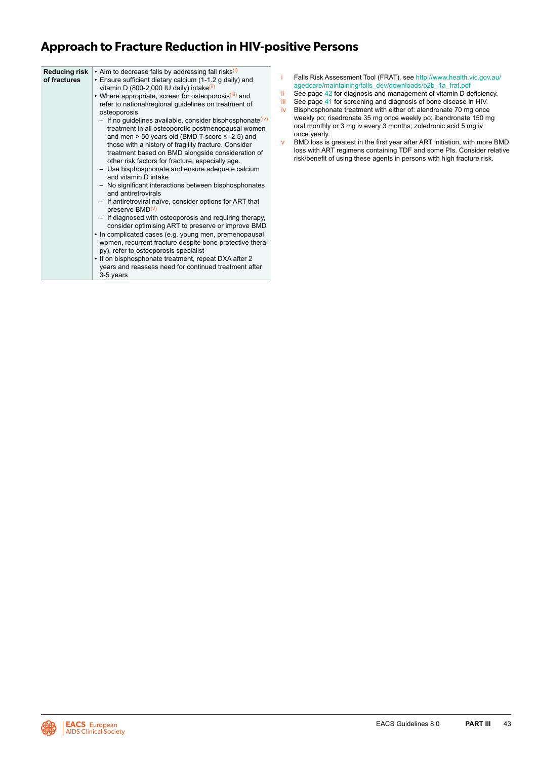# Approach to Fracture Reduction in HIV-positive Persons

| | |
|---|---|
| **Reducing risk of fractures** | • Aim to decrease falls by addressing fall risks[(i)]<br>• Ensure sufficient dietary calcium (1-1.2 g daily) and vitamin D (800-2,000 IU daily) intake[(ii)]<br>• Where appropriate, screen for osteoporosis[(iii)] and refer to national/regional guidelines on treatment of osteoporosis<br>– If no guidelines available, consider bisphosphonate[(iv)] treatment in all osteoporotic postmenopausal women and men > 50 years old (BMD T-score ≤ -2.5) and those with a history of fragility fracture. Consider treatment based on BMD alongside consideration of other risk factors for fracture, especially age.<br>– Use bisphosphonate and ensure adequate calcium and vitamin D intake<br>– No significant interactions between bisphosphonates and antiretrovirals<br>– If antiretroviral naïve, consider options for ART that preserve BMD[(v)]<br>– If diagnosed with osteoporosis and requiring therapy, consider optimising ART to preserve or improve BMD<br>• In complicated cases (e.g. young men, premenopausal women, recurrent fracture despite bone protective therapy), refer to osteoporosis specialist<br>• If on bisphosphonate treatment, repeat DXA after 2 years and reassess need for continued treatment after 3-5 years |

i Falls Risk Assessment Tool (FRAT), see http://www.health.vic.gov.au/agedcare/maintaining/falls_dev/downloads/b2b_1a_frat.pdf

ii See page 42 for diagnosis and management of vitamin D deficiency.

iii See page 41 for screening and diagnosis of bone disease in HIV.

iv Bisphosphonate treatment with either of: alendronate 70 mg once weekly po; risedronate 35 mg once weekly po; ibandronate 150 mg oral monthly or 3 mg iv every 3 months; zoledronic acid 5 mg iv once yearly.

v BMD loss is greatest in the first year after ART initiation, with more BMD loss with ART regimens containing TDF and some PIs. Consider relative risk/benefit of using these agents in persons with high fracture risk.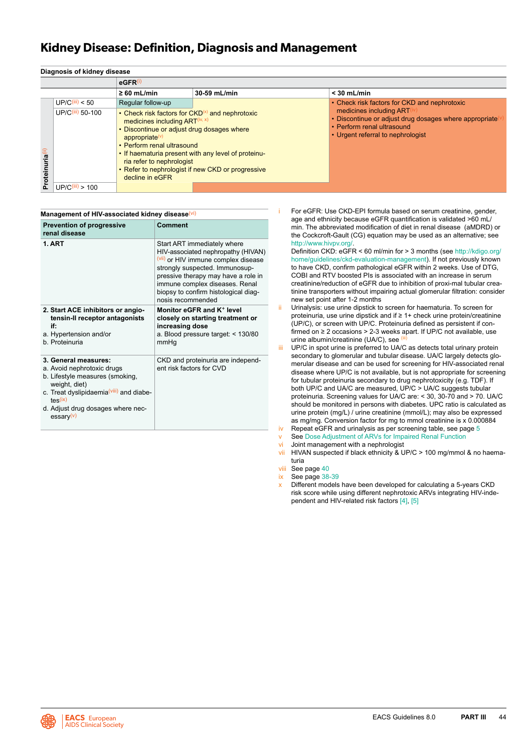# Kidney Disease: Definition, Diagnosis and Management

**Diagnosis of kidney disease**

| | | eGFR[i] | | |
|---|---|---|---|---|
| | | **≥ 60 mL/min** | **30-59 mL/min** | **< 30 mL/min** |
| **Proteinuria**[ii] | UP/C[iii] < 50 | Regular follow-up | • Check risk factors for CKD[x] and nephrotoxic medicines including ART[iv, x]<br>• Discontinue or adjust drug dosages where appropriate[v]<br>• Perform renal ultrasound<br>• If haematuria present with any level of proteinuria refer to nephrologist<br>• Refer to nephrologist if new CKD or progressive decline in eGFR | • Check risk factors for CKD and nephrotoxic medicines including ART[iv]<br>• Discontinue or adjust drug dosages where appropriate[v]<br>• Perform renal ultrasound<br>• Urgent referral to nephrologist |
| | UP/C[iii] 50-100 | • Check risk factors for CKD[x] and nephrotoxic medicines including ART[iv, x]<br>• Discontinue or adjust drug dosages where appropriate[v]<br>• Perform renal ultrasound<br>• If haematuria present with any level of proteinuria refer to nephrologist<br>• Refer to nephrologist if new CKD or progressive decline in eGFR | | |
| | UP/C[iii] > 100 | | • Check risk factors for CKD and nephrotoxic medicines including ART[iv]<br>• Discontinue or adjust drug dosages where appropriate[v]<br>• Perform renal ultrasound<br>• Urgent referral to nephrologist | |

**Management of HIV-associated kidney disease**[vi]

| Prevention of progressive renal disease | Comment |
|---|---|
| **1. ART** | Start ART immediately where HIV-associated nephropathy (HIVAN)[vii] or HIV immune complex disease strongly suspected. Immunosuppressive therapy may have a role in immune complex diseases. Renal biopsy to confirm histological diagnosis recommended |
| **2. Start ACE inhibitors or angiotensin-II receptor antagonists if:**<br>a. Hypertension and/or<br>b. Proteinuria | **Monitor eGFR and $K^+$ level closely on starting treatment or increasing dose**<br>a. Blood pressure target: < 130/80 mmHg |
| **3. General measures:**<br>a. Avoid nephrotoxic drugs<br>b. Lifestyle measures (smoking, weight, diet)<br>c. Treat dyslipidaemia[viii] and diabetes[ix]<br>d. Adjust drug dosages where necessary[v] | CKD and proteinuria are independent risk factors for CVD |

i For eGFR: Use CKD-EPI formula based on serum creatinine, gender, age and ethnicity because eGFR quantification is validated >60 mL/min. The abbreviated modification of diet in renal disease (aMDRD) or the Cockcroft-Gault (CG) equation may be used as an alternative; see http://www.hivpv.org/.
Definition CKD: eGFR < 60 ml/min for > 3 months (see http://kdigo.org/home/guidelines/ckd-evaluation-management). If not previously known to have CKD, confirm pathological eGFR within 2 weeks. Use of DTG, COBI and RTV boosted PIs is associated with an increase in serum creatinine/reduction of eGFR due to inhibition of proxi-mal tubular creatinine transporters without impairing actual glomerular filtration: consider new set point after 1-2 months

ii Urinalysis: use urine dipstick to screen for haematuria. To screen for proteinuria, use urine dipstick and if ≥ 1+ check urine protein/creatinine (UP/C), or screen with UP/C. Proteinuria defined as persistent if confirmed on ≥ 2 occasions > 2-3 weeks apart. If UP/C not available, use urine albumin/creatinine (UA/C), see [iii]

iii UP/C in spot urine is preferred to UA/C as detects total urinary protein secondary to glomerular and tubular disease. UA/C largely detects glomerular disease and can be used for screening for HIV-associated renal disease where UP/C is not available, but is not appropriate for screening for tubular proteinuria secondary to drug nephrotoxicity (e.g. TDF). If both UP/C and UA/C are measured, UP/C > UA/C suggests tubular proteinuria. Screening values for UA/C are: < 30, 30-70 and > 70. UA/C should be monitored in persons with diabetes. UPC ratio is calculated as urine protein (mg/L) / urine creatinine (mmol/L); may also be expressed as mg/mg. Conversion factor for mg to mmol creatinine is x 0.000884

iv Repeat eGFR and urinalysis as per screening table, see page 5

v See Dose Adjustment of ARVs for Impaired Renal Function

vi Joint management with a nephrologist

vii HIVAN suspected if black ethnicity & UP/C > 100 mg/mmol & no haematuria

viii See page 40

ix See page 38-39

x Different models have been developed for calculating a 5-years CKD risk score while using different nephrotoxic ARVs integrating HIV-independent and HIV-related risk factors [4], [5]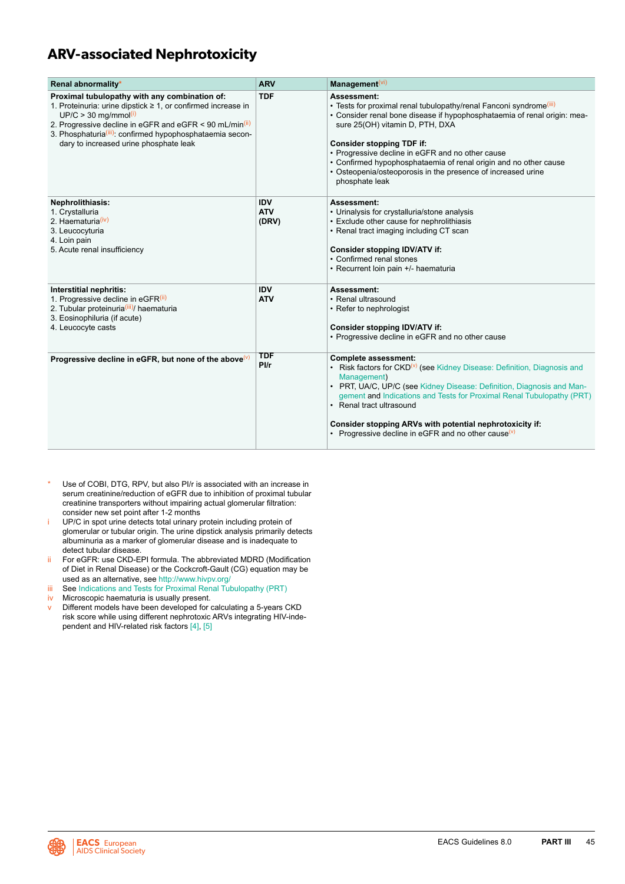# ARV-associated Nephrotoxicity

| Renal abnormality* | ARV | Management[vi] |
|---|---|---|
| **Proximal tubulopathy with any combination of:**<br>1. Proteinuria: urine dipstick ≥ 1, or confirmed increase in UP/C > 30 mg/mmol[i]<br>2. Progressive decline in eGFR and eGFR < 90 mL/min[ii]<br>3. Phosphaturia[iii]: confirmed hypophosphataemia secondary to increased urine phosphate leak | **TDF** | **Assessment:**<br>• Tests for proximal renal tubulopathy/renal Fanconi syndrome[iii]<br>• Consider renal bone disease if hypophosphataemia of renal origin: measure 25(OH) vitamin D, PTH, DXA<br><br>**Consider stopping TDF if:**<br>• Progressive decline in eGFR and no other cause<br>• Confirmed hypophosphataemia of renal origin and no other cause<br>• Osteopenia/osteoporosis in the presence of increased urine phosphate leak |
| **Nephrolithiasis:**<br>1. Crystalluria<br>2. Haematuria[iv]<br>3. Leucocyturia<br>4. Loin pain<br>5. Acute renal insufficiency | **IDV**<br>**ATV**<br>**(DRV)** | **Assessment:**<br>• Urinalysis for crystalluria/stone analysis<br>• Exclude other cause for nephrolithiasis<br>• Renal tract imaging including CT scan<br><br>**Consider stopping IDV/ATV if:**<br>• Confirmed renal stones<br>• Recurrent loin pain +/- haematuria |
| **Interstitial nephritis:**<br>1. Progressive decline in eGFR[ii]<br>2. Tubular proteinuria[iii]/ haematuria<br>3. Eosinophiluria (if acute)<br>4. Leucocyte casts | **IDV**<br>**ATV** | **Assessment:**<br>• Renal ultrasound<br>• Refer to nephrologist<br><br>**Consider stopping IDV/ATV if:**<br>• Progressive decline in eGFR and no other cause |
| **Progressive decline in eGFR, but none of the above**[v] | **TDF**<br>**PI/r** | **Complete assessment:**<br>• Risk factors for CKD[v] (see Kidney Disease: Definition, Diagnosis and Management)<br>• PRT, UA/C, UP/C (see Kidney Disease: Definition, Diagnosis and Management and Indications and Tests for Proximal Renal Tubulopathy (PRT)<br>• Renal tract ultrasound<br><br>**Consider stopping ARVs with potential nephrotoxicity if:**<br>• Progressive decline in eGFR and no other cause[v] |

\* Use of COBI, DTG, RPV, but also PI/r is associated with an increase in serum creatinine/reduction of eGFR due to inhibition of proximal tubular creatinine transporters without impairing actual glomerular filtration: consider new set point after 1-2 months

i UP/C in spot urine detects total urinary protein including protein of glomerular or tubular origin. The urine dipstick analysis primarily detects albuminuria as a marker of glomerular disease and is inadequate to detect tubular disease.

ii For eGFR: use CKD-EPI formula. The abbreviated MDRD (Modification of Diet in Renal Disease) or the Cockcroft-Gault (CG) equation may be used as an alternative, see http://www.hivpv.org/

iii See Indications and Tests for Proximal Renal Tubulopathy (PRT)

iv Microscopic haematuria is usually present.

v Different models have been developed for calculating a 5-years CKD risk score while using different nephrotoxic ARVs integrating HIV-independent and HIV-related risk factors [4], [5]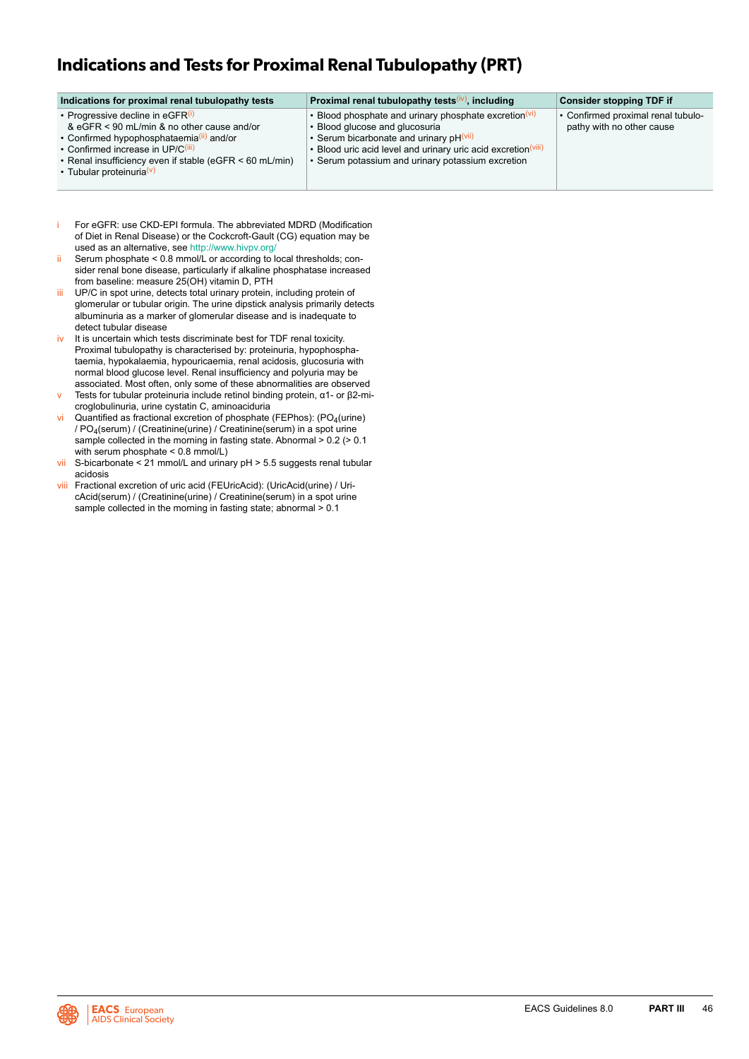# Indications and Tests for Proximal Renal Tubulopathy (PRT)

| Indications for proximal renal tubulopathy tests | Proximal renal tubulopathy tests[iv], including | Consider stopping TDF if |
|---|---|---|
| • Progressive decline in eGFR[i] & eGFR < 90 mL/min & no other cause and/or<br>• Confirmed hypophosphataemia[ii] and/or<br>• Confirmed increase in UP/C[iii]<br>• Renal insufficiency even if stable (eGFR < 60 mL/min)<br>• Tubular proteinuria[v] | • Blood phosphate and urinary phosphate excretion[vi]<br>• Blood glucose and glucosuria<br>• Serum bicarbonate and urinary pH[vii]<br>• Blood uric acid level and urinary uric acid excretion[viii]<br>• Serum potassium and urinary potassium excretion | • Confirmed proximal renal tubulopathy with no other cause |

i For eGFR: use CKD-EPI formula. The abbreviated MDRD (Modification of Diet in Renal Disease) or the Cockcroft-Gault (CG) equation may be used as an alternative, see http://www.hivpv.org/

ii Serum phosphate < 0.8 mmol/L or according to local thresholds; consider renal bone disease, particularly if alkaline phosphatase increased from baseline: measure 25(OH) vitamin D, PTH

iii UP/C in spot urine, detects total urinary protein, including protein of glomerular or tubular origin. The urine dipstick analysis primarily detects albuminuria as a marker of glomerular disease and is inadequate to detect tubular disease

iv It is uncertain which tests discriminate best for TDF renal toxicity. Proximal tubulopathy is characterised by: proteinuria, hypophosphataemia, hypokalaemia, hypouricaemia, renal acidosis, glucosuria with normal blood glucose level. Renal insufficiency and polyuria may be associated. Most often, only some of these abnormalities are observed

v Tests for tubular proteinuria include retinol binding protein, α1- or β2-microglobulinuria, urine cystatin C, aminoaciduria

vi Quantified as fractional excretion of phosphate (FEPhos): ($PO_4$(urine) / $PO_4$(serum)) / (Creatinine(urine) / Creatinine(serum) in a spot urine sample collected in the morning in fasting state. Abnormal > 0.2 (> 0.1 with serum phosphate < 0.8 mmol/L)

vii S-bicarbonate < 21 mmol/L and urinary pH > 5.5 suggests renal tubular acidosis

viii Fractional excretion of uric acid (FEUricAcid): (UricAcid(urine) / UricAcid(serum) / (Creatinine(urine) / Creatinine(serum) in a spot urine sample collected in the morning in fasting state; abnormal > 0.1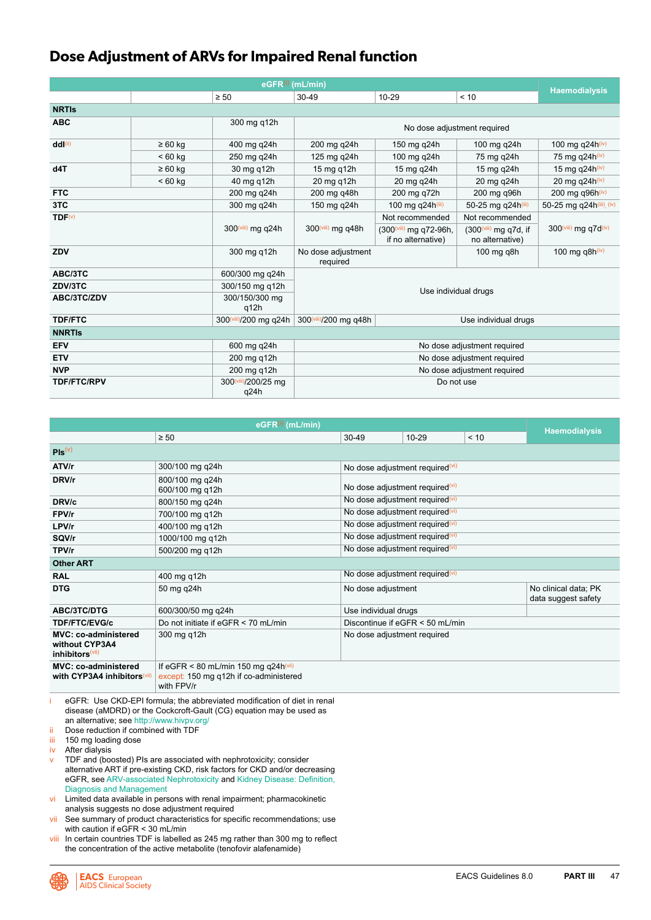# Dose Adjustment of ARVs for Impaired Renal function

| | | eGFR[i] (mL/min) | | | | Haemodialysis |
|---|---|---|---|---|---|---|
| | | ≥ 50 | 30-49 | 10-29 | < 10 | |
| **NRTIs** | | | | | | |
| **ABC** | | 300 mg q12h | No dose adjustment required | | | |
| **ddI**[ii] | ≥ 60 kg | 400 mg q24h | 200 mg q24h | 150 mg q24h | 100 mg q24h | 100 mg q24h[iv] |
| | < 60 kg | 250 mg q24h | 125 mg q24h | 100 mg q24h | 75 mg q24h | 75 mg q24h[iv] |
| **d4T** | ≥ 60 kg | 30 mg q12h | 15 mg q12h | 15 mg q24h | 15 mg q24h | 15 mg q24h[iv] |
| | < 60 kg | 40 mg q12h | 20 mg q12h | 20 mg q24h | 20 mg q24h | 20 mg q24h[iv] |
| **FTC** | | 200 mg q24h | 200 mg q48h | 200 mg q72h | 200 mg q96h | 200 mg q96h[iv] |
| **3TC** | | 300 mg q24h | 150 mg q24h | 100 mg q24h[iii] | 50-25 mg q24h[iii] | 50-25 mg q24h[iii], [iv] |
| **TDF**[v] | | 300[viii] mg q24h | 300[viii] mg q48h | Not recommended (300[viii] mg q72-96h, if no alternative) | Not recommended (300[viii] mg q7d, if no alternative) | 300[viii] mg q7d[iv] |
| **ZDV** | | 300 mg q12h | No dose adjustment required | | 100 mg q8h | 100 mg q8h[iv] |
| **ABC/3TC** | | 600/300 mg q24h | Use individual drugs | | | |
| **ZDV/3TC** | | 300/150 mg q12h | | | | |
| **ABC/3TC/ZDV** | | 300/150/300 mg q12h | | | | |
| **TDF/FTC** | | 300[viii]/200 mg q24h | 300[viii]/200 mg q48h | Use individual drugs | | |
| **NNRTIs** | | | | | | |
| **EFV** | | 600 mg q24h | No dose adjustment required | | | |
| **ETV** | | 200 mg q12h | No dose adjustment required | | | |
| **NVP** | | 200 mg q12h | No dose adjustment required | | | |
| **TDF/FTC/RPV** | | 300[viii]/200/25 mg q24h | Do not use | | | |

| | eGFR[i] (mL/min) | | | | Haemodialysis |
|---|---|---|---|---|---|
| | ≥ 50 | 30-49 | 10-29 | < 10 | |
| **PIs**[v] | | | | | |
| **ATV/r** | 300/100 mg q24h | No dose adjustment required[vi] | | | |
| **DRV/r** | 800/100 mg q24h 600/100 mg q12h | No dose adjustment required[vi] | | | |
| **DRV/c** | 800/150 mg q24h | No dose adjustment required[vi] | | | |
| **FPV/r** | 700/100 mg q12h | No dose adjustment required[vi] | | | |
| **LPV/r** | 400/100 mg q12h | No dose adjustment required[vi] | | | |
| **SQV/r** | 1000/100 mg q12h | No dose adjustment required[vi] | | | |
| **TPV/r** | 500/200 mg q12h | No dose adjustment required[vi] | | | |
| **Other ART** | | | | | |
| **RAL** | 400 mg q12h | No dose adjustment required[vi] | | | |
| **DTG** | 50 mg q24h | No dose adjustment | | | No clinical data; PK data suggest safety |
| **ABC/3TC/DTG** | 600/300/50 mg q24h | Use individual drugs | | | |
| **TDF/FTC/EVG/c** | Do not initiate if eGFR < 70 mL/min | Discontinue if eGFR < 50 mL/min | | | |
| **MVC: co-administered without CYP3A4 inhibitors**[vii] | 300 mg q12h | No dose adjustment required | | | |
| **MVC: co-administered with CYP3A4 inhibitors**[vii] | If eGFR < 80 mL/min 150 mg q24h[vii] except: 150 mg q12h if co-administered with FPV/r | | | | |

i eGFR: Use CKD-EPI formula; the abbreviated modification of diet in renal disease (aMDRD) or the Cockcroft-Gault (CG) equation may be used as an alternative; see http://www.hivpv.org/
ii Dose reduction if combined with TDF
iii 150 mg loading dose
iv After dialysis
v TDF and (boosted) PIs are associated with nephrotoxicity; consider alternative ART if pre-existing CKD, risk factors for CKD and/or decreasing eGFR, see ARV-associated Nephrotoxicity and Kidney Disease: Definition, Diagnosis and Management
vi Limited data available in persons with renal impairment; pharmacokinetic analysis suggests no dose adjustment required
vii See summary of product characteristics for specific recommendations; use with caution if eGFR < 30 mL/min
viii In certain countries TDF is labelled as 245 mg rather than 300 mg to reflect the concentration of the active metabolite (tenofovir alafenamide)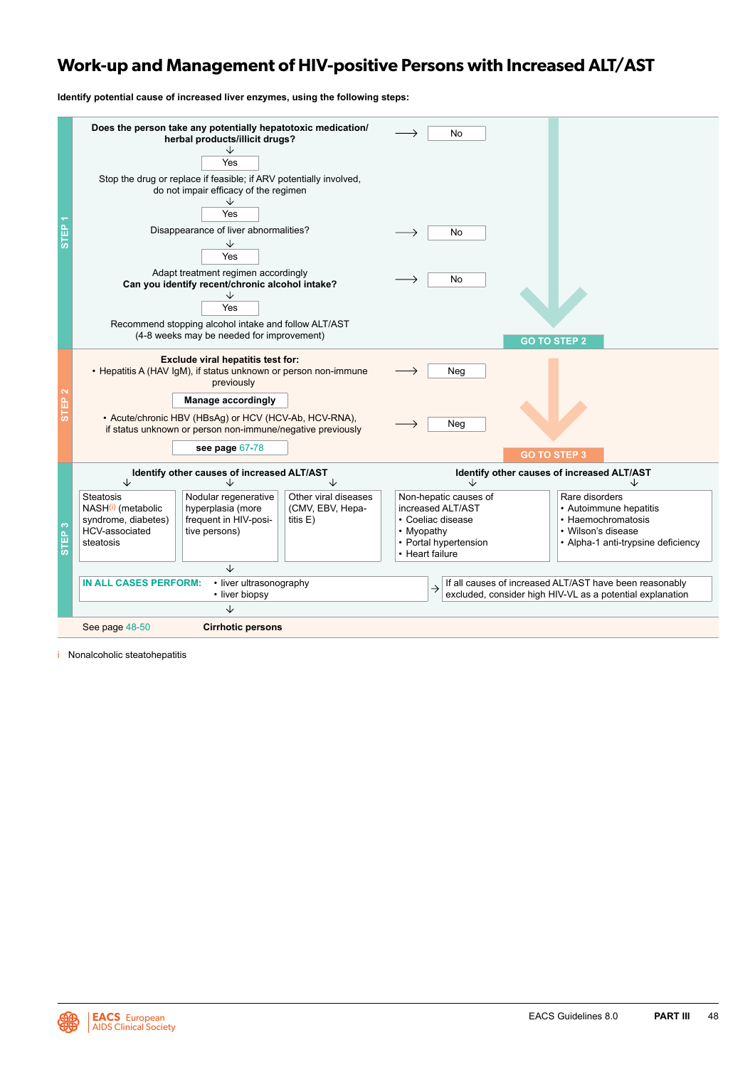# Work-up and Management of HIV-positive Persons with Increased ALT/AST

**Identify potential cause of increased liver enzymes, using the following steps:**

## STEP 1

**Does the person take any potentially hepatotoxic medication/ herbal products/illicit drugs?** → No

↓ Yes

Stop the drug or replace if feasible; if ARV potentially involved, do not impair efficacy of the regimen

↓ Yes

Disappearance of liver abnormalities? → No

↓ Yes

Adapt treatment regimen accordingly

**Can you identify recent/chronic alcohol intake?** → No

↓ Yes

Recommend stopping alcohol intake and follow ALT/AST (4-8 weeks may be needed for improvement)

**GO TO STEP 2**

## STEP 2

**Exclude viral hepatitis test for:**

- Hepatitis A (HAV IgM), if status unknown or person non-immune previously → Neg

**Manage accordingly**

- Acute/chronic HBV (HBsAg) or HCV (HCV-Ab, HCV-RNA), if status unknown or person non-immune/negative previously → Neg

**see page 67-78**

**GO TO STEP 3**

## STEP 3

**Identify other causes of increased ALT/AST**

- Steatosis NASH[i] (metabolic syndrome, diabetes) HCV-associated steatosis
- Nodular regenerative hyperplasia (more frequent in HIV-positive persons)
- Other viral diseases (CMV, EBV, Hepatitis E)

**Identify other causes of increased ALT/AST**

- Non-hepatic causes of increased ALT/AST
  - Coeliac disease
  - Myopathy
  - Portal hypertension
  - Heart failure
- Rare disorders
  - Autoimmune hepatitis
  - Haemochromatosis
  - Wilson's disease
  - Alpha-1 anti-trypsine deficiency

**IN ALL CASES PERFORM:**
- liver ultrasonography
- liver biopsy

→ If all causes of increased ALT/AST have been reasonably excluded, consider high HIV-VL as a potential explanation

↓

See page 48-50 **Cirrhotic persons**

i Nonalcoholic steatohepatitis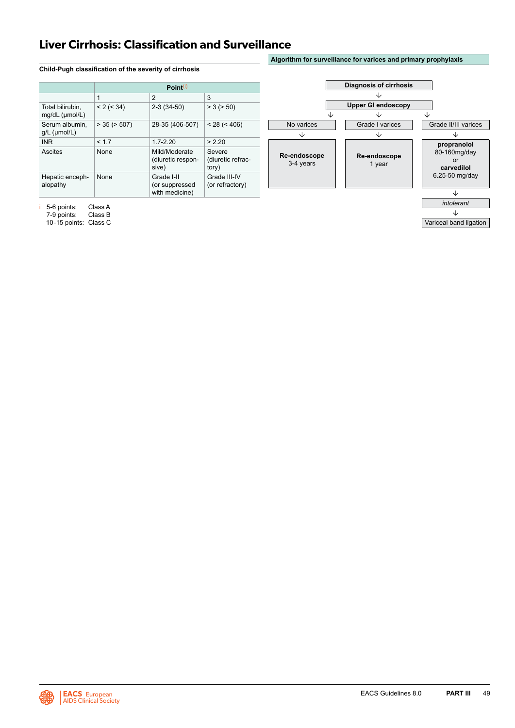# Liver Cirrhosis: Classification and Surveillance

### Child-Pugh classification of the severity of cirrhosis

| | Point[i] | | |
|---|---|---|---|
| | 1 | 2 | 3 |
| Total bilirubin, mg/dL (μmol/L) | < 2 (< 34) | 2-3 (34-50) | > 3 (> 50) |
| Serum albumin, g/L (μmol/L) | > 35 (> 507) | 28-35 (406-507) | < 28 (< 406) |
| INR | < 1.7 | 1.7-2.20 | > 2.20 |
| Ascites | None | Mild/Moderate (diuretic responsive) | Severe (diuretic refractory) |
| Hepatic encephalopathy | None | Grade I-II (or suppressed with medicine) | Grade III-IV (or refractory) |

i 5-6 points: Class A
7-9 points: Class B
10-15 points: Class C

### Algorithm for surveillance for varices and primary prophylaxis

**Diagnosis of cirrhosis**
↓
**Upper GI endoscopy**
↓

- **No varices** → **Re-endoscope** 3-4 years
- **Grade I varices** → **Re-endoscope** 1 year
- **Grade II/III varices** → **propranolol** 80-160mg/day or **carvedilol** 6.25-50 mg/day → *intolerant* → Variceal band ligation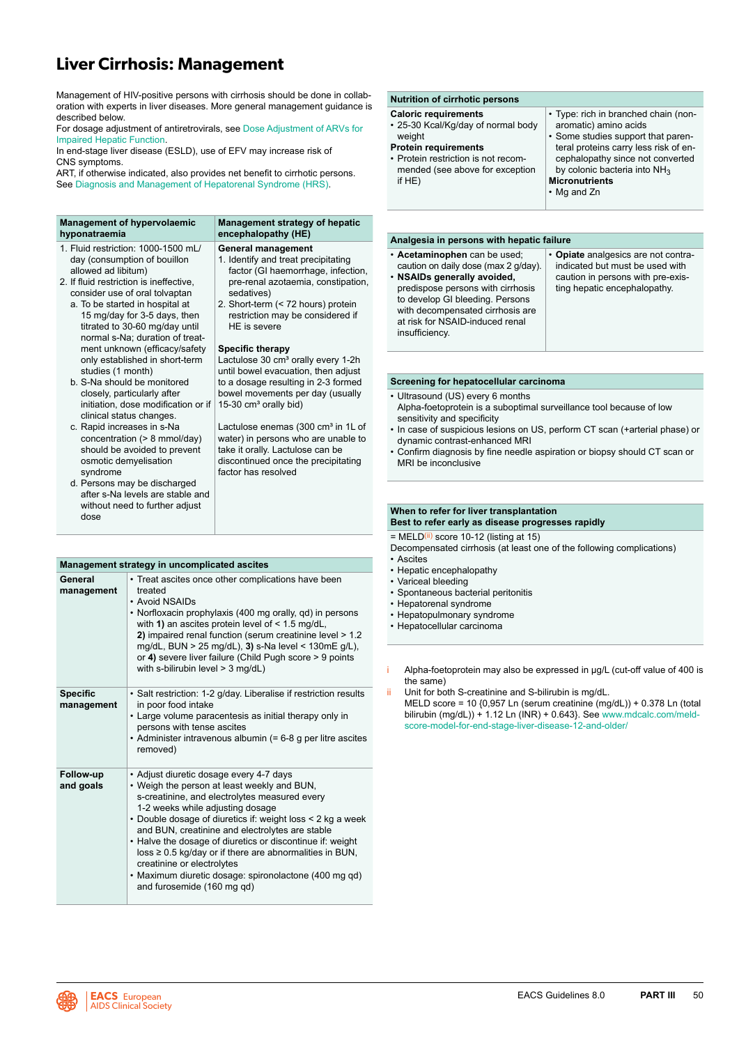# Liver Cirrhosis: Management

Management of HIV-positive persons with cirrhosis should be done in collaboration with experts in liver diseases. More general management guidance is described below.

For dosage adjustment of antiretrovirals, see Dose Adjustment of ARVs for Impaired Hepatic Function.

In end-stage liver disease (ESLD), use of EFV may increase risk of CNS symptoms.

ART, if otherwise indicated, also provides net benefit to cirrhotic persons.

See Diagnosis and Management of Hepatorenal Syndrome (HRS).

| Management of hypervolaemic hyponatraemia | Management strategy of hepatic encephalopathy (HE) |
|---|---|
| 1. Fluid restriction: 1000-1500 mL/day (consumption of bouillon allowed ad libitum)<br>2. If fluid restriction is ineffective, consider use of oral tolvaptan<br>a. To be started in hospital at 15 mg/day for 3-5 days, then titrated to 30-60 mg/day until normal s-Na; duration of treatment unknown (efficacy/safety only established in short-term studies (1 month)<br>b. S-Na should be monitored closely, particularly after initiation, dose modification or if clinical status changes.<br>c. Rapid increases in s-Na concentration (> 8 mmol/day) should be avoided to prevent osmotic demyelisation syndrome<br>d. Persons may be discharged after s-Na levels are stable and without need to further adjust dose | **General management**<br>1. Identify and treat precipitating factor (GI haemorrhage, infection, pre-renal azotaemia, constipation, sedatives)<br>2. Short-term (< 72 hours) protein restriction may be considered if HE is severe<br><br>**Specific therapy**<br>Lactulose 30 cm³ orally every 1-2h until bowel evacuation, then adjust to a dosage resulting in 2-3 formed bowel movements per day (usually 15-30 cm³ orally bid)<br><br>Lactulose enemas (300 cm³ in 1L of water) in persons who are unable to take it orally. Lactulose can be discontinued once the precipitating factor has resolved |

| Management strategy in uncomplicated ascites | |
|---|---|
| **General management** | • Treat ascites once other complications have been treated<br>• Avoid NSAIDs<br>• Norfloxacin prophylaxis (400 mg orally, qd) in persons with **1)** an ascites protein level of < 1.5 mg/dL, **2)** impaired renal function (serum creatinine level > 1.2 mg/dL, BUN > 25 mg/dL), **3)** s-Na level < 130mE g/L), or **4)** severe liver failure (Child Pugh score > 9 points with s-bilirubin level > 3 mg/dL) |
| **Specific management** | • Salt restriction: 1-2 g/day. Liberalise if restriction results in poor food intake<br>• Large volume paracentesis as initial therapy only in persons with tense ascites<br>• Administer intravenous albumin (= 6-8 g per litre ascites removed) |
| **Follow-up and goals** | • Adjust diuretic dosage every 4-7 days<br>• Weigh the person at least weekly and BUN, s-creatinine, and electrolytes measured every 1-2 weeks while adjusting dosage<br>• Double dosage of diuretics if: weight loss < 2 kg a week and BUN, creatinine and electrolytes are stable<br>• Halve the dosage of diuretics or discontinue if: weight loss ≥ 0.5 kg/day or if there are abnormalities in BUN, creatinine or electrolytes<br>• Maximum diuretic dosage: spironolactone (400 mg qd) and furosemide (160 mg qd) |

| Nutrition of cirrhotic persons | |
|---|---|
| **Caloric requirements**<br>• 25-30 Kcal/Kg/day of normal body weight<br>**Protein requirements**<br>• Protein restriction is not recommended (see above for exception if HE) | • Type: rich in branched chain (non-aromatic) amino acids<br>• Some studies support that parenteral proteins carry less risk of encephalopathy since not converted by colonic bacteria into $NH_3$<br>**Micronutrients**<br>• Mg and Zn |

| Analgesia in persons with hepatic failure | |
|---|---|
| • **Acetaminophen** can be used; caution on daily dose (max 2 g/day).<br>• **NSAIDs generally avoided,** predispose persons with cirrhosis to develop GI bleeding. Persons with decompensated cirrhosis are at risk for NSAID-induced renal insufficiency. | • **Opiate** analgesics are not contraindicated but must be used with caution in persons with pre-existing hepatic encephalopathy. |

| Screening for hepatocellular carcinoma |
|---|
| • Ultrasound (US) every 6 months<br>Alpha-foetoprotein is a suboptimal surveillance tool because of low sensitivity and specificity<br>• In case of suspicious lesions on US, perform CT scan (+arterial phase) or dynamic contrast-enhanced MRI<br>• Confirm diagnosis by fine needle aspiration or biopsy should CT scan or MRI be inconclusive |

| When to refer for liver transplantation<br>Best to refer early as disease progresses rapidly |
|---|
| = MELD[ii] score 10-12 (listing at 15)<br>Decompensated cirrhosis (at least one of the following complications)<br>• Ascites<br>• Hepatic encephalopathy<br>• Variceal bleeding<br>• Spontaneous bacterial peritonitis<br>• Hepatorenal syndrome<br>• Hepatopulmonary syndrome<br>• Hepatocellular carcinoma |

i Alpha-foetoprotein may also be expressed in µg/L (cut-off value of 400 is the same)

ii Unit for both S-creatinine and S-bilirubin is mg/dL.
MELD score = 10 {0,957 Ln (serum creatinine (mg/dL)) + 0.378 Ln (total bilirubin (mg/dL)) + 1.12 Ln (INR) + 0.643}. See www.mdcalc.com/meld-score-model-for-end-stage-liver-disease-12-and-older/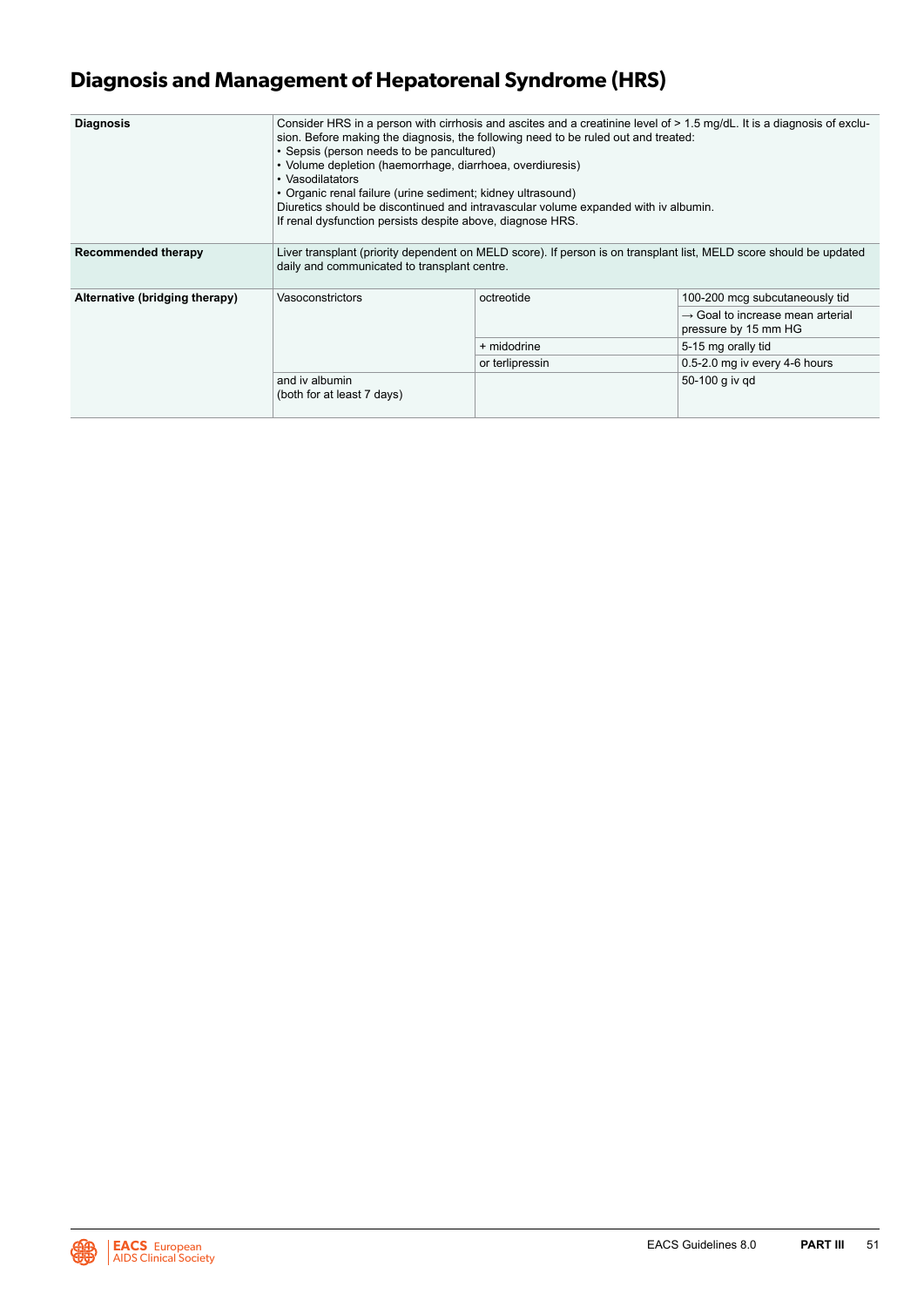# Diagnosis and Management of Hepatorenal Syndrome (HRS)

| | | | |
|---|---|---|---|
| **Diagnosis** | Consider HRS in a person with cirrhosis and ascites and a creatinine level of > 1.5 mg/dL. It is a diagnosis of exclusion. Before making the diagnosis, the following need to be ruled out and treated:<br>• Sepsis (person needs to be pancultured)<br>• Volume depletion (haemorrhage, diarrhoea, overdiuresis)<br>• Vasodilatators<br>• Organic renal failure (urine sediment; kidney ultrasound)<br>Diuretics should be discontinued and intravascular volume expanded with iv albumin.<br>If renal dysfunction persists despite above, diagnose HRS. | | |
| **Recommended therapy** | Liver transplant (priority dependent on MELD score). If person is on transplant list, MELD score should be updated daily and communicated to transplant centre. | | |
| **Alternative (bridging therapy)** | Vasoconstrictors | octreotide | 100-200 mcg subcutaneously tid<br>→ Goal to increase mean arterial pressure by 15 mm HG |
| | | + midodrine | 5-15 mg orally tid |
| | | or terlipressin | 0.5-2.0 mg iv every 4-6 hours |
| | and iv albumin<br>(both for at least 7 days) | | 50-100 g iv qd |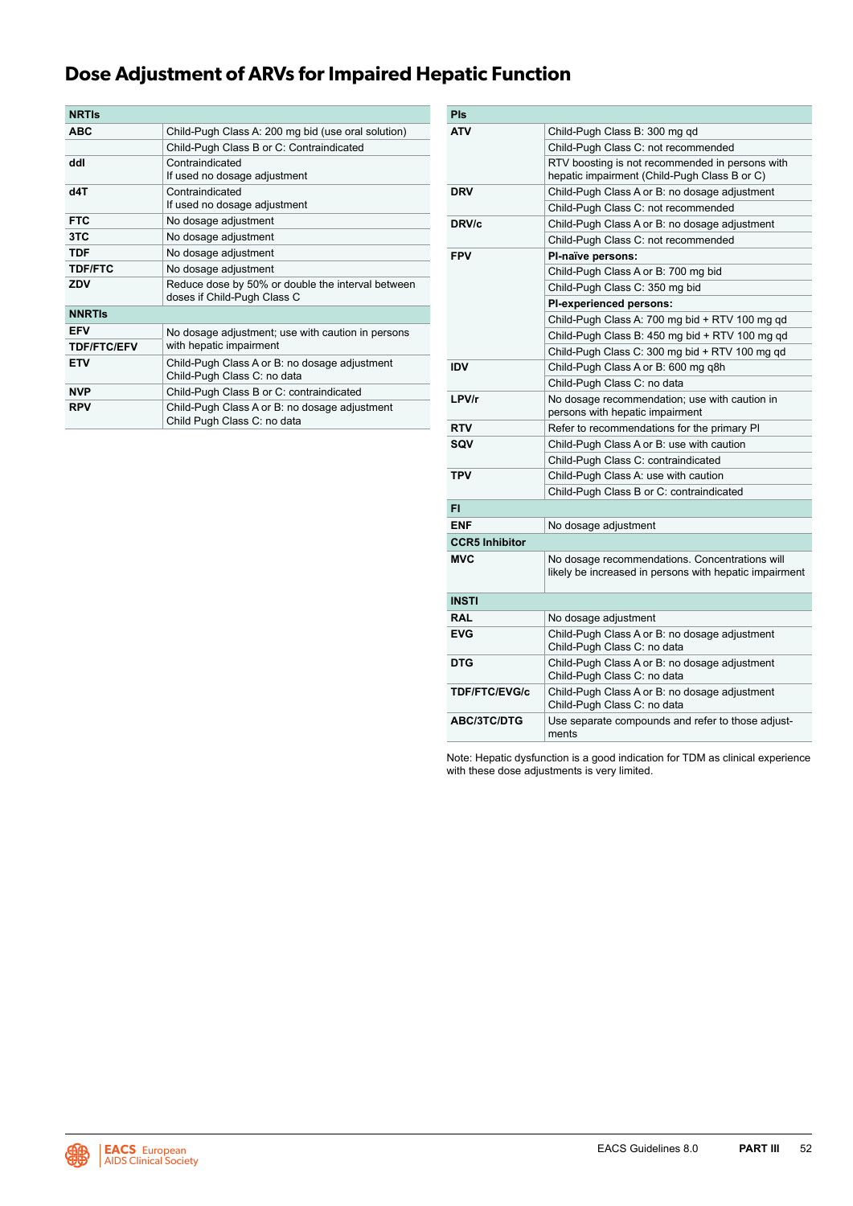# Dose Adjustment of ARVs for Impaired Hepatic Function

| NRTIs | |
|---|---|
| **ABC** | Child-Pugh Class A: 200 mg bid (use oral solution) |
| | Child-Pugh Class B or C: Contraindicated |
| **ddI** | Contraindicated<br>If used no dosage adjustment |
| **d4T** | Contraindicated<br>If used no dosage adjustment |
| **FTC** | No dosage adjustment |
| **3TC** | No dosage adjustment |
| **TDF** | No dosage adjustment |
| **TDF/FTC** | No dosage adjustment |
| **ZDV** | Reduce dose by 50% or double the interval between doses if Child-Pugh Class C |
| **NNRTIs** | |
| **EFV**<br>**TDF/FTC/EFV** | No dosage adjustment; use with caution in persons with hepatic impairment |
| **ETV** | Child-Pugh Class A or B: no dosage adjustment<br>Child-Pugh Class C: no data |
| **NVP** | Child-Pugh Class B or C: contraindicated |
| **RPV** | Child-Pugh Class A or B: no dosage adjustment<br>Child Pugh Class C: no data |

| PIs | |
|---|---|
| **ATV** | Child-Pugh Class B: 300 mg qd |
| | Child-Pugh Class C: not recommended |
| | RTV boosting is not recommended in persons with hepatic impairment (Child-Pugh Class B or C) |
| **DRV** | Child-Pugh Class A or B: no dosage adjustment |
| | Child-Pugh Class C: not recommended |
| **DRV/c** | Child-Pugh Class A or B: no dosage adjustment |
| | Child-Pugh Class C: not recommended |
| **FPV** | **PI-naïve persons:** |
| | Child-Pugh Class A or B: 700 mg bid |
| | Child-Pugh Class C: 350 mg bid |
| | **PI-experienced persons:** |
| | Child-Pugh Class A: 700 mg bid + RTV 100 mg qd |
| | Child-Pugh Class B: 450 mg bid + RTV 100 mg qd |
| | Child-Pugh Class C: 300 mg bid + RTV 100 mg qd |
| **IDV** | Child-Pugh Class A or B: 600 mg q8h |
| | Child-Pugh Class C: no data |
| **LPV/r** | No dosage recommendation; use with caution in persons with hepatic impairment |
| **RTV** | Refer to recommendations for the primary PI |
| **SQV** | Child-Pugh Class A or B: use with caution |
| | Child-Pugh Class C: contraindicated |
| **TPV** | Child-Pugh Class A: use with caution |
| | Child-Pugh Class B or C: contraindicated |
| **FI** | |
| **ENF** | No dosage adjustment |
| **CCR5 Inhibitor** | |
| **MVC** | No dosage recommendations. Concentrations will likely be increased in persons with hepatic impairment |
| **INSTI** | |
| **RAL** | No dosage adjustment |
| **EVG** | Child-Pugh Class A or B: no dosage adjustment<br>Child-Pugh Class C: no data |
| **DTG** | Child-Pugh Class A or B: no dosage adjustment<br>Child-Pugh Class C: no data |
| **TDF/FTC/EVG/c** | Child-Pugh Class A or B: no dosage adjustment<br>Child-Pugh Class C: no data |
| **ABC/3TC/DTG** | Use separate compounds and refer to those adjustments |

Note: Hepatic dysfunction is a good indication for TDM as clinical experience with these dose adjustments is very limited.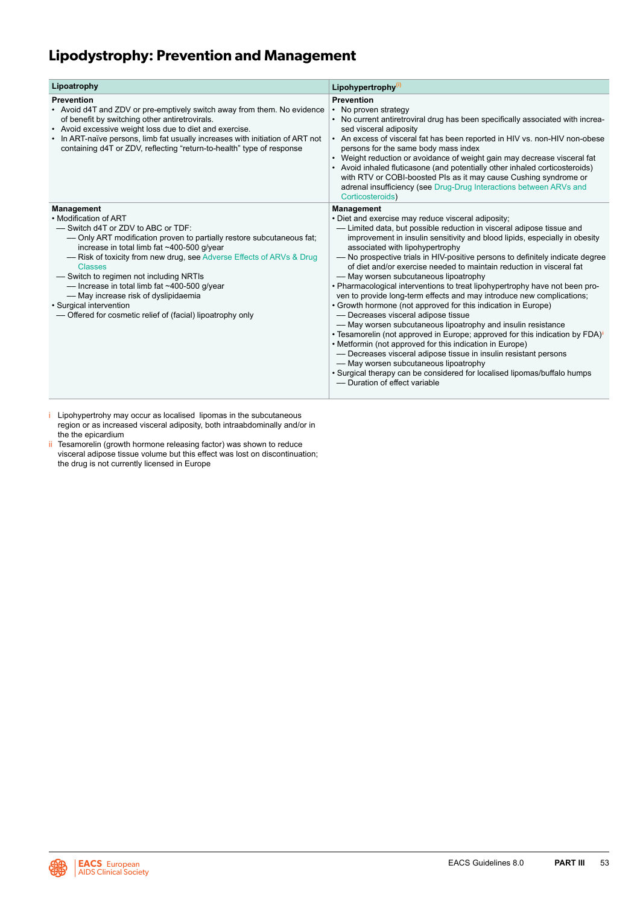# Lipodystrophy: Prevention and Management

| Lipoatrophy | Lipohypertrophy[(i)] |
|---|---|
| **Prevention**<br>• Avoid d4T and ZDV or pre-emptively switch away from them. No evidence of benefit by switching other antiretrovirals.<br>• Avoid excessive weight loss due to diet and exercise.<br>• In ART-naïve persons, limb fat usually increases with initiation of ART not containing d4T or ZDV, reflecting "return-to-health" type of response | **Prevention**<br>• No proven strategy<br>• No current antiretroviral drug has been specifically associated with increased visceral adiposity<br>• An excess of visceral fat has been reported in HIV vs. non-HIV non-obese persons for the same body mass index<br>• Weight reduction or avoidance of weight gain may decrease visceral fat<br>• Avoid inhaled fluticasone (and potentially other inhaled corticosteroids) with RTV or COBI-boosted PIs as it may cause Cushing syndrome or adrenal insufficiency (see Drug-Drug Interactions between ARVs and Corticosteroids) |
| **Management**<br>• Modification of ART<br>— Switch d4T or ZDV to ABC or TDF:<br>— Only ART modification proven to partially restore subcutaneous fat; increase in total limb fat ~400-500 g/year<br>— Risk of toxicity from new drug, see Adverse Effects of ARVs & Drug Classes<br>— Switch to regimen not including NRTIs<br>— Increase in total limb fat ~400-500 g/year<br>— May increase risk of dyslipidaemia<br>• Surgical intervention<br>— Offered for cosmetic relief of (facial) lipoatrophy only | **Management**<br>• Diet and exercise may reduce visceral adiposity;<br>— Limited data, but possible reduction in visceral adipose tissue and improvement in insulin sensitivity and blood lipids, especially in obesity associated with lipohypertrophy<br>— No prospective trials in HIV-positive persons to definitely indicate degree of diet and/or exercise needed to maintain reduction in visceral fat<br>— May worsen subcutaneous lipoatrophy<br>• Pharmacological interventions to treat lipohypertrophy have not been proven to provide long-term effects and may introduce new complications;<br>• Growth hormone (not approved for this indication in Europe)<br>— Decreases visceral adipose tissue<br>— May worsen subcutaneous lipoatrophy and insulin resistance<br>• Tesamorelin (not approved in Europe; approved for this indication by FDA)[ii]<br>• Metformin (not approved for this indication in Europe)<br>— Decreases visceral adipose tissue in insulin resistant persons<br>— May worsen subcutaneous lipoatrophy<br>• Surgical therapy can be considered for localised lipomas/buffalo humps<br>— Duration of effect variable |

i Lipohypertrohy may occur as localised lipomas in the subcutaneous region or as increased visceral adiposity, both intraabdominally and/or in the the epicardium

ii Tesamorelin (growth hormone releasing factor) was shown to reduce visceral adipose tissue volume but this effect was lost on discontinuation; the drug is not currently licensed in Europe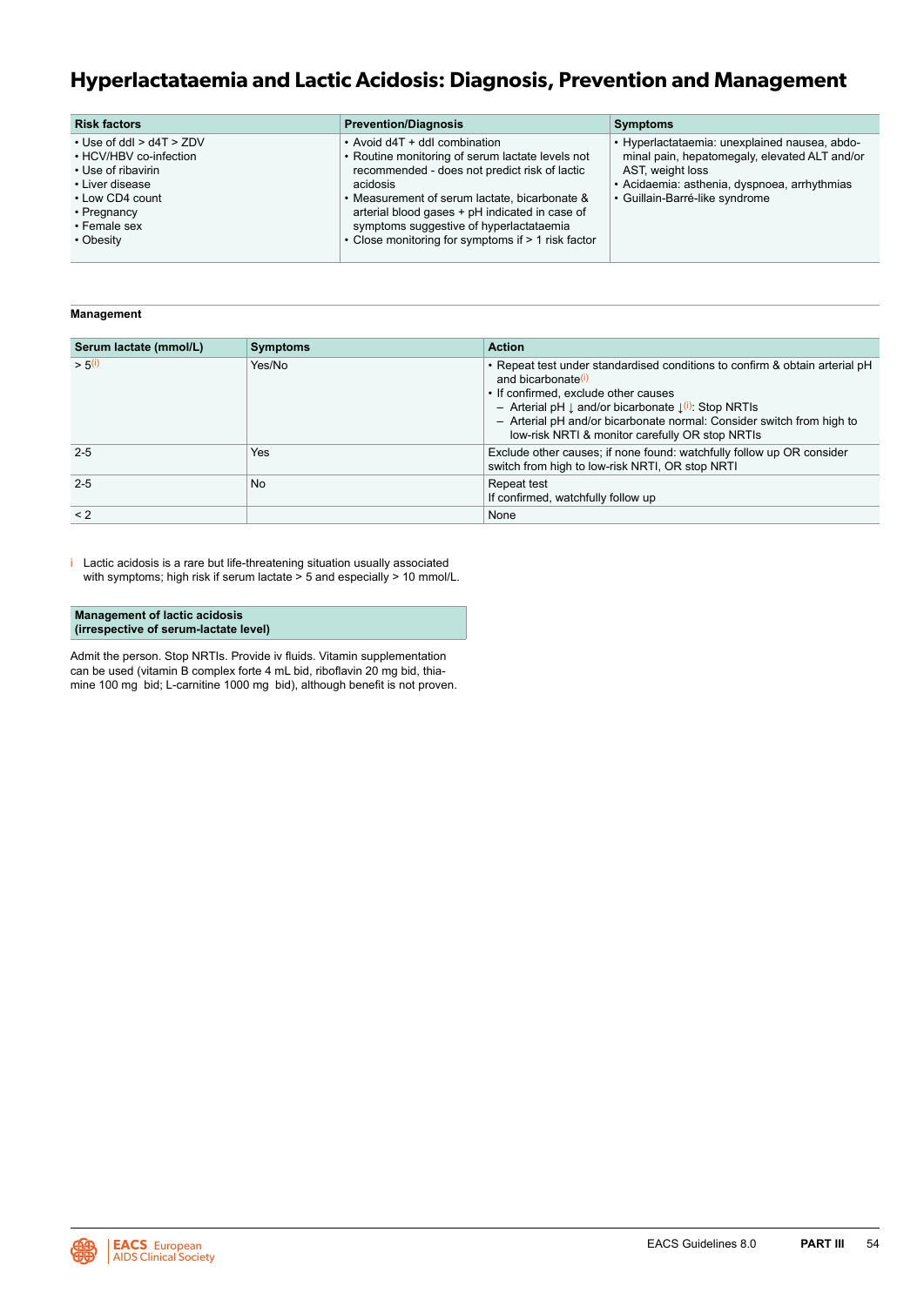# Hyperlactataemia and Lactic Acidosis: Diagnosis, Prevention and Management

| Risk factors | Prevention/Diagnosis | Symptoms |
|---|---|---|
| • Use of ddI > d4T > ZDV<br>• HCV/HBV co-infection<br>• Use of ribavirin<br>• Liver disease<br>• Low CD4 count<br>• Pregnancy<br>• Female sex<br>• Obesity | • Avoid d4T + ddI combination<br>• Routine monitoring of serum lactate levels not recommended - does not predict risk of lactic acidosis<br>• Measurement of serum lactate, bicarbonate & arterial blood gases + pH indicated in case of symptoms suggestive of hyperlactataemia<br>• Close monitoring for symptoms if > 1 risk factor | • Hyperlactataemia: unexplained nausea, abdominal pain, hepatomegaly, elevated ALT and/or AST, weight loss<br>• Acidaemia: asthenia, dyspnoea, arrhythmias<br>• Guillain-Barré-like syndrome |

### Management

| Serum lactate (mmol/L) | Symptoms | Action |
|---|---|---|
| > 5[i] | Yes/No | • Repeat test under standardised conditions to confirm & obtain arterial pH and bicarbonate[i]<br>• If confirmed, exclude other causes<br>– Arterial pH ↓ and/or bicarbonate ↓[i]: Stop NRTIs<br>– Arterial pH and/or bicarbonate normal: Consider switch from high to low-risk NRTI & monitor carefully OR stop NRTIs |
| 2-5 | Yes | Exclude other causes; if none found: watchfully follow up OR consider switch from high to low-risk NRTI, OR stop NRTI |
| 2-5 | No | Repeat test<br>If confirmed, watchfully follow up |
| < 2 | | None |

i Lactic acidosis is a rare but life-threatening situation usually associated with symptoms; high risk if serum lactate > 5 and especially > 10 mmol/L.

| Management of lactic acidosis (irrespective of serum-lactate level) |
|---|

Admit the person. Stop NRTIs. Provide iv fluids. Vitamin supplementation can be used (vitamin B complex forte 4 mL bid, riboflavin 20 mg bid, thiamine 100 mg bid; L-carnitine 1000 mg bid), although benefit is not proven.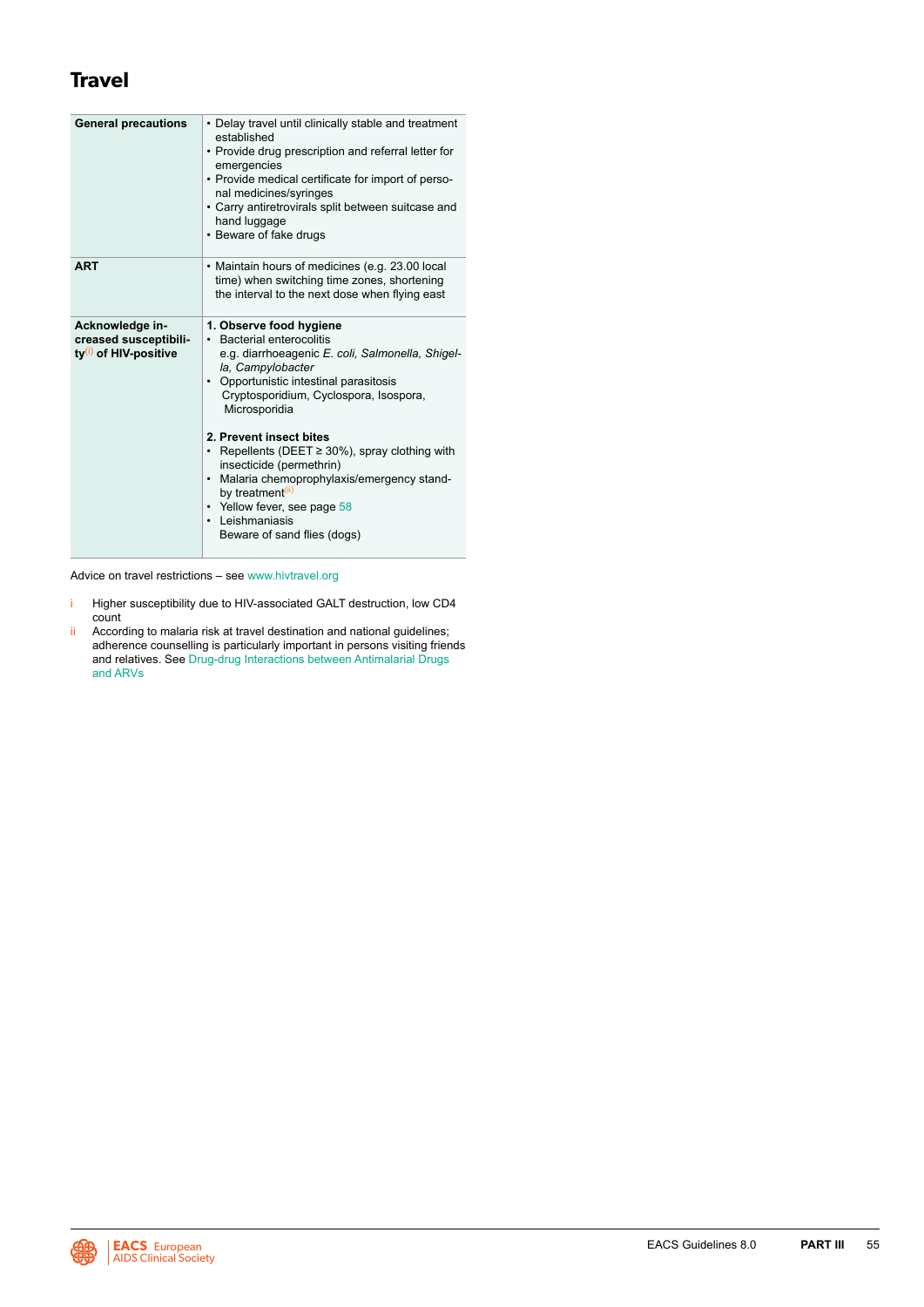# Travel

| | |
|---|---|
| **General precautions** | • Delay travel until clinically stable and treatment established<br>• Provide drug prescription and referral letter for emergencies<br>• Provide medical certificate for import of personal medicines/syringes<br>• Carry antiretrovirals split between suitcase and hand luggage<br>• Beware of fake drugs |
| **ART** | • Maintain hours of medicines (e.g. 23.00 local time) when switching time zones, shortening the interval to the next dose when flying east |
| **Acknowledge increased susceptibility[(i)] of HIV-positive** | **1. Observe food hygiene**<br>• Bacterial enterocolitis<br>e.g. diarrhoeagenic *E. coli, Salmonella, Shigella, Campylobacter*<br>• Opportunistic intestinal parasitosis<br>Cryptosporidium, Cyclospora, Isospora, Microsporidia<br><br>**2. Prevent insect bites**<br>• Repellents (DEET ≥ 30%), spray clothing with insecticide (permethrin)<br>• Malaria chemoprophylaxis/emergency stand-by treatment[(ii)]<br>• Yellow fever, see page 58<br>• Leishmaniasis<br>Beware of sand flies (dogs) |

Advice on travel restrictions – see www.hivtravel.org

i Higher susceptibility due to HIV-associated GALT destruction, low CD4 count

ii According to malaria risk at travel destination and national guidelines; adherence counselling is particularly important in persons visiting friends and relatives. See Drug-drug Interactions between Antimalarial Drugs and ARVs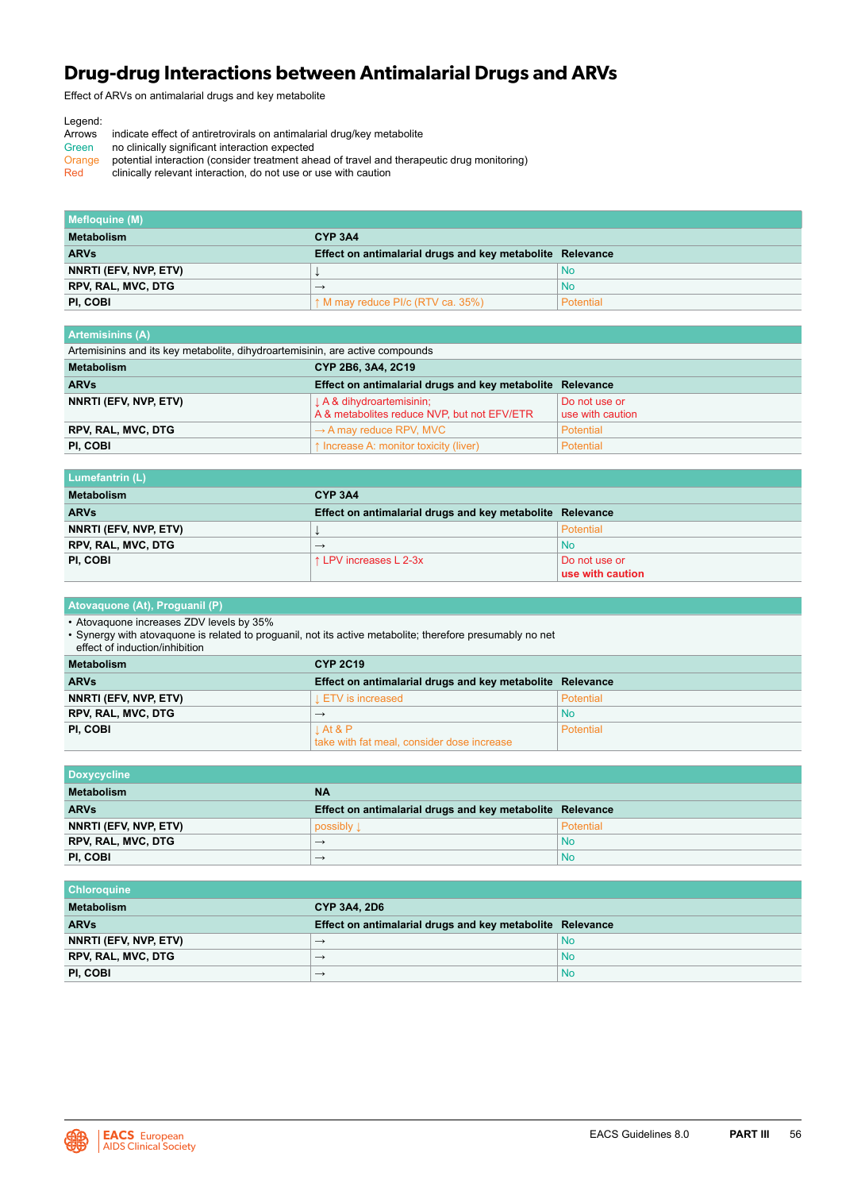# Drug-drug Interactions between Antimalarial Drugs and ARVs

Effect of ARVs on antimalarial drugs and key metabolite

Legend:

- Arrows: indicate effect of antiretrovirals on antimalarial drug/key metabolite
- Green: no clinically significant interaction expected
- Orange: potential interaction (consider treatment ahead of travel and therapeutic drug monitoring)
- Red: clinically relevant interaction, do not use or use with caution

| Mefloquine (M) | | |
|---|---|---|
| **Metabolism** | **CYP 3A4** | |
| **ARVs** | **Effect on antimalarial drugs and key metabolite** | **Relevance** |
| **NNRTI (EFV, NVP, ETV)** | ↓ | No |
| **RPV, RAL, MVC, DTG** | → | No |
| **PI, COBI** | ↑ M may reduce PI/c (RTV ca. 35%) | Potential |

| Artemisinins (A) | | |
|---|---|---|
| Artemisinins and its key metabolite, dihydroartemisinin, are active compounds | | |
| **Metabolism** | **CYP 2B6, 3A4, 2C19** | |
| **ARVs** | **Effect on antimalarial drugs and key metabolite** | **Relevance** |
| **NNRTI (EFV, NVP, ETV)** | ↓ A & dihydroartemisinin; A & metabolites reduce NVP, but not EFV/ETR | Do not use or use with caution |
| **RPV, RAL, MVC, DTG** | → A may reduce RPV, MVC | Potential |
| **PI, COBI** | ↑ Increase A: monitor toxicity (liver) | Potential |

| Lumefantrin (L) | | |
|---|---|---|
| **Metabolism** | **CYP 3A4** | |
| **ARVs** | **Effect on antimalarial drugs and key metabolite** | **Relevance** |
| **NNRTI (EFV, NVP, ETV)** | ↓ | Potential |
| **RPV, RAL, MVC, DTG** | → | No |
| **PI, COBI** | ↑ LPV increases L 2-3x | Do not use or **use with caution** |

| Atovaquone (At), Proguanil (P) | | |
|---|---|---|
| • Atovaquone increases ZDV levels by 35%<br>• Synergy with atovaquone is related to proguanil, not its active metabolite; therefore presumably no net effect of induction/inhibition | | |
| **Metabolism** | **CYP 2C19** | |
| **ARVs** | **Effect on antimalarial drugs and key metabolite** | **Relevance** |
| **NNRTI (EFV, NVP, ETV)** | ↓ ETV is increased | Potential |
| **RPV, RAL, MVC, DTG** | → | No |
| **PI, COBI** | ↓ At & P<br>take with fat meal, consider dose increase | Potential |

| Doxycycline | | |
|---|---|---|
| **Metabolism** | **NA** | |
| **ARVs** | **Effect on antimalarial drugs and key metabolite** | **Relevance** |
| **NNRTI (EFV, NVP, ETV)** | possibly ↓ | Potential |
| **RPV, RAL, MVC, DTG** | → | No |
| **PI, COBI** | → | No |

| Chloroquine | | |
|---|---|---|
| **Metabolism** | **CYP 3A4, 2D6** | |
| **ARVs** | **Effect on antimalarial drugs and key metabolite** | **Relevance** |
| **NNRTI (EFV, NVP, ETV)** | → | No |
| **RPV, RAL, MVC, DTG** | → | No |
| **PI, COBI** | → | No |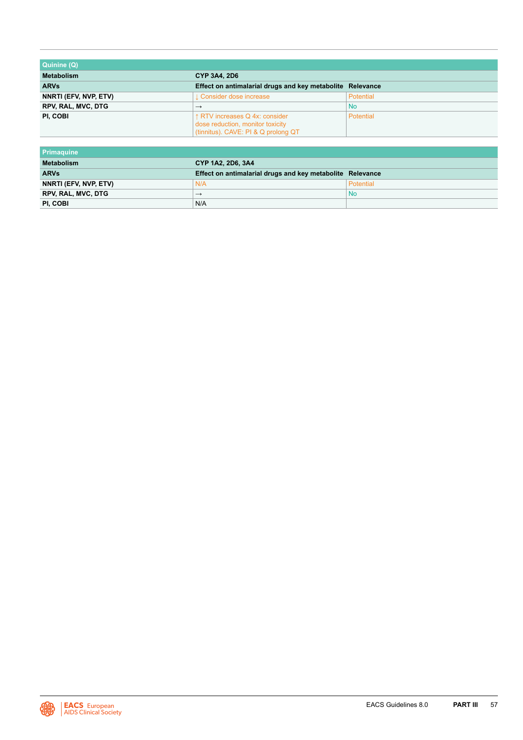| Quinine (Q) | | |
|---|---|---|
| **Metabolism** | **CYP 3A4, 2D6** | |
| **ARVs** | **Effect on antimalarial drugs and key metabolite** | **Relevance** |
| **NNRTI (EFV, NVP, ETV)** | ↓ Consider dose increase | Potential |
| **RPV, RAL, MVC, DTG** | → | No |
| **PI, COBI** | ↑ RTV increases Q 4x: consider dose reduction, monitor toxicity (tinnitus). CAVE: PI & Q prolong QT | Potential |

| Primaquine | | |
|---|---|---|
| **Metabolism** | **CYP 1A2, 2D6, 3A4** | |
| **ARVs** | **Effect on antimalarial drugs and key metabolite** | **Relevance** |
| **NNRTI (EFV, NVP, ETV)** | N/A | Potential |
| **RPV, RAL, MVC, DTG** | → | No |
| **PI, COBI** | N/A | |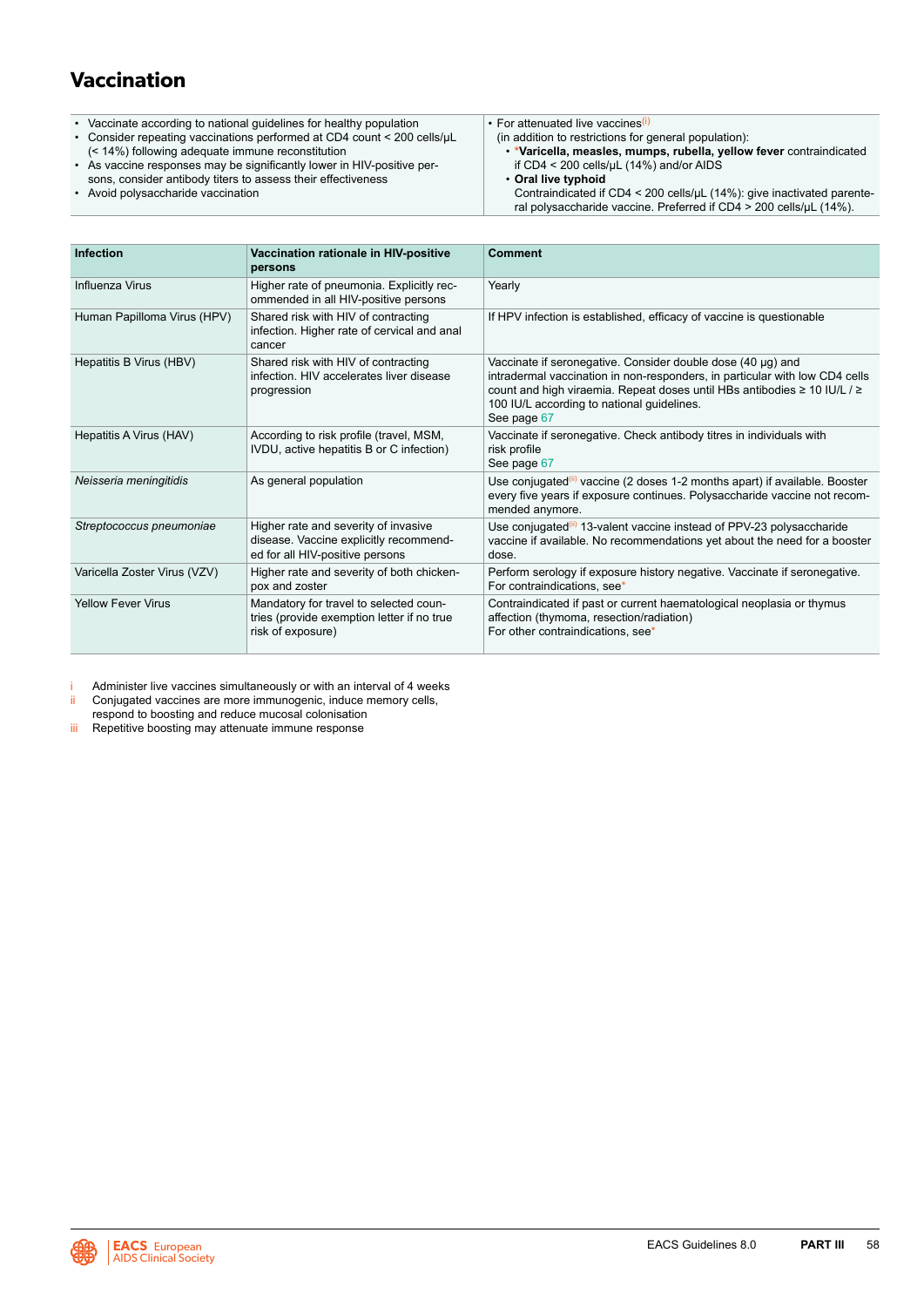# Vaccination

| | |
|---|---|
| • Vaccinate according to national guidelines for healthy population<br>• Consider repeating vaccinations performed at CD4 count < 200 cells/μL (< 14%) following adequate immune reconstitution<br>• As vaccine responses may be significantly lower in HIV-positive persons, consider antibody titers to assess their effectiveness<br>• Avoid polysaccharide vaccination | • For attenuated live vaccines[i] (in addition to restrictions for general population):<br>  • ***Varicella, measles, mumps, rubella, yellow fever** contraindicated if CD4 < 200 cells/μL (14%) and/or AIDS<br>  • **Oral live typhoid** Contraindicated if CD4 < 200 cells/μL (14%): give inactivated parenteral polysaccharide vaccine. Preferred if CD4 > 200 cells/μL (14%). |

| Infection | Vaccination rationale in HIV-positive persons | Comment |
|---|---|---|
| Influenza Virus | Higher rate of pneumonia. Explicitly recommended in all HIV-positive persons | Yearly |
| Human Papilloma Virus (HPV) | Shared risk with HIV of contracting infection. Higher rate of cervical and anal cancer | If HPV infection is established, efficacy of vaccine is questionable |
| Hepatitis B Virus (HBV) | Shared risk with HIV of contracting infection. HIV accelerates liver disease progression | Vaccinate if seronegative. Consider double dose (40 μg) and intradermal vaccination in non-responders, in particular with low CD4 cells count and high viraemia. Repeat doses until HBs antibodies ≥ 10 IU/L / ≥ 100 IU/L according to national guidelines. See page 67 |
| Hepatitis A Virus (HAV) | According to risk profile (travel, MSM, IVDU, active hepatitis B or C infection) | Vaccinate if seronegative. Check antibody titres in individuals with risk profile See page 67 |
| *Neisseria meningitidis* | As general population | Use conjugated[ii] vaccine (2 doses 1-2 months apart) if available. Booster every five years if exposure continues. Polysaccharide vaccine not recommended anymore. |
| *Streptococcus pneumoniae* | Higher rate and severity of invasive disease. Vaccine explicitly recommended for all HIV-positive persons | Use conjugated[iii] 13-valent vaccine instead of PPV-23 polysaccharide vaccine if available. No recommendations yet about the need for a booster dose. |
| Varicella Zoster Virus (VZV) | Higher rate and severity of both chickenpox and zoster | Perform serology if exposure history negative. Vaccinate if seronegative. For contraindications, see* |
| Yellow Fever Virus | Mandatory for travel to selected countries (provide exemption letter if no true risk of exposure) | Contraindicated if past or current haematological neoplasia or thymus affection (thymoma, resection/radiation) For other contraindications, see* |

i Administer live vaccines simultaneously or with an interval of 4 weeks

ii Conjugated vaccines are more immunogenic, induce memory cells, respond to boosting and reduce mucosal colonisation

iii Repetitive boosting may attenuate immune response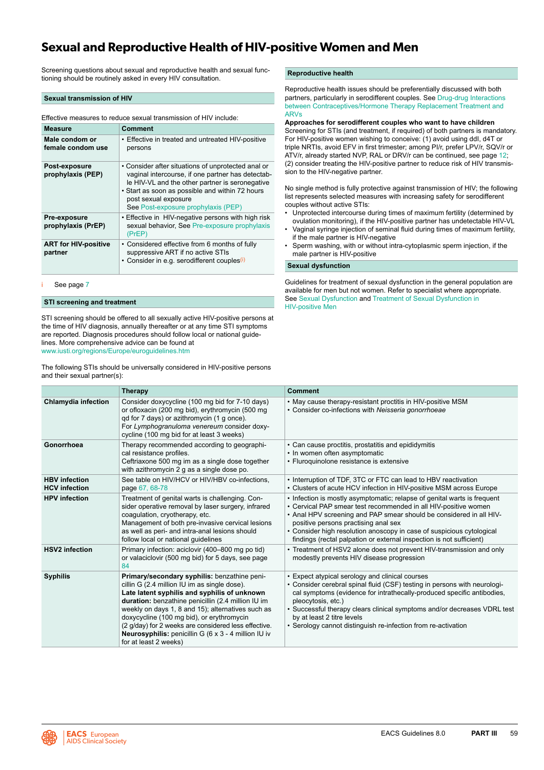# Sexual and Reproductive Health of HIV-positive Women and Men

Screening questions about sexual and reproductive health and sexual functioning should be routinely asked in every HIV consultation.

## Sexual transmission of HIV

Effective measures to reduce sexual transmission of HIV include:

| Measure | Comment |
|---|---|
| **Male condom or female condom use** | • Effective in treated and untreated HIV-positive persons |
| **Post-exposure prophylaxis (PEP)** | • Consider after situations of unprotected anal or vaginal intercourse, if one partner has detectable HIV-VL and the other partner is seronegative<br>• Start as soon as possible and within 72 hours post sexual exposure<br>See Post-exposure prophylaxis (PEP) |
| **Pre-exposure prophylaxis (PrEP)** | • Effective in HIV-negative persons with high risk sexual behavior, See Pre-exposure prophylaxis (PrEP) |
| **ART for HIV-positive partner** | • Considered effective from 6 months of fully suppressive ART if no active STIs<br>• Consider in e.g. serodifferent couples[i] |

i See page 7

## STI screening and treatment

STI screening should be offered to all sexually active HIV-positive persons at the time of HIV diagnosis, annually thereafter or at any time STI symptoms are reported. Diagnosis procedures should follow local or national guidelines. More comprehensive advice can be found at www.iusti.org/regions/Europe/euroguidelines.htm

The following STIs should be universally considered in HIV-positive persons and their sexual partner(s):

| | Therapy | Comment |
|---|---|---|
| **Chlamydia infection** | Consider doxycycline (100 mg bid for 7-10 days) or ofloxacin (200 mg bid), erythromycin (500 mg qd for 7 days) or azithromycin (1 g once).<br>For *Lymphogranuloma venereum* consider doxycycline (100 mg bid for at least 3 weeks) | • May cause therapy-resistant proctitis in HIV-positive MSM<br>• Consider co-infections with *Neisseria gonorrhoeae* |
| **Gonorrhoea** | Therapy recommended according to geographical resistance profiles.<br>Ceftriaxone 500 mg im as a single dose together with azithromycin 2 g as a single dose po. | • Can cause proctitis, prostatitis and epididymitis<br>• In women often asymptomatic<br>• Fluroquinolone resistance is extensive |
| **HBV infection**<br>**HCV infection** | See table on HIV/HCV or HIV/HBV co-infections, page 67, 68-78 | • Interruption of TDF, 3TC or FTC can lead to HBV reactivation<br>• Clusters of acute HCV infection in HIV-positive MSM across Europe |
| **HPV infection** | Treatment of genital warts is challenging. Consider surgical removal by laser surgery, infrared coagulation, cryotherapy, etc.<br>Management of both pre-invasive cervical lesions as well as peri- and intra-anal lesions should follow local or national guidelines | • Infection is mostly asymptomatic; relapse of genital warts is frequent<br>• Cervical PAP smear test recommended in all HIV-positive women<br>• Anal HPV screening and PAP smear should be considered in all HIV-positive persons practising anal sex<br>• Consider high resolution anoscopy in case of suspicious cytological findings (rectal palpation or external inspection is not sufficient) |
| **HSV2 infection** | Primary infection: aciclovir (400–800 mg po tid) or valaciclovir (500 mg bid) for 5 days, see page 84 | • Treatment of HSV2 alone does not prevent HIV-transmission and only modestly prevents HIV disease progression |
| **Syphilis** | **Primary/secondary syphilis:** benzathine penicillin G (2.4 million IU im as single dose).<br>**Late latent syphilis and syphilis of unknown duration:** benzathine penicillin (2.4 million IU im weekly on days 1, 8 and 15); alternatives such as doxycycline (100 mg bid), or erythromycin (2 g/day) for 2 weeks are considered less effective.<br>**Neurosyphilis:** penicillin G (6 x 3 - 4 million IU iv for at least 2 weeks) | • Expect atypical serology and clinical courses<br>• Consider cerebral spinal fluid (CSF) testing in persons with neurological symptoms (evidence for intrathecally-produced specific antibodies, pleocytosis, etc.)<br>• Successful therapy clears clinical symptoms and/or decreases VDRL test by at least 2 titre levels<br>• Serology cannot distinguish re-infection from re-activation |

## Reproductive health

Reproductive health issues should be preferentially discussed with both partners, particularly in serodifferent couples. See Drug-drug Interactions between Contraceptives/Hormone Therapy Replacement Treatment and ARVs

**Approaches for serodifferent couples who want to have children**

Screening for STIs (and treatment, if required) of both partners is mandatory. For HIV-positive women wishing to conceive: (1) avoid using ddI, d4T or triple NRTIs, avoid EFV in first trimester; among PI/r, prefer LPV/r, SQV/r or ATV/r, already started NVP, RAL or DRV/r can be continued, see page 12; (2) consider treating the HIV-positive partner to reduce risk of HIV transmission to the HIV-negative partner.

No single method is fully protective against transmission of HIV; the following list represents selected measures with increasing safety for serodifferent couples without active STIs:

- Unprotected intercourse during times of maximum fertility (determined by ovulation monitoring), if the HIV-positive partner has undetectable HIV-VL
- Vaginal syringe injection of seminal fluid during times of maximum fertility, if the male partner is HIV-negative
- Sperm washing, with or without intra-cytoplasmic sperm injection, if the male partner is HIV-positive

## Sexual dysfunction

Guidelines for treatment of sexual dysfunction in the general population are available for men but not women. Refer to specialist where appropriate. See Sexual Dysfunction and Treatment of Sexual Dysfunction in HIV-positive Men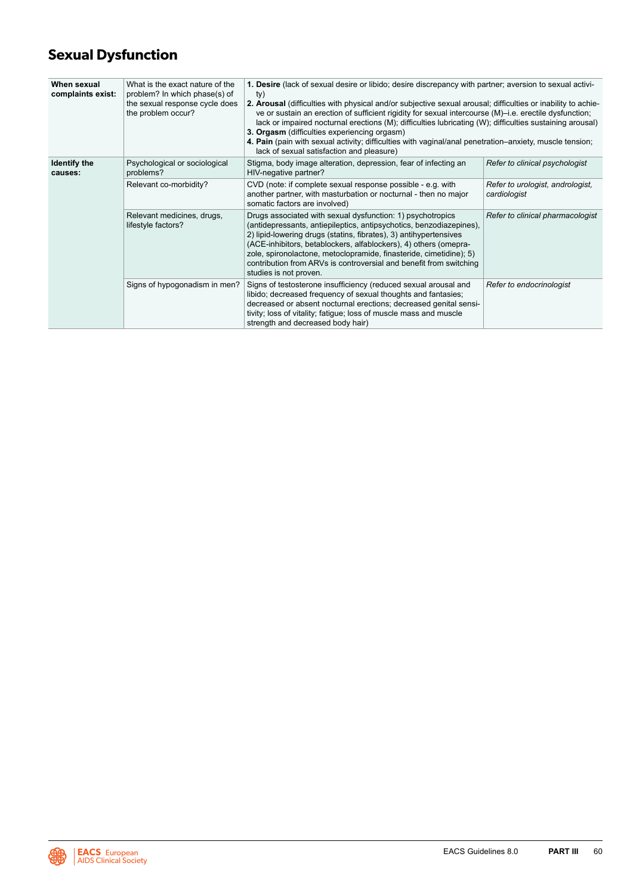# Sexual Dysfunction

| | | | |
|---|---|---|---|
| **When sexual complaints exist:** | What is the exact nature of the problem? In which phase(s) of the sexual response cycle does the problem occur? | **1. Desire** (lack of sexual desire or libido; desire discrepancy with partner; aversion to sexual activity)<br>**2. Arousal** (difficulties with physical and/or subjective sexual arousal; difficulties or inability to achieve or sustain an erection of sufficient rigidity for sexual intercourse (M)–i.e. erectile dysfunction; lack or impaired nocturnal erections (M); difficulties lubricating (W); difficulties sustaining arousal)<br>**3. Orgasm** (difficulties experiencing orgasm)<br>**4. Pain** (pain with sexual activity; difficulties with vaginal/anal penetration–anxiety, muscle tension; lack of sexual satisfaction and pleasure) | |
| **Identify the causes:** | Psychological or sociological problems? | Stigma, body image alteration, depression, fear of infecting an HIV-negative partner? | *Refer to clinical psychologist* |
| | Relevant co-morbidity? | CVD (note: if complete sexual response possible - e.g. with another partner, with masturbation or nocturnal - then no major somatic factors are involved) | *Refer to urologist, andrologist, cardiologist* |
| | Relevant medicines, drugs, lifestyle factors? | Drugs associated with sexual dysfunction: 1) psychotropics (antidepressants, antiepileptics, antipsychotics, benzodiazepines), 2) lipid-lowering drugs (statins, fibrates), 3) antihypertensives (ACE-inhibitors, betablockers, alfablockers), 4) others (omeprazole, spironolactone, metoclopramide, finasteride, cimetidine); 5) contribution from ARVs is controversial and benefit from switching studies is not proven. | *Refer to clinical pharmacologist* |
| | Signs of hypogonadism in men? | Signs of testosterone insufficiency (reduced sexual arousal and libido; decreased frequency of sexual thoughts and fantasies; decreased or absent nocturnal erections; decreased genital sensitivity; loss of vitality; fatigue; loss of muscle mass and muscle strength and decreased body hair) | *Refer to endocrinologist* |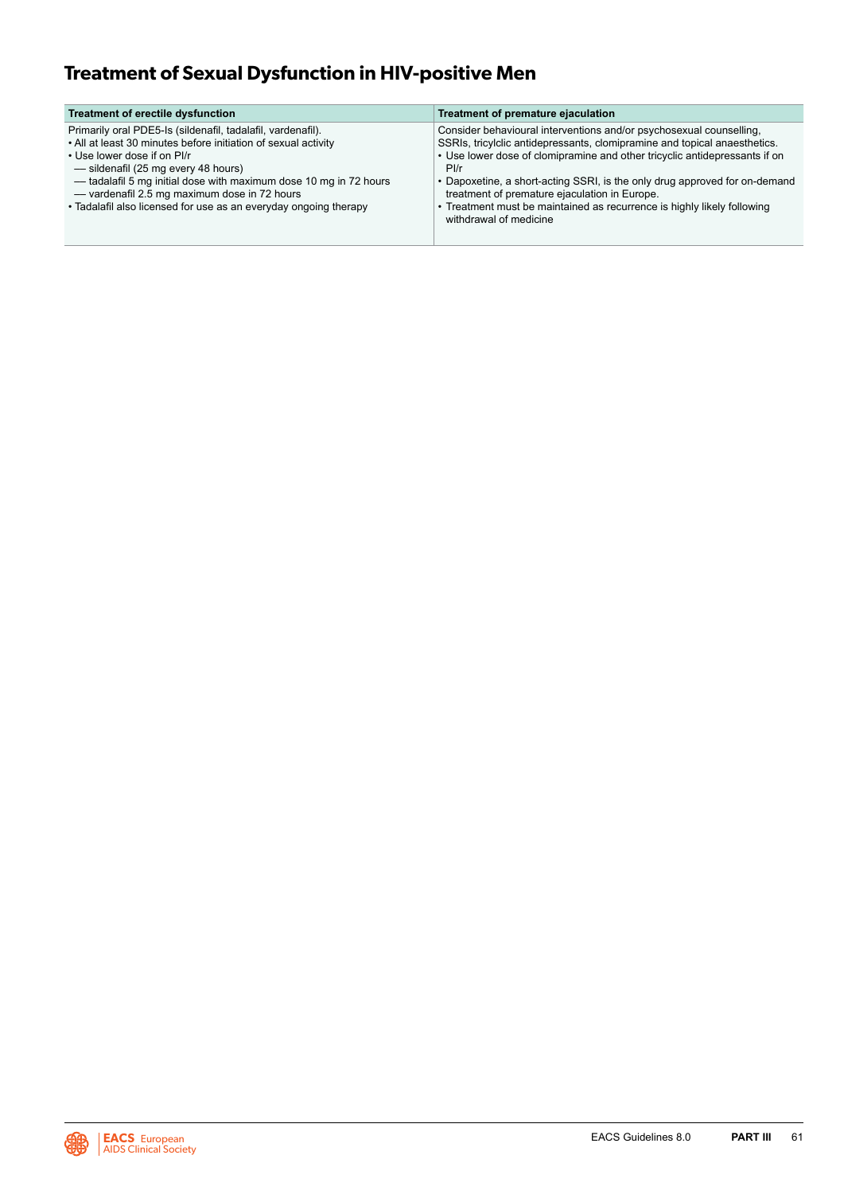# Treatment of Sexual Dysfunction in HIV-positive Men

| Treatment of erectile dysfunction | Treatment of premature ejaculation |
|---|---|
| Primarily oral PDE5-Is (sildenafil, tadalafil, vardenafil).<br>• All at least 30 minutes before initiation of sexual activity<br>• Use lower dose if on PI/r<br>— sildenafil (25 mg every 48 hours)<br>— tadalafil 5 mg initial dose with maximum dose 10 mg in 72 hours<br>— vardenafil 2.5 mg maximum dose in 72 hours<br>• Tadalafil also licensed for use as an everyday ongoing therapy | Consider behavioural interventions and/or psychosexual counselling, SSRIs, tricylclic antidepressants, clomipramine and topical anaesthetics.<br>• Use lower dose of clomipramine and other tricyclic antidepressants if on PI/r<br>• Dapoxetine, a short-acting SSRI, is the only drug approved for on-demand treatment of premature ejaculation in Europe.<br>• Treatment must be maintained as recurrence is highly likely following withdrawal of medicine |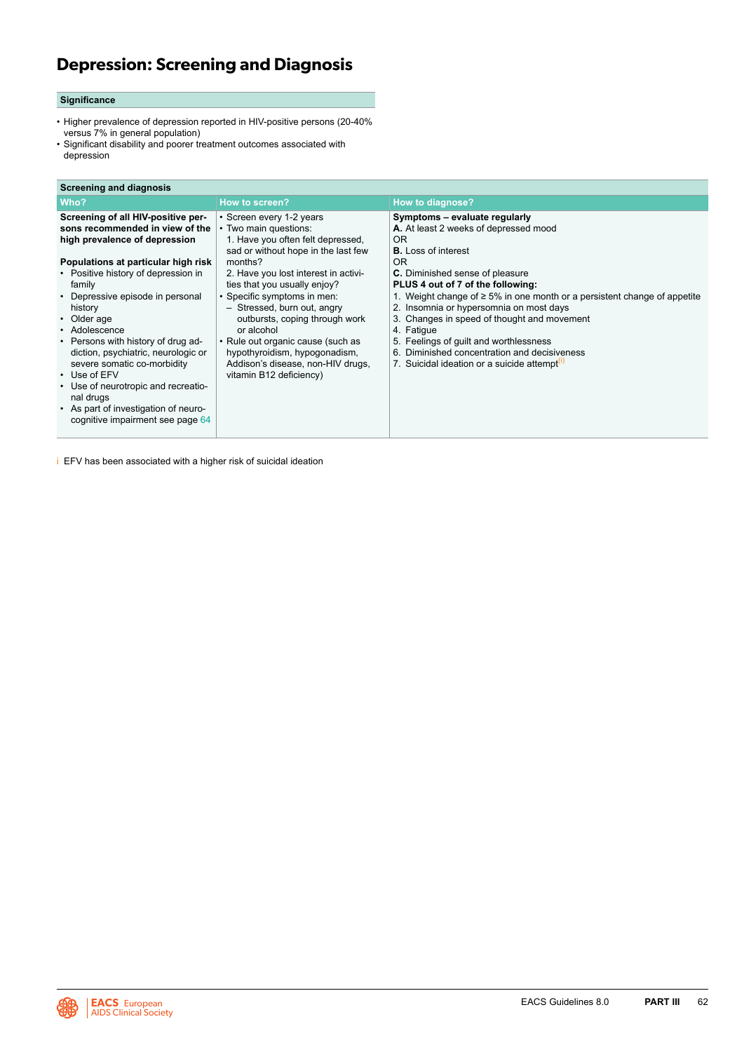# Depression: Screening and Diagnosis

## Significance

- Higher prevalence of depression reported in HIV-positive persons (20-40% versus 7% in general population)
- Significant disability and poorer treatment outcomes associated with depression

## Screening and diagnosis

| Who? | How to screen? | How to diagnose? |
|---|---|---|
| **Screening of all HIV-positive persons recommended in view of the high prevalence of depression**<br><br>**Populations at particular high risk**<br>• Positive history of depression in family<br>• Depressive episode in personal history<br>• Older age<br>• Adolescence<br>• Persons with history of drug addiction, psychiatric, neurologic or severe somatic co-morbidity<br>• Use of EFV<br>• Use of neurotropic and recreational drugs<br>• As part of investigation of neurocognitive impairment see page 64 | • Screen every 1-2 years<br>• Two main questions:<br>1. Have you often felt depressed, sad or without hope in the last few months?<br>2. Have you lost interest in activities that you usually enjoy?<br>• Specific symptoms in men:<br>– Stressed, burn out, angry outbursts, coping through work or alcohol<br>• Rule out organic cause (such as hypothyroidism, hypogonadism, Addison's disease, non-HIV drugs, vitamin B12 deficiency) | **Symptoms – evaluate regularly**<br>**A.** At least 2 weeks of depressed mood<br>OR<br>**B.** Loss of interest<br>OR<br>**C.** Diminished sense of pleasure<br>**PLUS 4 out of 7 of the following:**<br>1. Weight change of ≥ 5% in one month or a persistent change of appetite<br>2. Insomnia or hypersomnia on most days<br>3. Changes in speed of thought and movement<br>4. Fatigue<br>5. Feelings of guilt and worthlessness<br>6. Diminished concentration and decisiveness<br>7. Suicidal ideation or a suicide attempt[i] |

i EFV has been associated with a higher risk of suicidal ideation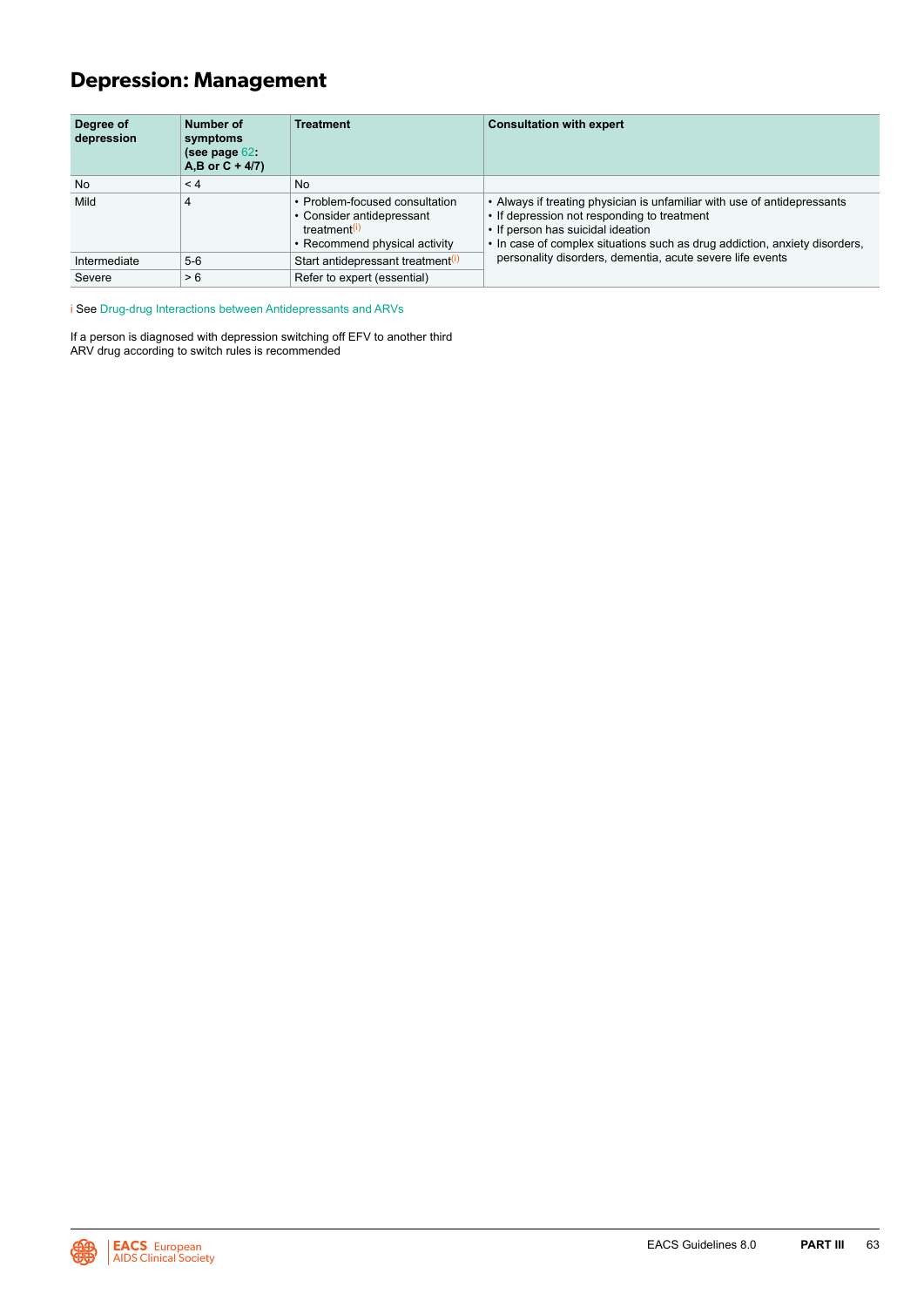# Depression: Management

| Degree of depression | Number of symptoms (see page 62: A,B or C + 4/7) | Treatment | Consultation with expert |
|---|---|---|---|
| No | < 4 | No | |
| Mild | 4 | • Problem-focused consultation<br>• Consider antidepressant treatment[(i)]<br>• Recommend physical activity | • Always if treating physician is unfamiliar with use of antidepressants<br>• If depression not responding to treatment<br>• If person has suicidal ideation<br>• In case of complex situations such as drug addiction, anxiety disorders, personality disorders, dementia, acute severe life events |
| Intermediate | 5-6 | Start antidepressant treatment[(i)] | |
| Severe | > 6 | Refer to expert (essential) | |

i See Drug-drug Interactions between Antidepressants and ARVs

If a person is diagnosed with depression switching off EFV to another third ARV drug according to switch rules is recommended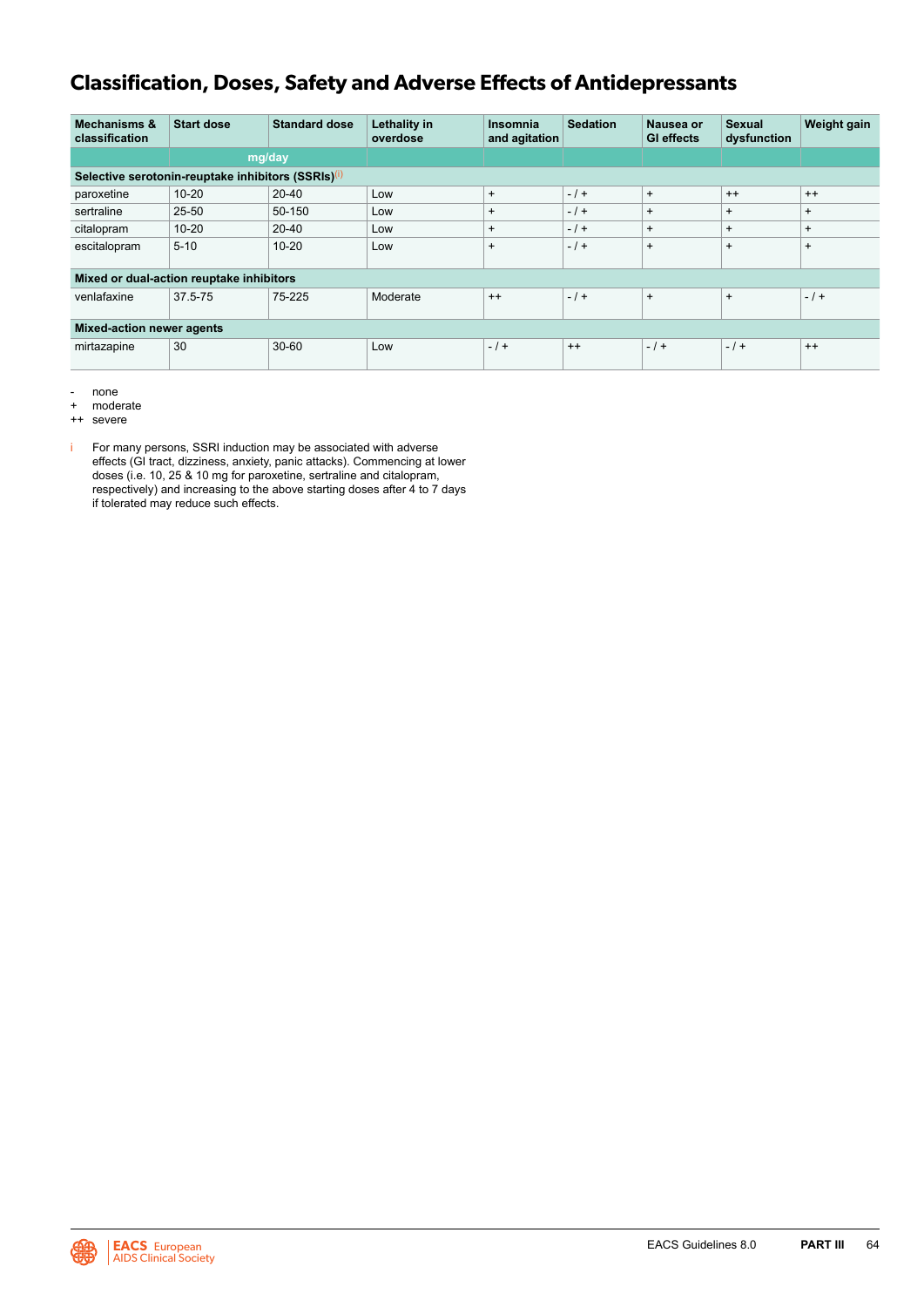# Classification, Doses, Safety and Adverse Effects of Antidepressants

| Mechanisms & classification | Start dose | Standard dose | Lethality in overdose | Insomnia and agitation | Sedation | Nausea or GI effects | Sexual dysfunction | Weight gain |
|---|---|---|---|---|---|---|---|---|
| | mg/day | | | | | | | |
| **Selective serotonin-reuptake inhibitors (SSRIs)**[i] | | | | | | | | |
| paroxetine | 10-20 | 20-40 | Low | + | - / + | + | ++ | ++ |
| sertraline | 25-50 | 50-150 | Low | + | - / + | + | + | + |
| citalopram | 10-20 | 20-40 | Low | + | - / + | + | + | + |
| escitalopram | 5-10 | 10-20 | Low | + | - / + | + | + | + |
| **Mixed or dual-action reuptake inhibitors** | | | | | | | | |
| venlafaxine | 37.5-75 | 75-225 | Moderate | ++ | - / + | + | + | - / + |
| **Mixed-action newer agents** | | | | | | | | |
| mirtazapine | 30 | 30-60 | Low | - / + | ++ | - / + | - / + | ++ |

- -   none
- +   moderate
- ++  severe

i For many persons, SSRI induction may be associated with adverse effects (GI tract, dizziness, anxiety, panic attacks). Commencing at lower doses (i.e. 10, 25 & 10 mg for paroxetine, sertraline and citalopram, respectively) and increasing to the above starting doses after 4 to 7 days if tolerated may reduce such effects.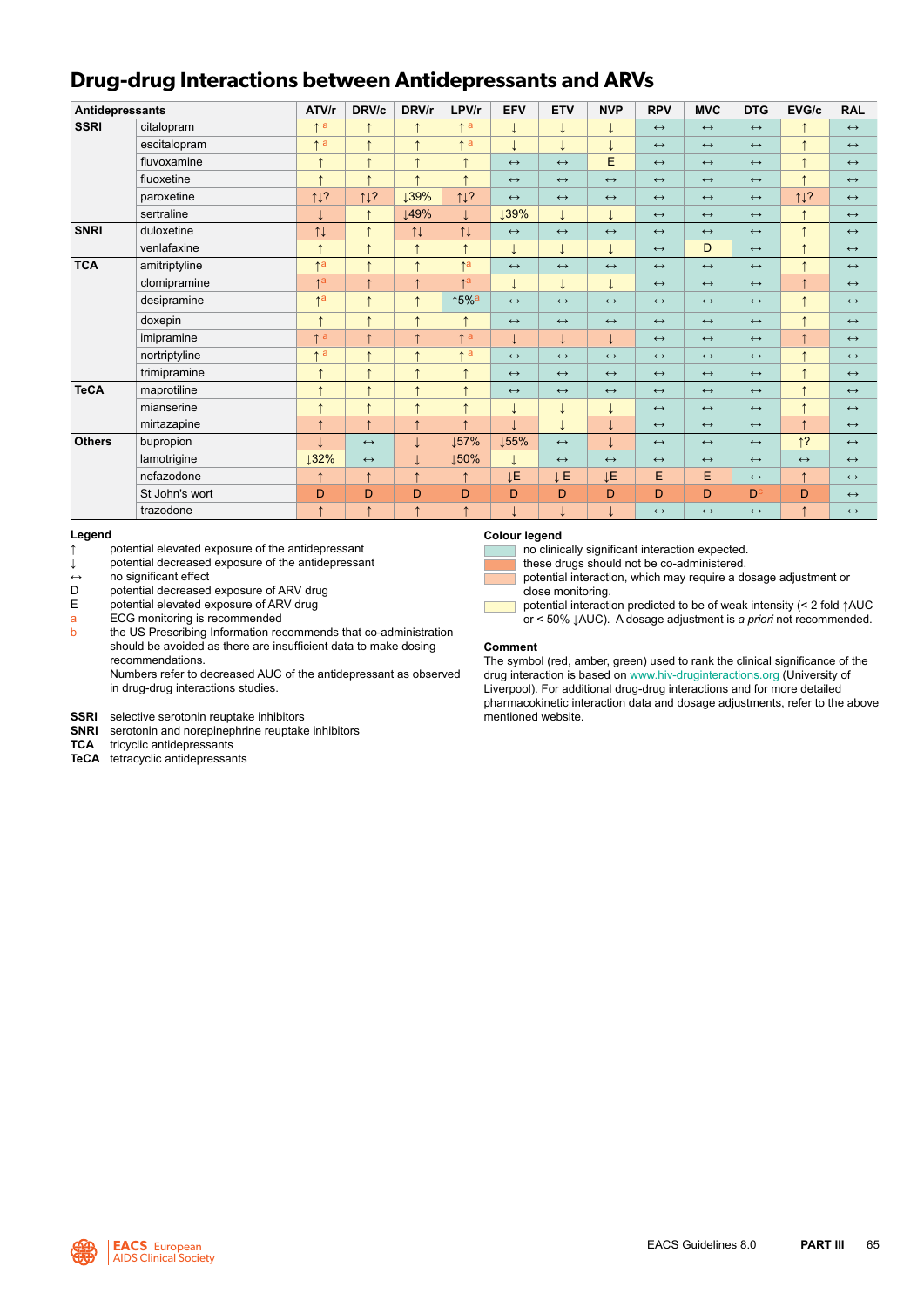# Drug-drug Interactions between Antidepressants and ARVs

| Antidepressants | | ATV/r | DRV/c | DRV/r | LPV/r | EFV | ETV | NVP | RPV | MVC | DTG | EVG/c | RAL |
|---|---|---|---|---|---|---|---|---|---|---|---|---|---|
| SSRI | citalopram | ↑[a] | ↑ | ↑ | ↑[a] | ↓ | ↓ | ↓ | ↔ | ↔ | ↔ | ↑ | ↔ |
| | escitalopram | ↑[a] | ↑ | ↑ | ↑[a] | ↓ | ↓ | ↓ | ↔ | ↔ | ↔ | ↑ | ↔ |
| | fluvoxamine | ↑ | ↑ | ↑ | ↑ | ↔ | ↔ | E | ↔ | ↔ | ↔ | ↑ | ↔ |
| | fluoxetine | ↑ | ↑ | ↑ | ↑ | ↔ | ↔ | ↔ | ↔ | ↔ | ↔ | ↑ | ↔ |
| | paroxetine | ↑↓? | ↑↓? | ↓39% | ↑↓? | ↔ | ↔ | ↔ | ↔ | ↔ | ↔ | ↑↓? | ↔ |
| | sertraline | ↓ | ↑ | ↓49% | ↓ | ↓39% | ↓ | ↓ | ↔ | ↔ | ↔ | ↑ | ↔ |
| SNRI | duloxetine | ↑↓ | ↑ | ↑↓ | ↑↓ | ↔ | ↔ | ↔ | ↔ | ↔ | ↔ | ↑ | ↔ |
| | venlafaxine | ↑ | ↑ | ↑ | ↑ | ↓ | ↓ | ↓ | ↔ | D | ↔ | ↑ | ↔ |
| TCA | amitriptyline | ↑[a] | ↑ | ↑ | ↑[a] | ↔ | ↔ | ↔ | ↔ | ↔ | ↔ | ↑ | ↔ |
| | clomipramine | ↑[a] | ↑ | ↑ | ↑[a] | ↓ | ↓ | ↓ | ↔ | ↔ | ↔ | ↑ | ↔ |
| | desipramine | ↑[a] | ↑ | ↑ | ↑5%[a] | ↔ | ↔ | ↔ | ↔ | ↔ | ↔ | ↑ | ↔ |
| | doxepin | ↑ | ↑ | ↑ | ↑ | ↔ | ↔ | ↔ | ↔ | ↔ | ↔ | ↑ | ↔ |
| | imipramine | ↑[a] | ↑ | ↑ | ↑[a] | ↓ | ↓ | ↓ | ↔ | ↔ | ↔ | ↑ | ↔ |
| | nortriptyline | ↑[a] | ↑ | ↑ | ↑[a] | ↔ | ↔ | ↔ | ↔ | ↔ | ↔ | ↑ | ↔ |
| | trimipramine | ↑ | ↑ | ↑ | ↑ | ↔ | ↔ | ↔ | ↔ | ↔ | ↔ | ↑ | ↔ |
| TeCA | maprotiline | ↑ | ↑ | ↑ | ↑ | ↔ | ↔ | ↔ | ↔ | ↔ | ↔ | ↑ | ↔ |
| | mianserine | ↑ | ↑ | ↑ | ↑ | ↓ | ↓ | ↓ | ↔ | ↔ | ↔ | ↑ | ↔ |
| | mirtazapine | ↑ | ↑ | ↑ | ↑ | ↓ | ↓ | ↓ | ↔ | ↔ | ↔ | ↑ | ↔ |
| Others | bupropion | ↓ | ↔ | ↓ | ↓57% | ↓55% | ↔ | ↓ | ↔ | ↔ | ↔ | ↑? | ↔ |
| | lamotrigine | ↓32% | ↔ | ↓ | ↓50% | ↓ | ↔ | ↔ | ↔ | ↔ | ↔ | ↔ | ↔ |
| | nefazodone | ↑ | ↑ | ↑ | ↑ | ↓E | ↓E | ↓E | E | E | ↔ | ↑ | ↔ |
| | St John's wort | D | D | D | D | D | D | D | D | D | D[c] | D | ↔ |
| | trazodone | ↑ | ↑ | ↑ | ↑ | ↓ | ↓ | ↓ | ↔ | ↔ | ↔ | ↑ | ↔ |

**Legend**

- ↑ potential elevated exposure of the antidepressant
- ↓ potential decreased exposure of the antidepressant
- ↔ no significant effect
- D potential decreased exposure of ARV drug
- E potential elevated exposure of ARV drug
- a ECG monitoring is recommended
- b the US Prescribing Information recommends that co-administration should be avoided as there are insufficient data to make dosing recommendations.

Numbers refer to decreased AUC of the antidepressant as observed in drug-drug interactions studies.

**SSRI** selective serotonin reuptake inhibitors
**SNRI** serotonin and norepinephrine reuptake inhibitors
**TCA** tricyclic antidepressants
**TeCA** tetracyclic antidepressants

**Colour legend**

- no clinically significant interaction expected.
- these drugs should not be co-administered.
- potential interaction, which may require a dosage adjustment or close monitoring.
- potential interaction predicted to be of weak intensity (< 2 fold ↑AUC or < 50% ↓AUC). A dosage adjustment is *a priori* not recommended.

**Comment**

The symbol (red, amber, green) used to rank the clinical significance of the drug interaction is based on www.hiv-druginteractions.org (University of Liverpool). For additional drug-drug interactions and for more detailed pharmacokinetic interaction data and dosage adjustments, refer to the above mentioned website.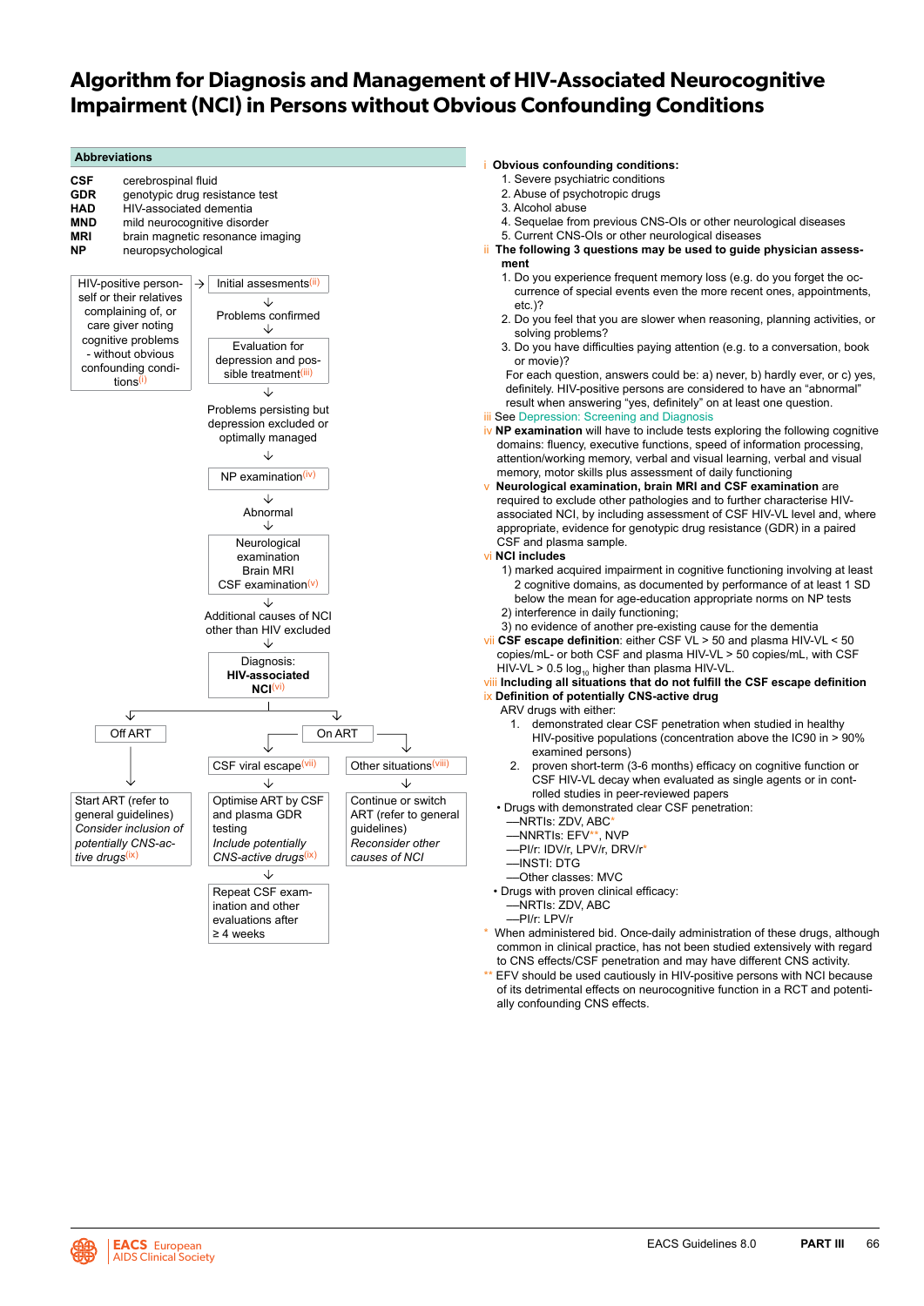# Algorithm for Diagnosis and Management of HIV-Associated Neurocognitive Impairment (NCI) in Persons without Obvious Confounding Conditions

## Abbreviations

| | |
|---|---|
| **CSF** | cerebrospinal fluid |
| **GDR** | genotypic drug resistance test |
| **HAD** | HIV-associated dementia |
| **MND** | mild neurocognitive disorder |
| **MRI** | brain magnetic resonance imaging |
| **NP** | neuropsychological |

HIV-positive person-self or their relatives complaining of, or care giver noting cognitive problems - without obvious confounding conditions(i)

→ Initial assessments(ii)

↓

Problems confirmed

↓

Evaluation for depression and possible treatment(iii)

↓

Problems persisting but depression excluded or optimally managed

↓

NP examination(iv)

↓

Abnormal

↓

Neurological examination
Brain MRI
CSF examination(v)

↓

Additional causes of NCI other than HIV excluded

↓

Diagnosis: **HIV-associated NCI**(vi)

↓

- **Off ART** → Start ART (refer to general guidelines) *Consider inclusion of potentially CNS-active drugs*(ix)
- **On ART**
  - CSF viral escape(vii) → Optimise ART by CSF and plasma GDR testing *Include potentially CNS-active drugs*(ix) → Repeat CSF examination and other evaluations after ≥ 4 weeks
  - Other situations(viii) → Continue or switch ART (refer to general guidelines) *Reconsider other causes of NCI*

i **Obvious confounding conditions:**
1. Severe psychiatric conditions
2. Abuse of psychotropic drugs
3. Alcohol abuse
4. Sequelae from previous CNS-OIs or other neurological diseases
5. Current CNS-OIs or other neurological diseases

ii **The following 3 questions may be used to guide physician assessment**
1. Do you experience frequent memory loss (e.g. do you forget the occurrence of special events even the more recent ones, appointments, etc.)?
2. Do you feel that you are slower when reasoning, planning activities, or solving problems?
3. Do you have difficulties paying attention (e.g. to a conversation, book or movie)?

For each question, answers could be: a) never, b) hardly ever, or c) yes, definitely. HIV-positive persons are considered to have an "abnormal" result when answering "yes, definitely" on at least one question.

iii See Depression: Screening and Diagnosis

iv **NP examination** will have to include tests exploring the following cognitive domains: fluency, executive functions, speed of information processing, attention/working memory, verbal and visual learning, verbal and visual memory, motor skills plus assessment of daily functioning

v **Neurological examination, brain MRI and CSF examination** are required to exclude other pathologies and to further characterise HIV-associated NCI, by including assessment of CSF HIV-VL level and, where appropriate, evidence for genotypic drug resistance (GDR) in a paired CSF and plasma sample.

vi **NCI includes**
1) marked acquired impairment in cognitive functioning involving at least 2 cognitive domains, as documented by performance of at least 1 SD below the mean for age-education appropriate norms on NP tests
2) interference in daily functioning;
3) no evidence of another pre-existing cause for the dementia

vii **CSF escape definition**: either CSF VL > 50 and plasma HIV-VL < 50 copies/mL- or both CSF and plasma HIV-VL > 50 copies/mL, with CSF HIV-VL > 0.5 $\log_{10}$ higher than plasma HIV-VL.

viii **Including all situations that do not fulfill the CSF escape definition**

ix **Definition of potentially CNS-active drug**

ARV drugs with either:
1. demonstrated clear CSF penetration when studied in healthy HIV-positive populations (concentration above the IC90 in > 90% examined persons)
2. proven short-term (3-6 months) efficacy on cognitive function or CSF HIV-VL decay when evaluated as single agents or in controlled studies in peer-reviewed papers

- Drugs with demonstrated clear CSF penetration:
  - —NRTIs: ZDV, ABC*
  - —NNRTIs: EFV**, NVP
  - —PI/r: IDV/r, LPV/r, DRV/r*
  - —INSTI: DTG
  - —Other classes: MVC
- Drugs with proven clinical efficacy:
  - —NRTIs: ZDV, ABC
  - —PI/r: LPV/r

\* When administered bid. Once-daily administration of these drugs, although common in clinical practice, has not been studied extensively with regard to CNS effects/CSF penetration and may have different CNS activity.

\** EFV should be used cautiously in HIV-positive persons with NCI because of its detrimental effects on neurocognitive function in a RCT and potentially confounding CNS effects.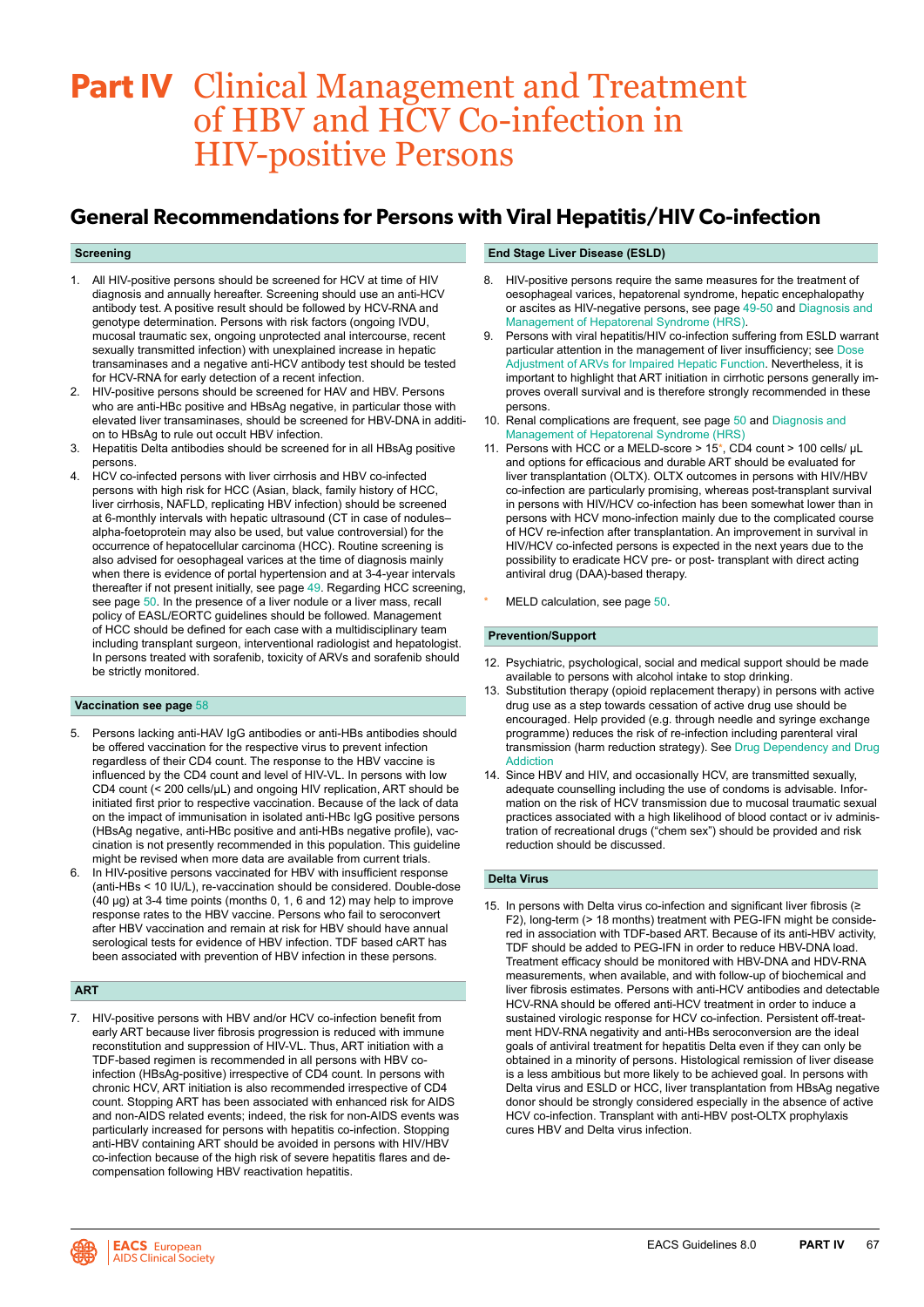# Part IV Clinical Management and Treatment of HBV and HCV Co-infection in HIV-positive Persons

## General Recommendations for Persons with Viral Hepatitis/HIV Co-infection

### Screening

1. All HIV-positive persons should be screened for HCV at time of HIV diagnosis and annually hereafter. Screening should use an anti-HCV antibody test. A positive result should be followed by HCV-RNA and genotype determination. Persons with risk factors (ongoing IVDU, mucosal traumatic sex, ongoing unprotected anal intercourse, recent sexually transmitted infection) with unexplained increase in hepatic transaminases and a negative anti-HCV antibody test should be tested for HCV-RNA for early detection of a recent infection.
2. HIV-positive persons should be screened for HAV and HBV. Persons who are anti-HBc positive and HBsAg negative, in particular those with elevated liver transaminases, should be screened for HBV-DNA in addition to HBsAg to rule out occult HBV infection.
3. Hepatitis Delta antibodies should be screened for in all HBsAg positive persons.
4. HCV co-infected persons with liver cirrhosis and HBV co-infected persons with high risk for HCC (Asian, black, family history of HCC, liver cirrhosis, NAFLD, replicating HBV infection) should be screened at 6-monthly intervals with hepatic ultrasound (CT in case of nodules– alpha-foetoprotein may also be used, but value controversial) for the occurrence of hepatocellular carcinoma (HCC). Routine screening is also advised for oesophageal varices at the time of diagnosis mainly when there is evidence of portal hypertension and at 3-4-year intervals thereafter if not present initially, see page 49. Regarding HCC screening, see page 50. In the presence of a liver nodule or a liver mass, recall policy of EASL/EORTC guidelines should be followed. Management of HCC should be defined for each case with a multidisciplinary team including transplant surgeon, interventional radiologist and hepatologist. In persons treated with sorafenib, toxicity of ARVs and sorafenib should be strictly monitored.

### Vaccination see page 58

5. Persons lacking anti-HAV IgG antibodies or anti-HBs antibodies should be offered vaccination for the respective virus to prevent infection regardless of their CD4 count. The response to the HBV vaccine is influenced by the CD4 count and level of HIV-VL. In persons with low CD4 count (< 200 cells/μL) and ongoing HIV replication, ART should be initiated first prior to respective vaccination. Because of the lack of data on the impact of immunisation in isolated anti-HBc IgG positive persons (HBsAg negative, anti-HBc positive and anti-HBs negative profile), vaccination is not presently recommended in this population. This guideline might be revised when more data are available from current trials.
6. In HIV-positive persons vaccinated for HBV with insufficient response (anti-HBs < 10 IU/L), re-vaccination should be considered. Double-dose (40 μg) at 3-4 time points (months 0, 1, 6 and 12) may help to improve response rates to the HBV vaccine. Persons who fail to seroconvert after HBV vaccination and remain at risk for HBV should have annual serological tests for evidence of HBV infection. TDF based cART has been associated with prevention of HBV infection in these persons.

### ART

7. HIV-positive persons with HBV and/or HCV co-infection benefit from early ART because liver fibrosis progression is reduced with immune reconstitution and suppression of HIV-VL. Thus, ART initiation with a TDF-based regimen is recommended in all persons with HBV co-infection (HBsAg-positive) irrespective of CD4 count. In persons with chronic HCV, ART initiation is also recommended irrespective of CD4 count. Stopping ART has been associated with enhanced risk for AIDS and non-AIDS related events; indeed, the risk for non-AIDS events was particularly increased for persons with hepatitis co-infection. Stopping anti-HBV containing ART should be avoided in persons with HIV/HBV co-infection because of the high risk of severe hepatitis flares and decompensation following HBV reactivation hepatitis.

### End Stage Liver Disease (ESLD)

8. HIV-positive persons require the same measures for the treatment of oesophageal varices, hepatorenal syndrome, hepatic encephalopathy or ascites as HIV-negative persons, see page 49-50 and Diagnosis and Management of Hepatorenal Syndrome (HRS).
9. Persons with viral hepatitis/HIV co-infection suffering from ESLD warrant particular attention in the management of liver insufficiency; see Dose Adjustment of ARVs for Impaired Hepatic Function. Nevertheless, it is important to highlight that ART initiation in cirrhotic persons generally improves overall survival and is therefore strongly recommended in these persons.
10. Renal complications are frequent, see page 50 and Diagnosis and Management of Hepatorenal Syndrome (HRS)
11. Persons with HCC or a MELD-score > 15*, CD4 count > 100 cells/ μL and options for efficacious and durable ART should be evaluated for liver transplantation (OLTX). OLTX outcomes in persons with HIV/HBV co-infection are particularly promising, whereas post-transplant survival in persons with HIV/HCV co-infection has been somewhat lower than in persons with HCV mono-infection mainly due to the complicated course of HCV re-infection after transplantation. An improvement in survival in HIV/HCV co-infected persons is expected in the next years due to the possibility to eradicate HCV pre- or post- transplant with direct acting antiviral drug (DAA)-based therapy.

\* MELD calculation, see page 50.

### Prevention/Support

12. Psychiatric, psychological, social and medical support should be made available to persons with alcohol intake to stop drinking.
13. Substitution therapy (opioid replacement therapy) in persons with active drug use as a step towards cessation of active drug use should be encouraged. Help provided (e.g. through needle and syringe exchange programme) reduces the risk of re-infection including parenteral viral transmission (harm reduction strategy). See Drug Dependency and Drug Addiction
14. Since HBV and HIV, and occasionally HCV, are transmitted sexually, adequate counselling including the use of condoms is advisable. Information on the risk of HCV transmission due to mucosal traumatic sexual practices associated with a high likelihood of blood contact or iv administration of recreational drugs ("chem sex") should be provided and risk reduction should be discussed.

### Delta Virus

15. In persons with Delta virus co-infection and significant liver fibrosis (≥ F2), long-term (> 18 months) treatment with PEG-IFN might be considered in association with TDF-based ART. Because of its anti-HBV activity, TDF should be added to PEG-IFN in order to reduce HBV-DNA load. Treatment efficacy should be monitored with HBV-DNA and HDV-RNA measurements, when available, and with follow-up of biochemical and liver fibrosis estimates. Persons with anti-HCV antibodies and detectable HCV-RNA should be offered anti-HCV treatment in order to induce a sustained virologic response for HCV co-infection. Persistent off-treatment HDV-RNA negativity and anti-HBs seroconversion are the ideal goals of antiviral treatment for hepatitis Delta even if they can only be obtained in a minority of persons. Histological remission of liver disease is a less ambitious but more likely to be achieved goal. In persons with Delta virus and ESLD or HCC, liver transplantation from HBsAg negative donor should be strongly considered especially in the absence of active HCV co-infection. Transplant with anti-HBV post-OLTX prophylaxis cures HBV and Delta virus infection.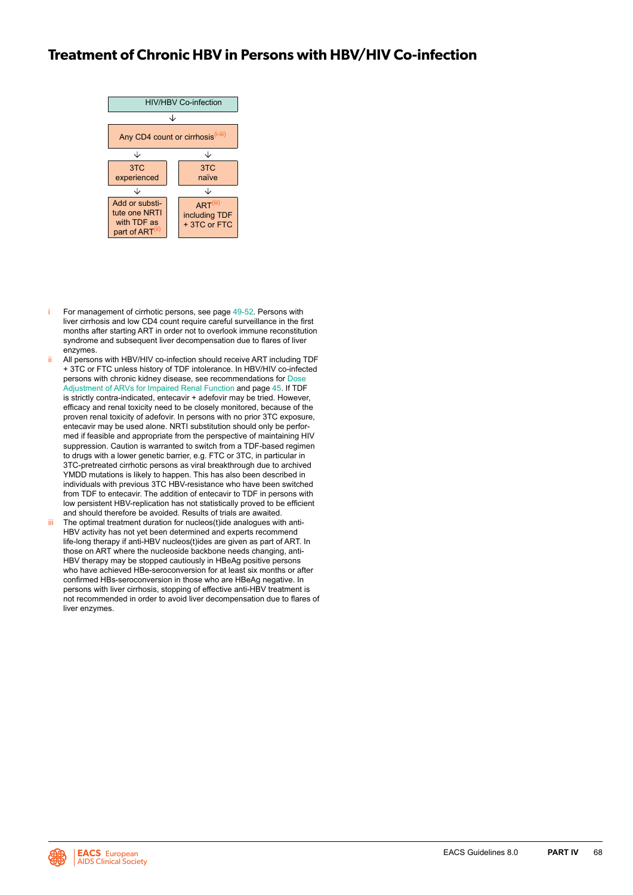# Treatment of Chronic HBV in Persons with HBV/HIV Co-infection

HIV/HBV Co-infection

↓

Any CD4 count or cirrhosis[(i-iii)]

| 3TC experienced | 3TC naïve |
| --- | --- |
| ↓ | ↓ |
| Add or substitute one NRTI with TDF as part of ART[(ii)] | ART[(iii)] including TDF + 3TC or FTC |

i For management of cirrhotic persons, see page 49-52. Persons with liver cirrhosis and low CD4 count require careful surveillance in the first months after starting ART in order not to overlook immune reconstitution syndrome and subsequent liver decompensation due to flares of liver enzymes.

ii All persons with HBV/HIV co-infection should receive ART including TDF + 3TC or FTC unless history of TDF intolerance. In HBV/HIV co-infected persons with chronic kidney disease, see recommendations for Dose Adjustment of ARVs for Impaired Renal Function and page 45. If TDF is strictly contra-indicated, entecavir + adefovir may be tried. However, efficacy and renal toxicity need to be closely monitored, because of the proven renal toxicity of adefovir. In persons with no prior 3TC exposure, entecavir may be used alone. NRTI substitution should only be performed if feasible and appropriate from the perspective of maintaining HIV suppression. Caution is warranted to switch from a TDF-based regimen to drugs with a lower genetic barrier, e.g. FTC or 3TC, in particular in 3TC-pretreated cirrhotic persons as viral breakthrough due to archived YMDD mutations is likely to happen. This has also been described in individuals with previous 3TC HBV-resistance who have been switched from TDF to entecavir. The addition of entecavir to TDF in persons with low persistent HBV-replication has not statistically proved to be efficient and should therefore be avoided. Results of trials are awaited.

iii The optimal treatment duration for nucleos(t)ide analogues with anti-HBV activity has not yet been determined and experts recommend life-long therapy if anti-HBV nucleos(t)ides are given as part of ART. In those on ART where the nucleoside backbone needs changing, anti-HBV therapy may be stopped cautiously in HBeAg positive persons who have achieved HBe-seroconversion for at least six months or after confirmed HBs-seroconversion in those who are HBeAg negative. In persons with liver cirrhosis, stopping of effective anti-HBV treatment is not recommended in order to avoid liver decompensation due to flares of liver enzymes.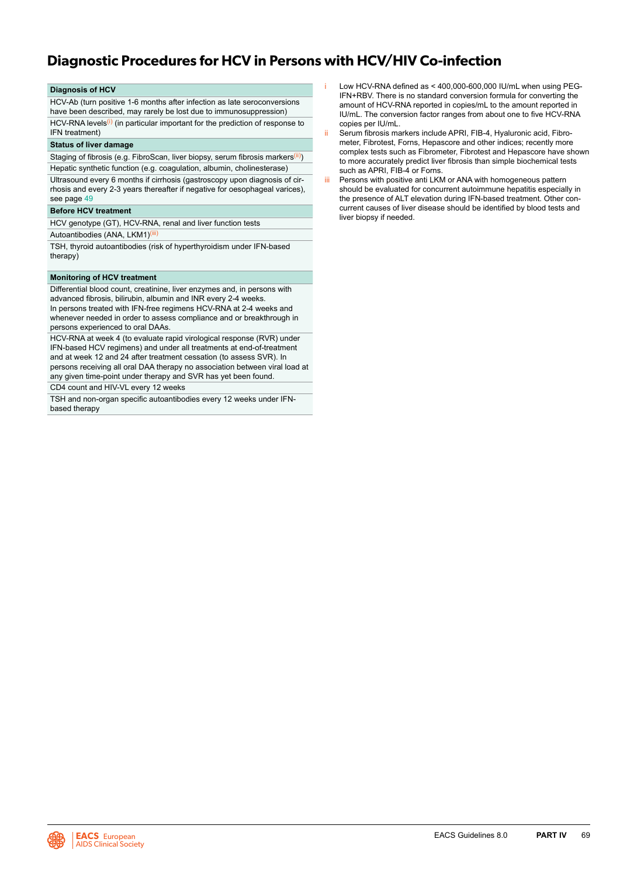# Diagnostic Procedures for HCV in Persons with HCV/HIV Co-infection

| **Diagnosis of HCV** |
|---|
| HCV-Ab (turn positive 1-6 months after infection as late seroconversions have been described, may rarely be lost due to immunosuppression) |
| HCV-RNA levels[i] (in particular important for the prediction of response to IFN treatment) |
| **Status of liver damage** |
| Staging of fibrosis (e.g. FibroScan, liver biopsy, serum fibrosis markers[ii]) |
| Hepatic synthetic function (e.g. coagulation, albumin, cholinesterase) |
| Ultrasound every 6 months if cirrhosis (gastroscopy upon diagnosis of cirrhosis and every 2-3 years thereafter if negative for oesophageal varices), see page 49 |
| **Before HCV treatment** |
| HCV genotype (GT), HCV-RNA, renal and liver function tests |
| Autoantibodies (ANA, LKM1)[iii] |
| TSH, thyroid autoantibodies (risk of hyperthyroidism under IFN-based therapy) |
| **Monitoring of HCV treatment** |
| Differential blood count, creatinine, liver enzymes and, in persons with advanced fibrosis, bilirubin, albumin and INR every 2-4 weeks. In persons treated with IFN-free regimens HCV-RNA at 2-4 weeks and whenever needed in order to assess compliance and or breakthrough in persons experienced to oral DAAs. |
| HCV-RNA at week 4 (to evaluate rapid virological response (RVR) under IFN-based HCV regimens) and under all treatments at end-of-treatment and at week 12 and 24 after treatment cessation (to assess SVR). In persons receiving all oral DAA therapy no association between viral load at any given time-point under therapy and SVR has yet been found. |
| CD4 count and HIV-VL every 12 weeks |
| TSH and non-organ specific autoantibodies every 12 weeks under IFN-based therapy |

i Low HCV-RNA defined as < 400,000-600,000 IU/mL when using PEG-IFN+RBV. There is no standard conversion formula for converting the amount of HCV-RNA reported in copies/mL to the amount reported in IU/mL. The conversion factor ranges from about one to five HCV-RNA copies per IU/mL.

ii Serum fibrosis markers include APRI, FIB-4, Hyaluronic acid, Fibrometer, Fibrotest, Forns, Hepascore and other indices; recently more complex tests such as Fibrometer, Fibrotest and Hepascore have shown to more accurately predict liver fibrosis than simple biochemical tests such as APRI, FIB-4 or Forns.

iii Persons with positive anti LKM or ANA with homogeneous pattern should be evaluated for concurrent autoimmune hepatitis especially in the presence of ALT elevation during IFN-based treatment. Other concurrent causes of liver disease should be identified by blood tests and liver biopsy if needed.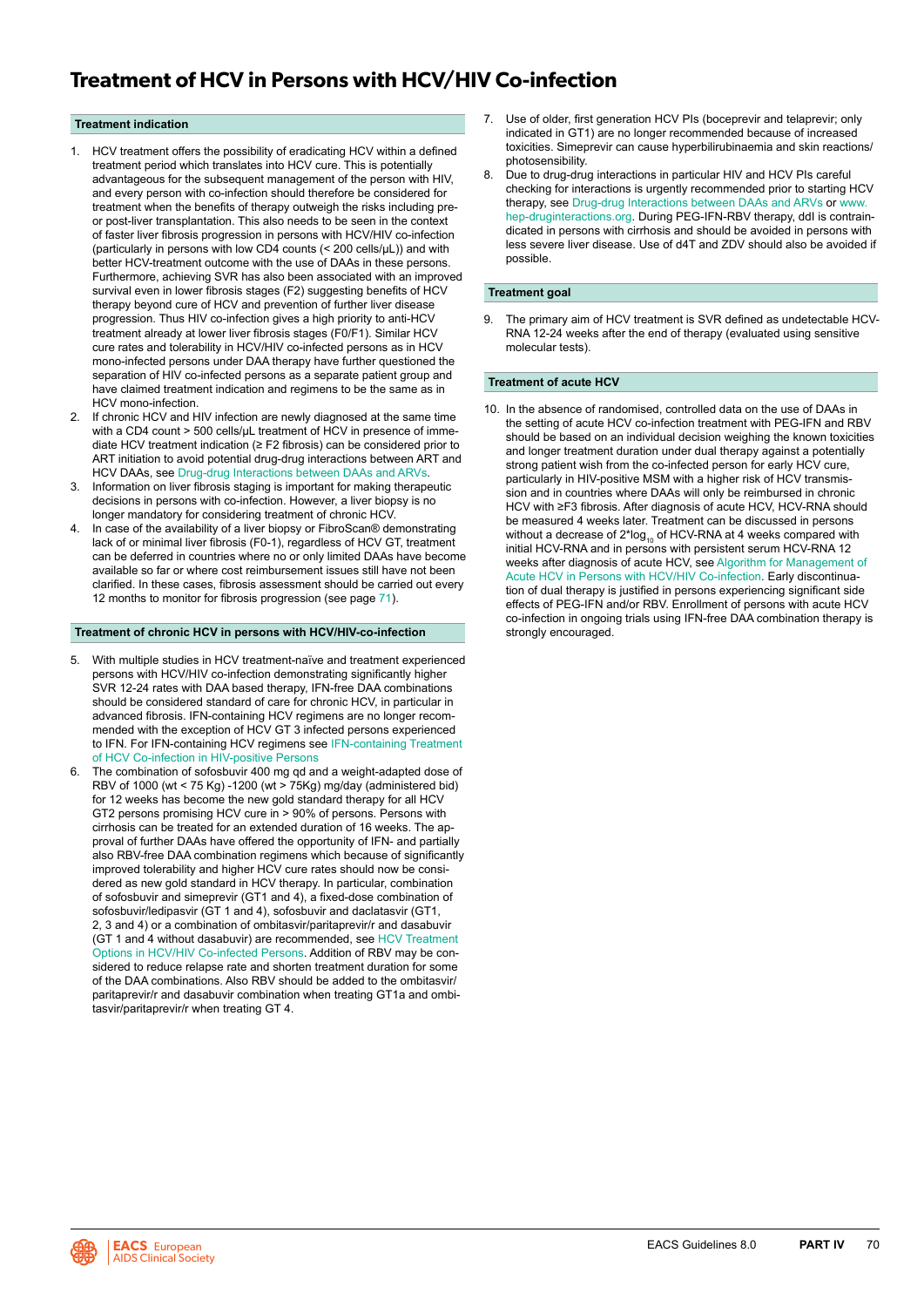# Treatment of HCV in Persons with HCV/HIV Co-infection

## Treatment indication

1. HCV treatment offers the possibility of eradicating HCV within a defined treatment period which translates into HCV cure. This is potentially advantageous for the subsequent management of the person with HIV, and every person with co-infection should therefore be considered for treatment when the benefits of therapy outweigh the risks including pre- or post-liver transplantation. This also needs to be seen in the context of faster liver fibrosis progression in persons with HCV/HIV co-infection (particularly in persons with low CD4 counts (< 200 cells/μL)) and with better HCV-treatment outcome with the use of DAAs in these persons. Furthermore, achieving SVR has also been associated with an improved survival even in lower fibrosis stages (F2) suggesting benefits of HCV therapy beyond cure of HCV and prevention of further liver disease progression. Thus HIV co-infection gives a high priority to anti-HCV treatment already at lower liver fibrosis stages (F0/F1). Similar HCV cure rates and tolerability in HCV/HIV co-infected persons as in HCV mono-infected persons under DAA therapy have further questioned the separation of HIV co-infected persons as a separate patient group and have claimed treatment indication and regimens to be the same as in HCV mono-infection.
2. If chronic HCV and HIV infection are newly diagnosed at the same time with a CD4 count > 500 cells/μL treatment of HCV in presence of immediate HCV treatment indication (≥ F2 fibrosis) can be considered prior to ART initiation to avoid potential drug-drug interactions between ART and HCV DAAs, see Drug-drug Interactions between DAAs and ARVs.
3. Information on liver fibrosis staging is important for making therapeutic decisions in persons with co-infection. However, a liver biopsy is no longer mandatory for considering treatment of chronic HCV.
4. In case of the availability of a liver biopsy or FibroScan® demonstrating lack of or minimal liver fibrosis (F0-1), regardless of HCV GT, treatment can be deferred in countries where no or only limited DAAs have become available so far or where cost reimbursement issues still have not been clarified. In these cases, fibrosis assessment should be carried out every 12 months to monitor for fibrosis progression (see page 71).

## Treatment of chronic HCV in persons with HCV/HIV-co-infection

5. With multiple studies in HCV treatment-naïve and treatment experienced persons with HCV/HIV co-infection demonstrating significantly higher SVR 12-24 rates with DAA based therapy, IFN-free DAA combinations should be considered standard of care for chronic HCV, in particular in advanced fibrosis. IFN-containing HCV regimens are no longer recommended with the exception of HCV GT 3 infected persons experienced to IFN. For IFN-containing HCV regimens see IFN-containing Treatment of HCV Co-infection in HIV-positive Persons
6. The combination of sofosbuvir 400 mg qd and a weight-adapted dose of RBV of 1000 (wt < 75 Kg) -1200 (wt > 75Kg) mg/day (administered bid) for 12 weeks has become the new gold standard therapy for all HCV GT2 persons promising HCV cure in > 90% of persons. Persons with cirrhosis can be treated for an extended duration of 16 weeks. The approval of further DAAs have offered the opportunity of IFN- and partially also RBV-free DAA combination regimens which because of significantly improved tolerability and higher HCV cure rates should now be considered as new gold standard in HCV therapy. In particular, combination of sofosbuvir and simeprevir (GT1 and 4), a fixed-dose combination of sofosbuvir/ledipasvir (GT 1 and 4), sofosbuvir and daclatasvir (GT1, 2, 3 and 4) or a combination of ombitasvir/paritaprevir/r and dasabuvir (GT 1 and 4 without dasabuvir) are recommended, see HCV Treatment Options in HCV/HIV Co-infected Persons. Addition of RBV may be considered to reduce relapse rate and shorten treatment duration for some of the DAA combinations. Also RBV should be added to the ombitasvir/paritaprevir/r and dasabuvir combination when treating GT1a and ombitasvir/paritaprevir/r when treating GT 4.
7. Use of older, first generation HCV PIs (boceprevir and telaprevir; only indicated in GT1) are no longer recommended because of increased toxicities. Simeprevir can cause hyperbilirubinaemia and skin reactions/photosensibility.
8. Due to drug-drug interactions in particular HIV and HCV PIs careful checking for interactions is urgently recommended prior to starting HCV therapy, see Drug-drug Interactions between DAAs and ARVs or www.hep-druginteractions.org. During PEG-IFN-RBV therapy, ddI is contraindicated in persons with cirrhosis and should be avoided in persons with less severe liver disease. Use of d4T and ZDV should also be avoided if possible.

## Treatment goal

9. The primary aim of HCV treatment is SVR defined as undetectable HCV-RNA 12-24 weeks after the end of therapy (evaluated using sensitive molecular tests).

## Treatment of acute HCV

10. In the absence of randomised, controlled data on the use of DAAs in the setting of acute HCV co-infection treatment with PEG-IFN and RBV should be based on an individual decision weighing the known toxicities and longer treatment duration under dual therapy against a potentially strong patient wish from the co-infected person for early HCV cure, particularly in HIV-positive MSM with a higher risk of HCV transmission and in countries where DAAs will only be reimbursed in chronic HCV with ≥F3 fibrosis. After diagnosis of acute HCV, HCV-RNA should be measured 4 weeks later. Treatment can be discussed in persons without a decrease of $2*\log_{10}$ of HCV-RNA at 4 weeks compared with initial HCV-RNA and in persons with persistent serum HCV-RNA 12 weeks after diagnosis of acute HCV, see Algorithm for Management of Acute HCV in Persons with HCV/HIV Co-infection. Early discontinuation of dual therapy is justified in persons experiencing significant side effects of PEG-IFN and/or RBV. Enrollment of persons with acute HCV co-infection in ongoing trials using IFN-free DAA combination therapy is strongly encouraged.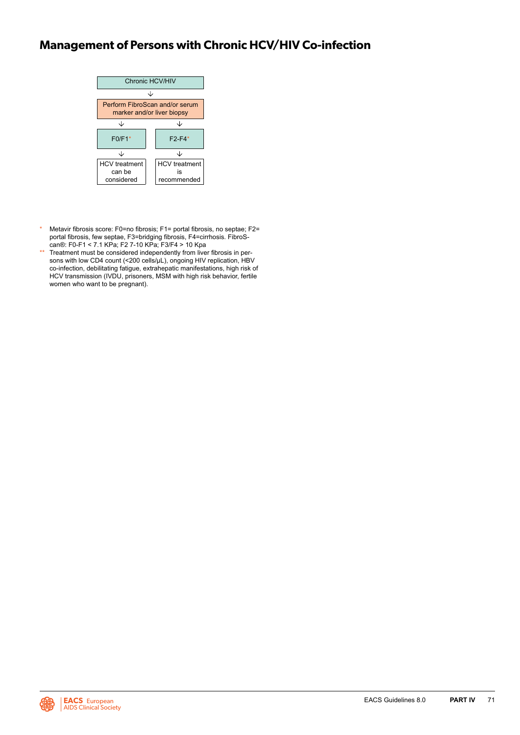# Management of Persons with Chronic HCV/HIV Co-infection

Chronic HCV/HIV

↓

Perform FibroScan and/or serum marker and/or liver biopsy

| F0/F1* | F2-F4* |
|---|---|
| ↓ | ↓ |
| HCV treatment can be considered | HCV treatment is recommended |

\* Metavir fibrosis score: F0=no fibrosis; F1= portal fibrosis, no septae; F2= portal fibrosis, few septae, F3=bridging fibrosis, F4=cirrhosis. FibroScan®: F0-F1 < 7.1 KPa; F2 7-10 KPa; F3/F4 > 10 Kpa

** Treatment must be considered independently from liver fibrosis in persons with low CD4 count (<200 cells/μL), ongoing HIV replication, HBV co-infection, debilitating fatigue, extrahepatic manifestations, high risk of HCV transmission (IVDU, prisoners, MSM with high risk behavior, fertile women who want to be pregnant).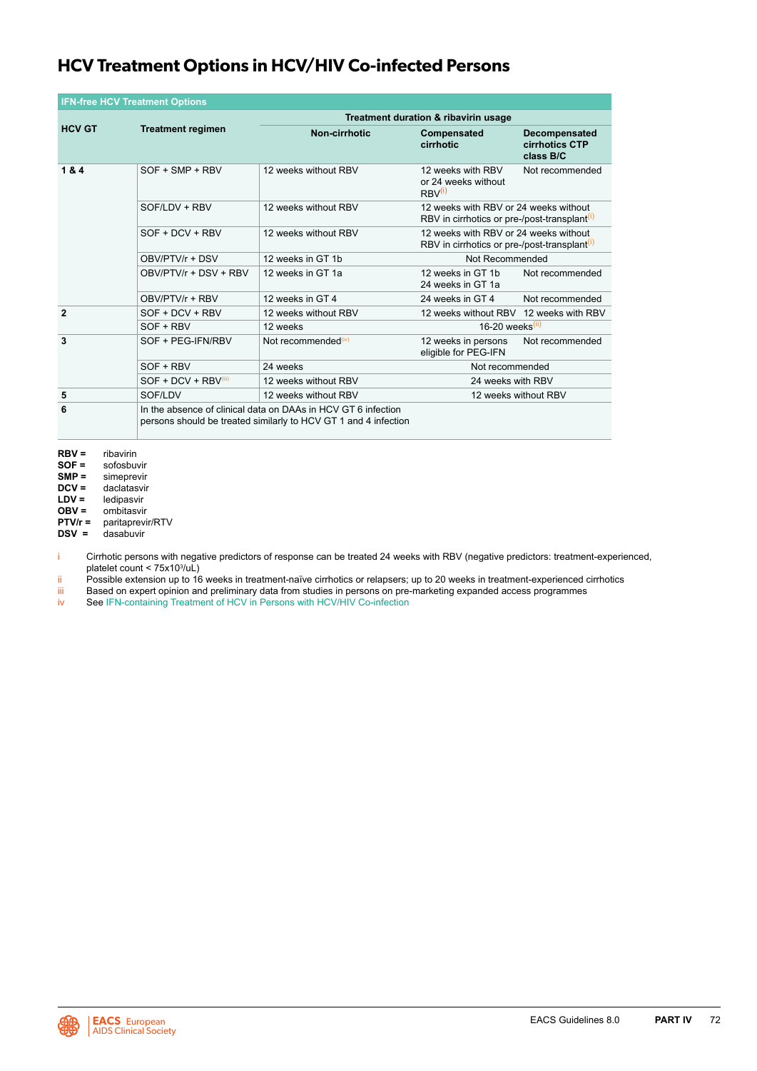# HCV Treatment Options in HCV/HIV Co-infected Persons

| IFN-free HCV Treatment Options | | | | |
|---|---|---|---|---|
| **HCV GT** | **Treatment regimen** | **Treatment duration & ribavirin usage** | | |
| | | **Non-cirrhotic** | **Compensated cirrhotic** | **Decompensated cirrhotics CTP class B/C** |
| **1 & 4** | SOF + SMP + RBV | 12 weeks without RBV | 12 weeks with RBV or 24 weeks without RBV[i] | Not recommended |
| | SOF/LDV + RBV | 12 weeks without RBV | 12 weeks with RBV or 24 weeks without RBV in cirrhotics or pre-/post-transplant[i] | |
| | SOF + DCV + RBV | 12 weeks without RBV | 12 weeks with RBV or 24 weeks without RBV in cirrhotics or pre-/post-transplant[i] | |
| | OBV/PTV/r + DSV | 12 weeks in GT 1b | Not Recommended | |
| | OBV/PTV/r + DSV + RBV | 12 weeks in GT 1a | 12 weeks in GT 1b<br>24 weeks in GT 1a | Not recommended |
| | OBV/PTV/r + RBV | 12 weeks in GT 4 | 24 weeks in GT 4 | Not recommended |
| **2** | SOF + DCV + RBV | 12 weeks without RBV | 12 weeks without RBV | 12 weeks with RBV |
| | SOF + RBV | 12 weeks | 16-20 weeks[ii] | |
| **3** | SOF + PEG-IFN/RBV | Not recommended[iv] | 12 weeks in persons eligible for PEG-IFN | Not recommended |
| | SOF + RBV | 24 weeks | Not recommended | |
| | SOF + DCV + RBV[iii] | 12 weeks without RBV | 24 weeks with RBV | |
| **5** | SOF/LDV | 12 weeks without RBV | 12 weeks without RBV | |
| **6** | In the absence of clinical data on DAAs in HCV GT 6 infection persons should be treated similarly to HCV GT 1 and 4 infection | | | |

**RBV =** ribavirin
**SOF =** sofosbuvir
**SMP =** simeprevir
**DCV =** daclatasvir
**LDV =** ledipasvir
**OBV =** ombitasvir
**PTV/r =** paritaprevir/RTV
**DSV =** dasabuvir

i Cirrhotic persons with negative predictors of response can be treated 24 weeks with RBV (negative predictors: treatment-experienced, platelet count < $75x10^3$/uL)

ii Possible extension up to 16 weeks in treatment-naïve cirrhotics or relapsers; up to 20 weeks in treatment-experienced cirrhotics

iii Based on expert opinion and preliminary data from studies in persons on pre-marketing expanded access programmes

iv See IFN-containing Treatment of HCV in Persons with HCV/HIV Co-infection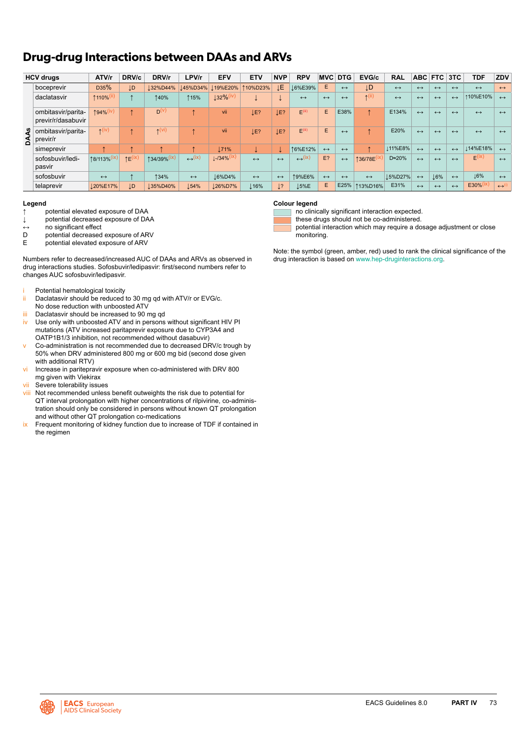# Drug-drug Interactions between DAAs and ARVs

| | HCV drugs | ATV/r | DRV/c | DRV/r | LPV/r | EFV | ETV | NVP | RPV | MVC | DTG | EVG/c | RAL | ABC | FTC | 3TC | TDF | ZDV |
|---|---|---|---|---|---|---|---|---|---|---|---|---|---|---|---|---|---|---|
| DAAs | boceprevir | D35% | ↓D | ↓32%D44% | ↓45%D34% | ↓19%E20% | ↑10%D23% | ↓E | ↓6%E39% | E | ↔ | ↓D | ↔ | ↔ | ↔ | ↔ | ↔ | ↔ |
| | daclatasvir | ↑110%[ii] | ↑ | ↑40% | ↑15% | ↓32%[iv] | ↓ | ↓ | ↔ | ↔ | ↔ | ↑[ii] | ↔ | ↔ | ↔ | ↔ | ↑10%E10% | ↔ |
| | ombitasvir/paritaprevir/r/dasabuvir | ↑94%[iv] | ↑ | D[v] | ↑ | vii | ↓E? | ↓E? | E[iii] | E | E38% | ↑ | E134% | ↔ | ↔ | ↔ | ↔ | ↔ |
| | ombitasvir/paritaprevir/r | ↑[iv] | ↑ | ↑[vi] | ↑ | vii | ↓E? | ↓E? | E[iii] | E | ↔ | ↑ | E20% | ↔ | ↔ | ↔ | ↔ | ↔ |
| | simeprevir | ↑ | ↑ | ↑ | ↑ | ↓71% | ↓ | ↓ | ↑6%E12% | ↔ | ↔ | ↑ | ↓11%E8% | ↔ | ↔ | ↔ | ↓14%E18% | ↔ |
| | sofosbuvir/ledipasvir | ↑8/113%[ix] | ↑E[ix] | ↑34/39%[ix] | ↔[ix] | ↓-/34%[ix] | ↔ | ↔ | ↔[ix] | E? | ↔ | ↑36/78E[ix] | D≈20% | ↔ | ↔ | ↔ | E[ix] | ↔ |
| | sofosbuvir | ↔ | ↑ | ↑34% | ↔ | ↓6%D4% | ↔ | ↔ | ↑9%E6% | ↔ | ↔ | ↔ | ↓5%D27% | ↔ | ↓6% | ↔ | ↓6% | ↔ |
| | telaprevir | ↓20%E17% | ↓D | ↓35%D40% | ↓54% | ↓26%D7% | ↓16% | ↓? | ↓5%E | E | E25% | ↑13%D16% | E31% | ↔ | ↔ | ↔ | E30%[ix] | ↔[i] |

**Legend**

- ↑ potential elevated exposure of DAA
- ↓ potential decreased exposure of DAA
- ↔ no significant effect
- D potential decreased exposure of ARV
- E potential elevated exposure of ARV

Numbers refer to decreased/increased AUC of DAAs and ARVs as observed in drug interactions studies. Sofosbuvir/ledipasvir: first/second numbers refer to changes AUC sofosbuvir/ledipasvir.

- i Potential hematological toxicity
- ii Daclatasvir should be reduced to 30 mg qd with ATV/r or EVG/c. No dose reduction with unboosted ATV
- iii Daclatasvir should be increased to 90 mg qd
- iv Use only with unboosted ATV and in persons without significant HIV PI mutations (ATV increased paritaprevir exposure due to CYP3A4 and OATP1B1/3 inhibition, not recommended without dasabuvir)
- v Co-administration is not recommended due to decreased DRV/c trough by 50% when DRV administered 800 mg or 600 mg bid (second dose given with additional RTV)
- vi Increase in paritepravir exposure when co-administered with DRV 800 mg given with Viekirax
- vii Severe tolerability issues
- viii Not recommended unless benefit outweights the risk due to potential for QT interval prolongation with higher concentrations of rilpivirine, co-administration should only be considered in persons without known QT prolongation and without other QT prolongation co-medications
- ix Frequent monitoring of kidney function due to increase of TDF if contained in the regimen

**Colour legend**

- (green) no clinically significant interaction expected.
- (red) these drugs should not be co-administered.
- (amber) potential interaction which may require a dosage adjustment or close monitoring.

Note: the symbol (green, amber, red) used to rank the clinical significance of the drug interaction is based on www.hep-druginteractions.org.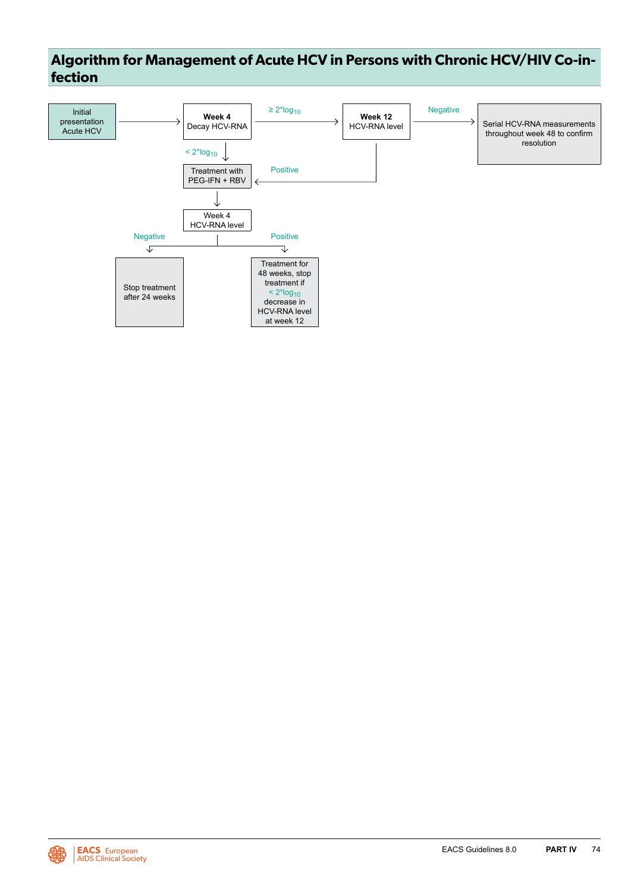# Algorithm for Management of Acute HCV in Persons with Chronic HCV/HIV Co-infection

Initial presentation Acute HCV → **Week 4** Decay HCV-RNA

**Week 4** Decay HCV-RNA:
- $\geq 2*\log_{10}$ → **Week 12** HCV-RNA level
- $< 2*\log_{10}$ → Treatment with PEG-IFN + RBV

**Week 12** HCV-RNA level:
- Negative → Serial HCV-RNA measurements throughout week 48 to confirm resolution
- Positive → Treatment with PEG-IFN + RBV

Treatment with PEG-IFN + RBV → Week 4 HCV-RNA level

Week 4 HCV-RNA level:
- Negative → Stop treatment after 24 weeks
- Positive → Treatment for 48 weeks, stop treatment if $< 2*\log_{10}$ decrease in HCV-RNA level at week 12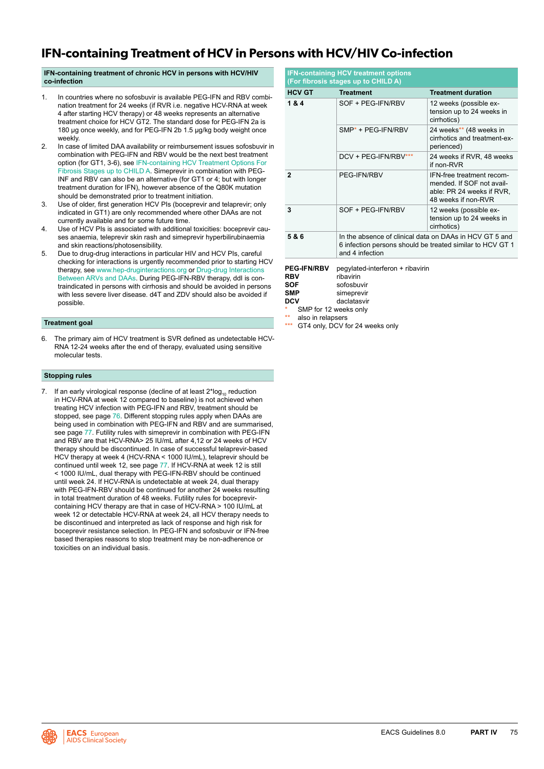# IFN-containing Treatment of HCV in Persons with HCV/HIV Co-infection

### IFN-containing treatment of chronic HCV in persons with HCV/HIV co-infection

1. In countries where no sofosbuvir is available PEG-IFN and RBV combination treatment for 24 weeks (if RVR i.e. negative HCV-RNA at week 4 after starting HCV therapy) or 48 weeks represents an alternative treatment choice for HCV GT2. The standard dose for PEG-IFN 2a is 180 µg once weekly, and for PEG-IFN 2b 1.5 µg/kg body weight once weekly.
2. In case of limited DAA availability or reimbursement issues sofosbuvir in combination with PEG-IFN and RBV would be the next best treatment option (for GT1, 3-6), see IFN-containing HCV Treatment Options For Fibrosis Stages up to CHILD A. Simeprevir in combination with PEG-INF and RBV can also be an alternative (for GT1 or 4; but with longer treatment duration for IFN), however absence of the Q80K mutation should be demonstrated prior to treatment initiation.
3. Use of older, first generation HCV PIs (boceprevir and telaprevir; only indicated in GT1) are only recommended where other DAAs are not currently available and for some future time.
4. Use of HCV PIs is associated with additional toxicities: boceprevir causes anaemia, teleprevir skin rash and simeprevir hyperbilirubinaemia and skin reactions/photosensitibility.
5. Due to drug-drug interactions in particular HIV and HCV PIs, careful checking for interactions is urgently recommended prior to starting HCV therapy, see www.hep-druginteractions.org or Drug-drug Interactions Between ARVs and DAAs. During PEG-IFN-RBV therapy, ddI is contraindicated in persons with cirrhosis and should be avoided in persons with less severe liver disease. d4T and ZDV should also be avoided if possible.

### Treatment goal

6. The primary aim of HCV treatment is SVR defined as undetectable HCV-RNA 12-24 weeks after the end of therapy, evaluated using sensitive molecular tests.

### Stopping rules

7. If an early virological response (decline of at least $2^*\log_{10}$ reduction in HCV-RNA at week 12 compared to baseline) is not achieved when treating HCV infection with PEG-IFN and RBV, treatment should be stopped, see page 76. Different stopping rules apply when DAAs are being used in combination with PEG-IFN and RBV and are summarised, see page 77. Futility rules with simeprevir in combination with PEG-IFN and RBV are that HCV-RNA> 25 IU/mL after 4,12 or 24 weeks of HCV therapy should be discontinued. In case of successful telaprevir-based HCV therapy at week 4 (HCV-RNA < 1000 IU/mL), telaprevir should be continued until week 12, see page 77. If HCV-RNA at week 12 is still < 1000 IU/mL, dual therapy with PEG-IFN-RBV should be continued until week 24. If HCV-RNA is undetectable at week 24, dual therapy with PEG-IFN-RBV should be continued for another 24 weeks resulting in total treatment duration of 48 weeks. Futility rules for boceprevir-containing HCV therapy are that in case of HCV-RNA > 100 IU/mL at week 12 or detectable HCV-RNA at week 24, all HCV therapy needs to be discontinued and interpreted as lack of response and high risk for boceprevir resistance selection. In PEG-IFN and sofosbuvir or IFN-free based therapies reasons to stop treatment may be non-adherence or toxicities on an individual basis.

### IFN-containing HCV treatment options (For fibrosis stages up to CHILD A)

| HCV GT | Treatment | Treatment duration |
|---|---|---|
| 1 & 4 | SOF + PEG-IFN/RBV | 12 weeks (possible extension up to 24 weeks in cirrhotics) |
| | SMP* + PEG-IFN/RBV | 24 weeks** (48 weeks in cirrhotics and treatment-experienced) |
| | DCV + PEG-IFN/RBV*** | 24 weeks if RVR, 48 weeks if non-RVR |
| 2 | PEG-IFN/RBV | IFN-free treatment recommended. If SOF not available: PR 24 weeks if RVR, 48 weeks if non-RVR |
| 3 | SOF + PEG-IFN/RBV | 12 weeks (possible extension up to 24 weeks in cirrhotics) |
| 5 & 6 | In the absence of clinical data on DAAs in HCV GT 5 and 6 infection persons should be treated similar to HCV GT 1 and 4 infection | |

**PEG-IFN/RBV** pegylated-interferon + ribavirin
**RBV** ribavirin
**SOF** sofosbuvir
**SMP** simeprevir
**DCV** daclatasvir

\* SMP for 12 weeks only
** also in relapsers
*** GT4 only, DCV for 24 weeks only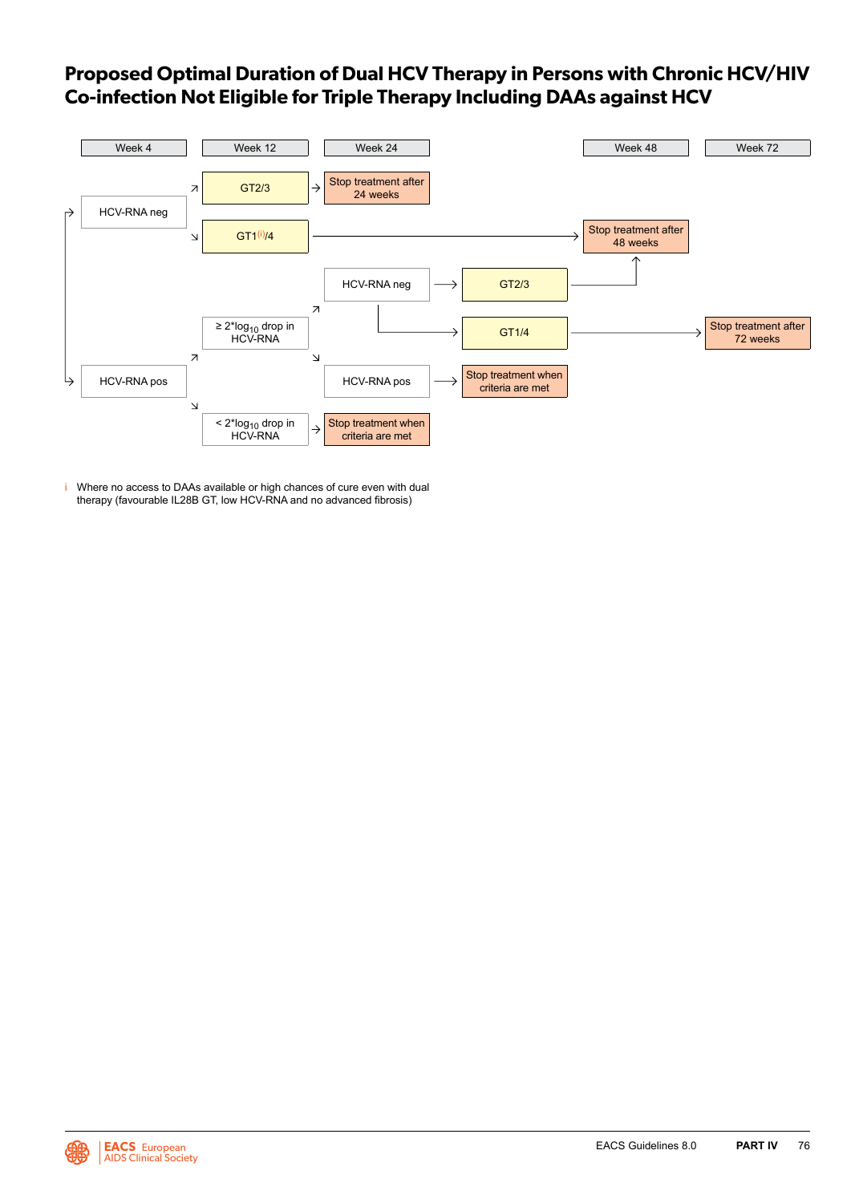# Proposed Optimal Duration of Dual HCV Therapy in Persons with Chronic HCV/HIV Co-infection Not Eligible for Triple Therapy Including DAAs against HCV

| Week 4 | Week 12 | Week 24 | | Week 48 | Week 72 |
|---|---|---|---|---|---|
| HCV-RNA neg | GT2/3 | Stop treatment after 24 weeks | | | |
| HCV-RNA neg | GT1[i]/4 | → | → | Stop treatment after 48 weeks | |
| HCV-RNA pos | ≥ 2*$log_{10}$ drop in HCV-RNA | HCV-RNA neg | GT2/3 | Stop treatment after 48 weeks | |
| HCV-RNA pos | ≥ 2*$log_{10}$ drop in HCV-RNA | HCV-RNA neg | GT1/4 | → | Stop treatment after 72 weeks |
| HCV-RNA pos | ≥ 2*$log_{10}$ drop in HCV-RNA | HCV-RNA pos | Stop treatment when criteria are met | | |
| HCV-RNA pos | < 2*$log_{10}$ drop in HCV-RNA | Stop treatment when criteria are met | | | |

i Where no access to DAAs available or high chances of cure even with dual therapy (favourable IL28B GT, low HCV-RNA and no advanced fibrosis)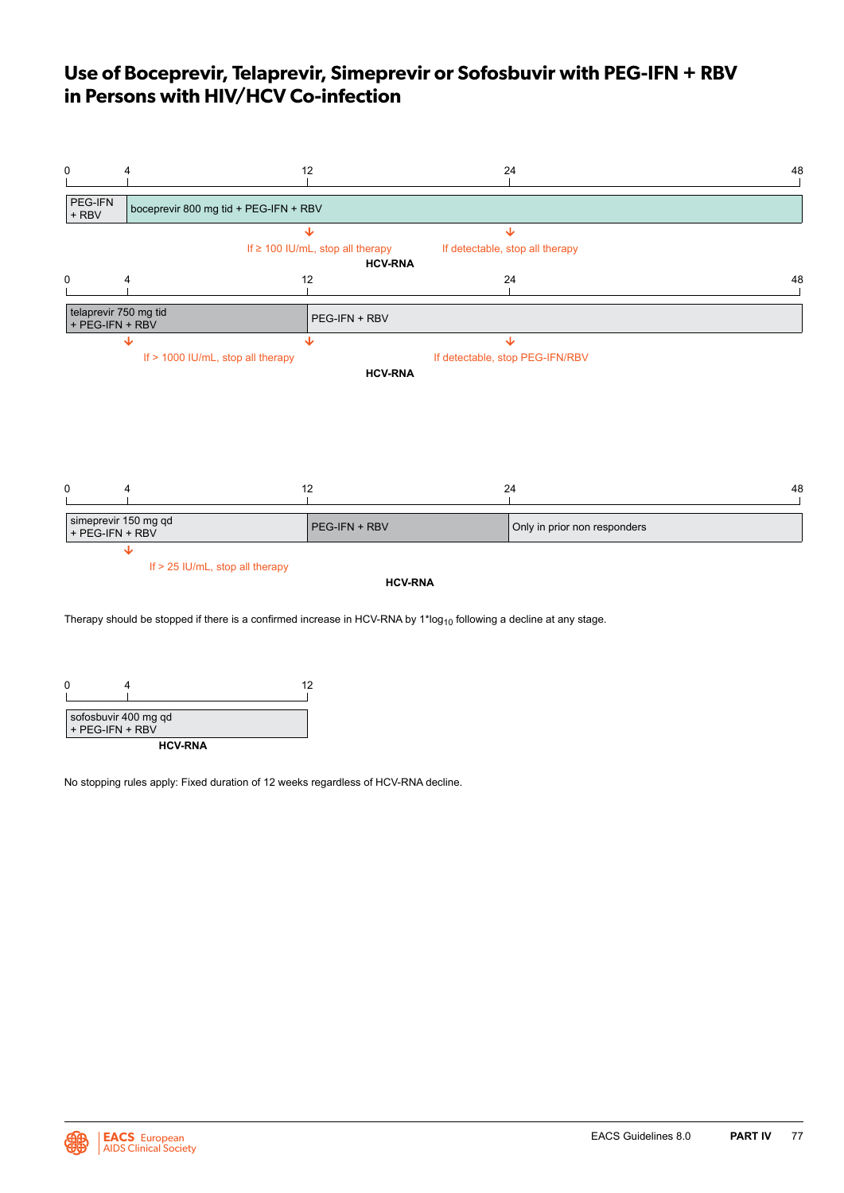# Use of Boceprevir, Telaprevir, Simeprevir or Sofosbuvir with PEG-IFN + RBV in Persons with HIV/HCV Co-infection

**Boceprevir**

| Week 0–4 | Week 4–48 |
|---|---|
| PEG-IFN + RBV | boceprevir 800 mg tid + PEG-IFN + RBV |

HCV-RNA:
- Week 12: If ≥ 100 IU/mL, stop all therapy
- Week 24: If detectable, stop all therapy

**Telaprevir**

| Week 0–12 | Week 12–48 |
|---|---|
| telaprevir 750 mg tid + PEG-IFN + RBV | PEG-IFN + RBV |

HCV-RNA:
- Weeks 4 and 12: If > 1000 IU/mL, stop all therapy
- Week 24: If detectable, stop PEG-IFN/RBV

**Simeprevir**

| Week 0–12 | Week 12–24 | Week 24–48 |
|---|---|---|
| simeprevir 150 mg qd + PEG-IFN + RBV | PEG-IFN + RBV | Only in prior non responders |

HCV-RNA:
- Week 4: If > 25 IU/mL, stop all therapy

Therapy should be stopped if there is a confirmed increase in HCV-RNA by $1*\log_{10}$ following a decline at any stage.

**Sofosbuvir**

| Week 0–12 |
|---|
| sofosbuvir 400 mg qd + PEG-IFN + RBV |

HCV-RNA

No stopping rules apply: Fixed duration of 12 weeks regardless of HCV-RNA decline.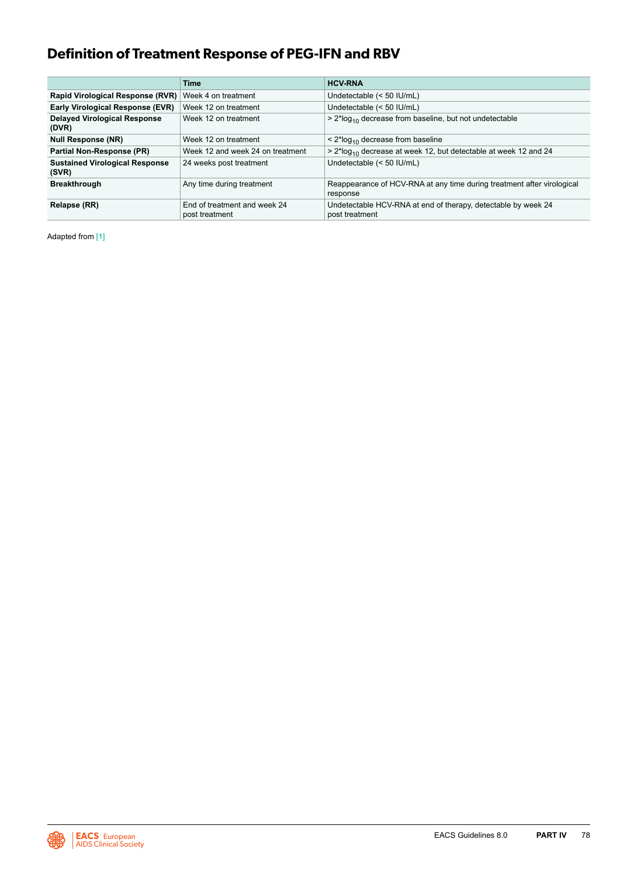# Definition of Treatment Response of PEG-IFN and RBV

| | Time | HCV-RNA |
|---|---|---|
| **Rapid Virological Response (RVR)** | Week 4 on treatment | Undetectable (< 50 IU/mL) |
| **Early Virological Response (EVR)** | Week 12 on treatment | Undetectable (< 50 IU/mL) |
| **Delayed Virological Response (DVR)** | Week 12 on treatment | > $2 \cdot \log_{10}$ decrease from baseline, but not undetectable |
| **Null Response (NR)** | Week 12 on treatment | < $2 \cdot \log_{10}$ decrease from baseline |
| **Partial Non-Response (PR)** | Week 12 and week 24 on treatment | > $2 \cdot \log_{10}$ decrease at week 12, but detectable at week 12 and 24 |
| **Sustained Virological Response (SVR)** | 24 weeks post treatment | Undetectable (< 50 IU/mL) |
| **Breakthrough** | Any time during treatment | Reappearance of HCV-RNA at any time during treatment after virological response |
| **Relapse (RR)** | End of treatment and week 24 post treatment | Undetectable HCV-RNA at end of therapy, detectable by week 24 post treatment |

Adapted from [1]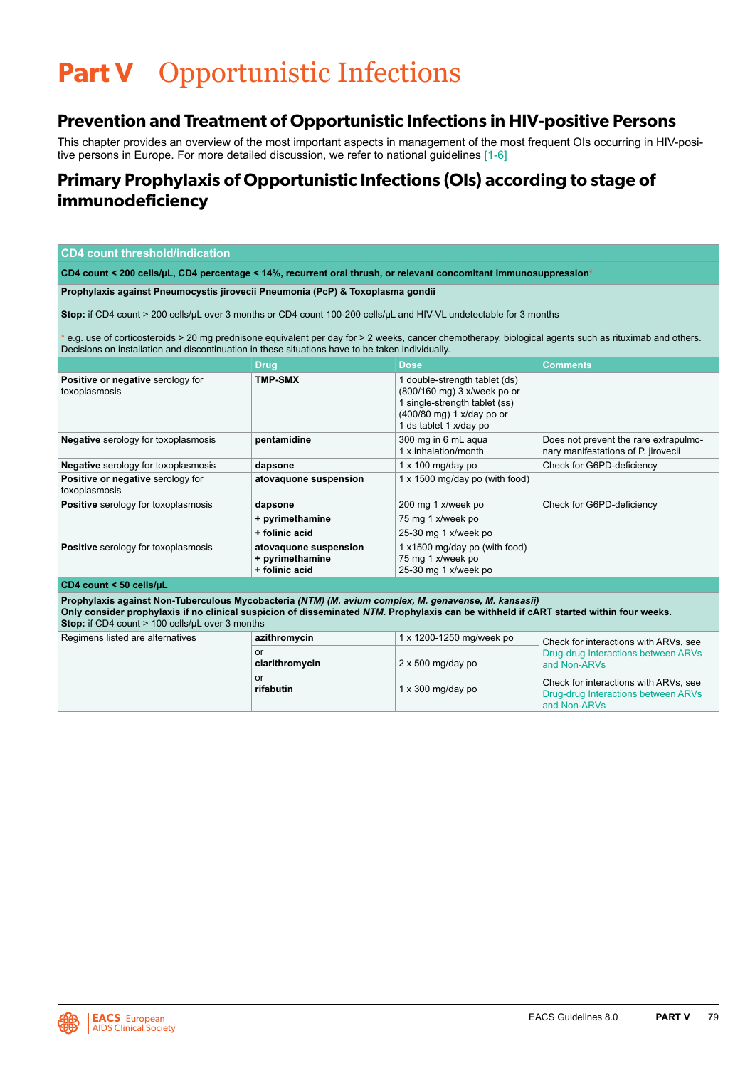# Part V Opportunistic Infections

## Prevention and Treatment of Opportunistic Infections in HIV-positive Persons

This chapter provides an overview of the most important aspects in management of the most frequent OIs occurring in HIV-positive persons in Europe. For more detailed discussion, we refer to national guidelines [1-6]

## Primary Prophylaxis of Opportunistic Infections (OIs) according to stage of immunodeficiency

| CD4 count threshold/indication | | | |
|---|---|---|---|
| **CD4 count < 200 cells/μL, CD4 percentage < 14%, recurrent oral thrush, or relevant concomitant immunosuppression*** | | | |
| **Prophylaxis against Pneumocystis jirovecii Pneumonia (PcP) & Toxoplasma gondii**<br><br>**Stop:** if CD4 count > 200 cells/μL over 3 months or CD4 count 100-200 cells/μL and HIV-VL undetectable for 3 months<br><br>* e.g. use of corticosteroids > 20 mg prednisone equivalent per day for > 2 weeks, cancer chemotherapy, biological agents such as rituximab and others. Decisions on installation and discontinuation in these situations have to be taken individually. | | | |
| | **Drug** | **Dose** | **Comments** |
| **Positive or negative** serology for toxoplasmosis | **TMP-SMX** | 1 double-strength tablet (ds) (800/160 mg) 3 x/week po or<br>1 single-strength tablet (ss) (400/80 mg) 1 x/day po or<br>1 ds tablet 1 x/day po | |
| **Negative** serology for toxoplasmosis | **pentamidine** | 300 mg in 6 mL aqua<br>1 x inhalation/month | Does not prevent the rare extrapulmonary manifestations of P. jirovecii |
| **Negative** serology for toxoplasmosis | **dapsone** | 1 x 100 mg/day po | Check for G6PD-deficiency |
| **Positive or negative** serology for toxoplasmosis | **atovaquone suspension** | 1 x 1500 mg/day po (with food) | |
| **Positive** serology for toxoplasmosis | **dapsone**<br>**+ pyrimethamine**<br>**+ folinic acid** | 200 mg 1 x/week po<br>75 mg 1 x/week po<br>25-30 mg 1 x/week po | Check for G6PD-deficiency |
| **Positive** serology for toxoplasmosis | **atovaquone suspension**<br>**+ pyrimethamine**<br>**+ folinic acid** | 1 x1500 mg/day po (with food)<br>75 mg 1 x/week po<br>25-30 mg 1 x/week po | |
| **CD4 count < 50 cells/μL** | | | |
| **Prophylaxis against Non-Tuberculous Mycobacteria *(NTM) (M. avium complex, M. genavense, M. kansasii)***<br>**Only consider prophylaxis if no clinical suspicion of disseminated *NTM*. Prophylaxis can be withheld if cART started within four weeks.**<br>**Stop:** if CD4 count > 100 cells/μL over 3 months | | | |
| Regimens listed are alternatives | **azithromycin**<br>or<br>**clarithromycin** | 1 x 1200-1250 mg/week po<br><br>2 x 500 mg/day po | Check for interactions with ARVs, see Drug-drug Interactions between ARVs and Non-ARVs |
| | or<br>**rifabutin** | 1 x 300 mg/day po | Check for interactions with ARVs, see Drug-drug Interactions between ARVs and Non-ARVs |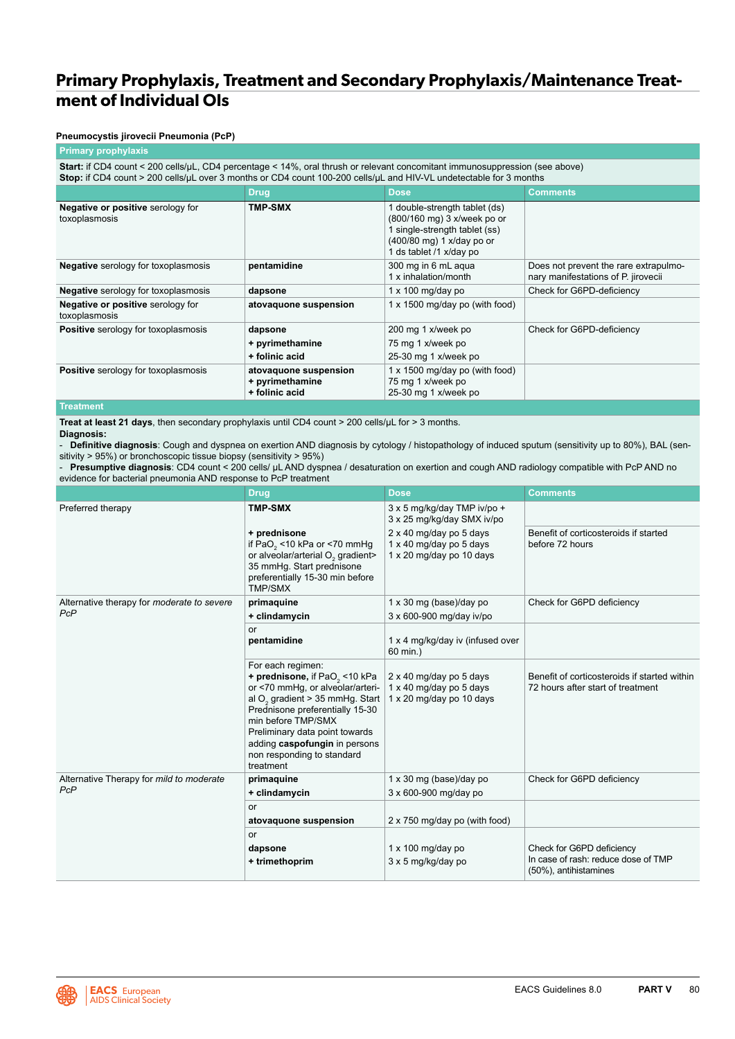# Primary Prophylaxis, Treatment and Secondary Prophylaxis/Maintenance Treatment of Individual OIs

**Pneumocystis jirovecii Pneumonia (PcP)**

| | Drug | Dose | Comments |
|---|---|---|---|
| **Primary prophylaxis** | | | |
| **Start:** if CD4 count < 200 cells/µL, CD4 percentage < 14%, oral thrush or relevant concomitant immunosuppression (see above) **Stop:** if CD4 count > 200 cells/µL over 3 months or CD4 count 100-200 cells/µL and HIV-VL undetectable for 3 months | | | |
| **Negative or positive** serology for toxoplasmosis | **TMP-SMX** | 1 double-strength tablet (ds) (800/160 mg) 3 x/week po or 1 single-strength tablet (ss) (400/80 mg) 1 x/day po or 1 ds tablet /1 x/day po | |
| **Negative** serology for toxoplasmosis | **pentamidine** | 300 mg in 6 mL aqua 1 x inhalation/month | Does not prevent the rare extrapulmonary manifestations of P. jirovecii |
| **Negative** serology for toxoplasmosis | **dapsone** | 1 x 100 mg/day po | Check for G6PD-deficiency |
| **Negative or positive** serology for toxoplasmosis | **atovaquone suspension** | 1 x 1500 mg/day po (with food) | |
| **Positive** serology for toxoplasmosis | **dapsone** **+ pyrimethamine** **+ folinic acid** | 200 mg 1 x/week po 75 mg 1 x/week po 25-30 mg 1 x/week po | Check for G6PD-deficiency |
| **Positive** serology for toxoplasmosis | **atovaquone suspension** **+ pyrimethamine** **+ folinic acid** | 1 x 1500 mg/day po (with food) 75 mg 1 x/week po 25-30 mg 1 x/week po | |

**Treatment**

**Treat at least 21 days**, then secondary prophylaxis until CD4 count > 200 cells/µL for > 3 months.

**Diagnosis:**

- **Definitive diagnosis**: Cough and dyspnea on exertion AND diagnosis by cytology / histopathology of induced sputum (sensitivity up to 80%), BAL (sensitivity > 95%) or bronchoscopic tissue biopsy (sensitivity > 95%)
- **Presumptive diagnosis**: CD4 count < 200 cells/ µL AND dyspnea / desaturation on exertion and cough AND radiology compatible with PcP AND no evidence for bacterial pneumonia AND response to PcP treatment

| | Drug | Dose | Comments |
|---|---|---|---|
| Preferred therapy | **TMP-SMX** | 3 x 5 mg/kg/day TMP iv/po + 3 x 25 mg/kg/day SMX iv/po | |
| | **+ prednisone** if $PaO_2$ <10 kPa or <70 mmHg or alveolar/arterial $O_2$ gradient> 35 mmHg. Start prednisone preferentially 15-30 min before TMP/SMX | 2 x 40 mg/day po 5 days 1 x 40 mg/day po 5 days 1 x 20 mg/day po 10 days | Benefit of corticosteroids if started before 72 hours |
| Alternative therapy for *moderate to severe PcP* | **primaquine** **+ clindamycin** | 1 x 30 mg (base)/day po 3 x 600-900 mg/day iv/po | Check for G6PD deficiency |
| | or **pentamidine** | 1 x 4 mg/kg/day iv (infused over 60 min.) | |
| | For each regimen: **+ prednisone,** if $PaO_2$ <10 kPa or <70 mmHg, or alveolar/arterial $O_2$ gradient > 35 mmHg. Start Prednisone preferentially 15-30 min before TMP/SMX Preliminary data point towards adding **caspofungin** in persons non responding to standard treatment | 2 x 40 mg/day po 5 days 1 x 40 mg/day po 5 days 1 x 20 mg/day po 10 days | Benefit of corticosteroids if started within 72 hours after start of treatment |
| Alternative Therapy for *mild to moderate PcP* | **primaquine** **+ clindamycin** | 1 x 30 mg (base)/day po 3 x 600-900 mg/day po | Check for G6PD deficiency |
| | or **atovaquone suspension** | 2 x 750 mg/day po (with food) | |
| | or **dapsone** **+ trimethoprim** | 1 x 100 mg/day po 3 x 5 mg/kg/day po | Check for G6PD deficiency In case of rash: reduce dose of TMP (50%), antihistamines |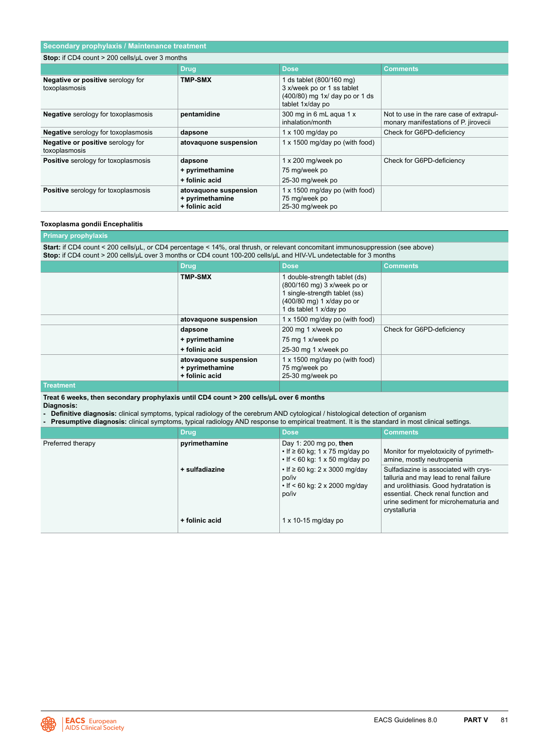| Secondary prophylaxis / Maintenance treatment | | | |
|---|---|---|---|
| **Stop:** if CD4 count > 200 cells/μL over 3 months | | | |
| | **Drug** | **Dose** | **Comments** |
| **Negative or positive** serology for toxoplasmosis | **TMP-SMX** | 1 ds tablet (800/160 mg) 3 x/week po or 1 ss tablet (400/80) mg 1x/ day po or 1 ds tablet 1x/day po | |
| **Negative** serology for toxoplasmosis | **pentamidine** | 300 mg in 6 mL aqua 1 x inhalation/month | Not to use in the rare case of extrapulmonary manifestations of P. jirovecii |
| **Negative** serology for toxoplasmosis | **dapsone** | 1 x 100 mg/day po | Check for G6PD-deficiency |
| **Negative or positive** serology for toxoplasmosis | **atovaquone suspension** | 1 x 1500 mg/day po (with food) | |
| **Positive** serology for toxoplasmosis | **dapsone**<br>**+ pyrimethamine**<br>**+ folinic acid** | 1 x 200 mg/week po<br>75 mg/week po<br>25-30 mg/week po | Check for G6PD-deficiency |
| **Positive** serology for toxoplasmosis | **atovaquone suspension**<br>**+ pyrimethamine**<br>**+ folinic acid** | 1 x 1500 mg/day po (with food)<br>75 mg/week po<br>25-30 mg/week po | |

**Toxoplasma gondii Encephalitis**

| Primary prophylaxis | | | |
|---|---|---|---|
| **Start:** if CD4 count < 200 cells/μL, or CD4 percentage < 14%, oral thrush, or relevant concomitant immunosuppression (see above)<br>**Stop:** if CD4 count > 200 cells/μL over 3 months or CD4 count 100-200 cells/μL and HIV-VL undetectable for 3 months | | | |
| | **Drug** | **Dose** | **Comments** |
| | **TMP-SMX** | 1 double-strength tablet (ds) (800/160 mg) 3 x/week po or 1 single-strength tablet (ss) (400/80 mg) 1 x/day po or 1 ds tablet 1 x/day po | |
| | **atovaquone suspension** | 1 x 1500 mg/day po (with food) | |
| | **dapsone**<br>**+ pyrimethamine**<br>**+ folinic acid** | 200 mg 1 x/week po<br>75 mg 1 x/week po<br>25-30 mg 1 x/week po | Check for G6PD-deficiency |
| | **atovaquone suspension**<br>**+ pyrimethamine**<br>**+ folinic acid** | 1 x 1500 mg/day po (with food)<br>75 mg/week po<br>25-30 mg/week po | |

| Treatment | | | |
|---|---|---|---|
| **Treat 6 weeks, then secondary prophylaxis until CD4 count > 200 cells/μL over 6 months**<br>**Diagnosis:**<br>- **Definitive diagnosis:** clinical symptoms, typical radiology of the cerebrum AND cytological / histological detection of organism<br>- **Presumptive diagnosis:** clinical symptoms, typical radiology AND response to empirical treatment. It is the standard in most clinical settings. | | | |
| | **Drug** | **Dose** | **Comments** |
| Preferred therapy | **pyrimethamine** | Day 1: 200 mg po, **then**<br>• If ≥ 60 kg; 1 x 75 mg/day po<br>• If < 60 kg: 1 x 50 mg/day po | Monitor for myelotoxicity of pyrimethamine, mostly neutropenia |
| | **+ sulfadiazine** | • If ≥ 60 kg: 2 x 3000 mg/day po/iv<br>• If < 60 kg: 2 x 2000 mg/day po/iv | Sulfadiazine is associated with crystalluria and may lead to renal failure and urolithiasis. Good hydratation is essential. Check renal function and urine sediment for microhematuria and crystalluria |
| | **+ folinic acid** | 1 x 10-15 mg/day po | |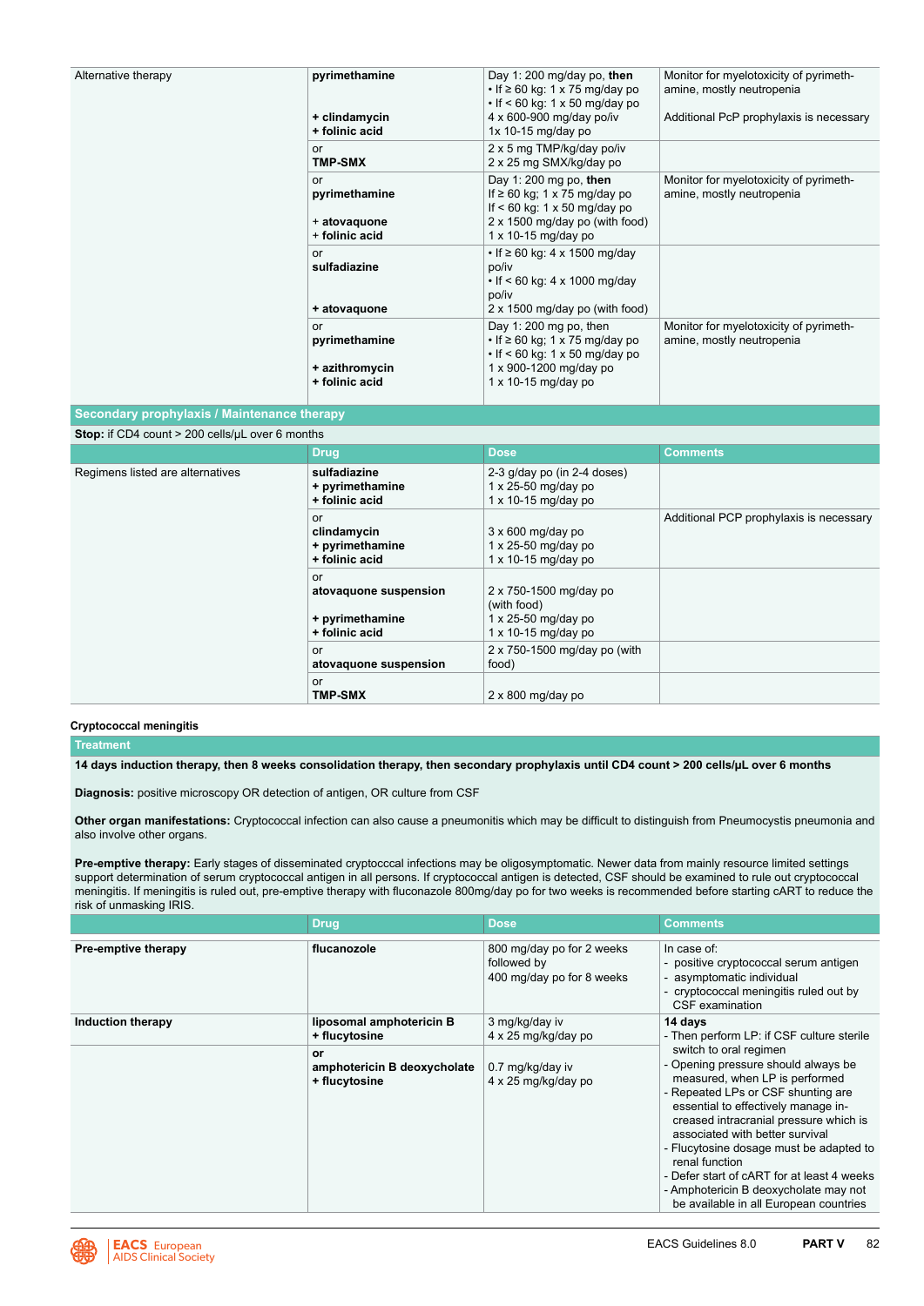| | | | |
|---|---|---|---|
| Alternative therapy | **pyrimethamine**<br><br><br>**+ clindamycin**<br>**+ folinic acid** | Day 1: 200 mg/day po, **then**<br>• If ≥ 60 kg: 1 x 75 mg/day po<br>• If < 60 kg: 1 x 50 mg/day po<br>4 x 600-900 mg/day po/iv<br>1x 10-15 mg/day po | Monitor for myelotoxicity of pyrimethamine, mostly neutropenia<br><br>Additional PcP prophylaxis is necessary |
| | or<br>**TMP-SMX** | 2 x 5 mg TMP/kg/day po/iv<br>2 x 25 mg SMX/kg/day po | |
| | or<br>**pyrimethamine**<br><br>+ **atovaquone**<br>+ **folinic acid** | Day 1: 200 mg po, **then**<br>If ≥ 60 kg; 1 x 75 mg/day po<br>If < 60 kg: 1 x 50 mg/day po<br>2 x 1500 mg/day po (with food)<br>1 x 10-15 mg/day po | Monitor for myelotoxicity of pyrimethamine, mostly neutropenia |
| | or<br>**sulfadiazine**<br><br><br>**+ atovaquone** | • If ≥ 60 kg: 4 x 1500 mg/day po/iv<br>• If < 60 kg: 4 x 1000 mg/day po/iv<br>2 x 1500 mg/day po (with food) | |
| | or<br>**pyrimethamine**<br><br>**+ azithromycin**<br>**+ folinic acid** | Day 1: 200 mg po, then<br>• If ≥ 60 kg; 1 x 75 mg/day po<br>• If < 60 kg: 1 x 50 mg/day po<br>1 x 900-1200 mg/day po<br>1 x 10-15 mg/day po | Monitor for myelotoxicity of pyrimethamine, mostly neutropenia |
| **Secondary prophylaxis / Maintenance therapy** | | | |
| **Stop:** if CD4 count > 200 cells/μL over 6 months | | | |
| | **Drug** | **Dose** | **Comments** |
| Regimens listed are alternatives | **sulfadiazine**<br>**+ pyrimethamine**<br>**+ folinic acid** | 2-3 g/day po (in 2-4 doses)<br>1 x 25-50 mg/day po<br>1 x 10-15 mg/day po | |
| | or<br>**clindamycin**<br>**+ pyrimethamine**<br>**+ folinic acid** | <br>3 x 600 mg/day po<br>1 x 25-50 mg/day po<br>1 x 10-15 mg/day po | Additional PCP prophylaxis is necessary |
| | or<br>**atovaquone suspension**<br><br>**+ pyrimethamine**<br>**+ folinic acid** | <br>2 x 750-1500 mg/day po (with food)<br>1 x 25-50 mg/day po<br>1 x 10-15 mg/day po | |
| | or<br>**atovaquone suspension** | 2 x 750-1500 mg/day po (with food) | |
| | or<br>**TMP-SMX** | <br>2 x 800 mg/day po | |

### Cryptococcal meningitis

**Treatment**

**14 days induction therapy, then 8 weeks consolidation therapy, then secondary prophylaxis until CD4 count > 200 cells/μL over 6 months**

**Diagnosis:** positive microscopy OR detection of antigen, OR culture from CSF

**Other organ manifestations:** Cryptococcal infection can also cause a pneumonitis which may be difficult to distinguish from Pneumocystis pneumonia and also involve other organs.

**Pre-emptive therapy:** Early stages of disseminated cryptocccal infections may be oligosymptomatic. Newer data from mainly resource limited settings support determination of serum cryptococcal antigen in all persons. If cryptococcal antigen is detected, CSF should be examined to rule out cryptococcal meningitis. If meningitis is ruled out, pre-emptive therapy with fluconazole 800mg/day po for two weeks is recommended before starting cART to reduce the risk of unmasking IRIS.

| | Drug | Dose | Comments |
|---|---|---|---|
| **Pre-emptive therapy** | **flucanozole** | 800 mg/day po for 2 weeks followed by<br>400 mg/day po for 8 weeks | In case of:<br>- positive cryptococcal serum antigen<br>- asymptomatic individual<br>- cryptococcal meningitis ruled out by CSF examination |
| **Induction therapy** | **liposomal amphotericin B**<br>**+ flucytosine** | 3 mg/kg/day iv<br>4 x 25 mg/kg/day po | **14 days**<br>- Then perform LP: if CSF culture sterile switch to oral regimen<br>- Opening pressure should always be measured, when LP is performed<br>- Repeated LPs or CSF shunting are essential to effectively manage increased intracranial pressure which is associated with better survival<br>- Flucytosine dosage must be adapted to renal function<br>- Defer start of cART for at least 4 weeks<br>- Amphotericin B deoxycholate may not be available in all European countries |
| | **or**<br>**amphotericin B deoxycholate**<br>**+ flucytosine** | <br>0.7 mg/kg/day iv<br>4 x 25 mg/kg/day po | |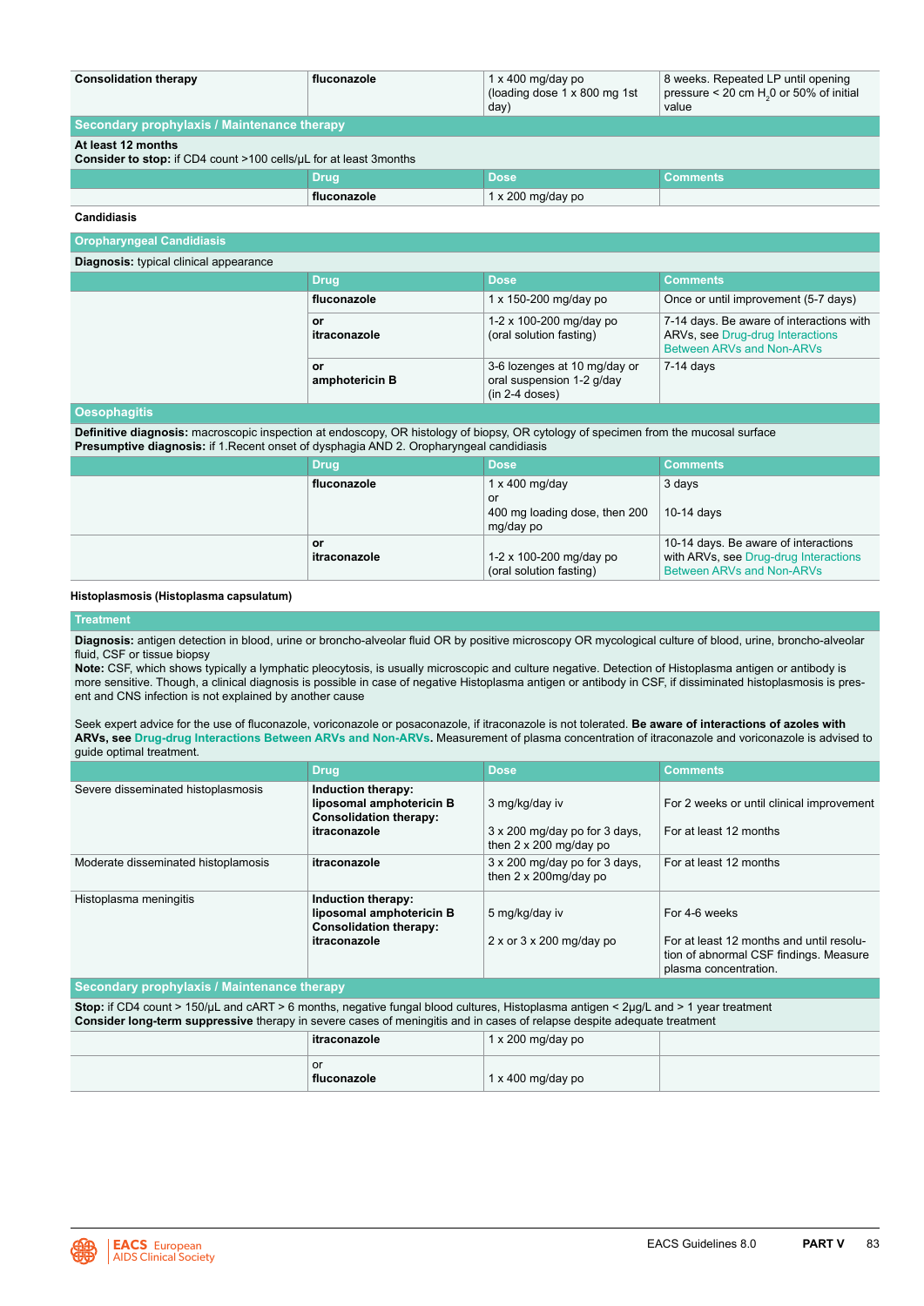| Consolidation therapy | fluconazole | 1 x 400 mg/day po (loading dose 1 x 800 mg 1st day) | 8 weeks. Repeated LP until opening pressure < 20 cm $H_2O$ or 50% of initial value |
|---|---|---|---|
| **Secondary prophylaxis / Maintenance therapy** | | | |
| **At least 12 months**<br>**Consider to stop:** if CD4 count >100 cells/µL for at least 3months | | | |
| | **Drug** | **Dose** | **Comments** |
| | fluconazole | 1 x 200 mg/day po | |

**Candidiasis**

| **Oropharyngeal Candidiasis** | | | |
|---|---|---|---|
| **Diagnosis:** typical clinical appearance | | | |
| | **Drug** | **Dose** | **Comments** |
| | **fluconazole** | 1 x 150-200 mg/day po | Once or until improvement (5-7 days) |
| | **or** **itraconazole** | 1-2 x 100-200 mg/day po (oral solution fasting) | 7-14 days. Be aware of interactions with ARVs, see Drug-drug Interactions Between ARVs and Non-ARVs |
| | **or** **amphotericin B** | 3-6 lozenges at 10 mg/day or oral suspension 1-2 g/day (in 2-4 doses) | 7-14 days |
| **Oesophagitis** | | | |
| **Definitive diagnosis:** macroscopic inspection at endoscopy, OR histology of biopsy, OR cytology of specimen from the mucosal surface<br>**Presumptive diagnosis:** if 1.Recent onset of dysphagia AND 2. Oropharyngeal candidiasis | | | |
| | **Drug** | **Dose** | **Comments** |
| | **fluconazole** | 1 x 400 mg/day<br>or<br>400 mg loading dose, then 200 mg/day po | 3 days<br><br>10-14 days |
| | **or** **itraconazole** | 1-2 x 100-200 mg/day po (oral solution fasting) | 10-14 days. Be aware of interactions with ARVs, see Drug-drug Interactions Between ARVs and Non-ARVs |

**Histoplasmosis (Histoplasma capsulatum)**

| **Treatment** | | | |
|---|---|---|---|
| **Diagnosis:** antigen detection in blood, urine or broncho-alveolar fluid OR by positive microscopy OR mycological culture of blood, urine, broncho-alveolar fluid, CSF or tissue biopsy<br>**Note:** CSF, which shows typically a lymphatic pleocytosis, is usually microscopic and culture negative. Detection of Histoplasma antigen or antibody is more sensitive. Though, a clinical diagnosis is possible in case of negative Histoplasma antigen or antibody in CSF, if disseminated histoplasmosis is present and CNS infection is not explained by another cause<br><br>Seek expert advice for the use of fluconazole, voriconazole or posaconazole, if itraconazole is not tolerated. **Be aware of interactions of azoles with ARVs, see Drug-drug Interactions Between ARVs and Non-ARVs.** Measurement of plasma concentration of itraconazole and voriconazole is advised to guide optimal treatment. | | | |
| | **Drug** | **Dose** | **Comments** |
| Severe disseminated histoplasmosis | **Induction therapy:** **liposomal amphotericin B**<br>**Consolidation therapy:** **itraconazole** | 3 mg/kg/day iv<br><br>3 x 200 mg/day po for 3 days, then 2 x 200 mg/day po | For 2 weeks or until clinical improvement<br><br>For at least 12 months |
| Moderate disseminated histoplamosis | **itraconazole** | 3 x 200 mg/day po for 3 days, then 2 x 200mg/day po | For at least 12 months |
| Histoplasma meningitis | **Induction therapy:** **liposomal amphotericin B**<br>**Consolidation therapy:** **itraconazole** | 5 mg/kg/day iv<br><br>2 x or 3 x 200 mg/day po | For 4-6 weeks<br><br>For at least 12 months and until resolution of abnormal CSF findings. Measure plasma concentration. |
| **Secondary prophylaxis / Maintenance therapy** | | | |
| **Stop:** if CD4 count > 150/µL and cART > 6 months, negative fungal blood cultures, Histoplasma antigen < 2µg/L and > 1 year treatment<br>**Consider long-term suppressive** therapy in severe cases of meningitis and in cases of relapse despite adequate treatment | | | |
| | **itraconazole** | 1 x 200 mg/day po | |
| | or **fluconazole** | 1 x 400 mg/day po | |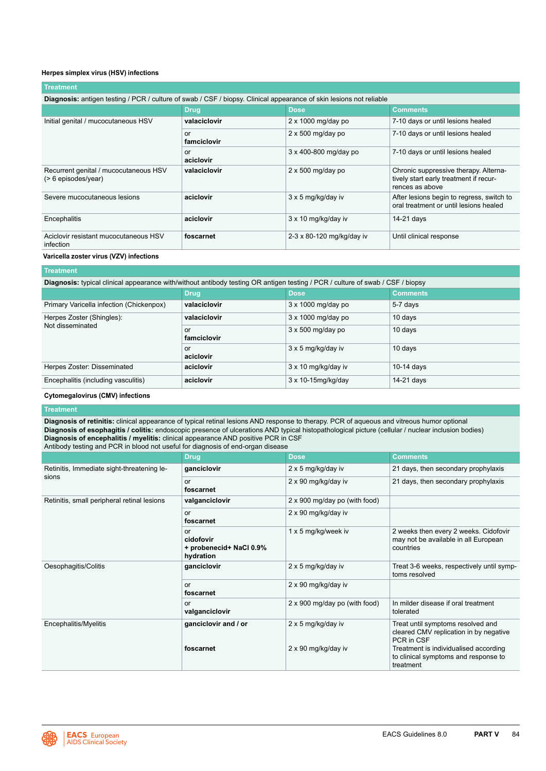### Herpes simplex virus (HSV) infections

| Treatment | | | |
|---|---|---|---|
| **Diagnosis:** antigen testing / PCR / culture of swab / CSF / biopsy. Clinical appearance of skin lesions not reliable | | | |
| | **Drug** | **Dose** | **Comments** |
| Initial genital / mucocutaneous HSV | **valaciclovir** | 2 x 1000 mg/day po | 7-10 days or until lesions healed |
| | or **famciclovir** | 2 x 500 mg/day po | 7-10 days or until lesions healed |
| | or **aciclovir** | 3 x 400-800 mg/day po | 7-10 days or until lesions healed |
| Recurrent genital / mucocutaneous HSV (> 6 episodes/year) | **valaciclovir** | 2 x 500 mg/day po | Chronic suppressive therapy. Alternatively start early treatment if recurrences as above |
| Severe mucocutaneous lesions | **aciclovir** | 3 x 5 mg/kg/day iv | After lesions begin to regress, switch to oral treatment or until lesions healed |
| Encephalitis | **aciclovir** | 3 x 10 mg/kg/day iv | 14-21 days |
| Aciclovir resistant mucocutaneous HSV infection | **foscarnet** | 2-3 x 80-120 mg/kg/day iv | Until clinical response |

### Varicella zoster virus (VZV) infections

| Treatment | | | |
|---|---|---|---|
| **Diagnosis:** typical clinical appearance with/without antibody testing OR antigen testing / PCR / culture of swab / CSF / biopsy | | | |
| | **Drug** | **Dose** | **Comments** |
| Primary Varicella infection (Chickenpox) | **valaciclovir** | 3 x 1000 mg/day po | 5-7 days |
| Herpes Zoster (Shingles): Not disseminated | **valaciclovir** | 3 x 1000 mg/day po | 10 days |
| | or **famciclovir** | 3 x 500 mg/day po | 10 days |
| | or **aciclovir** | 3 x 5 mg/kg/day iv | 10 days |
| Herpes Zoster: Disseminated | **aciclovir** | 3 x 10 mg/kg/day iv | 10-14 days |
| Encephalitis (including vasculitis) | **aciclovir** | 3 x 10-15mg/kg/day | 14-21 days |

### Cytomegalovirus (CMV) infections

| Treatment | | | |
|---|---|---|---|
| **Diagnosis of retinitis:** clinical appearance of typical retinal lesions AND response to therapy. PCR of aqueous and vitreous humor optional<br>**Diagnosis of esophagitis / colitis:** endoscopic presence of ulcerations AND typical histopathological picture (cellular / nuclear inclusion bodies)<br>**Diagnosis of encephalitis / myelitis:** clinical appearance AND positive PCR in CSF<br>Antibody testing and PCR in blood not useful for diagnosis of end-organ disease | | | |
| | **Drug** | **Dose** | **Comments** |
| Retinitis, Immediate sight-threatening lesions | **ganciclovir** | 2 x 5 mg/kg/day iv | 21 days, then secondary prophylaxis |
| | or **foscarnet** | 2 x 90 mg/kg/day iv | 21 days, then secondary prophylaxis |
| Retinitis, small peripheral retinal lesions | **valganciclovir** | 2 x 900 mg/day po (with food) | |
| | or **foscarnet** | 2 x 90 mg/kg/day iv | |
| | or **cidofovir + probenecid+ NaCl 0.9% hydration** | 1 x 5 mg/kg/week iv | 2 weeks then every 2 weeks. Cidofovir may not be available in all European countries |
| Oesophagitis/Colitis | **ganciclovir** | 2 x 5 mg/kg/day iv | Treat 3-6 weeks, respectively until symptoms resolved |
| | or **foscarnet** | 2 x 90 mg/kg/day iv | |
| | or **valganciclovir** | 2 x 900 mg/day po (with food) | In milder disease if oral treatment tolerated |
| Encephalitis/Myelitis | **ganciclovir and / or**<br>**foscarnet** | 2 x 5 mg/kg/day iv<br>2 x 90 mg/kg/day iv | Treat until symptoms resolved and cleared CMV replication in by negative PCR in CSF<br>Treatment is individualised according to clinical symptoms and response to treatment |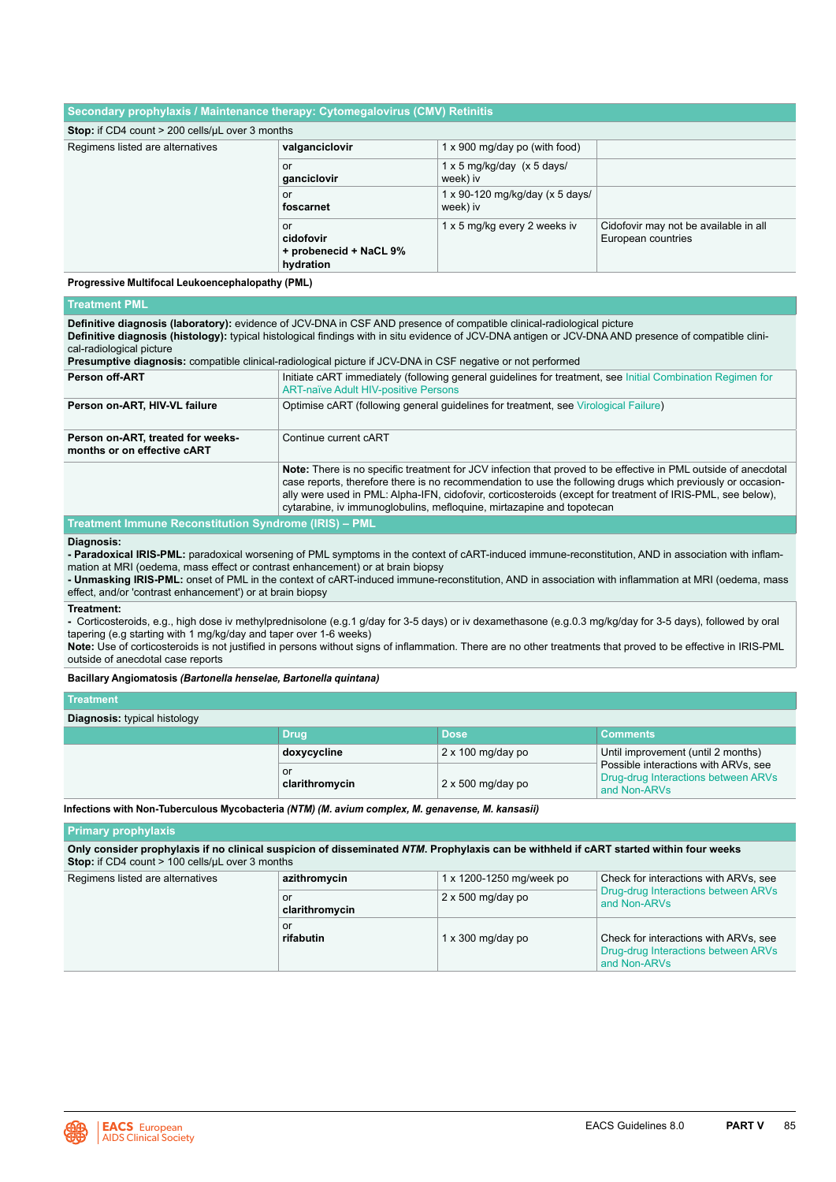| Secondary prophylaxis / Maintenance therapy: Cytomegalovirus (CMV) Retinitis | | | |
|---|---|---|---|
| **Stop:** if CD4 count > 200 cells/μL over 3 months | | | |
| Regimens listed are alternatives | **valganciclovir** | 1 x 900 mg/day po (with food) | |
| | or **ganciclovir** | 1 x 5 mg/kg/day (x 5 days/ week) iv | |
| | or **foscarnet** | 1 x 90-120 mg/kg/day (x 5 days/ week) iv | |
| | or **cidofovir + probenecid + NaCl 9% hydration** | 1 x 5 mg/kg every 2 weeks iv | Cidofovir may not be available in all European countries |

**Progressive Multifocal Leukoencephalopathy (PML)**

| Treatment PML | |
|---|---|
| **Definitive diagnosis (laboratory):** evidence of JCV-DNA in CSF AND presence of compatible clinical-radiological picture<br>**Definitive diagnosis (histology):** typical histological findings with in situ evidence of JCV-DNA antigen or JCV-DNA AND presence of compatible clinical-radiological picture<br>**Presumptive diagnosis:** compatible clinical-radiological picture if JCV-DNA in CSF negative or not performed | |
| **Person off-ART** | Initiate cART immediately (following general guidelines for treatment, see Initial Combination Regimen for ART-naïve Adult HIV-positive Persons |
| **Person on-ART, HIV-VL failure** | Optimise cART (following general guidelines for treatment, see Virological Failure) |
| **Person on-ART, treated for weeks-months or on effective cART** | Continue current cART |
| | **Note:** There is no specific treatment for JCV infection that proved to be effective in PML outside of anecdotal case reports, therefore there is no recommendation to use the following drugs which previously or occasionally were used in PML: Alpha-IFN, cidofovir, corticosteroids (except for treatment of IRIS-PML, see below), cytarabine, iv immunoglobulins, mefloquine, mirtazapine and topotecan |

**Treatment Immune Reconstitution Syndrome (IRIS) – PML**

**Diagnosis:**
- **Paradoxical IRIS-PML:** paradoxical worsening of PML symptoms in the context of cART-induced immune-reconstitution, AND in association with inflammation at MRI (oedema, mass effect or contrast enhancement) or at brain biopsy
- **Unmasking IRIS-PML:** onset of PML in the context of cART-induced immune-reconstitution, AND in association with inflammation at MRI (oedema, mass effect, and/or 'contrast enhancement') or at brain biopsy

**Treatment:**
- Corticosteroids, e.g., high dose iv methylprednisolone (e.g.1 g/day for 3-5 days) or iv dexamethasone (e.g.0.3 mg/kg/day for 3-5 days), followed by oral tapering (e.g starting with 1 mg/kg/day and taper over 1-6 weeks)

**Note:** Use of corticosteroids is not justified in persons without signs of inflammation. There are no other treatments that proved to be effective in IRIS-PML outside of anecdotal case reports

**Bacillary Angiomatosis *(Bartonella henselae, Bartonella quintana)***

| Treatment | | | |
|---|---|---|---|
| **Diagnosis:** typical histology | | | |
| | **Drug** | **Dose** | **Comments** |
| | **doxycycline** | 2 x 100 mg/day po | Until improvement (until 2 months)<br>Possible interactions with ARVs, see Drug-drug Interactions between ARVs and Non-ARVs |
| | or **clarithromycin** | 2 x 500 mg/day po | |

**Infections with Non-Tuberculous Mycobacteria *(NTM) (M. avium complex, M. genavense, M. kansasii)***

| Primary prophylaxis | | | |
|---|---|---|---|
| **Only consider prophylaxis if no clinical suspicion of disseminated *NTM*. Prophylaxis can be withheld if cART started within four weeks**<br>**Stop:** if CD4 count > 100 cells/μL over 3 months | | | |
| Regimens listed are alternatives | **azithromycin** | 1 x 1200-1250 mg/week po | Check for interactions with ARVs, see Drug-drug Interactions between ARVs and Non-ARVs |
| | or **clarithromycin** | 2 x 500 mg/day po | |
| | or **rifabutin** | 1 x 300 mg/day po | Check for interactions with ARVs, see Drug-drug Interactions between ARVs and Non-ARVs |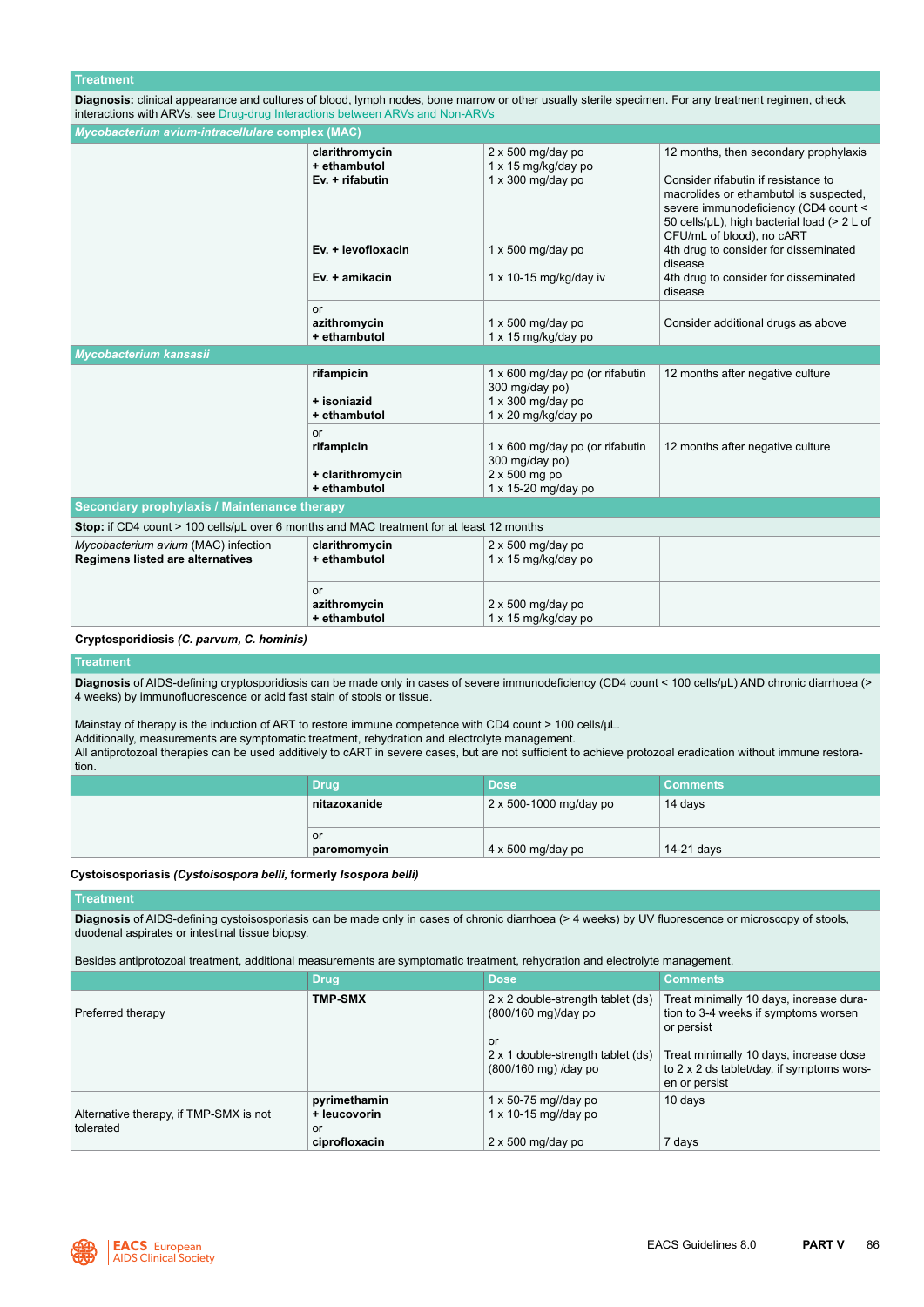| Treatment | | | |
|---|---|---|---|
| **Diagnosis:** clinical appearance and cultures of blood, lymph nodes, bone marrow or other usually sterile specimen. For any treatment regimen, check interactions with ARVs, see Drug-drug Interactions between ARVs and Non-ARVs | | | |
| ***Mycobacterium avium-intracellulare* complex (MAC)** | | | |
| | **clarithromycin**<br>**+ ethambutol**<br>**Ev. + rifabutin** | 2 x 500 mg/day po<br>1 x 15 mg/kg/day po<br>1 x 300 mg/day po | 12 months, then secondary prophylaxis<br><br>Consider rifabutin if resistance to macrolides or ethambutol is suspected, severe immunodeficiency (CD4 count < 50 cells/μL), high bacterial load (> 2 L of CFU/mL of blood), no cART |
| | **Ev. + levofloxacin** | 1 x 500 mg/day po | 4th drug to consider for disseminated disease |
| | **Ev. + amikacin** | 1 x 10-15 mg/kg/day iv | 4th drug to consider for disseminated disease |
| | or<br>**azithromycin**<br>**+ ethambutol** | <br>1 x 500 mg/day po<br>1 x 15 mg/kg/day po | Consider additional drugs as above |
| ***Mycobacterium kansasii*** | | | |
| | **rifampicin**<br><br>**+ isoniazid**<br>**+ ethambutol** | 1 x 600 mg/day po (or rifabutin 300 mg/day po)<br>1 x 300 mg/day po<br>1 x 20 mg/kg/day po | 12 months after negative culture |
| | or<br>**rifampicin**<br><br>**+ clarithromycin**<br>**+ ethambutol** | <br>1 x 600 mg/day po (or rifabutin 300 mg/day po)<br>2 x 500 mg po<br>1 x 15-20 mg/day po | 12 months after negative culture |
| **Secondary prophylaxis / Maintenance therapy** | | | |
| **Stop:** if CD4 count > 100 cells/μL over 6 months and MAC treatment for at least 12 months | | | |
| *Mycobacterium avium* (MAC) infection<br>**Regimens listed are alternatives** | **clarithromycin**<br>**+ ethambutol** | 2 x 500 mg/day po<br>1 x 15 mg/kg/day po | |
| | or<br>**azithromycin**<br>**+ ethambutol** | <br>2 x 500 mg/day po<br>1 x 15 mg/kg/day po | |

**Cryptosporidiosis *(C. parvum, C. hominis)***

| Treatment | | | |
|---|---|---|---|
| **Diagnosis** of AIDS-defining cryptosporidiosis can be made only in cases of severe immunodeficiency (CD4 count < 100 cells/μL) AND chronic diarrhoea (> 4 weeks) by immunofluorescence or acid fast stain of stools or tissue.<br><br>Mainstay of therapy is the induction of ART to restore immune competence with CD4 count > 100 cells/μL.<br>Additionally, measurements are symptomatic treatment, rehydration and electrolyte management.<br>All antiprotozoal therapies can be used additively to cART in severe cases, but are not sufficient to achieve protozoal eradication without immune restoration. | | | |
| | **Drug** | **Dose** | **Comments** |
| | **nitazoxanide** | 2 x 500-1000 mg/day po | 14 days |
| | or<br>**paromomycin** | <br>4 x 500 mg/day po | <br>14-21 days |

**Cystoisosporiasis *(Cystoisospora belli,* formerly *Isospora belli)***

| Treatment | | | |
|---|---|---|---|
| **Diagnosis** of AIDS-defining cystoisosporiasis can be made only in cases of chronic diarrhoea (> 4 weeks) by UV fluorescence or microscopy of stools, duodenal aspirates or intestinal tissue biopsy.<br><br>Besides antiprotozoal treatment, additional measurements are symptomatic treatment, rehydration and electrolyte management. | | | |
| | **Drug** | **Dose** | **Comments** |
| Preferred therapy | **TMP-SMX** | 2 x 2 double-strength tablet (ds) (800/160 mg)/day po<br><br>or<br>2 x 1 double-strength tablet (ds) (800/160 mg) /day po | Treat minimally 10 days, increase duration to 3-4 weeks if symptoms worsen or persist<br><br>Treat minimally 10 days, increase dose to 2 x 2 ds tablet/day, if symptoms worsen or persist |
| Alternative therapy, if TMP-SMX is not tolerated | **pyrimethamin**<br>**+ leucovorin**<br>or<br>**ciprofloxacin** | 1 x 50-75 mg//day po<br>1 x 10-15 mg//day po<br><br>2 x 500 mg/day po | 10 days<br><br><br>7 days |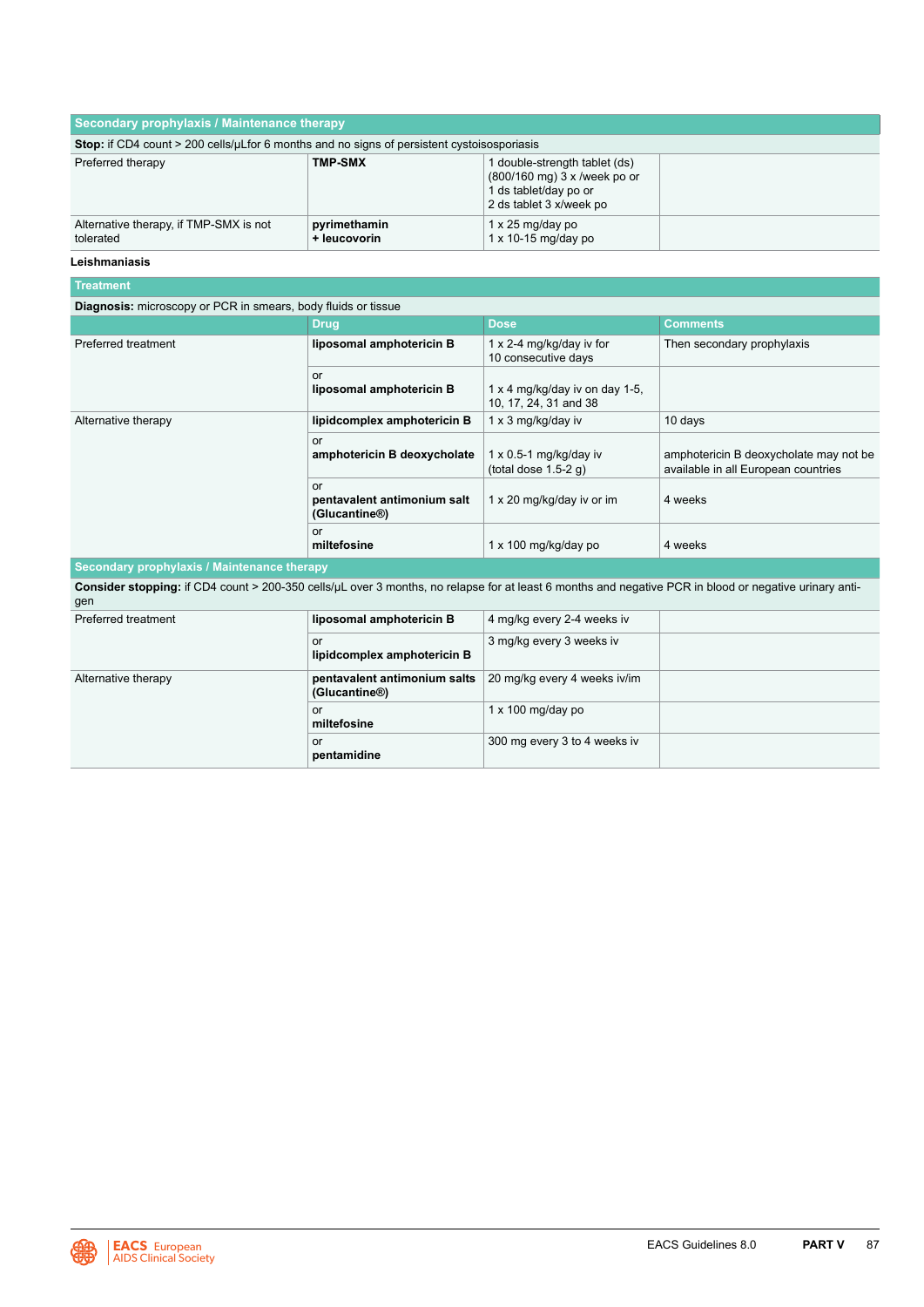| Secondary prophylaxis / Maintenance therapy | | | |
|---|---|---|---|
| **Stop:** if CD4 count > 200 cells/μLfor 6 months and no signs of persistent cystoisosporiasis | | | |
| Preferred therapy | **TMP-SMX** | 1 double-strength tablet (ds) (800/160 mg) 3 x /week po or 1 ds tablet/day po or 2 ds tablet 3 x/week po | |
| Alternative therapy, if TMP-SMX is not tolerated | **pyrimethamin + leucovorin** | 1 x 25 mg/day po 1 x 10-15 mg/day po | |

**Leishmaniasis**

| Treatment | | | |
|---|---|---|---|
| **Diagnosis:** microscopy or PCR in smears, body fluids or tissue | | | |
| | **Drug** | **Dose** | **Comments** |
| Preferred treatment | **liposomal amphotericin B** | 1 x 2-4 mg/kg/day iv for 10 consecutive days | Then secondary prophylaxis |
| | or **liposomal amphotericin B** | 1 x 4 mg/kg/day iv on day 1-5, 10, 17, 24, 31 and 38 | |
| Alternative therapy | **lipidcomplex amphotericin B** | 1 x 3 mg/kg/day iv | 10 days |
| | or **amphotericin B deoxycholate** | 1 x 0.5-1 mg/kg/day iv (total dose 1.5-2 g) | amphotericin B deoxycholate may not be available in all European countries |
| | or **pentavalent antimonium salt (Glucantine®)** | 1 x 20 mg/kg/day iv or im | 4 weeks |
| | or **miltefosine** | 1 x 100 mg/kg/day po | 4 weeks |
| **Secondary prophylaxis / Maintenance therapy** | | | |
| **Consider stopping:** if CD4 count > 200-350 cells/μL over 3 months, no relapse for at least 6 months and negative PCR in blood or negative urinary antigen | | | |
| Preferred treatment | **liposomal amphotericin B** | 4 mg/kg every 2-4 weeks iv | |
| | or **lipidcomplex amphotericin B** | 3 mg/kg every 3 weeks iv | |
| Alternative therapy | **pentavalent antimonium salts (Glucantine®)** | 20 mg/kg every 4 weeks iv/im | |
| | or **miltefosine** | 1 x 100 mg/day po | |
| | or **pentamidine** | 300 mg every 3 to 4 weeks iv | |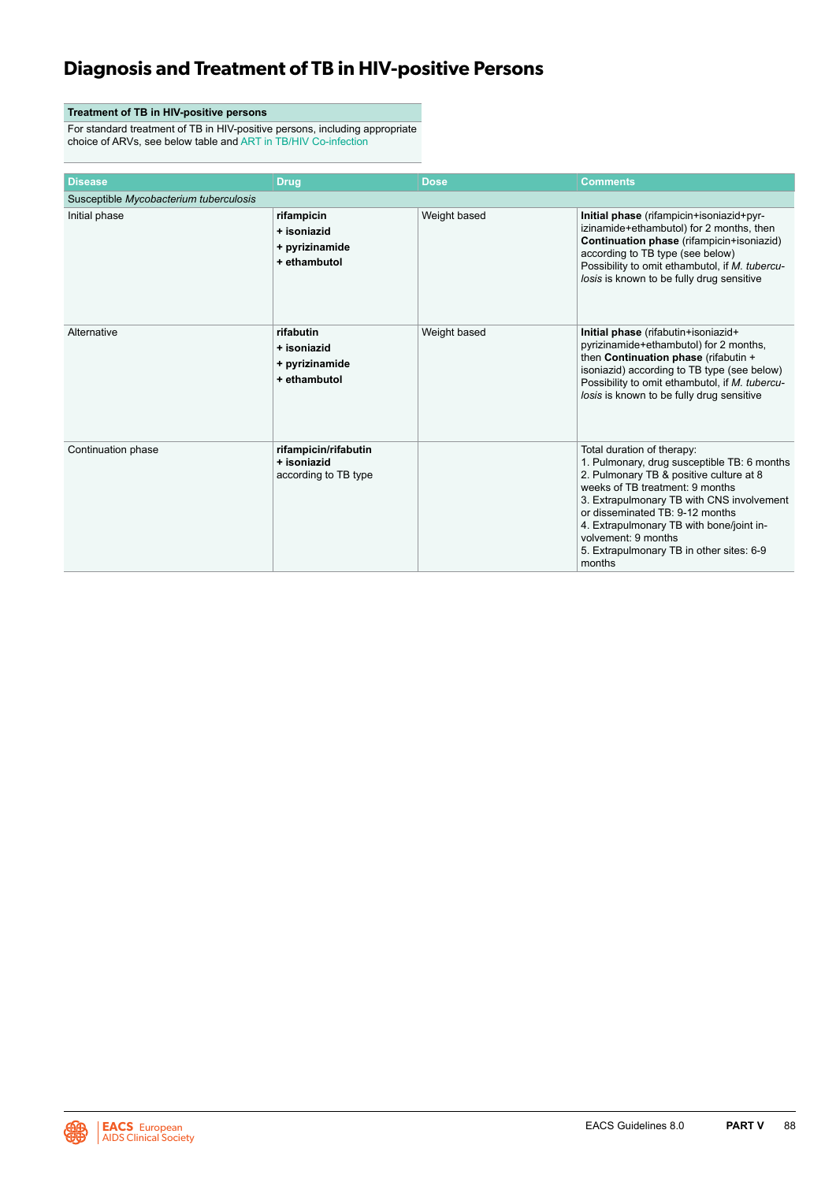# Diagnosis and Treatment of TB in HIV-positive Persons

| Treatment of TB in HIV-positive persons |
| --- |
| For standard treatment of TB in HIV-positive persons, including appropriate choice of ARVs, see below table and ART in TB/HIV Co-infection |

| Disease | Drug | Dose | Comments |
| --- | --- | --- | --- |
| Susceptible *Mycobacterium tuberculosis* | | | |
| Initial phase | **rifampicin**<br>**+ isoniazid**<br>**+ pyrizinamide**<br>**+ ethambutol** | Weight based | **Initial phase** (rifampicin+isoniazid+pyrizinamide+ethambutol) for 2 months, then **Continuation phase** (rifampicin+isoniazid) according to TB type (see below)<br>Possibility to omit ethambutol, if *M. tuberculosis* is known to be fully drug sensitive |
| Alternative | **rifabutin**<br>**+ isoniazid**<br>**+ pyrizinamide**<br>**+ ethambutol** | Weight based | **Initial phase** (rifabutin+isoniazid+pyrizinamide+ethambutol) for 2 months, then **Continuation phase** (rifabutin + isoniazid) according to TB type (see below)<br>Possibility to omit ethambutol, if *M. tuberculosis* is known to be fully drug sensitive |
| Continuation phase | **rifampicin/rifabutin**<br>**+ isoniazid**<br>according to TB type | | Total duration of therapy:<br>1. Pulmonary, drug susceptible TB: 6 months<br>2. Pulmonary TB & positive culture at 8 weeks of TB treatment: 9 months<br>3. Extrapulmonary TB with CNS involvement or disseminated TB: 9-12 months<br>4. Extrapulmonary TB with bone/joint involvement: 9 months<br>5. Extrapulmonary TB in other sites: 6-9 months |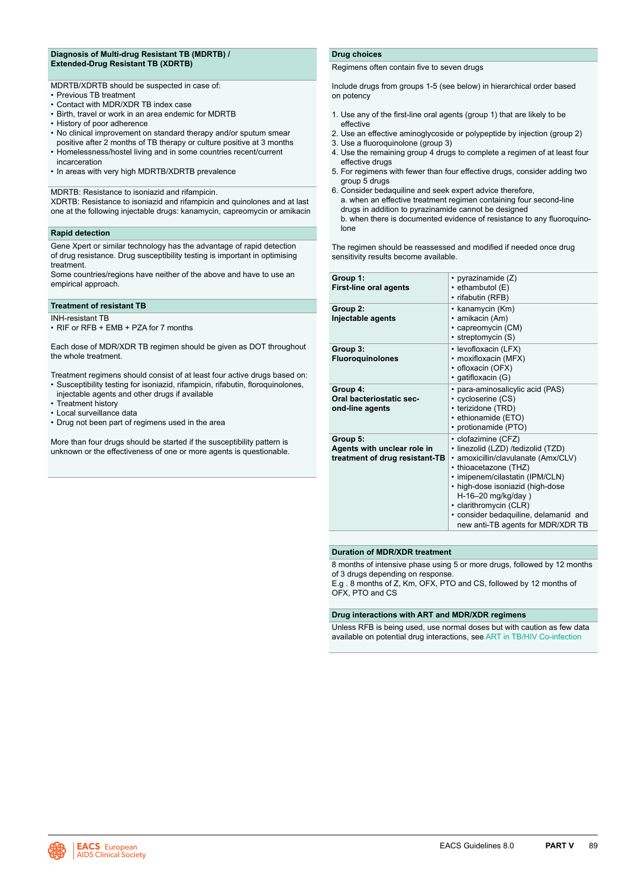## Diagnosis of Multi-drug Resistant TB (MDRTB) / Extended-Drug Resistant TB (XDRTB)

MDRTB/XDRTB should be suspected in case of:

- Previous TB treatment
- Contact with MDR/XDR TB index case
- Birth, travel or work in an area endemic for MDRTB
- History of poor adherence
- No clinical improvement on standard therapy and/or sputum smear positive after 2 months of TB therapy or culture positive at 3 months
- Homelessness/hostel living and in some countries recent/current incarceration
- In areas with very high MDRTB/XDRTB prevalence

MDRTB: Resistance to isoniazid and rifampicin.
XDRTB: Resistance to isoniazid and rifampicin and quinolones and at last one at the following injectable drugs: kanamycin, capreomycin or amikacin

## Rapid detection

Gene Xpert or similar technology has the advantage of rapid detection of drug resistance. Drug susceptibility testing is important in optimising treatment.
Some countries/regions have neither of the above and have to use an empirical approach.

## Treatment of resistant TB

INH-resistant TB

- RIF or RFB + EMB + PZA for 7 months

Each dose of MDR/XDR TB regimen should be given as DOT throughout the whole treatment.

Treatment regimens should consist of at least four active drugs based on:

- Susceptibility testing for isoniazid, rifampicin, rifabutin, floroquinolones, injectable agents and other drugs if available
- Treatment history
- Local surveillance data
- Drug not been part of regimens used in the area

More than four drugs should be started if the susceptibility pattern is unknown or the effectiveness of one or more agents is questionable.

## Drug choices

Regimens often contain five to seven drugs

Include drugs from groups 1-5 (see below) in hierarchical order based on potency

1. Use any of the first-line oral agents (group 1) that are likely to be effective
2. Use an effective aminoglycoside or polypeptide by injection (group 2)
3. Use a fluoroquinolone (group 3)
4. Use the remaining group 4 drugs to complete a regimen of at least four effective drugs
5. For regimens with fewer than four effective drugs, consider adding two group 5 drugs
6. Consider bedaquiline and seek expert advice therefore,
   a. when an effective treatment regimen containing four second-line drugs in addition to pyrazinamide cannot be designed
   b. when there is documented evidence of resistance to any fluoroquinolone

The regimen should be reassessed and modified if needed once drug sensitivity results become available.

| | |
|---|---|
| **Group 1: First-line oral agents** | • pyrazinamide (Z)<br>• ethambutol (E)<br>• rifabutin (RFB) |
| **Group 2: Injectable agents** | • kanamycin (Km)<br>• amikacin (Am)<br>• capreomycin (CM)<br>• streptomycin (S) |
| **Group 3: Fluoroquinolones** | • levofloxacin (LFX)<br>• moxifloxacin (MFX)<br>• ofloxacin (OFX)<br>• gatifloxacin (G) |
| **Group 4: Oral bacteriostatic second-line agents** | • para-aminosalicylic acid (PAS)<br>• cycloserine (CS)<br>• terizidone (TRD)<br>• ethionamide (ETO)<br>• protionamide (PTO) |
| **Group 5: Agents with unclear role in treatment of drug resistant-TB** | • clofazimine (CFZ)<br>• linezolid (LZD) /tedizolid (TZD)<br>• amoxicillin/clavulanate (Amx/CLV)<br>• thioacetazone (THZ)<br>• imipenem/cilastatin (IPM/CLN)<br>• high-dose isoniazid (high-dose H-16–20 mg/kg/day )<br>• clarithromycin (CLR)<br>• consider bedaquiline, delamanid and new anti-TB agents for MDR/XDR TB |

## Duration of MDR/XDR treatment

8 months of intensive phase using 5 or more drugs, followed by 12 months of 3 drugs depending on response.
E.g . 8 months of Z, Km, OFX, PTO and CS, followed by 12 months of OFX, PTO and CS

## Drug interactions with ART and MDR/XDR regimens

Unless RFB is being used, use normal doses but with caution as few data available on potential drug interactions, see ART in TB/HIV Co-infection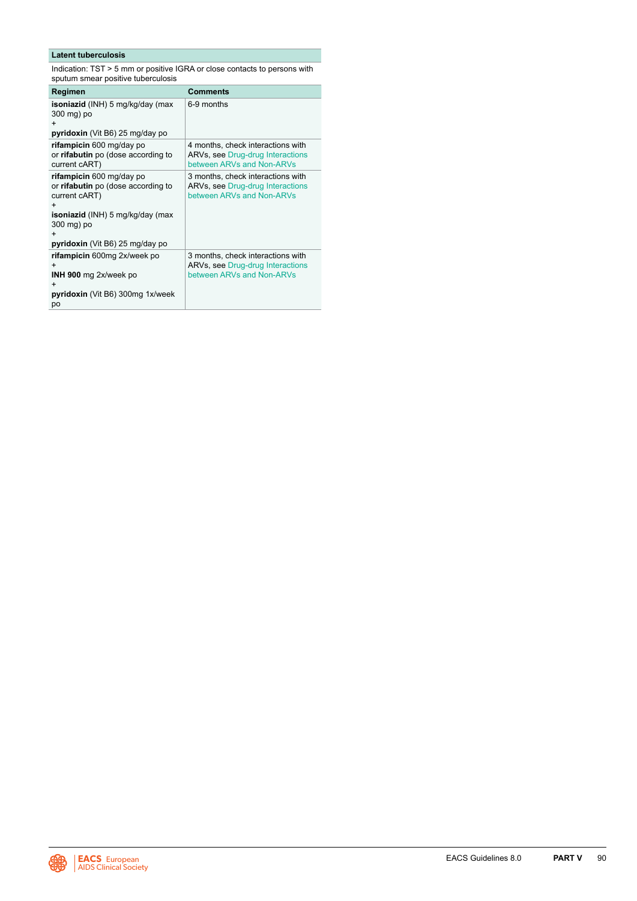## Latent tuberculosis

Indication: TST > 5 mm or positive IGRA or close contacts to persons with sputum smear positive tuberculosis

| Regimen | Comments |
|---|---|
| **isoniazid** (INH) 5 mg/kg/day (max 300 mg) po<br>+<br>**pyridoxin** (Vit B6) 25 mg/day po | 6-9 months |
| **rifampicin** 600 mg/day po<br>or **rifabutin** po (dose according to current cART) | 4 months, check interactions with ARVs, see Drug-drug Interactions between ARVs and Non-ARVs |
| **rifampicin** 600 mg/day po<br>or **rifabutin** po (dose according to current cART)<br>+<br>**isoniazid** (INH) 5 mg/kg/day (max 300 mg) po<br>+<br>**pyridoxin** (Vit B6) 25 mg/day po | 3 months, check interactions with ARVs, see Drug-drug Interactions between ARVs and Non-ARVs |
| **rifampicin** 600mg 2x/week po<br>+<br>**INH 900** mg 2x/week po<br>+<br>**pyridoxin** (Vit B6) 300mg 1x/week po | 3 months, check interactions with ARVs, see Drug-drug Interactions between ARVs and Non-ARVs |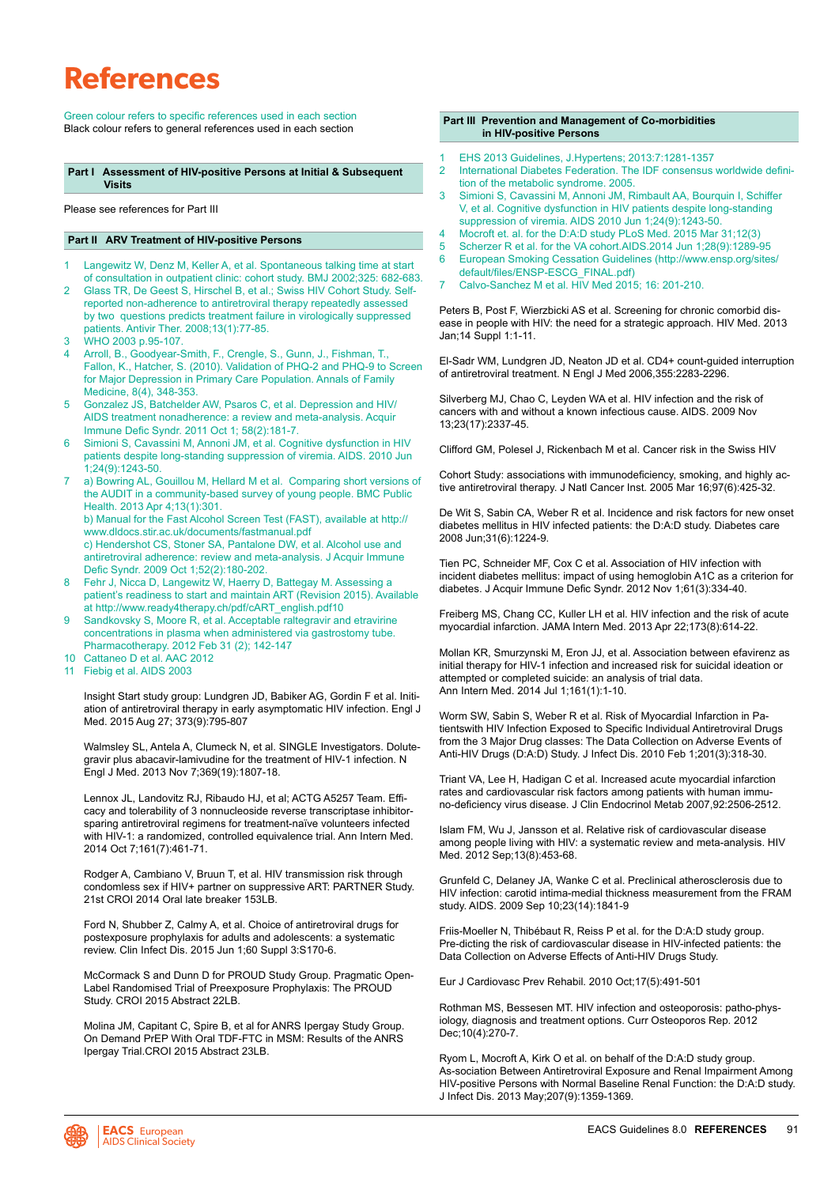# References

Green colour refers to specific references used in each section
Black colour refers to general references used in each section

**Part I Assessment of HIV-positive Persons at Initial & Subsequent Visits**

Please see references for Part III

**Part II ARV Treatment of HIV-positive Persons**

1. Langewitz W, Denz M, Keller A, et al. Spontaneous talking time at start of consultation in outpatient clinic: cohort study. BMJ 2002;325: 682-683.
2. Glass TR, De Geest S, Hirschel B, et al.; Swiss HIV Cohort Study. Self-reported non-adherence to antiretroviral therapy repeatedly assessed by two questions predicts treatment failure in virologically suppressed patients. Antivir Ther. 2008;13(1):77-85.
3. WHO 2003 p.95-107.
4. Arroll, B., Goodyear-Smith, F., Crengle, S., Gunn, J., Fishman, T., Fallon, K., Hatcher, S. (2010). Validation of PHQ-2 and PHQ-9 to Screen for Major Depression in Primary Care Population. Annals of Family Medicine, 8(4), 348-353.
5. Gonzalez JS, Batchelder AW, Psaros C, et al. Depression and HIV/AIDS treatment nonadherence: a review and meta-analysis. Acquir Immune Defic Syndr. 2011 Oct 1; 58(2):181-7.
6. Simioni S, Cavassini M, Annoni JM, et al. Cognitive dysfunction in HIV patients despite long-standing suppression of viremia. AIDS. 2010 Jun 1;24(9):1243-50.
7. a) Bowring AL, Gouillou M, Hellard M et al. Comparing short versions of the AUDIT in a community-based survey of young people. BMC Public Health. 2013 Apr 4;13(1):301.
   b) Manual for the Fast Alcohol Screen Test (FAST), available at http://www.dldocs.stir.ac.uk/documents/fastmanual.pdf
   c) Hendershot CS, Stoner SA, Pantalone DW, et al. Alcohol use and antiretroviral adherence: review and meta-analysis. J Acquir Immune Defic Syndr. 2009 Oct 1;52(2):180-202.
8. Fehr J, Nicca D, Langewitz W, Haerry D, Battegay M. Assessing a patient's readiness to start and maintain ART (Revision 2015). Available at http://www.ready4therapy.ch/pdf/cART_english.pdf10
9. Sandkovsky S, Moore R, et al. Acceptable raltegravir and etravirine concentrations in plasma when administered via gastrostomy tube. Pharmacotherapy. 2012 Feb 31 (2); 142-147
10. Cattaneo D et al. AAC 2012
11. Fiebig et al. AIDS 2003

Insight Start study group: Lundgren JD, Babiker AG, Gordin F et al. Initiation of antiretroviral therapy in early asymptomatic HIV infection. Engl J Med. 2015 Aug 27; 373(9):795-807

Walmsley SL, Antela A, Clumeck N, et al. SINGLE Investigators. Dolutegravir plus abacavir-lamivudine for the treatment of HIV-1 infection. N Engl J Med. 2013 Nov 7;369(19):1807-18.

Lennox JL, Landovitz RJ, Ribaudo HJ, et al; ACTG A5257 Team. Efficacy and tolerability of 3 nonnucleoside reverse transcriptase inhibitor-sparing antiretroviral regimens for treatment-naïve volunteers infected with HIV-1: a randomized, controlled equivalence trial. Ann Intern Med. 2014 Oct 7;161(7):461-71.

Rodger A, Cambiano V, Bruun T, et al. HIV transmission risk through condomless sex if HIV+ partner on suppressive ART: PARTNER Study. 21st CROI 2014 Oral late breaker 153LB.

Ford N, Shubber Z, Calmy A, et al. Choice of antiretroviral drugs for postexposure prophylaxis for adults and adolescents: a systematic review. Clin Infect Dis. 2015 Jun 1;60 Suppl 3:S170-6.

McCormack S and Dunn D for PROUD Study Group. Pragmatic Open-Label Randomised Trial of Preexposure Prophylaxis: The PROUD Study. CROI 2015 Abstract 22LB.

Molina JM, Capitant C, Spire B, et al for ANRS Ipergay Study Group. On Demand PrEP With Oral TDF-FTC in MSM: Results of the ANRS Ipergay Trial.CROI 2015 Abstract 23LB.

**Part III Prevention and Management of Co-morbidities in HIV-positive Persons**

1. EHS 2013 Guidelines, J.Hypertens; 2013:7:1281-1357
2. International Diabetes Federation. The IDF consensus worldwide definition of the metabolic syndrome. 2005.
3. Simioni S, Cavassini M, Annoni JM, Rimbault AA, Bourquin I, Schiffer V, et al. Cognitive dysfunction in HIV patients despite long-standing suppression of viremia. AIDS 2010 Jun 1;24(9):1243-50.
4. Mocroft et. al. for the D:A:D study PLoS Med. 2015 Mar 31;12(3)
5. Scherzer R et al. for the VA cohort.AIDS.2014 Jun 1;28(9):1289-95
6. European Smoking Cessation Guidelines (http://www.ensp.org/sites/default/files/ENSP-ESCG_FINAL.pdf)
7. Calvo-Sanchez M et al. HIV Med 2015; 16: 201-210.

Peters B, Post F, Wierzbicki AS et al. Screening for chronic comorbid disease in people with HIV: the need for a strategic approach. HIV Med. 2013 Jan;14 Suppl 1:1-11.

El-Sadr WM, Lundgren JD, Neaton JD et al. CD4+ count-guided interruption of antiretroviral treatment. N Engl J Med 2006,355:2283-2296.

Silverberg MJ, Chao C, Leyden WA et al. HIV infection and the risk of cancers with and without a known infectious cause. AIDS. 2009 Nov 13;23(17):2337-45.

Clifford GM, Polesel J, Rickenbach M et al. Cancer risk in the Swiss HIV

Cohort Study: associations with immunodeficiency, smoking, and highly active antiretroviral therapy. J Natl Cancer Inst. 2005 Mar 16;97(6):425-32.

De Wit S, Sabin CA, Weber R et al. Incidence and risk factors for new onset diabetes mellitus in HIV infected patients: the D:A:D study. Diabetes care 2008 Jun;31(6):1224-9.

Tien PC, Schneider MF, Cox C et al. Association of HIV infection with incident diabetes mellitus: impact of using hemoglobin A1C as a criterion for diabetes. J Acquir Immune Defic Syndr. 2012 Nov 1;61(3):334-40.

Freiberg MS, Chang CC, Kuller LH et al. HIV infection and the risk of acute myocardial infarction. JAMA Intern Med. 2013 Apr 22;173(8):614-22.

Mollan KR, Smurzynski M, Eron JJ, et al. Association between efavirenz as initial therapy for HIV-1 infection and increased risk for suicidal ideation or attempted or completed suicide: an analysis of trial data. Ann Intern Med. 2014 Jul 1;161(1):1-10.

Worm SW, Sabin S, Weber R et al. Risk of Myocardial Infarction in Patientswith HIV Infection Exposed to Specific Individual Antiretroviral Drugs from the 3 Major Drug classes: The Data Collection on Adverse Events of Anti-HIV Drugs (D:A:D) Study. J Infect Dis. 2010 Feb 1;201(3):318-30.

Triant VA, Lee H, Hadigan C et al. Increased acute myocardial infarction rates and cardiovascular risk factors among patients with human immuno-deficiency virus disease. J Clin Endocrinol Metab 2007,92:2506-2512.

Islam FM, Wu J, Jansson et al. Relative risk of cardiovascular disease among people living with HIV: a systematic review and meta-analysis. HIV Med. 2012 Sep;13(8):453-68.

Grunfeld C, Delaney JA, Wanke C et al. Preclinical atherosclerosis due to HIV infection: carotid intima-medial thickness measurement from the FRAM study. AIDS. 2009 Sep 10;23(14):1841-9

Friis-Moeller N, Thiébaut R, Reiss P et al. for the D:A:D study group. Pre-dicting the risk of cardiovascular disease in HIV-infected patients: the Data Collection on Adverse Effects of Anti-HIV Drugs Study.

Eur J Cardiovasc Prev Rehabil. 2010 Oct;17(5):491-501

Rothman MS, Bessesen MT. HIV infection and osteoporosis: patho-physiology, diagnosis and treatment options. Curr Osteoporos Rep. 2012 Dec;10(4):270-7.

Ryom L, Mocroft A, Kirk O et al. on behalf of the D:A:D study group. As-sociation Between Antiretroviral Exposure and Renal Impairment Among HIV-positive Persons with Normal Baseline Renal Function: the D:A:D study. J Infect Dis. 2013 May;207(9):1359-1369.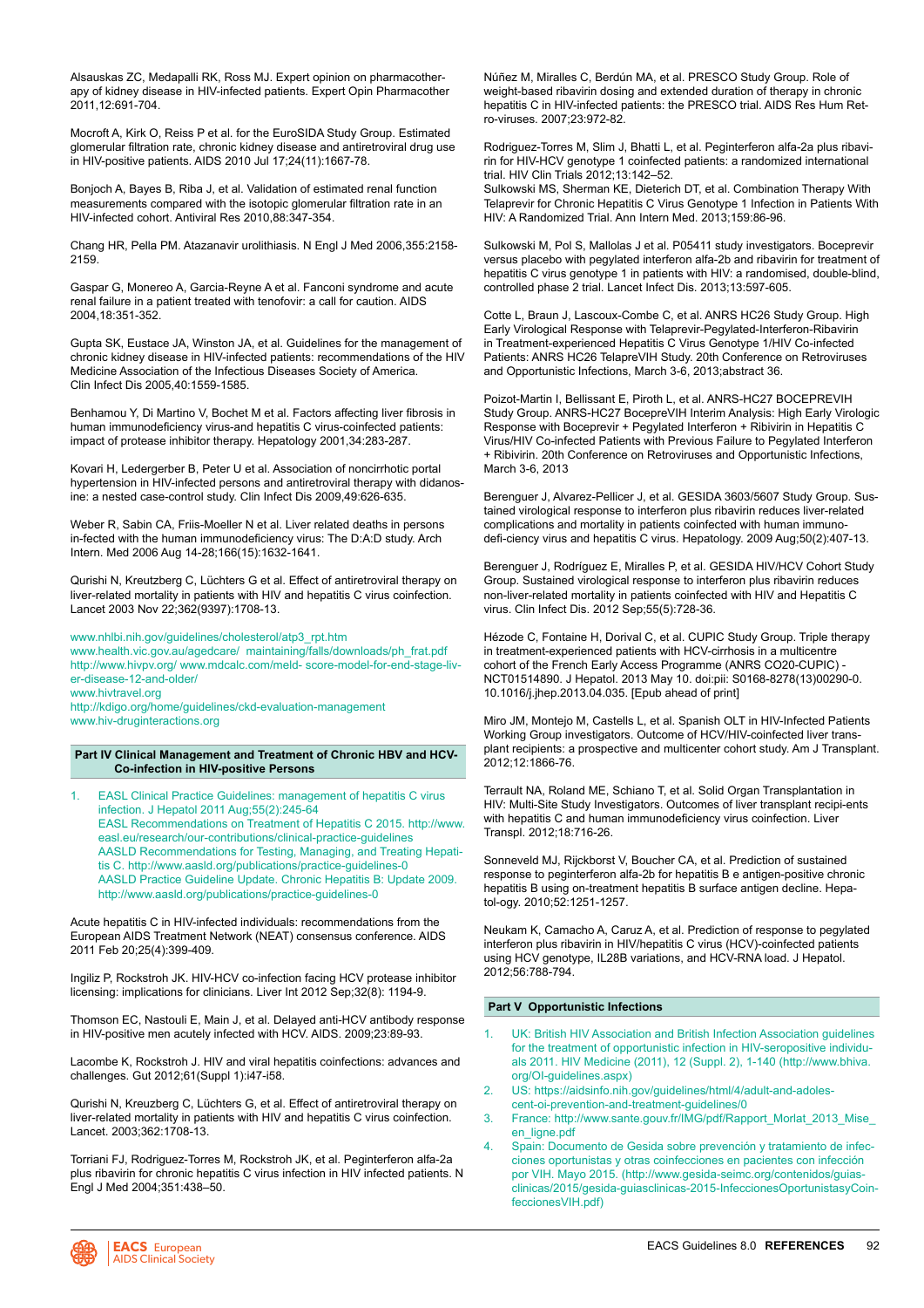Alsauskas ZC, Medapalli RK, Ross MJ. Expert opinion on pharmacotherapy of kidney disease in HIV-infected patients. Expert Opin Pharmacother 2011,12:691-704.

Mocroft A, Kirk O, Reiss P et al. for the EuroSIDA Study Group. Estimated glomerular filtration rate, chronic kidney disease and antiretroviral drug use in HIV-positive patients. AIDS 2010 Jul 17;24(11):1667-78.

Bonjoch A, Bayes B, Riba J, et al. Validation of estimated renal function measurements compared with the isotopic glomerular filtration rate in an HIV-infected cohort. Antiviral Res 2010,88:347-354.

Chang HR, Pella PM. Atazanavir urolithiasis. N Engl J Med 2006,355:2158-2159.

Gaspar G, Monereo A, Garcia-Reyne A et al. Fanconi syndrome and acute renal failure in a patient treated with tenofovir: a call for caution. AIDS 2004,18:351-352.

Gupta SK, Eustace JA, Winston JA, et al. Guidelines for the management of chronic kidney disease in HIV-infected patients: recommendations of the HIV Medicine Association of the Infectious Diseases Society of America. Clin Infect Dis 2005,40:1559-1585.

Benhamou Y, Di Martino V, Bochet M et al. Factors affecting liver fibrosis in human immunodeficiency virus-and hepatitis C virus-coinfected patients: impact of protease inhibitor therapy. Hepatology 2001,34:283-287.

Kovari H, Ledergerber B, Peter U et al. Association of noncirrhotic portal hypertension in HIV-infected persons and antiretroviral therapy with didanosine: a nested case-control study. Clin Infect Dis 2009,49:626-635.

Weber R, Sabin CA, Friis-Moeller N et al. Liver related deaths in persons in-fected with the human immunodeficiency virus: The D:A:D study. Arch Intern. Med 2006 Aug 14-28;166(15):1632-1641.

Qurishi N, Kreutzberg C, Lüchters G et al. Effect of antiretroviral therapy on liver-related mortality in patients with HIV and hepatitis C virus coinfection. Lancet 2003 Nov 22;362(9397):1708-13.

www.nhlbi.nih.gov/guidelines/cholesterol/atp3_rpt.htm
www.health.vic.gov.au/agedcare/ maintaining/falls/downloads/ph_frat.pdf
http://www.hivpv.org/ www.mdcalc.com/meld- score-model-for-end-stage-liver-disease-12-and-older/
www.hivtravel.org
http://kdigo.org/home/guidelines/ckd-evaluation-management
www.hiv-druginteractions.org

## Part IV Clinical Management and Treatment of Chronic HBV and HCV-Co-infection in HIV-positive Persons

1. EASL Clinical Practice Guidelines: management of hepatitis C virus infection. J Hepatol 2011 Aug;55(2):245-64
   EASL Recommendations on Treatment of Hepatitis C 2015. http://www.easl.eu/research/our-contributions/clinical-practice-guidelines
   AASLD Recommendations for Testing, Managing, and Treating Hepatitis C. http://www.aasld.org/publications/practice-guidelines-0
   AASLD Practice Guideline Update. Chronic Hepatitis B: Update 2009. http://www.aasld.org/publications/practice-guidelines-0

Acute hepatitis C in HIV-infected individuals: recommendations from the European AIDS Treatment Network (NEAT) consensus conference. AIDS 2011 Feb 20;25(4):399-409.

Ingiliz P, Rockstroh JK. HIV-HCV co-infection facing HCV protease inhibitor licensing: implications for clinicians. Liver Int 2012 Sep;32(8): 1194-9.

Thomson EC, Nastouli E, Main J, et al. Delayed anti-HCV antibody response in HIV-positive men acutely infected with HCV. AIDS. 2009;23:89-93.

Lacombe K, Rockstroh J. HIV and viral hepatitis coinfections: advances and challenges. Gut 2012;61(Suppl 1):i47-i58.

Qurishi N, Kreuzberg C, Lüchters G, et al. Effect of antiretroviral therapy on liver-related mortality in patients with HIV and hepatitis C virus coinfection. Lancet. 2003;362:1708-13.

Torriani FJ, Rodriguez-Torres M, Rockstroh JK, et al. Peginterferon alfa-2a plus ribavirin for chronic hepatitis C virus infection in HIV infected patients. N Engl J Med 2004;351:438–50.

Núñez M, Miralles C, Berdún MA, et al. PRESCO Study Group. Role of weight-based ribavirin dosing and extended duration of therapy in chronic hepatitis C in HIV-infected patients: the PRESCO trial. AIDS Res Hum Retro-viruses. 2007;23:972-82.

Rodriguez-Torres M, Slim J, Bhatti L, et al. Peginterferon alfa-2a plus ribavirin for HIV-HCV genotype 1 coinfected patients: a randomized international trial. HIV Clin Trials 2012;13:142–52.
Sulkowski MS, Sherman KE, Dieterich DT, et al. Combination Therapy With Telaprevir for Chronic Hepatitis C Virus Genotype 1 Infection in Patients With HIV: A Randomized Trial. Ann Intern Med. 2013;159:86-96.

Sulkowski M, Pol S, Mallolas J et al. P05411 study investigators. Boceprevir versus placebo with pegylated interferon alfa-2b and ribavirin for treatment of hepatitis C virus genotype 1 in patients with HIV: a randomised, double-blind, controlled phase 2 trial. Lancet Infect Dis. 2013;13:597-605.

Cotte L, Braun J, Lascoux-Combe C, et al. ANRS HC26 Study Group. High Early Virological Response with Telaprevir-Pegylated-Interferon-Ribavirin in Treatment-experienced Hepatitis C Virus Genotype 1/HIV Co-infected Patients: ANRS HC26 TelapreVIH Study. 20th Conference on Retroviruses and Opportunistic Infections, March 3-6, 2013;abstract 36.

Poizot-Martin I, Bellissant E, Piroth L, et al. ANRS-HC27 BOCEPREVIH Study Group. ANRS-HC27 BocepreVIH Interim Analysis: High Early Virologic Response with Boceprevir + Pegylated Interferon + Ribivirin in Hepatitis C Virus/HIV Co-infected Patients with Previous Failure to Pegylated Interferon + Ribivirin. 20th Conference on Retroviruses and Opportunistic Infections, March 3-6, 2013

Berenguer J, Alvarez-Pellicer J, et al. GESIDA 3603/5607 Study Group. Sustained virological response to interferon plus ribavirin reduces liver-related complications and mortality in patients coinfected with human immuno-deficiency virus and hepatitis C virus. Hepatology. 2009 Aug;50(2):407-13.

Berenguer J, Rodríguez E, Miralles P, et al. GESIDA HIV/HCV Cohort Study Group. Sustained virological response to interferon plus ribavirin reduces non-liver-related mortality in patients coinfected with HIV and Hepatitis C virus. Clin Infect Dis. 2012 Sep;55(5):728-36.

Hézode C, Fontaine H, Dorival C, et al. CUPIC Study Group. Triple therapy in treatment-experienced patients with HCV-cirrhosis in a multicentre cohort of the French Early Access Programme (ANRS CO20-CUPIC) - NCT01514890. J Hepatol. 2013 May 10. doi:pii: S0168-8278(13)00290-0. 10.1016/j.jhep.2013.04.035. [Epub ahead of print]

Miro JM, Montejo M, Castells L, et al. Spanish OLT in HIV-Infected Patients Working Group investigators. Outcome of HCV/HIV-coinfected liver transplant recipients: a prospective and multicenter cohort study. Am J Transplant. 2012;12:1866-76.

Terrault NA, Roland ME, Schiano T, et al. Solid Organ Transplantation in HIV: Multi-Site Study Investigators. Outcomes of liver transplant recipi-ents with hepatitis C and human immunodeficiency virus coinfection. Liver Transpl. 2012;18:716-26.

Sonneveld MJ, Rijckborst V, Boucher CA, et al. Prediction of sustained response to peginterferon alfa-2b for hepatitis B e antigen-positive chronic hepatitis B using on-treatment hepatitis B surface antigen decline. Hepa-tol-ogy. 2010;52:1251-1257.

Neukam K, Camacho A, Caruz A, et al. Prediction of response to pegylated interferon plus ribavirin in HIV/hepatitis C virus (HCV)-coinfected patients using HCV genotype, IL28B variations, and HCV-RNA load. J Hepatol. 2012;56:788-794.

## Part V Opportunistic Infections

1. UK: British HIV Association and British Infection Association guidelines for the treatment of opportunistic infection in HIV-seropositive individuals 2011. HIV Medicine (2011), 12 (Suppl. 2), 1-140 (http://www.bhiva.org/OI-guidelines.aspx)
2. US: https://aidsinfo.nih.gov/guidelines/html/4/adult-and-adolescent-oi-prevention-and-treatment-guidelines/0
3. France: http://www.sante.gouv.fr/IMG/pdf/Rapport_Morlat_2013_Mise_en_ligne.pdf
4. Spain: Documento de Gesida sobre prevención y tratamiento de infecciones oportunistas y otras coinfecciones en pacientes con infección por VIH. Mayo 2015. (http://www.gesida-seimc.org/contenidos/guiasclinicas/2015/gesida-guiasclinicas-2015-InfeccionesOportunistasyCoinfeccionesVIH.pdf)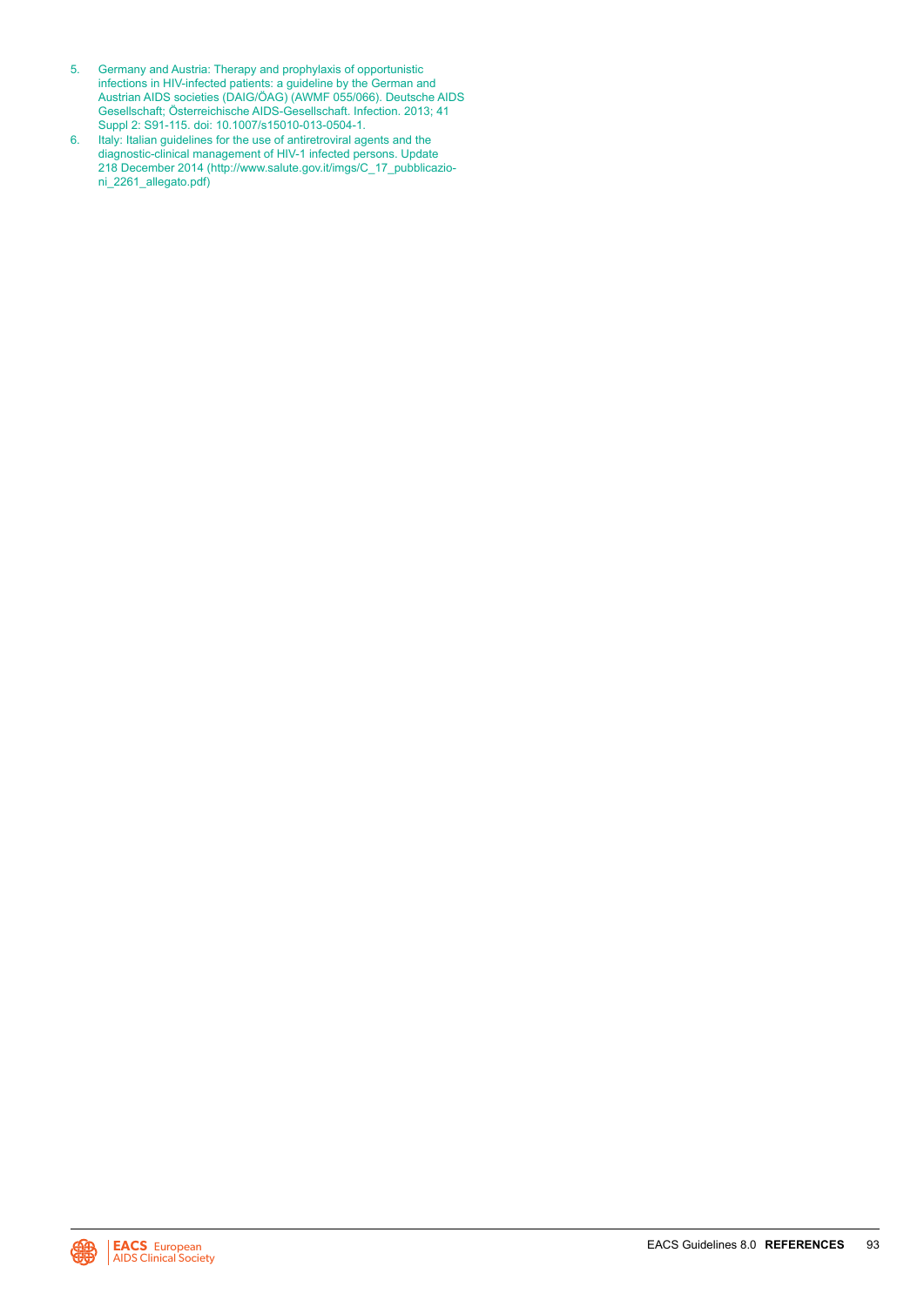5. Germany and Austria: Therapy and prophylaxis of opportunistic infections in HIV-infected patients: a guideline by the German and Austrian AIDS societies (DAIG/ÖAG) (AWMF 055/066). Deutsche AIDS Gesellschaft; Österreichische AIDS-Gesellschaft. Infection. 2013; 41 Suppl 2: S91-115. doi: 10.1007/s15010-013-0504-1.
6. Italy: Italian guidelines for the use of antiretroviral agents and the diagnostic-clinical management of HIV-1 infected persons. Update 218 December 2014 (http://www.salute.gov.it/imgs/C_17_pubblicazioni_2261_allegato.pdf)